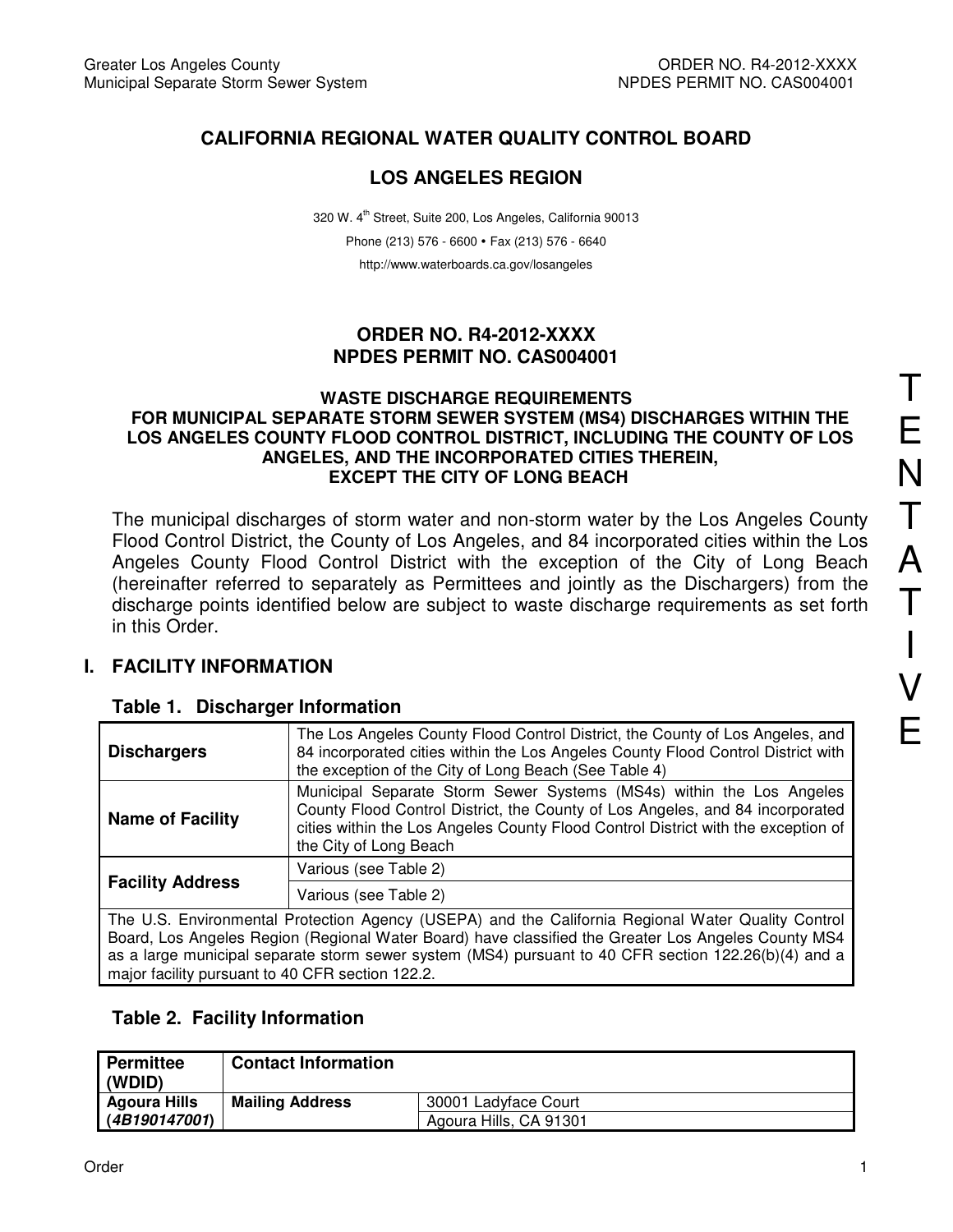# CALIFORNIA REGIONAL WATER QUALITY CONTROL BOARD

## LOS ANGELES REGION

320 W. 4th Street, Suite 200, Los Angeles, California 90013

Phone (213) 576 - 6600 • Fax (213) 576 - 6640

http://www.waterboards.ca.gov/losangeles

## ORDER NO. R4-2012-XXXX
## NPDES PERMIT NO. CAS004001

### WASTE DISCHARGE REQUIREMENTS FOR MUNICIPAL SEPARATE STORM SEWER SYSTEM (MS4) DISCHARGES WITHIN THE LOS ANGELES COUNTY FLOOD CONTROL DISTRICT, INCLUDING THE COUNTY OF LOS ANGELES, AND THE INCORPORATED CITIES THEREIN, EXCEPT THE CITY OF LONG BEACH

TENTATIVE

The municipal discharges of storm water and non-storm water by the Los Angeles County Flood Control District, the County of Los Angeles, and 84 incorporated cities within the Los Angeles County Flood Control District with the exception of the City of Long Beach (hereinafter referred to separately as Permittees and jointly as the Dischargers) from the discharge points identified below are subject to waste discharge requirements as set forth in this Order.

## I. FACILITY INFORMATION

### Table 1. Discharger Information

| | |
|---|---|
| **Dischargers** | The Los Angeles County Flood Control District, the County of Los Angeles, and 84 incorporated cities within the Los Angeles County Flood Control District with the exception of the City of Long Beach (See Table 4) |
| **Name of Facility** | Municipal Separate Storm Sewer Systems (MS4s) within the Los Angeles County Flood Control District, the County of Los Angeles, and 84 incorporated cities within the Los Angeles County Flood Control District with the exception of the City of Long Beach |
| **Facility Address** | Various (see Table 2) |
| | Various (see Table 2) |
| The U.S. Environmental Protection Agency (USEPA) and the California Regional Water Quality Control Board, Los Angeles Region (Regional Water Board) have classified the Greater Los Angeles County MS4 as a large municipal separate storm sewer system (MS4) pursuant to 40 CFR section 122.26(b)(4) and a major facility pursuant to 40 CFR section 122.2. | |

### Table 2. Facility Information

| Permittee (WDID) | Contact Information | |
|---|---|---|
| **Agoura Hills (*4B190147001*)** | **Mailing Address** | 30001 Ladyface Court |
| | | Agoura Hills, CA 91301 |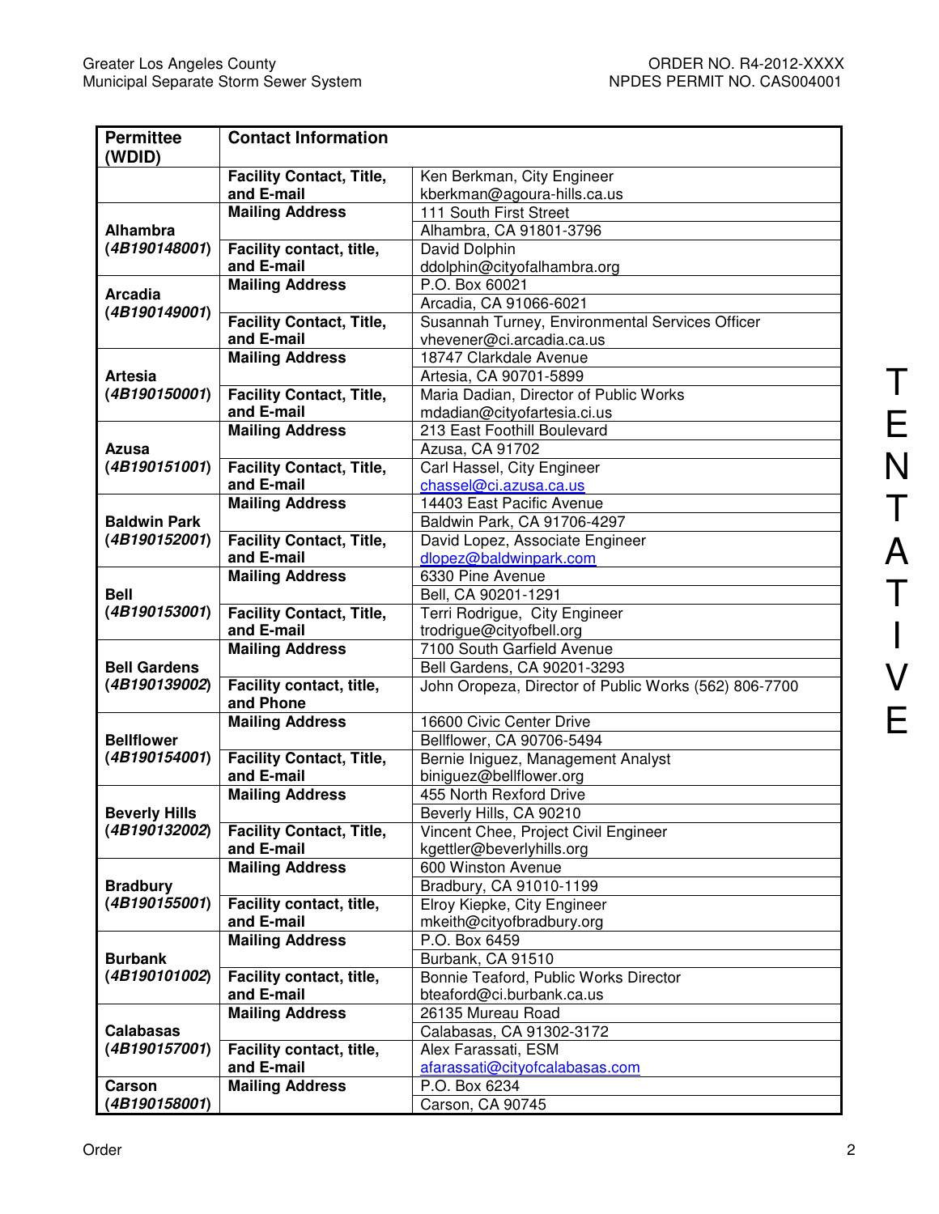| Permittee (WDID) | Contact Information | |
|---|---|---|
| | **Facility Contact, Title, and E-mail** | Ken Berkman, City Engineer kberkman@agoura-hills.ca.us |
| **Alhambra (*4B190148001*)** | **Mailing Address** | 111 South First Street |
| | | Alhambra, CA 91801-3796 |
| | **Facility contact, title, and E-mail** | David Dolphin ddolphin@cityofalhambra.org |
| **Arcadia (*4B190149001*)** | **Mailing Address** | P.O. Box 60021 |
| | | Arcadia, CA 91066-6021 |
| | **Facility Contact, Title, and E-mail** | Susannah Turney, Environmental Services Officer vhevener@ci.arcadia.ca.us |
| **Artesia (*4B190150001*)** | **Mailing Address** | 18747 Clarkdale Avenue |
| | | Artesia, CA 90701-5899 |
| | **Facility Contact, Title, and E-mail** | Maria Dadian, Director of Public Works mdadian@cityofartesia.ci.us |
| **Azusa (*4B190151001*)** | **Mailing Address** | 213 East Foothill Boulevard |
| | | Azusa, CA 91702 |
| | **Facility Contact, Title, and E-mail** | Carl Hassel, City Engineer chassel@ci.azusa.ca.us |
| **Baldwin Park (*4B190152001*)** | **Mailing Address** | 14403 East Pacific Avenue |
| | | Baldwin Park, CA 91706-4297 |
| | **Facility Contact, Title, and E-mail** | David Lopez, Associate Engineer dlopez@baldwinpark.com |
| **Bell (*4B190153001*)** | **Mailing Address** | 6330 Pine Avenue |
| | | Bell, CA 90201-1291 |
| | **Facility Contact, Title, and E-mail** | Terri Rodrigue, City Engineer trodrigue@cityofbell.org |
| **Bell Gardens (*4B190139002*)** | **Mailing Address** | 7100 South Garfield Avenue |
| | | Bell Gardens, CA 90201-3293 |
| | **Facility contact, title, and Phone** | John Oropeza, Director of Public Works (562) 806-7700 |
| **Bellflower (*4B190154001*)** | **Mailing Address** | 16600 Civic Center Drive |
| | | Bellflower, CA 90706-5494 |
| | **Facility Contact, Title, and E-mail** | Bernie Iniguez, Management Analyst biniguez@bellflower.org |
| **Beverly Hills (*4B190132002*)** | **Mailing Address** | 455 North Rexford Drive |
| | | Beverly Hills, CA 90210 |
| | **Facility Contact, Title, and E-mail** | Vincent Chee, Project Civil Engineer kgettler@beverlyhills.org |
| **Bradbury (*4B190155001*)** | **Mailing Address** | 600 Winston Avenue |
| | | Bradbury, CA 91010-1199 |
| | **Facility contact, title, and E-mail** | Elroy Kiepke, City Engineer mkeith@cityofbradbury.org |
| **Burbank (*4B190101002*)** | **Mailing Address** | P.O. Box 6459 |
| | | Burbank, CA 91510 |
| | **Facility contact, title, and E-mail** | Bonnie Teaford, Public Works Director bteaford@ci.burbank.ca.us |
| **Calabasas (*4B190157001*)** | **Mailing Address** | 26135 Mureau Road |
| | | Calabasas, CA 91302-3172 |
| | **Facility contact, title, and E-mail** | Alex Farassati, ESM afarassati@cityofcalabasas.com |
| **Carson (*4B190158001*)** | **Mailing Address** | P.O. Box 6234 |
| | | Carson, CA 90745 |

TENTATIVE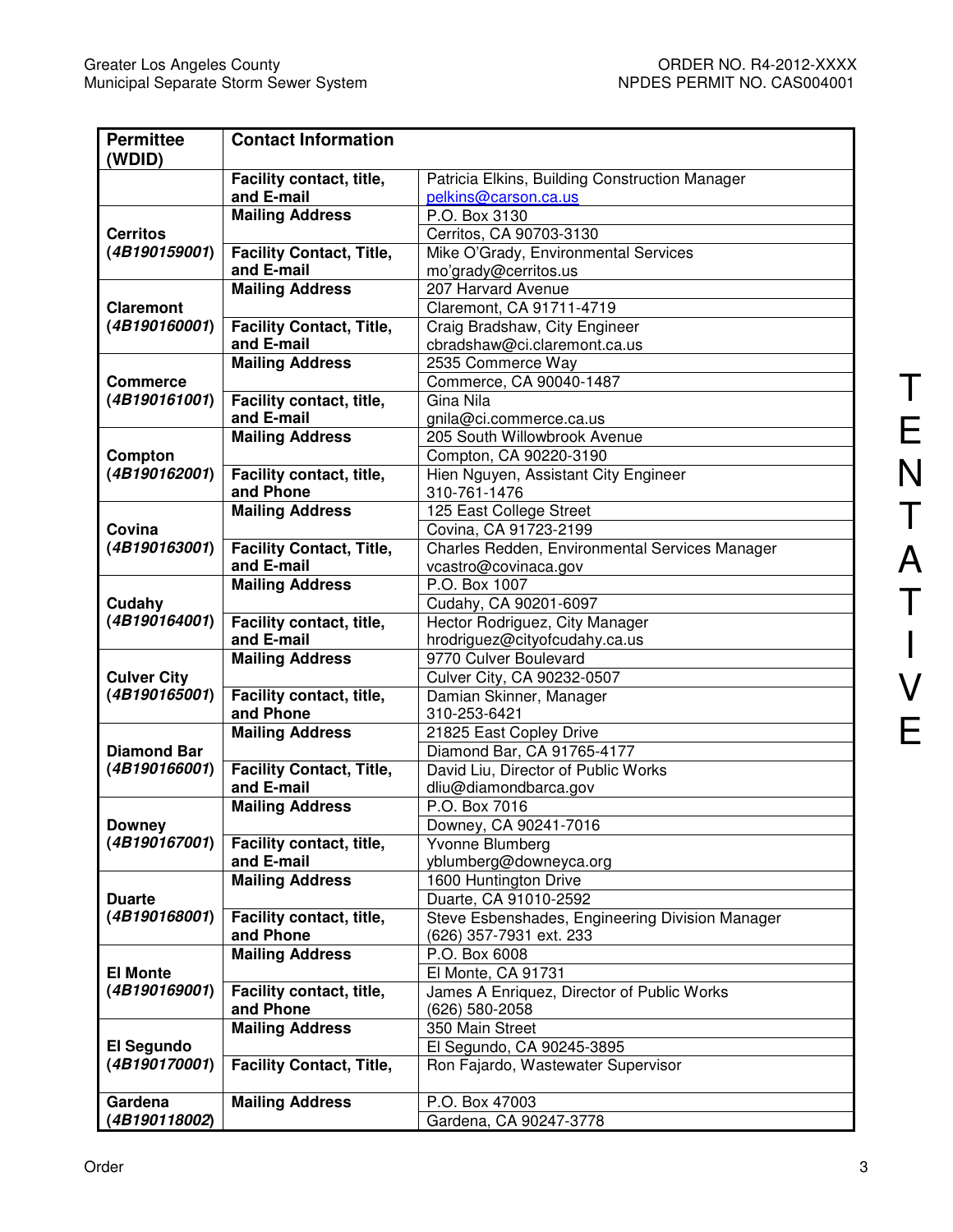| Permittee (WDID) | Contact Information | |
|---|---|---|
| | **Facility contact, title, and E-mail** | Patricia Elkins, Building Construction Manager pelkins@carson.ca.us |
| **Cerritos (*4B190159001*)** | **Mailing Address** | P.O. Box 3130 |
| | | Cerritos, CA 90703-3130 |
| | **Facility Contact, Title, and E-mail** | Mike O'Grady, Environmental Services mo'grady@cerritos.us |
| **Claremont (*4B190160001*)** | **Mailing Address** | 207 Harvard Avenue |
| | | Claremont, CA 91711-4719 |
| | **Facility Contact, Title, and E-mail** | Craig Bradshaw, City Engineer cbradshaw@ci.claremont.ca.us |
| **Commerce (*4B190161001*)** | **Mailing Address** | 2535 Commerce Way |
| | | Commerce, CA 90040-1487 |
| | **Facility contact, title, and E-mail** | Gina Nila gnila@ci.commerce.ca.us |
| **Compton (*4B190162001*)** | **Mailing Address** | 205 South Willowbrook Avenue |
| | | Compton, CA 90220-3190 |
| | **Facility contact, title, and Phone** | Hien Nguyen, Assistant City Engineer 310-761-1476 |
| **Covina (*4B190163001*)** | **Mailing Address** | 125 East College Street |
| | | Covina, CA 91723-2199 |
| | **Facility Contact, Title, and E-mail** | Charles Redden, Environmental Services Manager vcastro@covinaca.gov |
| **Cudahy (*4B190164001*)** | **Mailing Address** | P.O. Box 1007 |
| | | Cudahy, CA 90201-6097 |
| | **Facility contact, title, and E-mail** | Hector Rodriguez, City Manager hrodriguez@cityofcudahy.ca.us |
| **Culver City (*4B190165001*)** | **Mailing Address** | 9770 Culver Boulevard |
| | | Culver City, CA 90232-0507 |
| | **Facility contact, title, and Phone** | Damian Skinner, Manager 310-253-6421 |
| **Diamond Bar (*4B190166001*)** | **Mailing Address** | 21825 East Copley Drive |
| | | Diamond Bar, CA 91765-4177 |
| | **Facility Contact, Title, and E-mail** | David Liu, Director of Public Works dliu@diamondbarca.gov |
| **Downey (*4B190167001*)** | **Mailing Address** | P.O. Box 7016 |
| | | Downey, CA 90241-7016 |
| | **Facility contact, title, and E-mail** | Yvonne Blumberg yblumberg@downeyca.org |
| **Duarte (*4B190168001*)** | **Mailing Address** | 1600 Huntington Drive |
| | | Duarte, CA 91010-2592 |
| | **Facility contact, title, and Phone** | Steve Esbenshades, Engineering Division Manager (626) 357-7931 ext. 233 |
| **El Monte (*4B190169001*)** | **Mailing Address** | P.O. Box 6008 |
| | | El Monte, CA 91731 |
| | **Facility contact, title, and Phone** | James A Enriquez, Director of Public Works (626) 580-2058 |
| **El Segundo (*4B190170001*)** | **Mailing Address** | 350 Main Street |
| | | El Segundo, CA 90245-3895 |
| | **Facility Contact, Title,** | Ron Fajardo, Wastewater Supervisor |
| **Gardena (*4B190118002*)** | **Mailing Address** | P.O. Box 47003 |
| | | Gardena, CA 90247-3778 |

TENTATIVE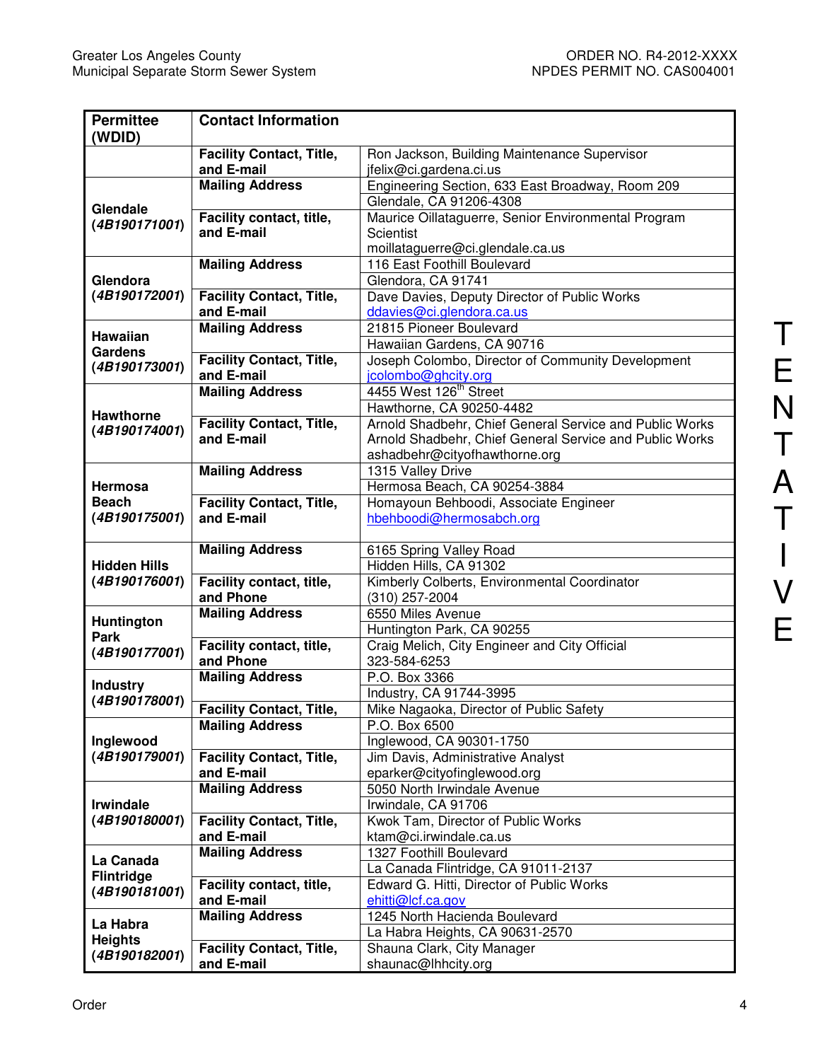| Permittee (WDID) | Contact Information | |
|---|---|---|
| | **Facility Contact, Title, and E-mail** | Ron Jackson, Building Maintenance Supervisor<br>jfelix@ci.gardena.ci.us |
| **Glendale (*4B190171001*)** | **Mailing Address** | Engineering Section, 633 East Broadway, Room 209<br>Glendale, CA 91206-4308 |
| | **Facility contact, title, and E-mail** | Maurice Oillataguerre, Senior Environmental Program Scientist<br>moillataguerre@ci.glendale.ca.us |
| **Glendora (*4B190172001*)** | **Mailing Address** | 116 East Foothill Boulevard<br>Glendora, CA 91741 |
| | **Facility Contact, Title, and E-mail** | Dave Davies, Deputy Director of Public Works<br>ddavies@ci.glendora.ca.us |
| **Hawaiian Gardens (*4B190173001*)** | **Mailing Address** | 21815 Pioneer Boulevard<br>Hawaiian Gardens, CA 90716 |
| | **Facility Contact, Title, and E-mail** | Joseph Colombo, Director of Community Development<br>jcolombo@ghcity.org |
| **Hawthorne (*4B190174001*)** | **Mailing Address** | 4455 West 126th Street<br>Hawthorne, CA 90250-4482 |
| | **Facility Contact, Title, and E-mail** | Arnold Shadbehr, Chief General Service and Public Works<br>Arnold Shadbehr, Chief General Service and Public Works<br>ashadbehr@cityofhawthorne.org |
| **Hermosa Beach (*4B190175001*)** | **Mailing Address** | 1315 Valley Drive<br>Hermosa Beach, CA 90254-3884 |
| | **Facility Contact, Title, and E-mail** | Homayoun Behboodi, Associate Engineer<br>hbehboodi@hermosabch.org |
| **Hidden Hills (*4B190176001*)** | **Mailing Address** | 6165 Spring Valley Road<br>Hidden Hills, CA 91302 |
| | **Facility contact, title, and Phone** | Kimberly Colberts, Environmental Coordinator<br>(310) 257-2004 |
| **Huntington Park (*4B190177001*)** | **Mailing Address** | 6550 Miles Avenue<br>Huntington Park, CA 90255 |
| | **Facility contact, title, and Phone** | Craig Melich, City Engineer and City Official<br>323-584-6253 |
| **Industry (*4B190178001*)** | **Mailing Address** | P.O. Box 3366<br>Industry, CA 91744-3995 |
| | **Facility Contact, Title,** | Mike Nagaoka, Director of Public Safety |
| **Inglewood (*4B190179001*)** | **Mailing Address** | P.O. Box 6500<br>Inglewood, CA 90301-1750 |
| | **Facility Contact, Title, and E-mail** | Jim Davis, Administrative Analyst<br>eparker@cityofinglewood.org |
| **Irwindale (*4B190180001*)** | **Mailing Address** | 5050 North Irwindale Avenue<br>Irwindale, CA 91706 |
| | **Facility Contact, Title, and E-mail** | Kwok Tam, Director of Public Works<br>ktam@ci.irwindale.ca.us |
| **La Canada Flintridge (*4B190181001*)** | **Mailing Address** | 1327 Foothill Boulevard<br>La Canada Flintridge, CA 91011-2137 |
| | **Facility contact, title, and E-mail** | Edward G. Hitti, Director of Public Works<br>ehitti@lcf.ca.gov |
| **La Habra Heights (*4B190182001*)** | **Mailing Address** | 1245 North Hacienda Boulevard<br>La Habra Heights, CA 90631-2570 |
| | **Facility Contact, Title, and E-mail** | Shauna Clark, City Manager<br>shaunac@lhhcity.org |

TENTATIVE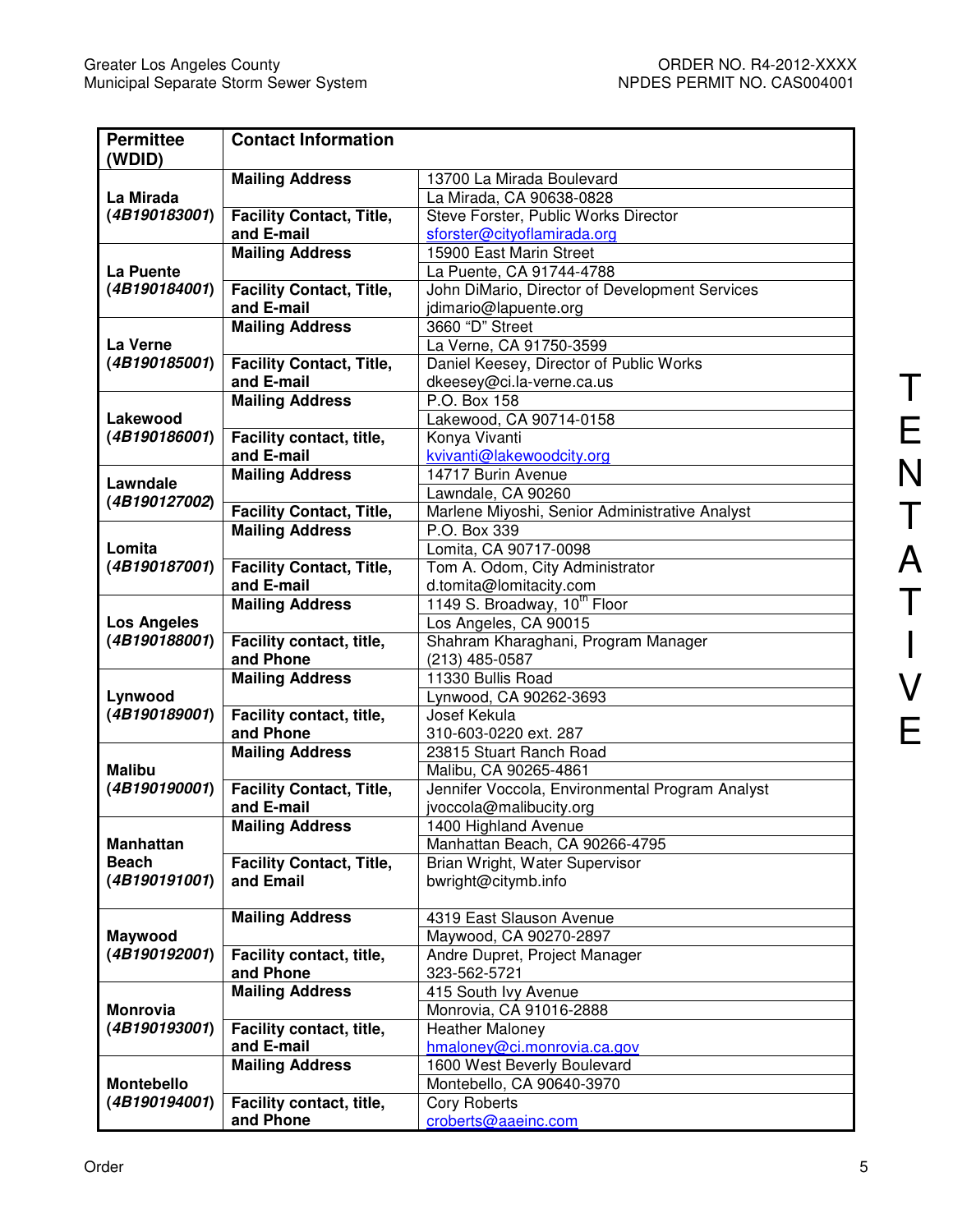| Permittee (WDID) | Contact Information | |
|---|---|---|
| **La Mirada** (***4B190183001***) | **Mailing Address** | 13700 La Mirada Boulevard |
| | | La Mirada, CA 90638-0828 |
| | **Facility Contact, Title, and E-mail** | Steve Forster, Public Works Director sforster@cityoflamirada.org |
| **La Puente** (***4B190184001***) | **Mailing Address** | 15900 East Marin Street |
| | | La Puente, CA 91744-4788 |
| | **Facility Contact, Title, and E-mail** | John DiMario, Director of Development Services jdimario@lapuente.org |
| **La Verne** (***4B190185001***) | **Mailing Address** | 3660 "D" Street |
| | | La Verne, CA 91750-3599 |
| | **Facility Contact, Title, and E-mail** | Daniel Keesey, Director of Public Works dkeesey@ci.la-verne.ca.us |
| **Lakewood** (***4B190186001***) | **Mailing Address** | P.O. Box 158 |
| | | Lakewood, CA 90714-0158 |
| | **Facility contact, title, and E-mail** | Konya Vivanti kvivanti@lakewoodcity.org |
| **Lawndale** (***4B190127002***) | **Mailing Address** | 14717 Burin Avenue |
| | | Lawndale, CA 90260 |
| | **Facility Contact, Title,** | Marlene Miyoshi, Senior Administrative Analyst |
| **Lomita** (***4B190187001***) | **Mailing Address** | P.O. Box 339 |
| | | Lomita, CA 90717-0098 |
| | **Facility Contact, Title, and E-mail** | Tom A. Odom, City Administrator d.tomita@lomitacity.com |
| **Los Angeles** (***4B190188001***) | **Mailing Address** | 1149 S. Broadway, 10th Floor |
| | | Los Angeles, CA 90015 |
| | **Facility contact, title, and Phone** | Shahram Kharaghani, Program Manager (213) 485-0587 |
| **Lynwood** (***4B190189001***) | **Mailing Address** | 11330 Bullis Road |
| | | Lynwood, CA 90262-3693 |
| | **Facility contact, title, and Phone** | Josef Kekula 310-603-0220 ext. 287 |
| **Malibu** (***4B190190001***) | **Mailing Address** | 23815 Stuart Ranch Road |
| | | Malibu, CA 90265-4861 |
| | **Facility Contact, Title, and E-mail** | Jennifer Voccola, Environmental Program Analyst jvoccola@malibucity.org |
| **Manhattan Beach** (***4B190191001***) | **Mailing Address** | 1400 Highland Avenue |
| | | Manhattan Beach, CA 90266-4795 |
| | **Facility Contact, Title, and Email** | Brian Wright, Water Supervisor bwright@citymb.info |
| **Maywood** (***4B190192001***) | **Mailing Address** | 4319 East Slauson Avenue |
| | | Maywood, CA 90270-2897 |
| | **Facility contact, title, and Phone** | Andre Dupret, Project Manager 323-562-5721 |
| **Monrovia** (***4B190193001***) | **Mailing Address** | 415 South Ivy Avenue |
| | | Monrovia, CA 91016-2888 |
| | **Facility contact, title, and E-mail** | Heather Maloney hmaloney@ci.monrovia.ca.gov |
| **Montebello** (***4B190194001***) | **Mailing Address** | 1600 West Beverly Boulevard |
| | | Montebello, CA 90640-3970 |
| | **Facility contact, title, and Phone** | Cory Roberts croberts@aaeinc.com |

TENTATIVE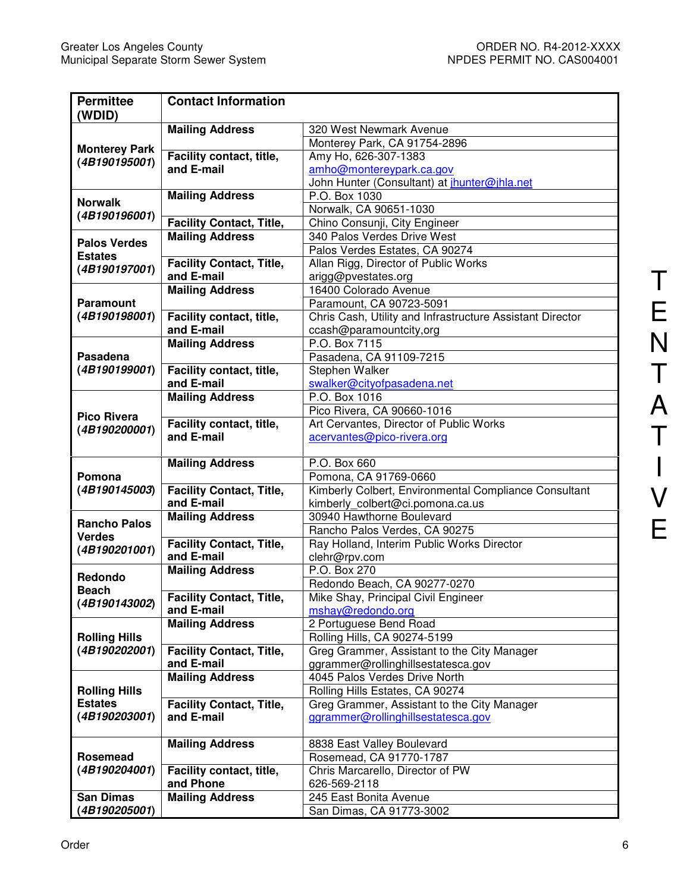| Permittee (WDID) | Contact Information | |
|---|---|---|
| **Monterey Park** (***4B190195001***) | **Mailing Address** | 320 West Newmark Avenue |
| | | Monterey Park, CA 91754-2896 |
| | **Facility contact, title, and E-mail** | Amy Ho, 626-307-1383<br>amho@montereypark.ca.gov<br>John Hunter (Consultant) at jhunter@jhla.net |
| **Norwalk** (***4B190196001***) | **Mailing Address** | P.O. Box 1030 |
| | | Norwalk, CA 90651-1030 |
| | **Facility Contact, Title,** | Chino Consunji, City Engineer |
| **Palos Verdes Estates** (***4B190197001***) | **Mailing Address** | 340 Palos Verdes Drive West |
| | | Palos Verdes Estates, CA 90274 |
| | **Facility Contact, Title, and E-mail** | Allan Rigg, Director of Public Works<br>arigg@pvestates.org |
| **Paramount** (***4B190198001***) | **Mailing Address** | 16400 Colorado Avenue |
| | | Paramount, CA 90723-5091 |
| | **Facility contact, title, and E-mail** | Chris Cash, Utility and Infrastructure Assistant Director<br>ccash@paramountcity,org |
| **Pasadena** (***4B190199001***) | **Mailing Address** | P.O. Box 7115 |
| | | Pasadena, CA 91109-7215 |
| | **Facility contact, title, and E-mail** | Stephen Walker<br>swalker@cityofpasadena.net |
| **Pico Rivera** (***4B190200001***) | **Mailing Address** | P.O. Box 1016 |
| | | Pico Rivera, CA 90660-1016 |
| | **Facility contact, title, and E-mail** | Art Cervantes, Director of Public Works<br>acervantes@pico-rivera.org |
| **Pomona** (***4B190145003***) | **Mailing Address** | P.O. Box 660 |
| | | Pomona, CA 91769-0660 |
| | **Facility Contact, Title, and E-mail** | Kimberly Colbert, Environmental Compliance Consultant<br>kimberly_colbert@ci.pomona.ca.us |
| **Rancho Palos Verdes** (***4B190201001***) | **Mailing Address** | 30940 Hawthorne Boulevard |
| | | Rancho Palos Verdes, CA 90275 |
| | **Facility Contact, Title, and E-mail** | Ray Holland, Interim Public Works Director<br>clehr@rpv.com |
| **Redondo Beach** (***4B190143002***) | **Mailing Address** | P.O. Box 270 |
| | | Redondo Beach, CA 90277-0270 |
| | **Facility Contact, Title, and E-mail** | Mike Shay, Principal Civil Engineer<br>mshay@redondo.org |
| **Rolling Hills** (***4B190202001***) | **Mailing Address** | 2 Portuguese Bend Road |
| | | Rolling Hills, CA 90274-5199 |
| | **Facility Contact, Title, and E-mail** | Greg Grammer, Assistant to the City Manager<br>ggrammer@rollinghillsestatesca.gov |
| **Rolling Hills Estates** (***4B190203001***) | **Mailing Address** | 4045 Palos Verdes Drive North |
| | | Rolling Hills Estates, CA 90274 |
| | **Facility Contact, Title, and E-mail** | Greg Grammer, Assistant to the City Manager<br>ggrammer@rollinghillsestatesca.gov |
| **Rosemead** (***4B190204001***) | **Mailing Address** | 8838 East Valley Boulevard |
| | | Rosemead, CA 91770-1787 |
| | **Facility contact, title, and Phone** | Chris Marcarello, Director of PW<br>626-569-2118 |
| **San Dimas** (***4B190205001***) | **Mailing Address** | 245 East Bonita Avenue |
| | | San Dimas, CA 91773-3002 |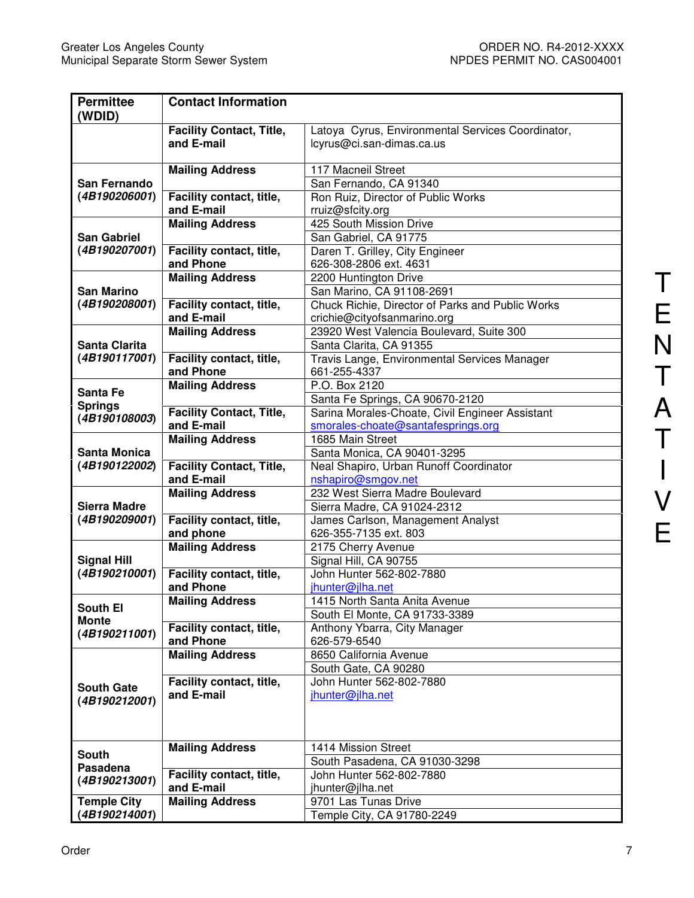| Permittee (WDID) | Contact Information | |
|---|---|---|
| | **Facility Contact, Title, and E-mail** | Latoya Cyrus, Environmental Services Coordinator, lcyrus@ci.san-dimas.ca.us |
| **San Fernando (*4B190206001*)** | **Mailing Address** | 117 Macneil Street<br>San Fernando, CA 91340 |
| | **Facility contact, title, and E-mail** | Ron Ruiz, Director of Public Works<br>rruiz@sfcity.org |
| **San Gabriel (*4B190207001*)** | **Mailing Address** | 425 South Mission Drive<br>San Gabriel, CA 91775 |
| | **Facility contact, title, and Phone** | Daren T. Grilley, City Engineer<br>626-308-2806 ext. 4631 |
| **San Marino (*4B190208001*)** | **Mailing Address** | 2200 Huntington Drive<br>San Marino, CA 91108-2691 |
| | **Facility contact, title, and E-mail** | Chuck Richie, Director of Parks and Public Works<br>crichie@cityofsanmarino.org |
| **Santa Clarita (*4B190117001*)** | **Mailing Address** | 23920 West Valencia Boulevard, Suite 300<br>Santa Clarita, CA 91355 |
| | **Facility contact, title, and Phone** | Travis Lange, Environmental Services Manager<br>661-255-4337 |
| **Santa Fe Springs (*4B190108003*)** | **Mailing Address** | P.O. Box 2120<br>Santa Fe Springs, CA 90670-2120 |
| | **Facility Contact, Title, and E-mail** | Sarina Morales-Choate, Civil Engineer Assistant<br>smorales-choate@santafesprings.org |
| **Santa Monica (*4B190122002*)** | **Mailing Address** | 1685 Main Street<br>Santa Monica, CA 90401-3295 |
| | **Facility Contact, Title, and E-mail** | Neal Shapiro, Urban Runoff Coordinator<br>nshapiro@smgov.net |
| **Sierra Madre (*4B190209001*)** | **Mailing Address** | 232 West Sierra Madre Boulevard<br>Sierra Madre, CA 91024-2312 |
| | **Facility contact, title, and phone** | James Carlson, Management Analyst<br>626-355-7135 ext. 803 |
| **Signal Hill (*4B190210001*)** | **Mailing Address** | 2175 Cherry Avenue<br>Signal Hill, CA 90755 |
| | **Facility contact, title, and Phone** | John Hunter 562-802-7880<br>jhunter@jlha.net |
| **South El Monte (*4B190211001*)** | **Mailing Address** | 1415 North Santa Anita Avenue<br>South El Monte, CA 91733-3389 |
| | **Facility contact, title, and Phone** | Anthony Ybarra, City Manager<br>626-579-6540 |
| **South Gate (*4B190212001*)** | **Mailing Address** | 8650 California Avenue<br>South Gate, CA 90280 |
| | **Facility contact, title, and E-mail** | John Hunter 562-802-7880<br>jhunter@jlha.net |
| **South Pasadena (*4B190213001*)** | **Mailing Address** | 1414 Mission Street<br>South Pasadena, CA 91030-3298 |
| | **Facility contact, title, and E-mail** | John Hunter 562-802-7880<br>jhunter@jlha.net |
| **Temple City (*4B190214001*)** | **Mailing Address** | 9701 Las Tunas Drive<br>Temple City, CA 91780-2249 |

TENTATIVE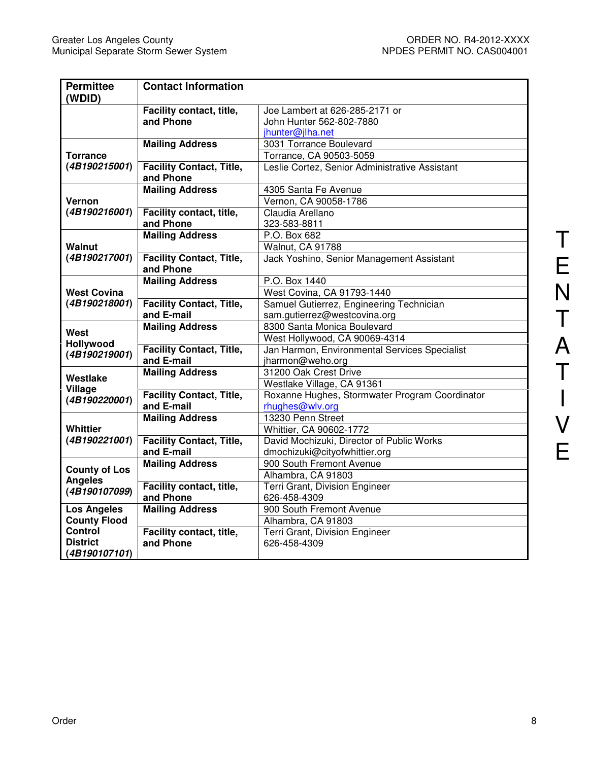| Permittee (WDID) | Contact Information | |
|---|---|---|
| | **Facility contact, title, and Phone** | Joe Lambert at 626-285-2171 or John Hunter 562-802-7880 jhunter@jlha.net |
| **Torrance (*4B190215001*)** | **Mailing Address** | 3031 Torrance Boulevard |
| | | Torrance, CA 90503-5059 |
| | **Facility Contact, Title, and Phone** | Leslie Cortez, Senior Administrative Assistant |
| **Vernon (*4B190216001*)** | **Mailing Address** | 4305 Santa Fe Avenue |
| | | Vernon, CA 90058-1786 |
| | **Facility contact, title, and Phone** | Claudia Arellano 323-583-8811 |
| **Walnut (*4B190217001*)** | **Mailing Address** | P.O. Box 682 |
| | | Walnut, CA 91788 |
| | **Facility Contact, Title, and Phone** | Jack Yoshino, Senior Management Assistant |
| **West Covina (*4B190218001*)** | **Mailing Address** | P.O. Box 1440 |
| | | West Covina, CA 91793-1440 |
| | **Facility Contact, Title, and E-mail** | Samuel Gutierrez, Engineering Technician sam.gutierrez@westcovina.org |
| **West Hollywood (*4B190219001*)** | **Mailing Address** | 8300 Santa Monica Boulevard |
| | | West Hollywood, CA 90069-4314 |
| | **Facility Contact, Title, and E-mail** | Jan Harmon, Environmental Services Specialist jharmon@weho.org |
| **Westlake Village (*4B190220001*)** | **Mailing Address** | 31200 Oak Crest Drive |
| | | Westlake Village, CA 91361 |
| | **Facility Contact, Title, and E-mail** | Roxanne Hughes, Stormwater Program Coordinator rhughes@wlv.org |
| **Whittier (*4B190221001*)** | **Mailing Address** | 13230 Penn Street |
| | | Whittier, CA 90602-1772 |
| | **Facility Contact, Title, and E-mail** | David Mochizuki, Director of Public Works dmochizuki@cityofwhittier.org |
| **County of Los Angeles (*4B190107099*)** | **Mailing Address** | 900 South Fremont Avenue |
| | | Alhambra, CA 91803 |
| | **Facility contact, title, and Phone** | Terri Grant, Division Engineer 626-458-4309 |
| **Los Angeles County Flood Control District (*4B190107101*)** | **Mailing Address** | 900 South Fremont Avenue |
| | | Alhambra, CA 91803 |
| | **Facility contact, title, and Phone** | Terri Grant, Division Engineer 626-458-4309 |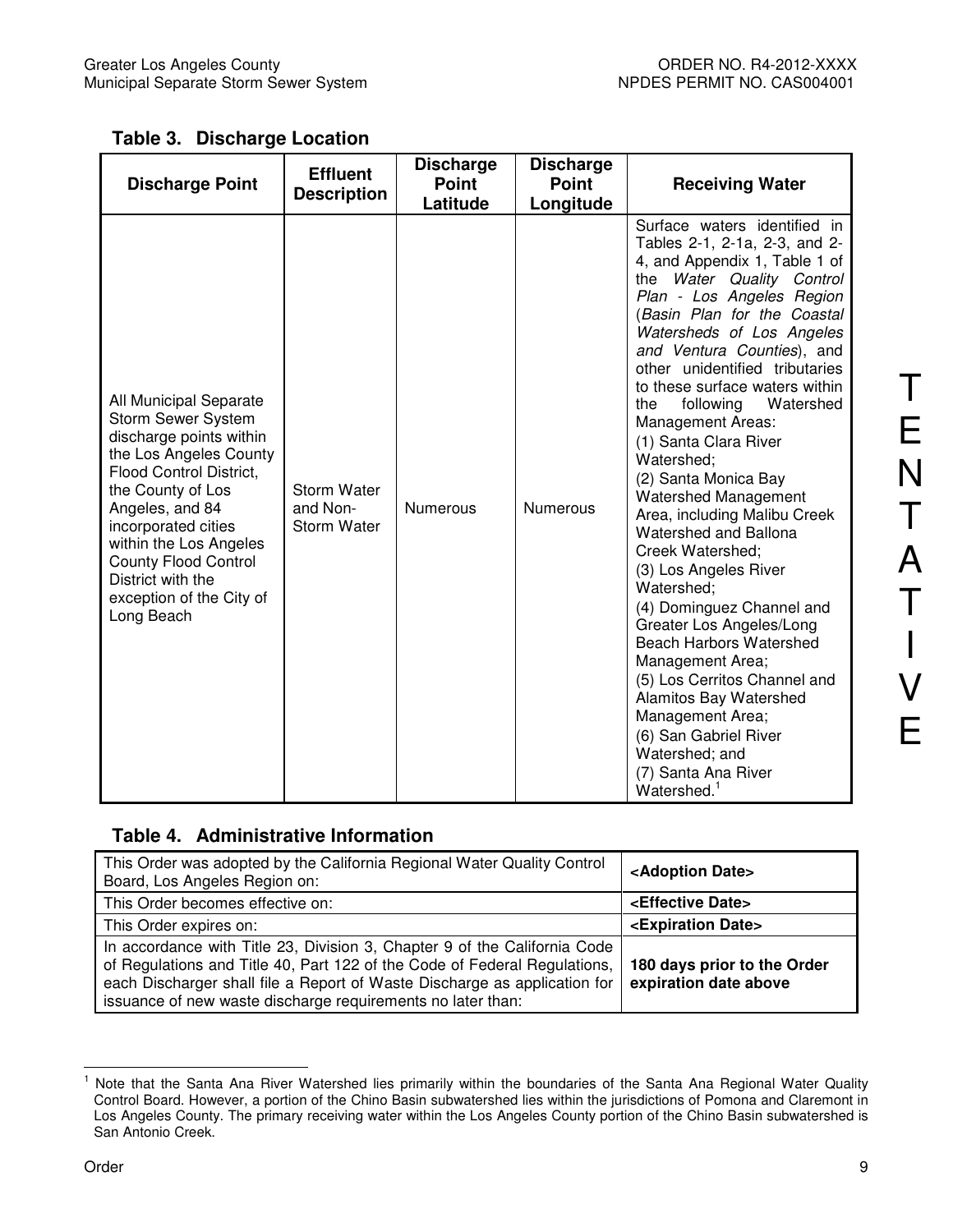### Table 3. Discharge Location

| Discharge Point | Effluent Description | Discharge Point Latitude | Discharge Point Longitude | Receiving Water |
|---|---|---|---|---|
| All Municipal Separate Storm Sewer System discharge points within the Los Angeles County Flood Control District, the County of Los Angeles, and 84 incorporated cities within the Los Angeles County Flood Control District with the exception of the City of Long Beach | Storm Water and Non-Storm Water | Numerous | Numerous | Surface waters identified in Tables 2-1, 2-1a, 2-3, and 2-4, and Appendix 1, Table 1 of the *Water Quality Control Plan - Los Angeles Region* (*Basin Plan for the Coastal Watersheds of Los Angeles and Ventura Counties*), and other unidentified tributaries to these surface waters within the following Watershed Management Areas: (1) Santa Clara River Watershed; (2) Santa Monica Bay Watershed Management Area, including Malibu Creek Watershed and Ballona Creek Watershed; (3) Los Angeles River Watershed; (4) Dominguez Channel and Greater Los Angeles/Long Beach Harbors Watershed Management Area; (5) Los Cerritos Channel and Alamitos Bay Watershed Management Area; (6) San Gabriel River Watershed; and (7) Santa Ana River Watershed.[1] |

### Table 4. Administrative Information

| | |
|---|---|
| This Order was adopted by the California Regional Water Quality Control Board, Los Angeles Region on: | **<Adoption Date>** |
| This Order becomes effective on: | **<Effective Date>** |
| This Order expires on: | **<Expiration Date>** |
| In accordance with Title 23, Division 3, Chapter 9 of the California Code of Regulations and Title 40, Part 122 of the Code of Federal Regulations, each Discharger shall file a Report of Waste Discharge as application for issuance of new waste discharge requirements no later than: | **180 days prior to the Order expiration date above** |

[1] Note that the Santa Ana River Watershed lies primarily within the boundaries of the Santa Ana Regional Water Quality Control Board. However, a portion of the Chino Basin subwatershed lies within the jurisdictions of Pomona and Claremont in Los Angeles County. The primary receiving water within the Los Angeles County portion of the Chino Basin subwatershed is San Antonio Creek.

TENTATIVE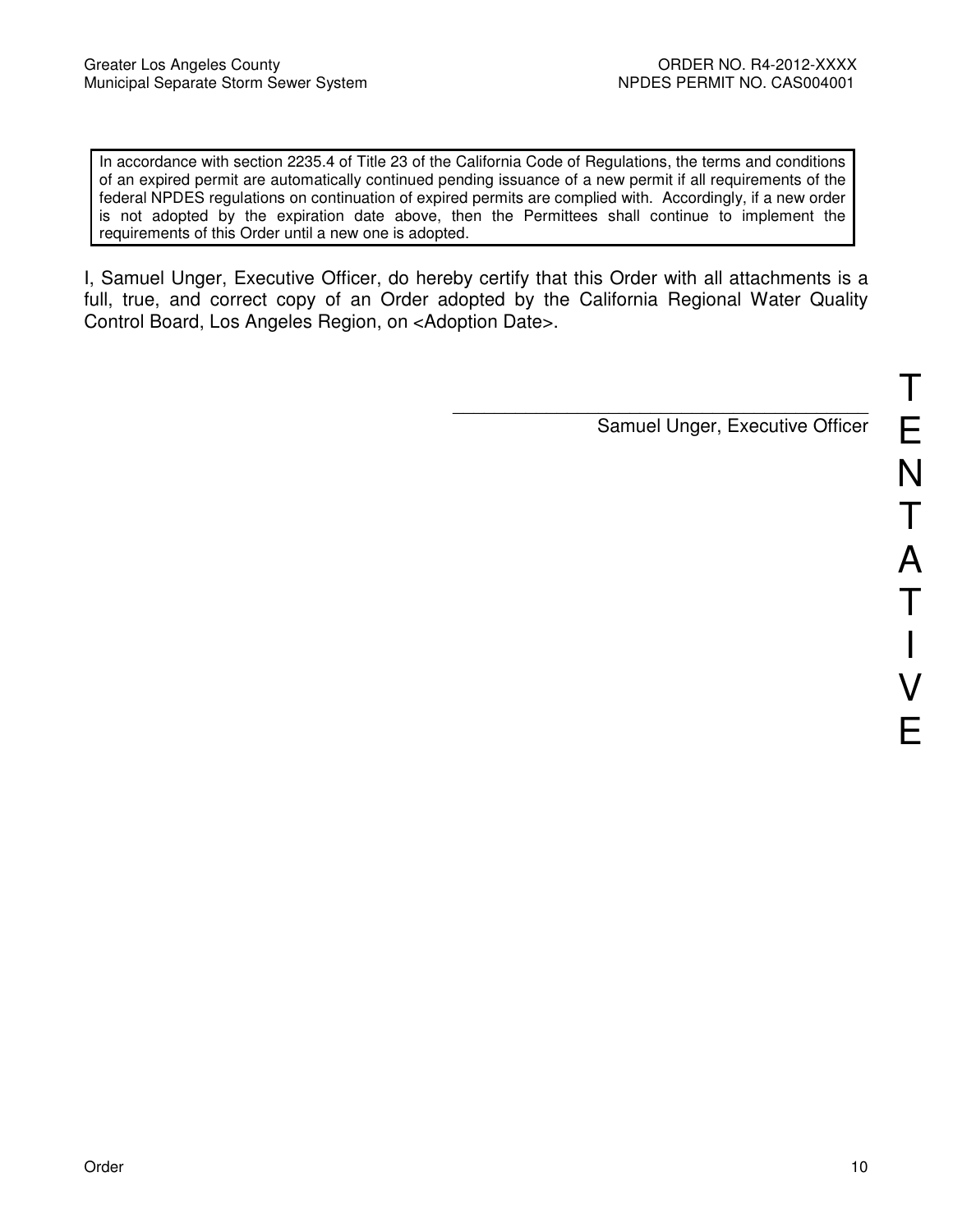> In accordance with section 2235.4 of Title 23 of the California Code of Regulations, the terms and conditions of an expired permit are automatically continued pending issuance of a new permit if all requirements of the federal NPDES regulations on continuation of expired permits are complied with. Accordingly, if a new order is not adopted by the expiration date above, then the Permittees shall continue to implement the requirements of this Order until a new one is adopted.

I, Samuel Unger, Executive Officer, do hereby certify that this Order with all attachments is a full, true, and correct copy of an Order adopted by the California Regional Water Quality Control Board, Los Angeles Region, on <Adoption Date>.

\_\_\_\_\_\_\_\_\_\_\_\_\_\_\_\_\_\_\_\_\_\_\_\_\_\_\_\_\_\_\_\_\_\_\_\_\_\_\_\_\_\_

Samuel Unger, Executive Officer

TENTATIVE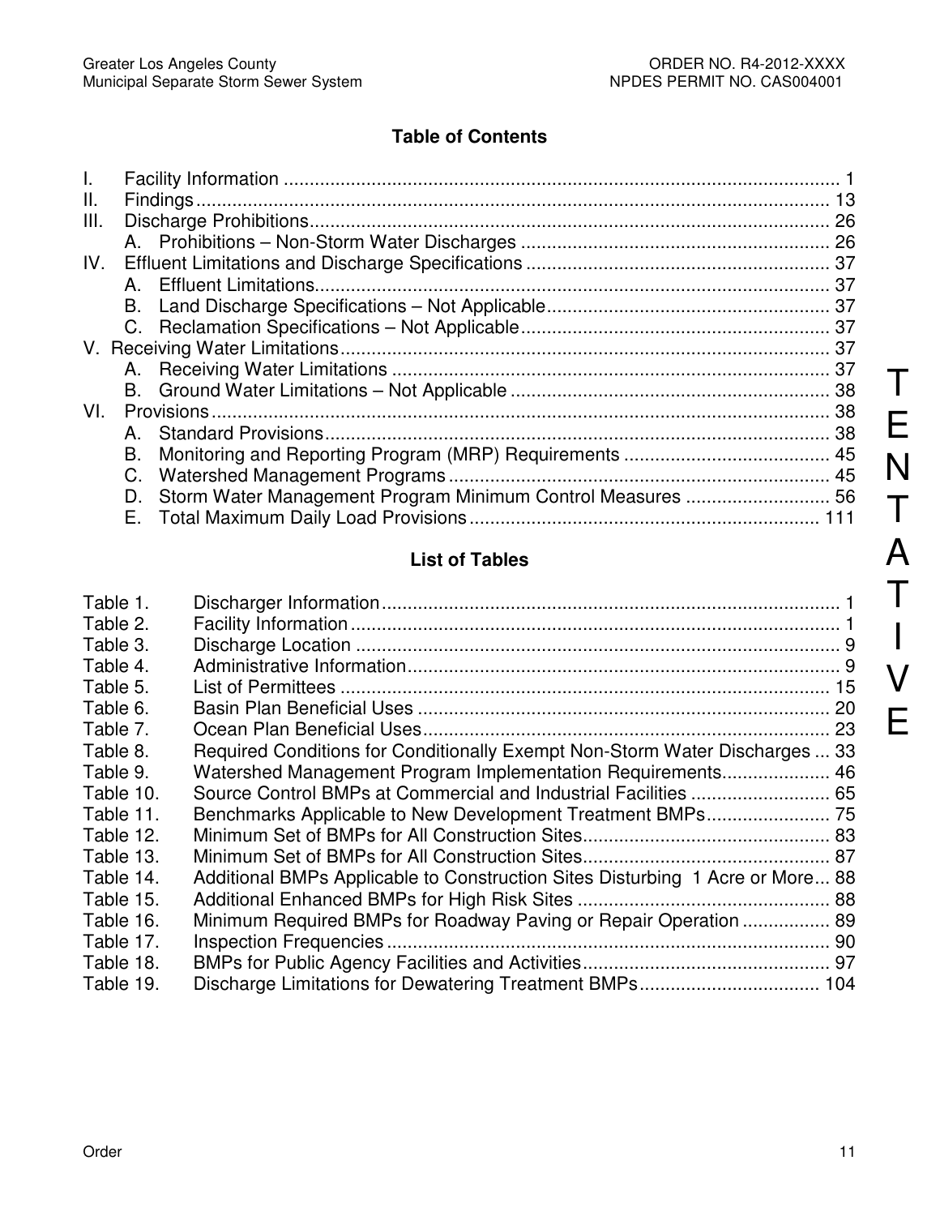## Table of Contents

I. Facility Information ............................................................................................................ 1
II. Findings ............................................................................................................................. 13
III. Discharge Prohibitions ..................................................................................................... 26
  A. Prohibitions – Non-Storm Water Discharges ............................................................ 26
IV. Effluent Limitations and Discharge Specifications ........................................................... 37
  A. Effluent Limitations .................................................................................................... 37
  B. Land Discharge Specifications – Not Applicable ....................................................... 37
  C. Reclamation Specifications – Not Applicable ............................................................ 37
V. Receiving Water Limitations ............................................................................................... 37
  A. Receiving Water Limitations ...................................................................................... 37
  B. Ground Water Limitations – Not Applicable .............................................................. 38
VI. Provisions ......................................................................................................................... 38
  A. Standard Provisions ................................................................................................... 38
  B. Monitoring and Reporting Program (MRP) Requirements ........................................ 45
  C. Watershed Management Programs .......................................................................... 45
  D. Storm Water Management Program Minimum Control Measures ............................ 56
  E. Total Maximum Daily Load Provisions .................................................................... 111

## List of Tables

Table 1. Discharger Information ........................................................................................ 1
Table 2. Facility Information .............................................................................................. 1
Table 3. Discharge Location .............................................................................................. 9
Table 4. Administrative Information .................................................................................... 9
Table 5. List of Permittees ................................................................................................ 15
Table 6. Basin Plan Beneficial Uses ................................................................................. 20
Table 7. Ocean Plan Beneficial Uses ................................................................................ 23
Table 8. Required Conditions for Conditionally Exempt Non-Storm Water Discharges ... 33
Table 9. Watershed Management Program Implementation Requirements ..................... 46
Table 10. Source Control BMPs at Commercial and Industrial Facilities ........................... 65
Table 11. Benchmarks Applicable to New Development Treatment BMPs ........................ 75
Table 12. Minimum Set of BMPs for All Construction Sites ................................................ 83
Table 13. Minimum Set of BMPs for All Construction Sites ................................................ 87
Table 14. Additional BMPs Applicable to Construction Sites Disturbing 1 Acre or More ... 88
Table 15. Additional Enhanced BMPs for High Risk Sites ................................................. 88
Table 16. Minimum Required BMPs for Roadway Paving or Repair Operation ................. 89
Table 17. Inspection Frequencies ...................................................................................... 90
Table 18. BMPs for Public Agency Facilities and Activities ................................................ 97
Table 19. Discharge Limitations for Dewatering Treatment BMPs ................................... 104

TENTATIVE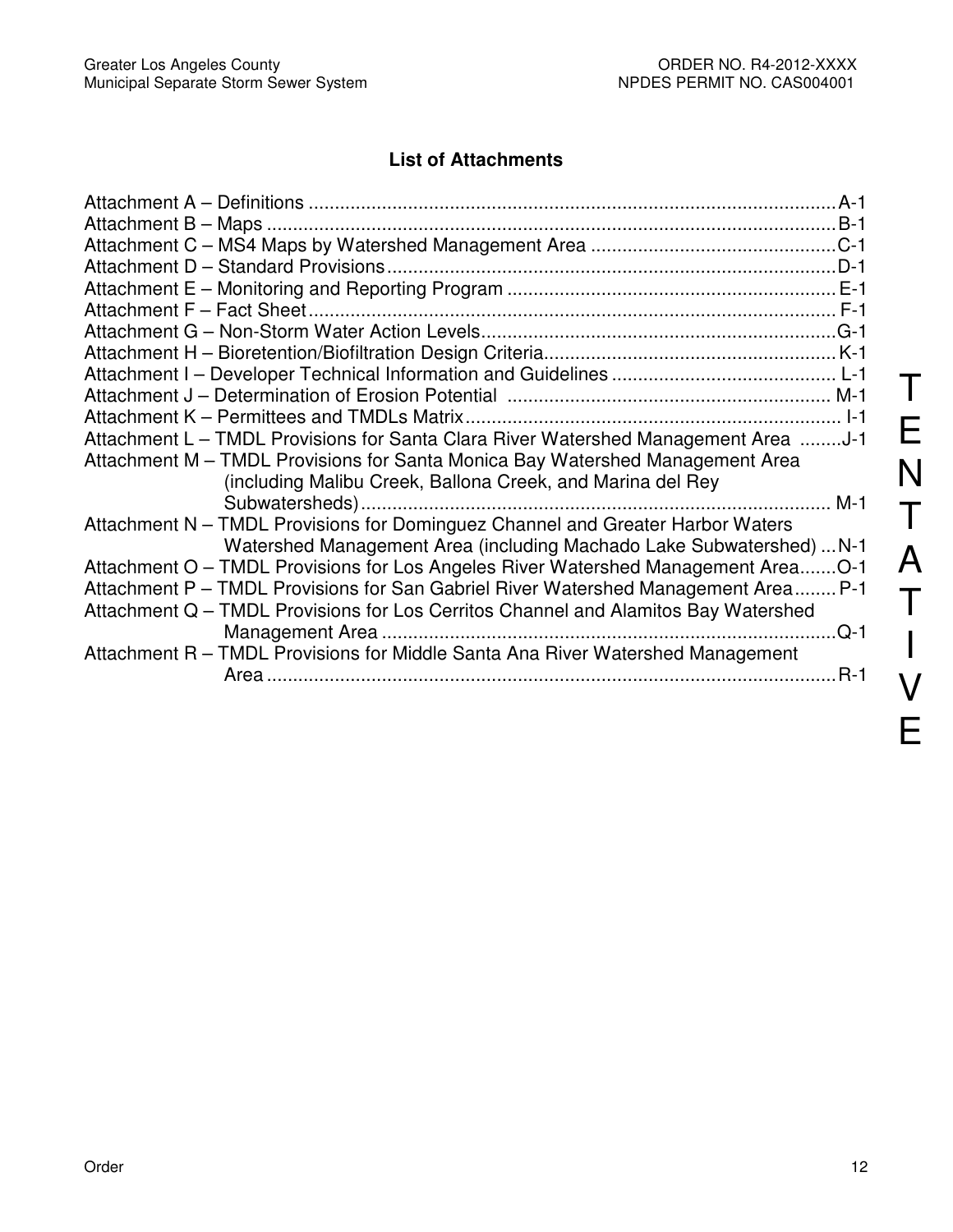## List of Attachments

Attachment A – Definitions ........................................................................................................ A-1
Attachment B – Maps ................................................................................................................ B-1
Attachment C – MS4 Maps by Watershed Management Area ............................................... C-1
Attachment D – Standard Provisions ........................................................................................ D-1
Attachment E – Monitoring and Reporting Program ................................................................. E-1
Attachment F – Fact Sheet ........................................................................................................ F-1
Attachment G – Non-Storm Water Action Levels ..................................................................... G-1
Attachment H – Bioretention/Biofiltration Design Criteria ......................................................... K-1
Attachment I – Developer Technical Information and Guidelines ........................................... L-1
Attachment J – Determination of Erosion Potential ................................................................. M-1
Attachment K – Permittees and TMDLs Matrix ......................................................................... I-1
Attachment L – TMDL Provisions for Santa Clara River Watershed Management Area ........ J-1
Attachment M – TMDL Provisions for Santa Monica Bay Watershed Management Area (including Malibu Creek, Ballona Creek, and Marina del Rey Subwatersheds) ................................................................................... M-1
Attachment N – TMDL Provisions for Dominguez Channel and Greater Harbor Waters Watershed Management Area (including Machado Lake Subwatershed) ... N-1
Attachment O – TMDL Provisions for Los Angeles River Watershed Management Area ....... O-1
Attachment P – TMDL Provisions for San Gabriel River Watershed Management Area ........ P-1
Attachment Q – TMDL Provisions for Los Cerritos Channel and Alamitos Bay Watershed Management Area ........................................................................................ Q-1
Attachment R – TMDL Provisions for Middle Santa Ana River Watershed Management Area ................................................................................................................ R-1

TENTATIVE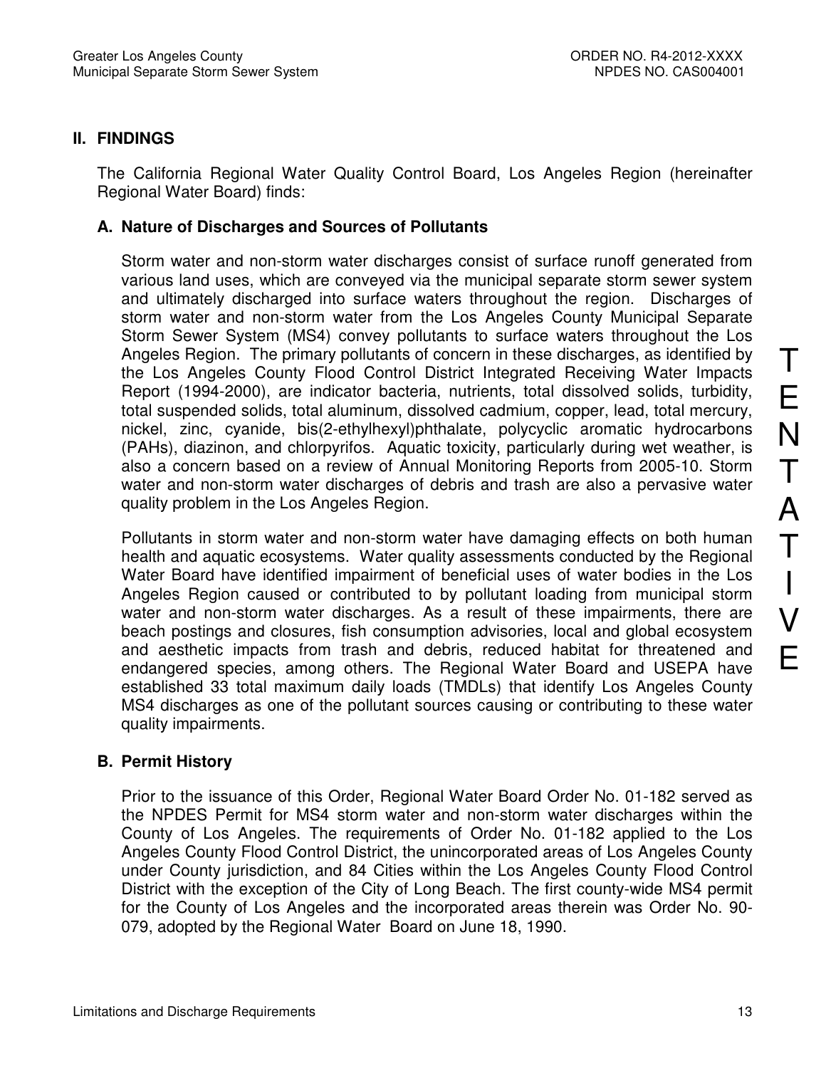## II. FINDINGS

The California Regional Water Quality Control Board, Los Angeles Region (hereinafter Regional Water Board) finds:

### A. Nature of Discharges and Sources of Pollutants

Storm water and non-storm water discharges consist of surface runoff generated from various land uses, which are conveyed via the municipal separate storm sewer system and ultimately discharged into surface waters throughout the region. Discharges of storm water and non-storm water from the Los Angeles County Municipal Separate Storm Sewer System (MS4) convey pollutants to surface waters throughout the Los Angeles Region. The primary pollutants of concern in these discharges, as identified by the Los Angeles County Flood Control District Integrated Receiving Water Impacts Report (1994-2000), are indicator bacteria, nutrients, total dissolved solids, turbidity, total suspended solids, total aluminum, dissolved cadmium, copper, lead, total mercury, nickel, zinc, cyanide, bis(2-ethylhexyl)phthalate, polycyclic aromatic hydrocarbons (PAHs), diazinon, and chlorpyrifos. Aquatic toxicity, particularly during wet weather, is also a concern based on a review of Annual Monitoring Reports from 2005-10. Storm water and non-storm water discharges of debris and trash are also a pervasive water quality problem in the Los Angeles Region.

Pollutants in storm water and non-storm water have damaging effects on both human health and aquatic ecosystems. Water quality assessments conducted by the Regional Water Board have identified impairment of beneficial uses of water bodies in the Los Angeles Region caused or contributed to by pollutant loading from municipal storm water and non-storm water discharges. As a result of these impairments, there are beach postings and closures, fish consumption advisories, local and global ecosystem and aesthetic impacts from trash and debris, reduced habitat for threatened and endangered species, among others. The Regional Water Board and USEPA have established 33 total maximum daily loads (TMDLs) that identify Los Angeles County MS4 discharges as one of the pollutant sources causing or contributing to these water quality impairments.

### B. Permit History

Prior to the issuance of this Order, Regional Water Board Order No. 01-182 served as the NPDES Permit for MS4 storm water and non-storm water discharges within the County of Los Angeles. The requirements of Order No. 01-182 applied to the Los Angeles County Flood Control District, the unincorporated areas of Los Angeles County under County jurisdiction, and 84 Cities within the Los Angeles County Flood Control District with the exception of the City of Long Beach. The first county-wide MS4 permit for the County of Los Angeles and the incorporated areas therein was Order No. 90-079, adopted by the Regional Water Board on June 18, 1990.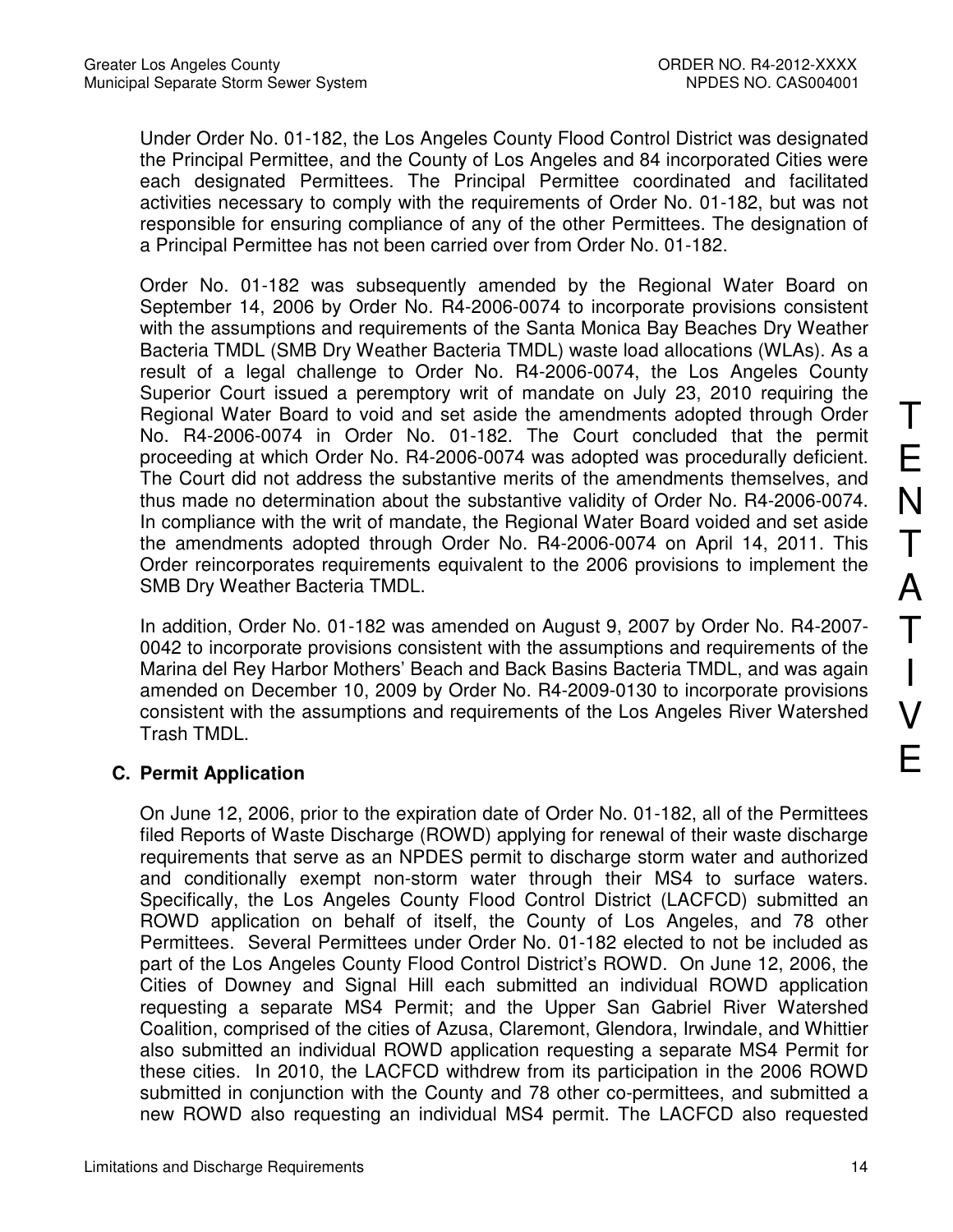Under Order No. 01-182, the Los Angeles County Flood Control District was designated the Principal Permittee, and the County of Los Angeles and 84 incorporated Cities were each designated Permittees. The Principal Permittee coordinated and facilitated activities necessary to comply with the requirements of Order No. 01-182, but was not responsible for ensuring compliance of any of the other Permittees. The designation of a Principal Permittee has not been carried over from Order No. 01-182.

Order No. 01-182 was subsequently amended by the Regional Water Board on September 14, 2006 by Order No. R4-2006-0074 to incorporate provisions consistent with the assumptions and requirements of the Santa Monica Bay Beaches Dry Weather Bacteria TMDL (SMB Dry Weather Bacteria TMDL) waste load allocations (WLAs). As a result of a legal challenge to Order No. R4-2006-0074, the Los Angeles County Superior Court issued a peremptory writ of mandate on July 23, 2010 requiring the Regional Water Board to void and set aside the amendments adopted through Order No. R4-2006-0074 in Order No. 01-182. The Court concluded that the permit proceeding at which Order No. R4-2006-0074 was adopted was procedurally deficient. The Court did not address the substantive merits of the amendments themselves, and thus made no determination about the substantive validity of Order No. R4-2006-0074. In compliance with the writ of mandate, the Regional Water Board voided and set aside the amendments adopted through Order No. R4-2006-0074 on April 14, 2011. This Order reincorporates requirements equivalent to the 2006 provisions to implement the SMB Dry Weather Bacteria TMDL.

In addition, Order No. 01-182 was amended on August 9, 2007 by Order No. R4-2007-0042 to incorporate provisions consistent with the assumptions and requirements of the Marina del Rey Harbor Mothers' Beach and Back Basins Bacteria TMDL, and was again amended on December 10, 2009 by Order No. R4-2009-0130 to incorporate provisions consistent with the assumptions and requirements of the Los Angeles River Watershed Trash TMDL.

### C. Permit Application

On June 12, 2006, prior to the expiration date of Order No. 01-182, all of the Permittees filed Reports of Waste Discharge (ROWD) applying for renewal of their waste discharge requirements that serve as an NPDES permit to discharge storm water and authorized and conditionally exempt non-storm water through their MS4 to surface waters. Specifically, the Los Angeles County Flood Control District (LACFCD) submitted an ROWD application on behalf of itself, the County of Los Angeles, and 78 other Permittees. Several Permittees under Order No. 01-182 elected to not be included as part of the Los Angeles County Flood Control District's ROWD. On June 12, 2006, the Cities of Downey and Signal Hill each submitted an individual ROWD application requesting a separate MS4 Permit; and the Upper San Gabriel River Watershed Coalition, comprised of the cities of Azusa, Claremont, Glendora, Irwindale, and Whittier also submitted an individual ROWD application requesting a separate MS4 Permit for these cities. In 2010, the LACFCD withdrew from its participation in the 2006 ROWD submitted in conjunction with the County and 78 other co-permittees, and submitted a new ROWD also requesting an individual MS4 permit. The LACFCD also requested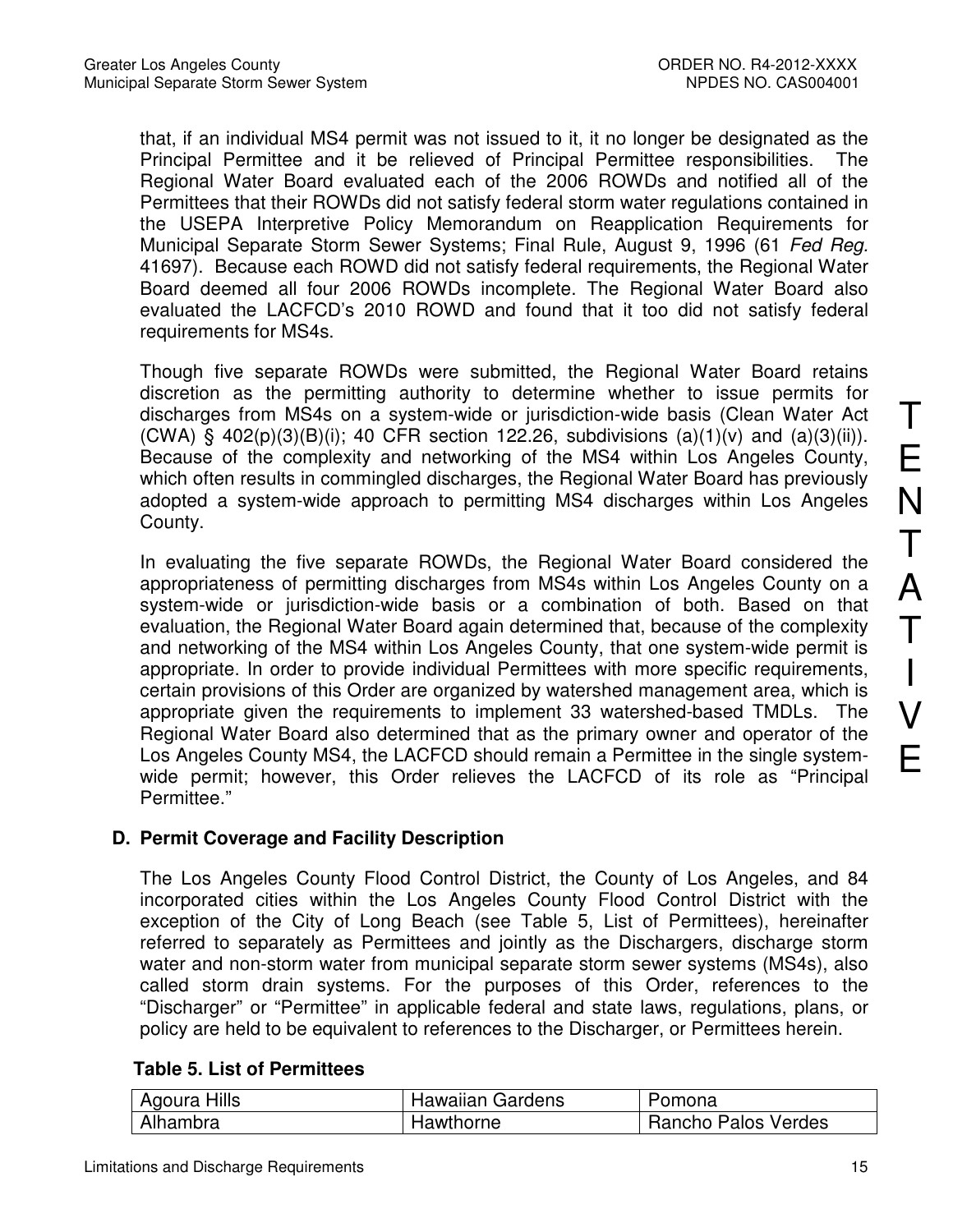that, if an individual MS4 permit was not issued to it, it no longer be designated as the Principal Permittee and it be relieved of Principal Permittee responsibilities. The Regional Water Board evaluated each of the 2006 ROWDs and notified all of the Permittees that their ROWDs did not satisfy federal storm water regulations contained in the USEPA Interpretive Policy Memorandum on Reapplication Requirements for Municipal Separate Storm Sewer Systems; Final Rule, August 9, 1996 (61 *Fed Reg.* 41697). Because each ROWD did not satisfy federal requirements, the Regional Water Board deemed all four 2006 ROWDs incomplete. The Regional Water Board also evaluated the LACFCD's 2010 ROWD and found that it too did not satisfy federal requirements for MS4s.

Though five separate ROWDs were submitted, the Regional Water Board retains discretion as the permitting authority to determine whether to issue permits for discharges from MS4s on a system-wide or jurisdiction-wide basis (Clean Water Act (CWA) § 402(p)(3)(B)(i); 40 CFR section 122.26, subdivisions (a)(1)(v) and (a)(3)(ii)). Because of the complexity and networking of the MS4 within Los Angeles County, which often results in commingled discharges, the Regional Water Board has previously adopted a system-wide approach to permitting MS4 discharges within Los Angeles County.

In evaluating the five separate ROWDs, the Regional Water Board considered the appropriateness of permitting discharges from MS4s within Los Angeles County on a system-wide or jurisdiction-wide basis or a combination of both. Based on that evaluation, the Regional Water Board again determined that, because of the complexity and networking of the MS4 within Los Angeles County, that one system-wide permit is appropriate. In order to provide individual Permittees with more specific requirements, certain provisions of this Order are organized by watershed management area, which is appropriate given the requirements to implement 33 watershed-based TMDLs. The Regional Water Board also determined that as the primary owner and operator of the Los Angeles County MS4, the LACFCD should remain a Permittee in the single system-wide permit; however, this Order relieves the LACFCD of its role as "Principal Permittee."

TENTATIVE

## D. Permit Coverage and Facility Description

The Los Angeles County Flood Control District, the County of Los Angeles, and 84 incorporated cities within the Los Angeles County Flood Control District with the exception of the City of Long Beach (see Table 5, List of Permittees), hereinafter referred to separately as Permittees and jointly as the Dischargers, discharge storm water and non-storm water from municipal separate storm sewer systems (MS4s), also called storm drain systems. For the purposes of this Order, references to the "Discharger" or "Permittee" in applicable federal and state laws, regulations, plans, or policy are held to be equivalent to references to the Discharger, or Permittees herein.

**Table 5. List of Permittees**

| | | |
|---|---|---|
| Agoura Hills | Hawaiian Gardens | Pomona |
| Alhambra | Hawthorne | Rancho Palos Verdes |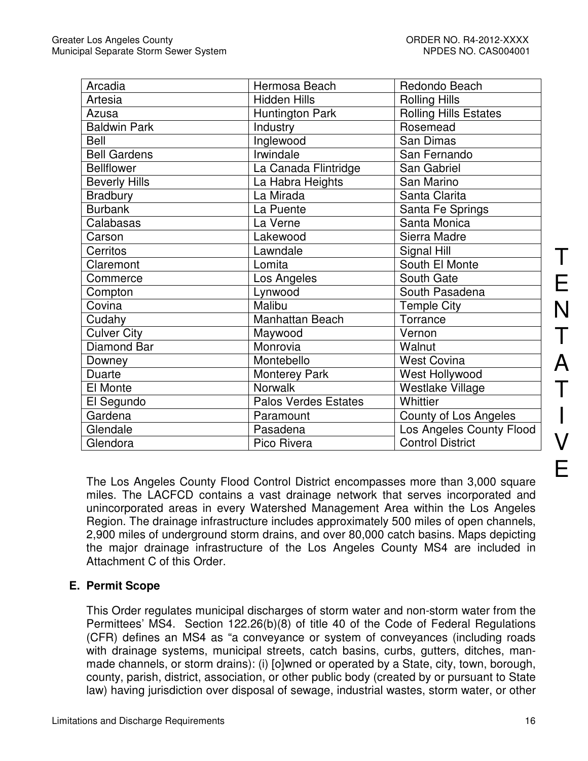| Arcadia | Hermosa Beach | Redondo Beach |
|---|---|---|
| Artesia | Hidden Hills | Rolling Hills |
| Azusa | Huntington Park | Rolling Hills Estates |
| Baldwin Park | Industry | Rosemead |
| Bell | Inglewood | San Dimas |
| Bell Gardens | Irwindale | San Fernando |
| Bellflower | La Canada Flintridge | San Gabriel |
| Beverly Hills | La Habra Heights | San Marino |
| Bradbury | La Mirada | Santa Clarita |
| Burbank | La Puente | Santa Fe Springs |
| Calabasas | La Verne | Santa Monica |
| Carson | Lakewood | Sierra Madre |
| Cerritos | Lawndale | Signal Hill |
| Claremont | Lomita | South El Monte |
| Commerce | Los Angeles | South Gate |
| Compton | Lynwood | South Pasadena |
| Covina | Malibu | Temple City |
| Cudahy | Manhattan Beach | Torrance |
| Culver City | Maywood | Vernon |
| Diamond Bar | Monrovia | Walnut |
| Downey | Montebello | West Covina |
| Duarte | Monterey Park | West Hollywood |
| El Monte | Norwalk | Westlake Village |
| El Segundo | Palos Verdes Estates | Whittier |
| Gardena | Paramount | County of Los Angeles |
| Glendale | Pasadena | Los Angeles County Flood Control District |
| Glendora | Pico Rivera | |

The Los Angeles County Flood Control District encompasses more than 3,000 square miles. The LACFCD contains a vast drainage network that serves incorporated and unincorporated areas in every Watershed Management Area within the Los Angeles Region. The drainage infrastructure includes approximately 500 miles of open channels, 2,900 miles of underground storm drains, and over 80,000 catch basins. Maps depicting the major drainage infrastructure of the Los Angeles County MS4 are included in Attachment C of this Order.

## E. Permit Scope

This Order regulates municipal discharges of storm water and non-storm water from the Permittees' MS4. Section 122.26(b)(8) of title 40 of the Code of Federal Regulations (CFR) defines an MS4 as "a conveyance or system of conveyances (including roads with drainage systems, municipal streets, catch basins, curbs, gutters, ditches, man-made channels, or storm drains): (i) [o]wned or operated by a State, city, town, borough, county, parish, district, association, or other public body (created by or pursuant to State law) having jurisdiction over disposal of sewage, industrial wastes, storm water, or other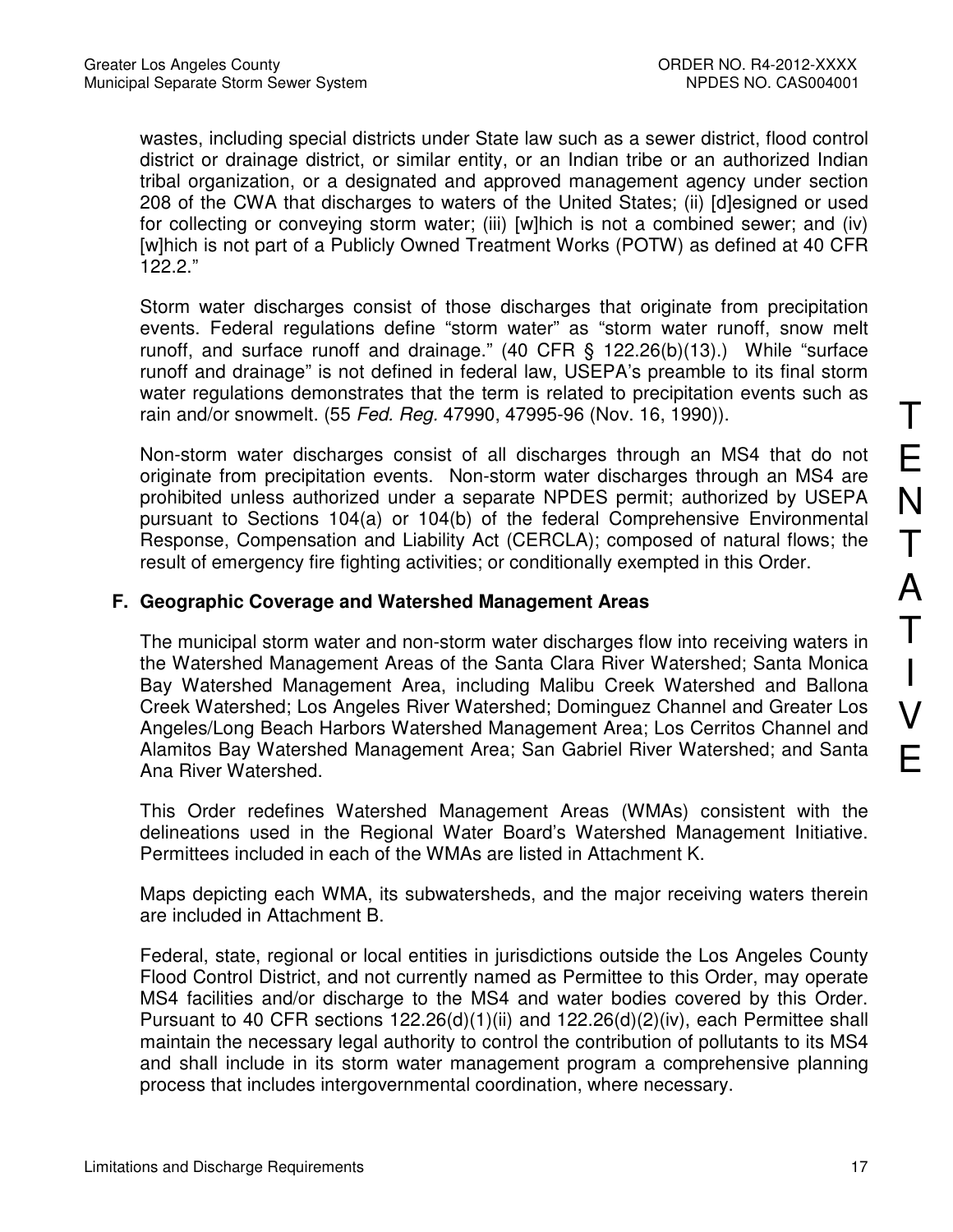wastes, including special districts under State law such as a sewer district, flood control district or drainage district, or similar entity, or an Indian tribe or an authorized Indian tribal organization, or a designated and approved management agency under section 208 of the CWA that discharges to waters of the United States; (ii) [d]esigned or used for collecting or conveying storm water; (iii) [w]hich is not a combined sewer; and (iv) [w]hich is not part of a Publicly Owned Treatment Works (POTW) as defined at 40 CFR 122.2."

Storm water discharges consist of those discharges that originate from precipitation events. Federal regulations define "storm water" as "storm water runoff, snow melt runoff, and surface runoff and drainage." (40 CFR § 122.26(b)(13).) While "surface runoff and drainage" is not defined in federal law, USEPA's preamble to its final storm water regulations demonstrates that the term is related to precipitation events such as rain and/or snowmelt. (55 *Fed. Reg.* 47990, 47995-96 (Nov. 16, 1990)).

Non-storm water discharges consist of all discharges through an MS4 that do not originate from precipitation events. Non-storm water discharges through an MS4 are prohibited unless authorized under a separate NPDES permit; authorized by USEPA pursuant to Sections 104(a) or 104(b) of the federal Comprehensive Environmental Response, Compensation and Liability Act (CERCLA); composed of natural flows; the result of emergency fire fighting activities; or conditionally exempted in this Order.

### F. Geographic Coverage and Watershed Management Areas

The municipal storm water and non-storm water discharges flow into receiving waters in the Watershed Management Areas of the Santa Clara River Watershed; Santa Monica Bay Watershed Management Area, including Malibu Creek Watershed and Ballona Creek Watershed; Los Angeles River Watershed; Dominguez Channel and Greater Los Angeles/Long Beach Harbors Watershed Management Area; Los Cerritos Channel and Alamitos Bay Watershed Management Area; San Gabriel River Watershed; and Santa Ana River Watershed.

This Order redefines Watershed Management Areas (WMAs) consistent with the delineations used in the Regional Water Board's Watershed Management Initiative. Permittees included in each of the WMAs are listed in Attachment K.

Maps depicting each WMA, its subwatersheds, and the major receiving waters therein are included in Attachment B.

Federal, state, regional or local entities in jurisdictions outside the Los Angeles County Flood Control District, and not currently named as Permittee to this Order, may operate MS4 facilities and/or discharge to the MS4 and water bodies covered by this Order. Pursuant to 40 CFR sections 122.26(d)(1)(ii) and 122.26(d)(2)(iv), each Permittee shall maintain the necessary legal authority to control the contribution of pollutants to its MS4 and shall include in its storm water management program a comprehensive planning process that includes intergovernmental coordination, where necessary.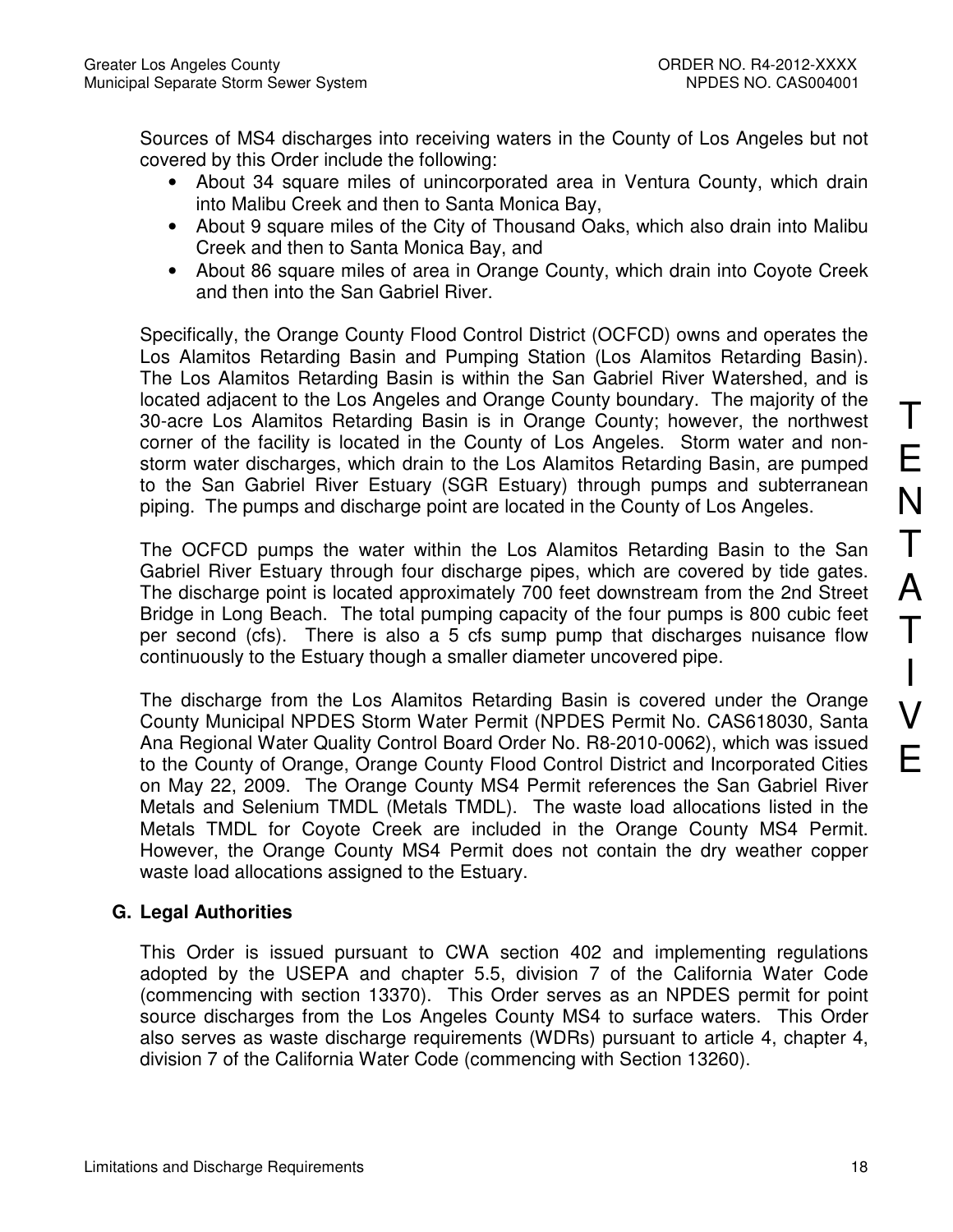Sources of MS4 discharges into receiving waters in the County of Los Angeles but not covered by this Order include the following:

- About 34 square miles of unincorporated area in Ventura County, which drain into Malibu Creek and then to Santa Monica Bay,
- About 9 square miles of the City of Thousand Oaks, which also drain into Malibu Creek and then to Santa Monica Bay, and
- About 86 square miles of area in Orange County, which drain into Coyote Creek and then into the San Gabriel River.

Specifically, the Orange County Flood Control District (OCFCD) owns and operates the Los Alamitos Retarding Basin and Pumping Station (Los Alamitos Retarding Basin). The Los Alamitos Retarding Basin is within the San Gabriel River Watershed, and is located adjacent to the Los Angeles and Orange County boundary. The majority of the 30-acre Los Alamitos Retarding Basin is in Orange County; however, the northwest corner of the facility is located in the County of Los Angeles. Storm water and non-storm water discharges, which drain to the Los Alamitos Retarding Basin, are pumped to the San Gabriel River Estuary (SGR Estuary) through pumps and subterranean piping. The pumps and discharge point are located in the County of Los Angeles.

The OCFCD pumps the water within the Los Alamitos Retarding Basin to the San Gabriel River Estuary through four discharge pipes, which are covered by tide gates. The discharge point is located approximately 700 feet downstream from the 2nd Street Bridge in Long Beach. The total pumping capacity of the four pumps is 800 cubic feet per second (cfs). There is also a 5 cfs sump pump that discharges nuisance flow continuously to the Estuary though a smaller diameter uncovered pipe.

The discharge from the Los Alamitos Retarding Basin is covered under the Orange County Municipal NPDES Storm Water Permit (NPDES Permit No. CAS618030, Santa Ana Regional Water Quality Control Board Order No. R8-2010-0062), which was issued to the County of Orange, Orange County Flood Control District and Incorporated Cities on May 22, 2009. The Orange County MS4 Permit references the San Gabriel River Metals and Selenium TMDL (Metals TMDL). The waste load allocations listed in the Metals TMDL for Coyote Creek are included in the Orange County MS4 Permit. However, the Orange County MS4 Permit does not contain the dry weather copper waste load allocations assigned to the Estuary.

## G. Legal Authorities

This Order is issued pursuant to CWA section 402 and implementing regulations adopted by the USEPA and chapter 5.5, division 7 of the California Water Code (commencing with section 13370). This Order serves as an NPDES permit for point source discharges from the Los Angeles County MS4 to surface waters. This Order also serves as waste discharge requirements (WDRs) pursuant to article 4, chapter 4, division 7 of the California Water Code (commencing with Section 13260).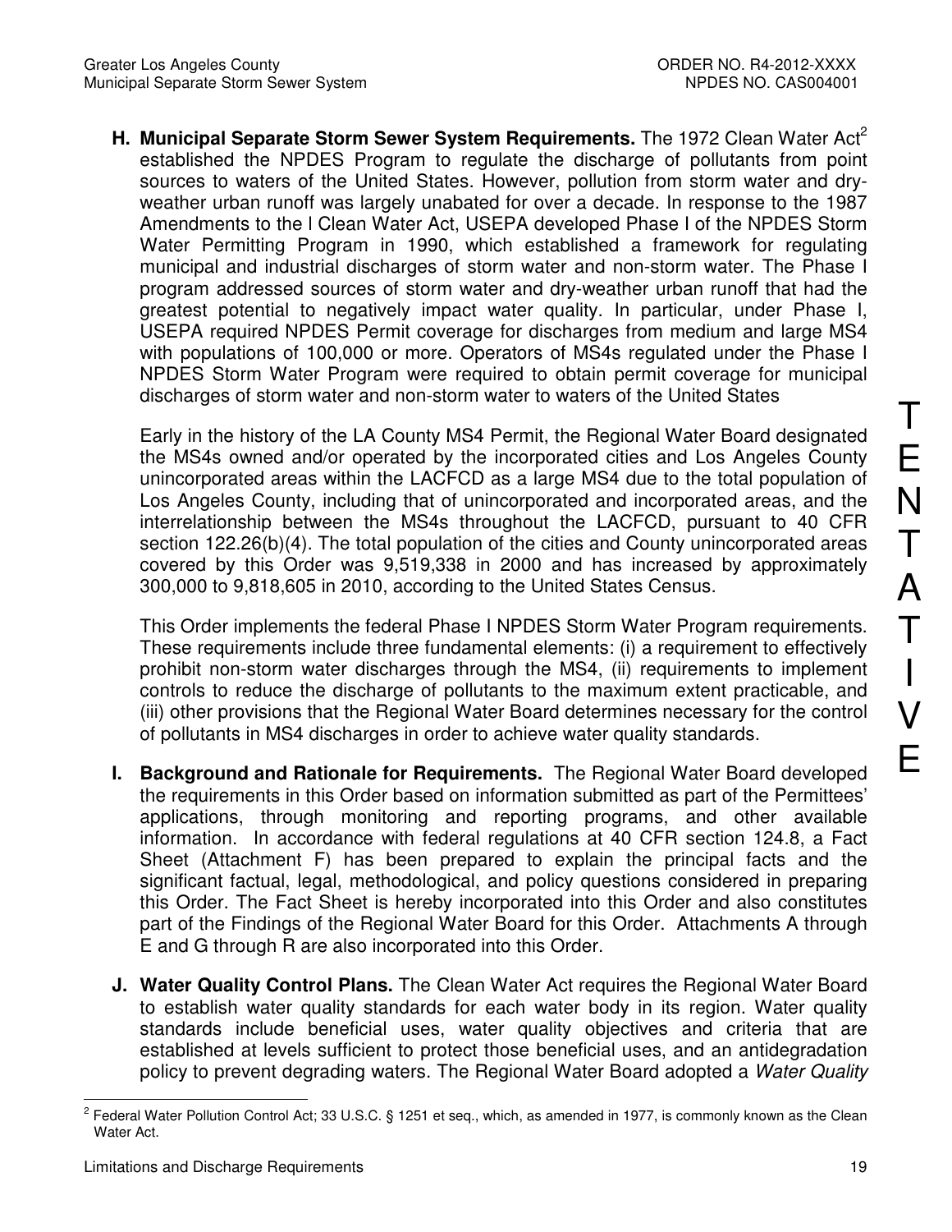**H. Municipal Separate Storm Sewer System Requirements.** The 1972 Clean Water Act[2] established the NPDES Program to regulate the discharge of pollutants from point sources to waters of the United States. However, pollution from storm water and dry-weather urban runoff was largely unabated for over a decade. In response to the 1987 Amendments to the l Clean Water Act, USEPA developed Phase I of the NPDES Storm Water Permitting Program in 1990, which established a framework for regulating municipal and industrial discharges of storm water and non-storm water. The Phase I program addressed sources of storm water and dry-weather urban runoff that had the greatest potential to negatively impact water quality. In particular, under Phase I, USEPA required NPDES Permit coverage for discharges from medium and large MS4 with populations of 100,000 or more. Operators of MS4s regulated under the Phase I NPDES Storm Water Program were required to obtain permit coverage for municipal discharges of storm water and non-storm water to waters of the United States

Early in the history of the LA County MS4 Permit, the Regional Water Board designated the MS4s owned and/or operated by the incorporated cities and Los Angeles County unincorporated areas within the LACFCD as a large MS4 due to the total population of Los Angeles County, including that of unincorporated and incorporated areas, and the interrelationship between the MS4s throughout the LACFCD, pursuant to 40 CFR section 122.26(b)(4). The total population of the cities and County unincorporated areas covered by this Order was 9,519,338 in 2000 and has increased by approximately 300,000 to 9,818,605 in 2010, according to the United States Census.

This Order implements the federal Phase I NPDES Storm Water Program requirements. These requirements include three fundamental elements: (i) a requirement to effectively prohibit non-storm water discharges through the MS4, (ii) requirements to implement controls to reduce the discharge of pollutants to the maximum extent practicable, and (iii) other provisions that the Regional Water Board determines necessary for the control of pollutants in MS4 discharges in order to achieve water quality standards.

**I. Background and Rationale for Requirements.** The Regional Water Board developed the requirements in this Order based on information submitted as part of the Permittees' applications, through monitoring and reporting programs, and other available information. In accordance with federal regulations at 40 CFR section 124.8, a Fact Sheet (Attachment F) has been prepared to explain the principal facts and the significant factual, legal, methodological, and policy questions considered in preparing this Order. The Fact Sheet is hereby incorporated into this Order and also constitutes part of the Findings of the Regional Water Board for this Order. Attachments A through E and G through R are also incorporated into this Order.

**J. Water Quality Control Plans.** The Clean Water Act requires the Regional Water Board to establish water quality standards for each water body in its region. Water quality standards include beneficial uses, water quality objectives and criteria that are established at levels sufficient to protect those beneficial uses, and an antidegradation policy to prevent degrading waters. The Regional Water Board adopted a *Water Quality*

---

[2] Federal Water Pollution Control Act; 33 U.S.C. § 1251 et seq., which, as amended in 1977, is commonly known as the Clean Water Act.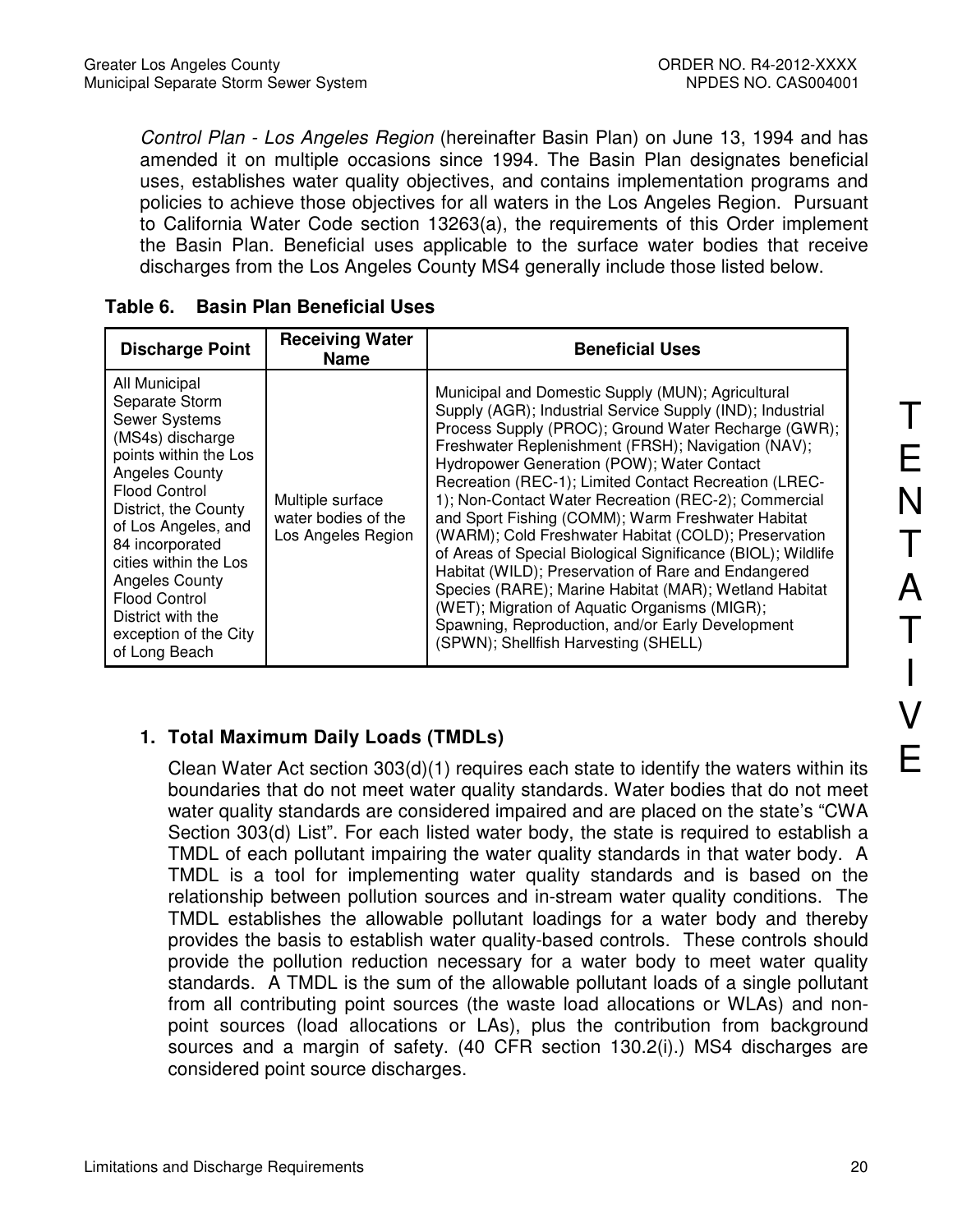*Control Plan - Los Angeles Region* (hereinafter Basin Plan) on June 13, 1994 and has amended it on multiple occasions since 1994. The Basin Plan designates beneficial uses, establishes water quality objectives, and contains implementation programs and policies to achieve those objectives for all waters in the Los Angeles Region. Pursuant to California Water Code section 13263(a), the requirements of this Order implement the Basin Plan. Beneficial uses applicable to the surface water bodies that receive discharges from the Los Angeles County MS4 generally include those listed below.

**Table 6. Basin Plan Beneficial Uses**

| Discharge Point | Receiving Water Name | Beneficial Uses |
|---|---|---|
| All Municipal Separate Storm Sewer Systems (MS4s) discharge points within the Los Angeles County Flood Control District, the County of Los Angeles, and 84 incorporated cities within the Los Angeles County Flood Control District with the exception of the City of Long Beach | Multiple surface water bodies of the Los Angeles Region | Municipal and Domestic Supply (MUN); Agricultural Supply (AGR); Industrial Service Supply (IND); Industrial Process Supply (PROC); Ground Water Recharge (GWR); Freshwater Replenishment (FRSH); Navigation (NAV); Hydropower Generation (POW); Water Contact Recreation (REC-1); Limited Contact Recreation (LREC-1); Non-Contact Water Recreation (REC-2); Commercial and Sport Fishing (COMM); Warm Freshwater Habitat (WARM); Cold Freshwater Habitat (COLD); Preservation of Areas of Special Biological Significance (BIOL); Wildlife Habitat (WILD); Preservation of Rare and Endangered Species (RARE); Marine Habitat (MAR); Wetland Habitat (WET); Migration of Aquatic Organisms (MIGR); Spawning, Reproduction, and/or Early Development (SPWN); Shellfish Harvesting (SHELL) |

### 1. Total Maximum Daily Loads (TMDLs)

Clean Water Act section 303(d)(1) requires each state to identify the waters within its boundaries that do not meet water quality standards. Water bodies that do not meet water quality standards are considered impaired and are placed on the state's "CWA Section 303(d) List". For each listed water body, the state is required to establish a TMDL of each pollutant impairing the water quality standards in that water body. A TMDL is a tool for implementing water quality standards and is based on the relationship between pollution sources and in-stream water quality conditions. The TMDL establishes the allowable pollutant loadings for a water body and thereby provides the basis to establish water quality-based controls. These controls should provide the pollution reduction necessary for a water body to meet water quality standards. A TMDL is the sum of the allowable pollutant loads of a single pollutant from all contributing point sources (the waste load allocations or WLAs) and non-point sources (load allocations or LAs), plus the contribution from background sources and a margin of safety. (40 CFR section 130.2(i).) MS4 discharges are considered point source discharges.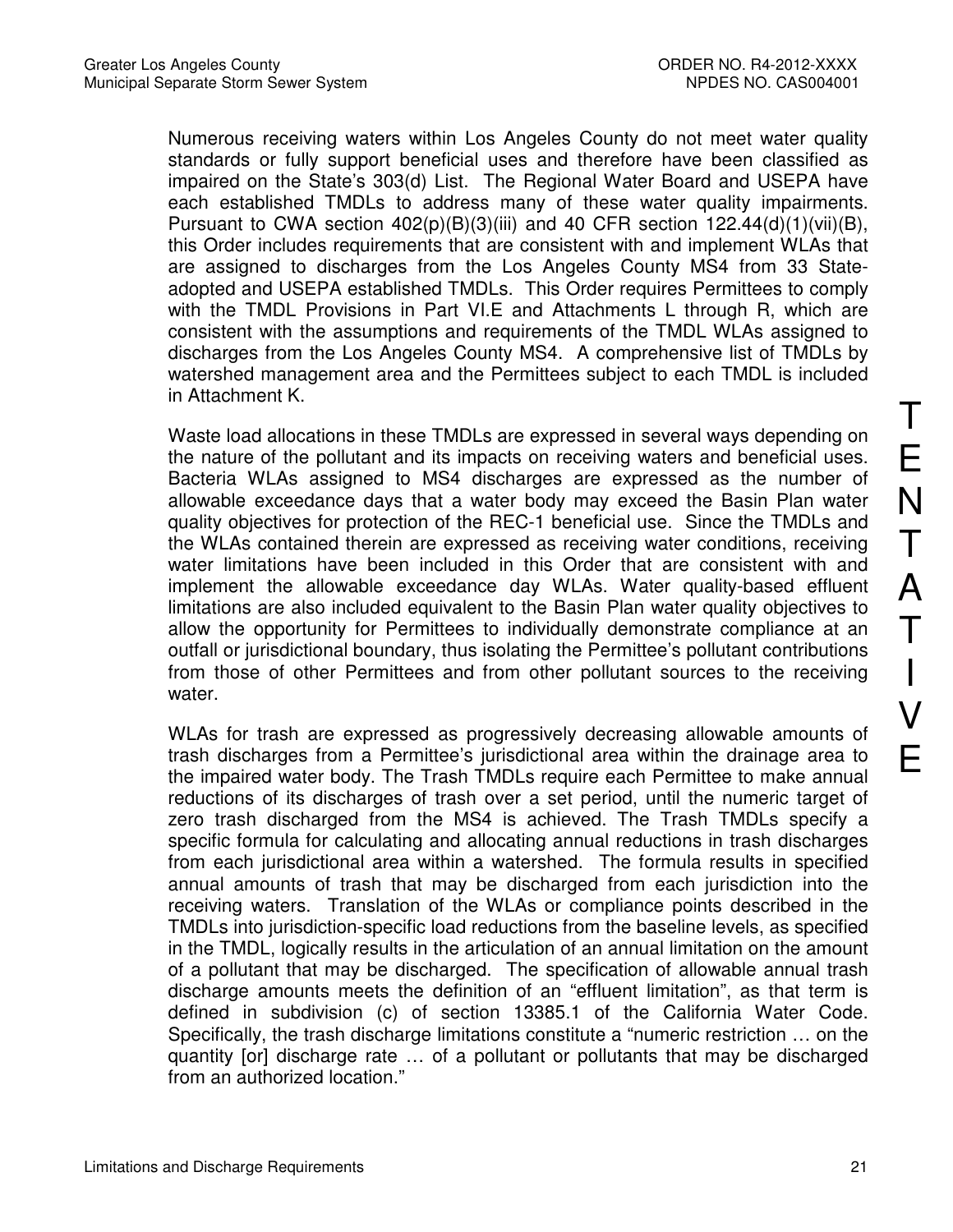Numerous receiving waters within Los Angeles County do not meet water quality standards or fully support beneficial uses and therefore have been classified as impaired on the State's 303(d) List. The Regional Water Board and USEPA have each established TMDLs to address many of these water quality impairments. Pursuant to CWA section 402(p)(B)(3)(iii) and 40 CFR section 122.44(d)(1)(vii)(B), this Order includes requirements that are consistent with and implement WLAs that are assigned to discharges from the Los Angeles County MS4 from 33 State-adopted and USEPA established TMDLs. This Order requires Permittees to comply with the TMDL Provisions in Part VI.E and Attachments L through R, which are consistent with the assumptions and requirements of the TMDL WLAs assigned to discharges from the Los Angeles County MS4. A comprehensive list of TMDLs by watershed management area and the Permittees subject to each TMDL is included in Attachment K.

Waste load allocations in these TMDLs are expressed in several ways depending on the nature of the pollutant and its impacts on receiving waters and beneficial uses. Bacteria WLAs assigned to MS4 discharges are expressed as the number of allowable exceedance days that a water body may exceed the Basin Plan water quality objectives for protection of the REC-1 beneficial use. Since the TMDLs and the WLAs contained therein are expressed as receiving water conditions, receiving water limitations have been included in this Order that are consistent with and implement the allowable exceedance day WLAs. Water quality-based effluent limitations are also included equivalent to the Basin Plan water quality objectives to allow the opportunity for Permittees to individually demonstrate compliance at an outfall or jurisdictional boundary, thus isolating the Permittee's pollutant contributions from those of other Permittees and from other pollutant sources to the receiving water.

WLAs for trash are expressed as progressively decreasing allowable amounts of trash discharges from a Permittee's jurisdictional area within the drainage area to the impaired water body. The Trash TMDLs require each Permittee to make annual reductions of its discharges of trash over a set period, until the numeric target of zero trash discharged from the MS4 is achieved. The Trash TMDLs specify a specific formula for calculating and allocating annual reductions in trash discharges from each jurisdictional area within a watershed. The formula results in specified annual amounts of trash that may be discharged from each jurisdiction into the receiving waters. Translation of the WLAs or compliance points described in the TMDLs into jurisdiction-specific load reductions from the baseline levels, as specified in the TMDL, logically results in the articulation of an annual limitation on the amount of a pollutant that may be discharged. The specification of allowable annual trash discharge amounts meets the definition of an "effluent limitation", as that term is defined in subdivision (c) of section 13385.1 of the California Water Code. Specifically, the trash discharge limitations constitute a "numeric restriction … on the quantity [or] discharge rate … of a pollutant or pollutants that may be discharged from an authorized location."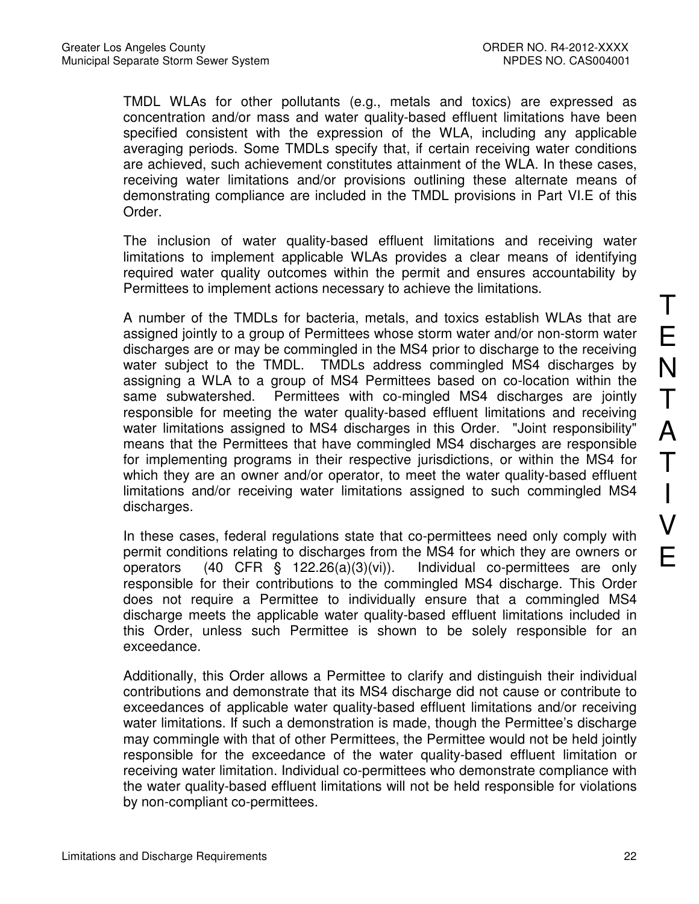TMDL WLAs for other pollutants (e.g., metals and toxics) are expressed as concentration and/or mass and water quality-based effluent limitations have been specified consistent with the expression of the WLA, including any applicable averaging periods. Some TMDLs specify that, if certain receiving water conditions are achieved, such achievement constitutes attainment of the WLA. In these cases, receiving water limitations and/or provisions outlining these alternate means of demonstrating compliance are included in the TMDL provisions in Part VI.E of this Order.

The inclusion of water quality-based effluent limitations and receiving water limitations to implement applicable WLAs provides a clear means of identifying required water quality outcomes within the permit and ensures accountability by Permittees to implement actions necessary to achieve the limitations.

A number of the TMDLs for bacteria, metals, and toxics establish WLAs that are assigned jointly to a group of Permittees whose storm water and/or non-storm water discharges are or may be commingled in the MS4 prior to discharge to the receiving water subject to the TMDL. TMDLs address commingled MS4 discharges by assigning a WLA to a group of MS4 Permittees based on co-location within the same subwatershed. Permittees with co-mingled MS4 discharges are jointly responsible for meeting the water quality-based effluent limitations and receiving water limitations assigned to MS4 discharges in this Order. "Joint responsibility" means that the Permittees that have commingled MS4 discharges are responsible for implementing programs in their respective jurisdictions, or within the MS4 for which they are an owner and/or operator, to meet the water quality-based effluent limitations and/or receiving water limitations assigned to such commingled MS4 discharges.

In these cases, federal regulations state that co-permittees need only comply with permit conditions relating to discharges from the MS4 for which they are owners or operators (40 CFR § 122.26(a)(3)(vi)). Individual co-permittees are only responsible for their contributions to the commingled MS4 discharge. This Order does not require a Permittee to individually ensure that a commingled MS4 discharge meets the applicable water quality-based effluent limitations included in this Order, unless such Permittee is shown to be solely responsible for an exceedance.

Additionally, this Order allows a Permittee to clarify and distinguish their individual contributions and demonstrate that its MS4 discharge did not cause or contribute to exceedances of applicable water quality-based effluent limitations and/or receiving water limitations. If such a demonstration is made, though the Permittee's discharge may commingle with that of other Permittees, the Permittee would not be held jointly responsible for the exceedance of the water quality-based effluent limitation or receiving water limitation. Individual co-permittees who demonstrate compliance with the water quality-based effluent limitations will not be held responsible for violations by non-compliant co-permittees.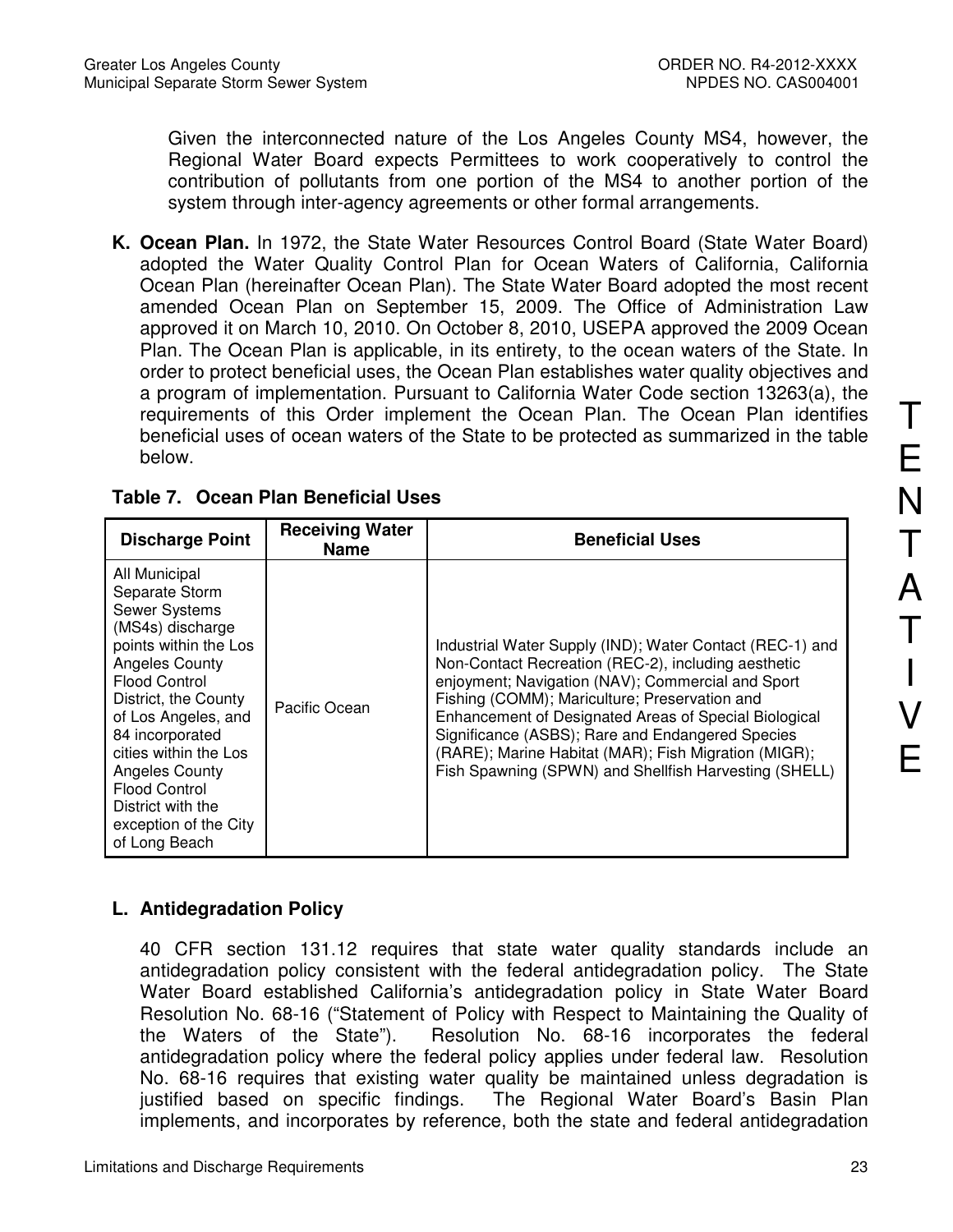Given the interconnected nature of the Los Angeles County MS4, however, the Regional Water Board expects Permittees to work cooperatively to control the contribution of pollutants from one portion of the MS4 to another portion of the system through inter-agency agreements or other formal arrangements.

**K. Ocean Plan.** In 1972, the State Water Resources Control Board (State Water Board) adopted the Water Quality Control Plan for Ocean Waters of California, California Ocean Plan (hereinafter Ocean Plan). The State Water Board adopted the most recent amended Ocean Plan on September 15, 2009. The Office of Administration Law approved it on March 10, 2010. On October 8, 2010, USEPA approved the 2009 Ocean Plan. The Ocean Plan is applicable, in its entirety, to the ocean waters of the State. In order to protect beneficial uses, the Ocean Plan establishes water quality objectives and a program of implementation. Pursuant to California Water Code section 13263(a), the requirements of this Order implement the Ocean Plan. The Ocean Plan identifies beneficial uses of ocean waters of the State to be protected as summarized in the table below.

**Table 7. Ocean Plan Beneficial Uses**

| Discharge Point | Receiving Water Name | Beneficial Uses |
|---|---|---|
| All Municipal Separate Storm Sewer Systems (MS4s) discharge points within the Los Angeles County Flood Control District, the County of Los Angeles, and 84 incorporated cities within the Los Angeles County Flood Control District with the exception of the City of Long Beach | Pacific Ocean | Industrial Water Supply (IND); Water Contact (REC-1) and Non-Contact Recreation (REC-2), including aesthetic enjoyment; Navigation (NAV); Commercial and Sport Fishing (COMM); Mariculture; Preservation and Enhancement of Designated Areas of Special Biological Significance (ASBS); Rare and Endangered Species (RARE); Marine Habitat (MAR); Fish Migration (MIGR); Fish Spawning (SPWN) and Shellfish Harvesting (SHELL) |

**L. Antidegradation Policy**

40 CFR section 131.12 requires that state water quality standards include an antidegradation policy consistent with the federal antidegradation policy. The State Water Board established California's antidegradation policy in State Water Board Resolution No. 68-16 ("Statement of Policy with Respect to Maintaining the Quality of the Waters of the State"). Resolution No. 68-16 incorporates the federal antidegradation policy where the federal policy applies under federal law. Resolution No. 68-16 requires that existing water quality be maintained unless degradation is justified based on specific findings. The Regional Water Board's Basin Plan implements, and incorporates by reference, both the state and federal antidegradation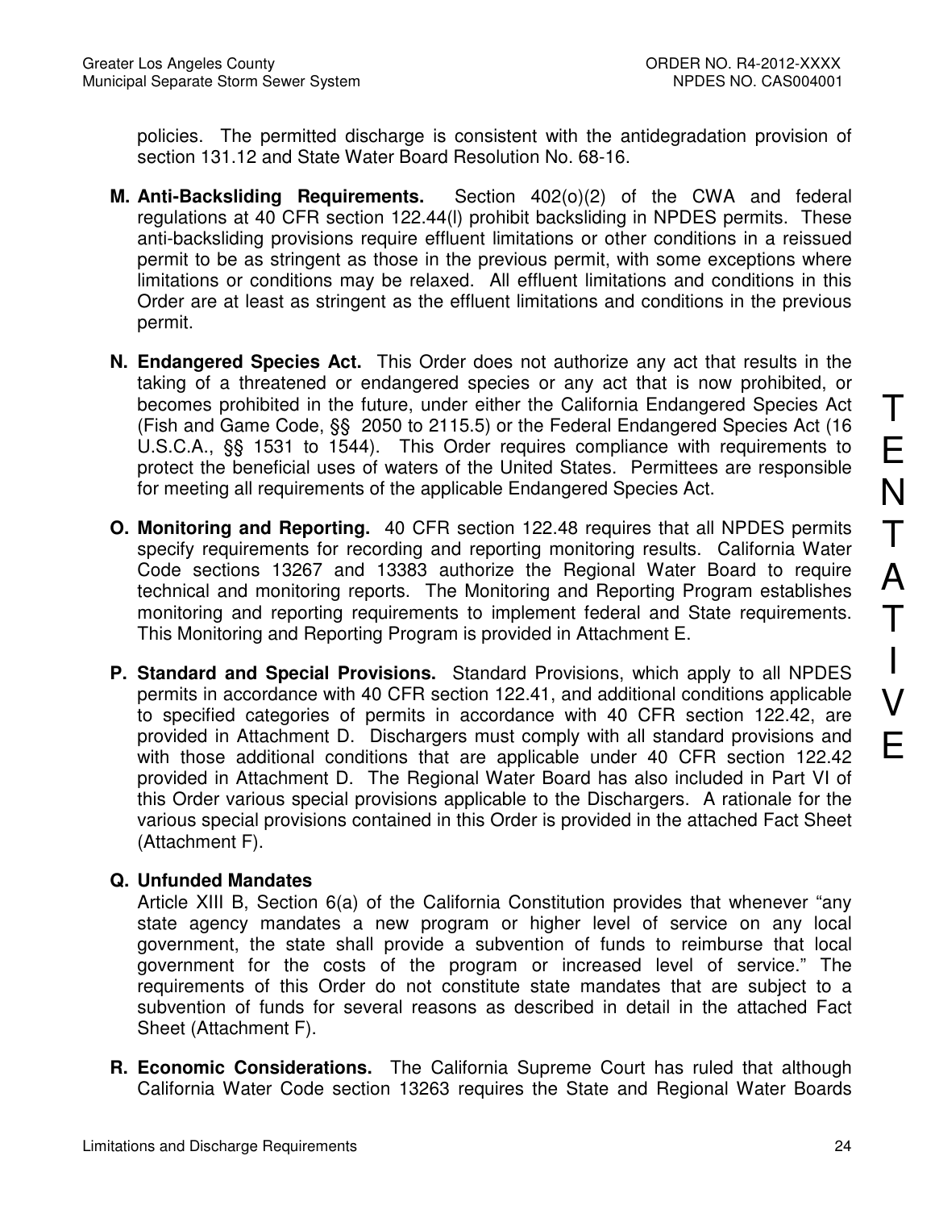policies. The permitted discharge is consistent with the antidegradation provision of section 131.12 and State Water Board Resolution No. 68-16.

**M. Anti-Backsliding Requirements.** Section 402(o)(2) of the CWA and federal regulations at 40 CFR section 122.44(l) prohibit backsliding in NPDES permits. These anti-backsliding provisions require effluent limitations or other conditions in a reissued permit to be as stringent as those in the previous permit, with some exceptions where limitations or conditions may be relaxed. All effluent limitations and conditions in this Order are at least as stringent as the effluent limitations and conditions in the previous permit.

**N. Endangered Species Act.** This Order does not authorize any act that results in the taking of a threatened or endangered species or any act that is now prohibited, or becomes prohibited in the future, under either the California Endangered Species Act (Fish and Game Code, §§ 2050 to 2115.5) or the Federal Endangered Species Act (16 U.S.C.A., §§ 1531 to 1544). This Order requires compliance with requirements to protect the beneficial uses of waters of the United States. Permittees are responsible for meeting all requirements of the applicable Endangered Species Act.

**O. Monitoring and Reporting.** 40 CFR section 122.48 requires that all NPDES permits specify requirements for recording and reporting monitoring results. California Water Code sections 13267 and 13383 authorize the Regional Water Board to require technical and monitoring reports. The Monitoring and Reporting Program establishes monitoring and reporting requirements to implement federal and State requirements. This Monitoring and Reporting Program is provided in Attachment E.

**P. Standard and Special Provisions.** Standard Provisions, which apply to all NPDES permits in accordance with 40 CFR section 122.41, and additional conditions applicable to specified categories of permits in accordance with 40 CFR section 122.42, are provided in Attachment D. Dischargers must comply with all standard provisions and with those additional conditions that are applicable under 40 CFR section 122.42 provided in Attachment D. The Regional Water Board has also included in Part VI of this Order various special provisions applicable to the Dischargers. A rationale for the various special provisions contained in this Order is provided in the attached Fact Sheet (Attachment F).

**Q. Unfunded Mandates**

Article XIII B, Section 6(a) of the California Constitution provides that whenever "any state agency mandates a new program or higher level of service on any local government, the state shall provide a subvention of funds to reimburse that local government for the costs of the program or increased level of service." The requirements of this Order do not constitute state mandates that are subject to a subvention of funds for several reasons as described in detail in the attached Fact Sheet (Attachment F).

**R. Economic Considerations.** The California Supreme Court has ruled that although California Water Code section 13263 requires the State and Regional Water Boards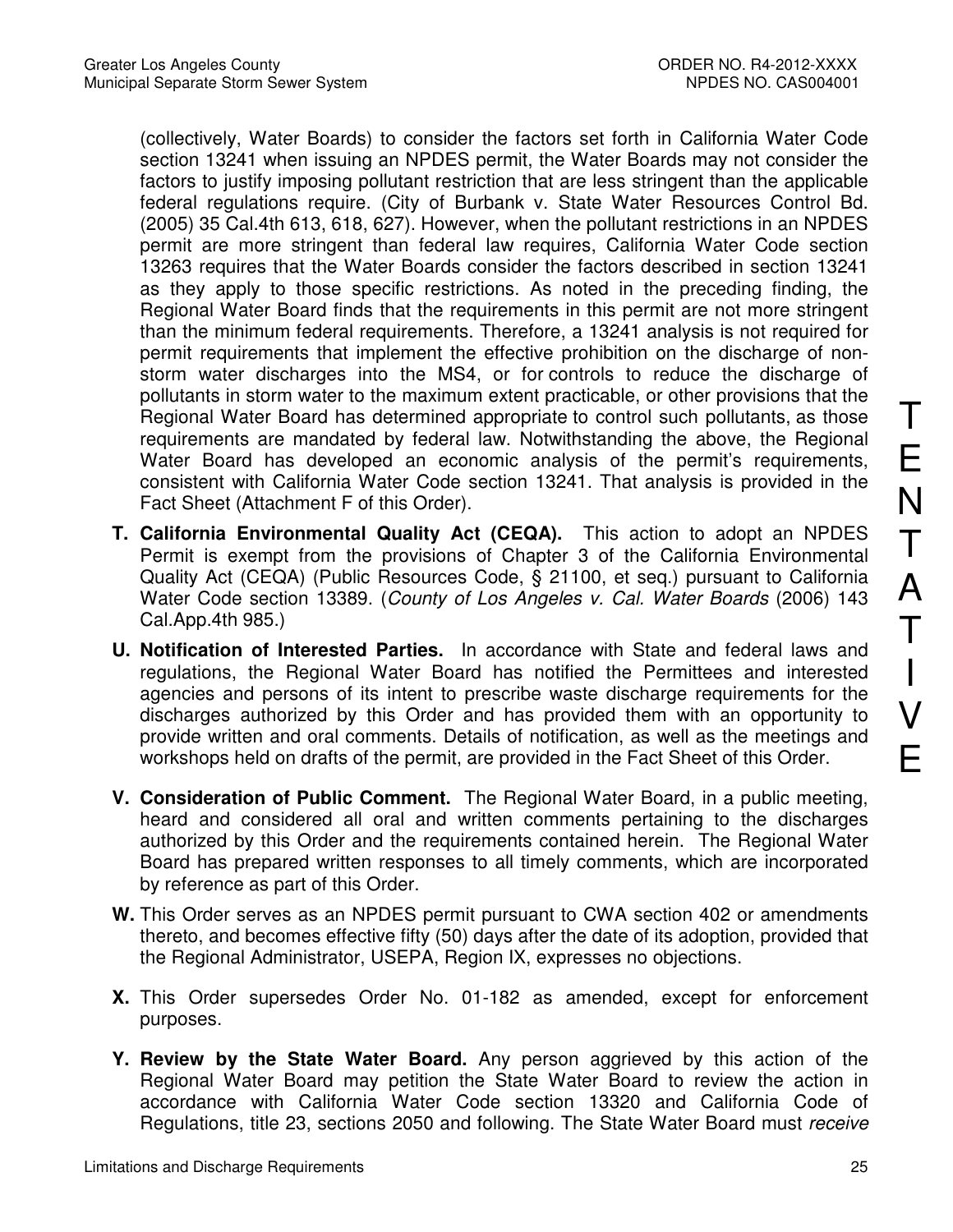(collectively, Water Boards) to consider the factors set forth in California Water Code section 13241 when issuing an NPDES permit, the Water Boards may not consider the factors to justify imposing pollutant restriction that are less stringent than the applicable federal regulations require. (City of Burbank v. State Water Resources Control Bd. (2005) 35 Cal.4th 613, 618, 627). However, when the pollutant restrictions in an NPDES permit are more stringent than federal law requires, California Water Code section 13263 requires that the Water Boards consider the factors described in section 13241 as they apply to those specific restrictions. As noted in the preceding finding, the Regional Water Board finds that the requirements in this permit are not more stringent than the minimum federal requirements. Therefore, a 13241 analysis is not required for permit requirements that implement the effective prohibition on the discharge of non-storm water discharges into the MS4, or for controls to reduce the discharge of pollutants in storm water to the maximum extent practicable, or other provisions that the Regional Water Board has determined appropriate to control such pollutants, as those requirements are mandated by federal law. Notwithstanding the above, the Regional Water Board has developed an economic analysis of the permit's requirements, consistent with California Water Code section 13241. That analysis is provided in the Fact Sheet (Attachment F of this Order).

**T. California Environmental Quality Act (CEQA).** This action to adopt an NPDES Permit is exempt from the provisions of Chapter 3 of the California Environmental Quality Act (CEQA) (Public Resources Code, § 21100, et seq.) pursuant to California Water Code section 13389. (*County of Los Angeles v. Cal. Water Boards* (2006) 143 Cal.App.4th 985.)

**U. Notification of Interested Parties.** In accordance with State and federal laws and regulations, the Regional Water Board has notified the Permittees and interested agencies and persons of its intent to prescribe waste discharge requirements for the discharges authorized by this Order and has provided them with an opportunity to provide written and oral comments. Details of notification, as well as the meetings and workshops held on drafts of the permit, are provided in the Fact Sheet of this Order.

**V. Consideration of Public Comment.** The Regional Water Board, in a public meeting, heard and considered all oral and written comments pertaining to the discharges authorized by this Order and the requirements contained herein. The Regional Water Board has prepared written responses to all timely comments, which are incorporated by reference as part of this Order.

**W.** This Order serves as an NPDES permit pursuant to CWA section 402 or amendments thereto, and becomes effective fifty (50) days after the date of its adoption, provided that the Regional Administrator, USEPA, Region IX, expresses no objections.

**X.** This Order supersedes Order No. 01-182 as amended, except for enforcement purposes.

**Y. Review by the State Water Board.** Any person aggrieved by this action of the Regional Water Board may petition the State Water Board to review the action in accordance with California Water Code section 13320 and California Code of Regulations, title 23, sections 2050 and following. The State Water Board must *receive*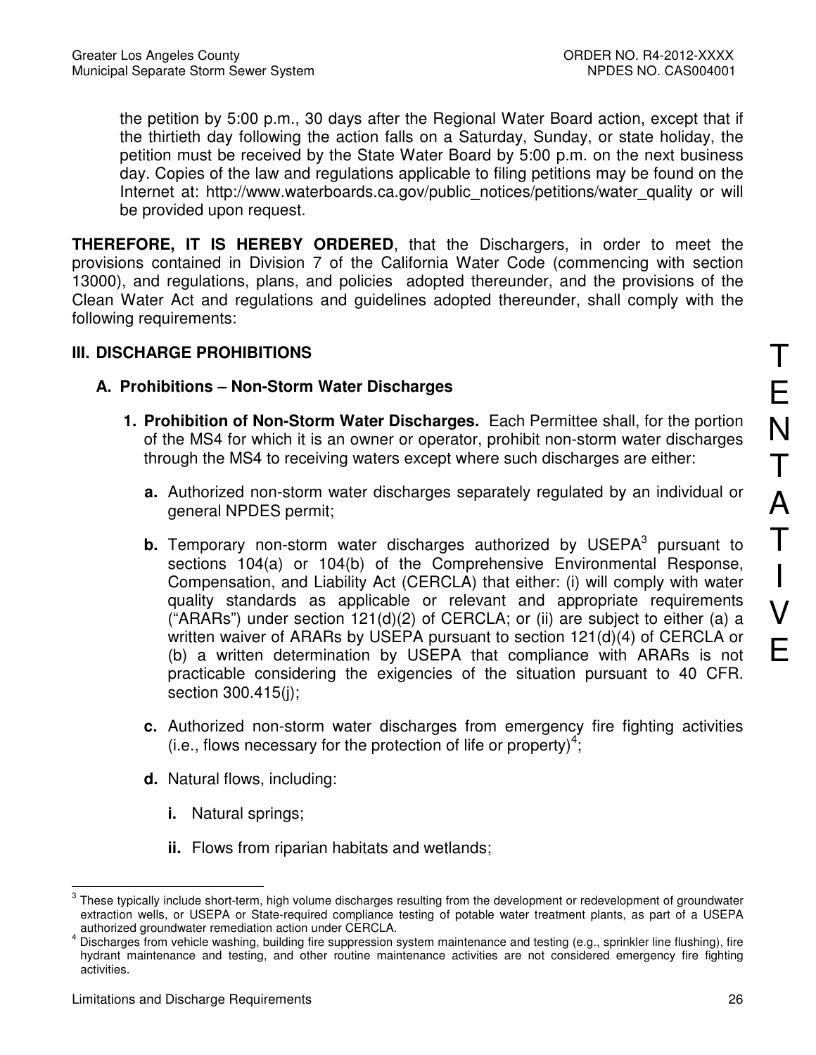the petition by 5:00 p.m., 30 days after the Regional Water Board action, except that if the thirtieth day following the action falls on a Saturday, Sunday, or state holiday, the petition must be received by the State Water Board by 5:00 p.m. on the next business day. Copies of the law and regulations applicable to filing petitions may be found on the Internet at: http://www.waterboards.ca.gov/public_notices/petitions/water_quality or will be provided upon request.

**THEREFORE, IT IS HEREBY ORDERED**, that the Dischargers, in order to meet the provisions contained in Division 7 of the California Water Code (commencing with section 13000), and regulations, plans, and policies adopted thereunder, and the provisions of the Clean Water Act and regulations and guidelines adopted thereunder, shall comply with the following requirements:

## III. DISCHARGE PROHIBITIONS

### A. Prohibitions – Non-Storm Water Discharges

1. **Prohibition of Non-Storm Water Discharges.** Each Permittee shall, for the portion of the MS4 for which it is an owner or operator, prohibit non-storm water discharges through the MS4 to receiving waters except where such discharges are either:

   **a.** Authorized non-storm water discharges separately regulated by an individual or general NPDES permit;

   **b.** Temporary non-storm water discharges authorized by USEPA[3] pursuant to sections 104(a) or 104(b) of the Comprehensive Environmental Response, Compensation, and Liability Act (CERCLA) that either: (i) will comply with water quality standards as applicable or relevant and appropriate requirements ("ARARs") under section 121(d)(2) of CERCLA; or (ii) are subject to either (a) a written waiver of ARARs by USEPA pursuant to section 121(d)(4) of CERCLA or (b) a written determination by USEPA that compliance with ARARs is not practicable considering the exigencies of the situation pursuant to 40 CFR. section 300.415(j);

   **c.** Authorized non-storm water discharges from emergency fire fighting activities (i.e., flows necessary for the protection of life or property)[4];

   **d.** Natural flows, including:

      **i.** Natural springs;

      **ii.** Flows from riparian habitats and wetlands;

---

[3] These typically include short-term, high volume discharges resulting from the development or redevelopment of groundwater extraction wells, or USEPA or State-required compliance testing of potable water treatment plants, as part of a USEPA authorized groundwater remediation action under CERCLA.

[4] Discharges from vehicle washing, building fire suppression system maintenance and testing (e.g., sprinkler line flushing), fire hydrant maintenance and testing, and other routine maintenance activities are not considered emergency fire fighting activities.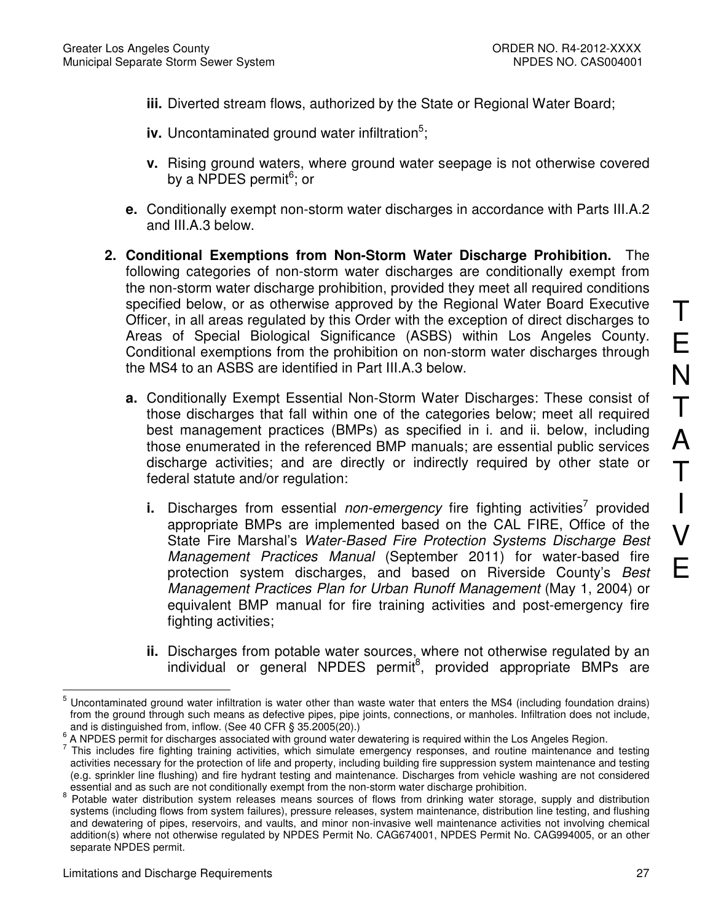**iii.** Diverted stream flows, authorized by the State or Regional Water Board;

**iv.** Uncontaminated ground water infiltration[5];

**v.** Rising ground waters, where ground water seepage is not otherwise covered by a NPDES permit[6]; or

**e.** Conditionally exempt non-storm water discharges in accordance with Parts III.A.2 and III.A.3 below.

**2. Conditional Exemptions from Non-Storm Water Discharge Prohibition.** The following categories of non-storm water discharges are conditionally exempt from the non-storm water discharge prohibition, provided they meet all required conditions specified below, or as otherwise approved by the Regional Water Board Executive Officer, in all areas regulated by this Order with the exception of direct discharges to Areas of Special Biological Significance (ASBS) within Los Angeles County. Conditional exemptions from the prohibition on non-storm water discharges through the MS4 to an ASBS are identified in Part III.A.3 below.

**a.** Conditionally Exempt Essential Non-Storm Water Discharges: These consist of those discharges that fall within one of the categories below; meet all required best management practices (BMPs) as specified in i. and ii. below, including those enumerated in the referenced BMP manuals; are essential public services discharge activities; and are directly or indirectly required by other state or federal statute and/or regulation:

**i.** Discharges from essential *non-emergency* fire fighting activities[7] provided appropriate BMPs are implemented based on the CAL FIRE, Office of the State Fire Marshal's *Water-Based Fire Protection Systems Discharge Best Management Practices Manual* (September 2011) for water-based fire protection system discharges, and based on Riverside County's *Best Management Practices Plan for Urban Runoff Management* (May 1, 2004) or equivalent BMP manual for fire training activities and post-emergency fire fighting activities;

**ii.** Discharges from potable water sources, where not otherwise regulated by an individual or general NPDES permit[8], provided appropriate BMPs are

---

[5] Uncontaminated ground water infiltration is water other than waste water that enters the MS4 (including foundation drains) from the ground through such means as defective pipes, pipe joints, connections, or manholes. Infiltration does not include, and is distinguished from, inflow. (See 40 CFR § 35.2005(20).)

[6] A NPDES permit for discharges associated with ground water dewatering is required within the Los Angeles Region.

[7] This includes fire fighting training activities, which simulate emergency responses, and routine maintenance and testing activities necessary for the protection of life and property, including building fire suppression system maintenance and testing (e.g. sprinkler line flushing) and fire hydrant testing and maintenance. Discharges from vehicle washing are not considered essential and as such are not conditionally exempt from the non-storm water discharge prohibition.

[8] Potable water distribution system releases means sources of flows from drinking water storage, supply and distribution systems (including flows from system failures), pressure releases, system maintenance, distribution line testing, and flushing and dewatering of pipes, reservoirs, and vaults, and minor non-invasive well maintenance activities not involving chemical addition(s) where not otherwise regulated by NPDES Permit No. CAG674001, NPDES Permit No. CAG994005, or an other separate NPDES permit.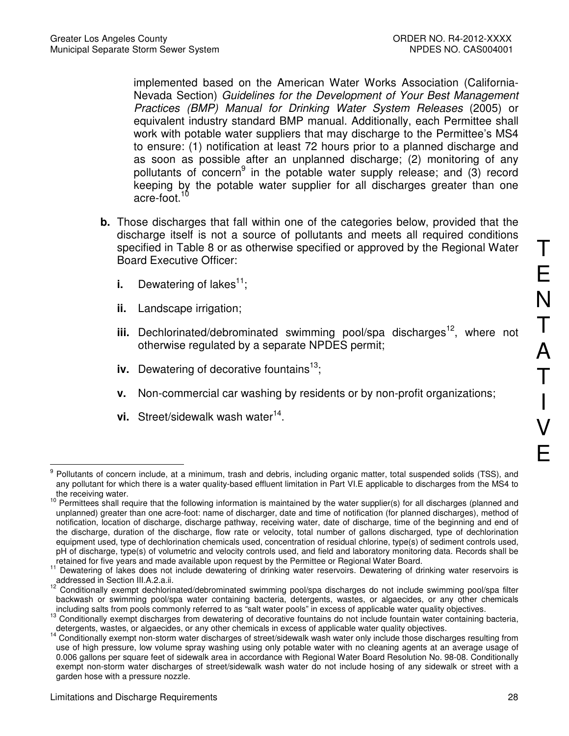implemented based on the American Water Works Association (California-Nevada Section) *Guidelines for the Development of Your Best Management Practices (BMP) Manual for Drinking Water System Releases* (2005) or equivalent industry standard BMP manual. Additionally, each Permittee shall work with potable water suppliers that may discharge to the Permittee's MS4 to ensure: (1) notification at least 72 hours prior to a planned discharge and as soon as possible after an unplanned discharge; (2) monitoring of any pollutants of concern[9] in the potable water supply release; and (3) record keeping by the potable water supplier for all discharges greater than one acre-foot.[10]

**b.** Those discharges that fall within one of the categories below, provided that the discharge itself is not a source of pollutants and meets all required conditions specified in Table 8 or as otherwise specified or approved by the Regional Water Board Executive Officer:

- **i.** Dewatering of lakes[11];
- **ii.** Landscape irrigation;
- **iii.** Dechlorinated/debrominated swimming pool/spa discharges[12], where not otherwise regulated by a separate NPDES permit;
- **iv.** Dewatering of decorative fountains[13];
- **v.** Non-commercial car washing by residents or by non-profit organizations;
- **vi.** Street/sidewalk wash water[14].

T E N T A T I V E

---

[9] Pollutants of concern include, at a minimum, trash and debris, including organic matter, total suspended solids (TSS), and any pollutant for which there is a water quality-based effluent limitation in Part VI.E applicable to discharges from the MS4 to the receiving water.

[10] Permittees shall require that the following information is maintained by the water supplier(s) for all discharges (planned and unplanned) greater than one acre-foot: name of discharger, date and time of notification (for planned discharges), method of notification, location of discharge, discharge pathway, receiving water, date of discharge, time of the beginning and end of the discharge, duration of the discharge, flow rate or velocity, total number of gallons discharged, type of dechlorination equipment used, type of dechlorination chemicals used, concentration of residual chlorine, type(s) of sediment controls used, pH of discharge, type(s) of volumetric and velocity controls used, and field and laboratory monitoring data. Records shall be retained for five years and made available upon request by the Permittee or Regional Water Board.

[11] Dewatering of lakes does not include dewatering of drinking water reservoirs. Dewatering of drinking water reservoirs is addressed in Section III.A.2.a.ii.

[12] Conditionally exempt dechlorinated/debrominated swimming pool/spa discharges do not include swimming pool/spa filter backwash or swimming pool/spa water containing bacteria, detergents, wastes, or algaecides, or any other chemicals including salts from pools commonly referred to as "salt water pools" in excess of applicable water quality objectives.

[13] Conditionally exempt discharges from dewatering of decorative fountains do not include fountain water containing bacteria, detergents, wastes, or algaecides, or any other chemicals in excess of applicable water quality objectives.

[14] Conditionally exempt non-storm water discharges of street/sidewalk wash water only include those discharges resulting from use of high pressure, low volume spray washing using only potable water with no cleaning agents at an average usage of 0.006 gallons per square feet of sidewalk area in accordance with Regional Water Board Resolution No. 98-08. Conditionally exempt non-storm water discharges of street/sidewalk wash water do not include hosing of any sidewalk or street with a garden hose with a pressure nozzle.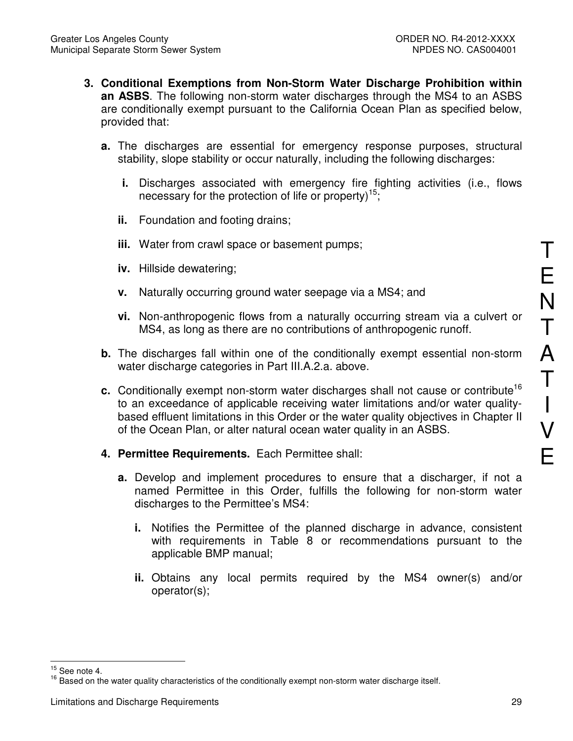3. **Conditional Exemptions from Non-Storm Water Discharge Prohibition within an ASBS**. The following non-storm water discharges through the MS4 to an ASBS are conditionally exempt pursuant to the California Ocean Plan as specified below, provided that:

   a. The discharges are essential for emergency response purposes, structural stability, slope stability or occur naturally, including the following discharges:

      i. Discharges associated with emergency fire fighting activities (i.e., flows necessary for the protection of life or property)[15];

      ii. Foundation and footing drains;

      iii. Water from crawl space or basement pumps;

      iv. Hillside dewatering;

      v. Naturally occurring ground water seepage via a MS4; and

      vi. Non-anthropogenic flows from a naturally occurring stream via a culvert or MS4, as long as there are no contributions of anthropogenic runoff.

   b. The discharges fall within one of the conditionally exempt essential non-storm water discharge categories in Part III.A.2.a. above.

   c. Conditionally exempt non-storm water discharges shall not cause or contribute[16] to an exceedance of applicable receiving water limitations and/or water quality-based effluent limitations in this Order or the water quality objectives in Chapter II of the Ocean Plan, or alter natural ocean water quality in an ASBS.

4. **Permittee Requirements.** Each Permittee shall:

   a. Develop and implement procedures to ensure that a discharger, if not a named Permittee in this Order, fulfills the following for non-storm water discharges to the Permittee's MS4:

      i. Notifies the Permittee of the planned discharge in advance, consistent with requirements in Table 8 or recommendations pursuant to the applicable BMP manual;

      ii. Obtains any local permits required by the MS4 owner(s) and/or operator(s);

[15] See note 4.

[16] Based on the water quality characteristics of the conditionally exempt non-storm water discharge itself.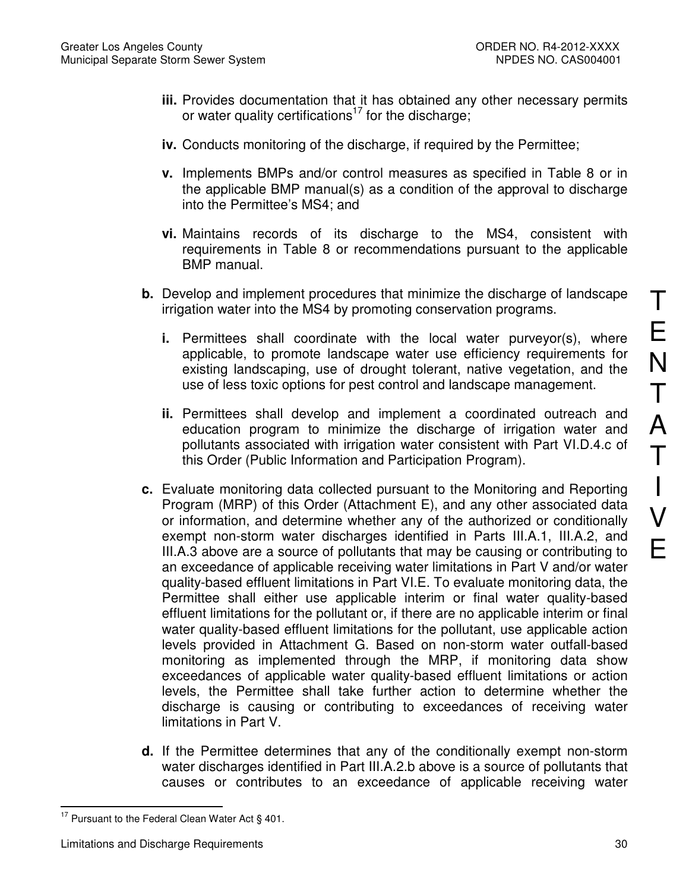**iii.** Provides documentation that it has obtained any other necessary permits or water quality certifications[17] for the discharge;

**iv.** Conducts monitoring of the discharge, if required by the Permittee;

**v.** Implements BMPs and/or control measures as specified in Table 8 or in the applicable BMP manual(s) as a condition of the approval to discharge into the Permittee's MS4; and

**vi.** Maintains records of its discharge to the MS4, consistent with requirements in Table 8 or recommendations pursuant to the applicable BMP manual.

**b.** Develop and implement procedures that minimize the discharge of landscape irrigation water into the MS4 by promoting conservation programs.

**i.** Permittees shall coordinate with the local water purveyor(s), where applicable, to promote landscape water use efficiency requirements for existing landscaping, use of drought tolerant, native vegetation, and the use of less toxic options for pest control and landscape management.

**ii.** Permittees shall develop and implement a coordinated outreach and education program to minimize the discharge of irrigation water and pollutants associated with irrigation water consistent with Part VI.D.4.c of this Order (Public Information and Participation Program).

**c.** Evaluate monitoring data collected pursuant to the Monitoring and Reporting Program (MRP) of this Order (Attachment E), and any other associated data or information, and determine whether any of the authorized or conditionally exempt non-storm water discharges identified in Parts III.A.1, III.A.2, and III.A.3 above are a source of pollutants that may be causing or contributing to an exceedance of applicable receiving water limitations in Part V and/or water quality-based effluent limitations in Part VI.E. To evaluate monitoring data, the Permittee shall either use applicable interim or final water quality-based effluent limitations for the pollutant or, if there are no applicable interim or final water quality-based effluent limitations for the pollutant, use applicable action levels provided in Attachment G. Based on non-storm water outfall-based monitoring as implemented through the MRP, if monitoring data show exceedances of applicable water quality-based effluent limitations or action levels, the Permittee shall take further action to determine whether the discharge is causing or contributing to exceedances of receiving water limitations in Part V.

**d.** If the Permittee determines that any of the conditionally exempt non-storm water discharges identified in Part III.A.2.b above is a source of pollutants that causes or contributes to an exceedance of applicable receiving water

---

[17] Pursuant to the Federal Clean Water Act § 401.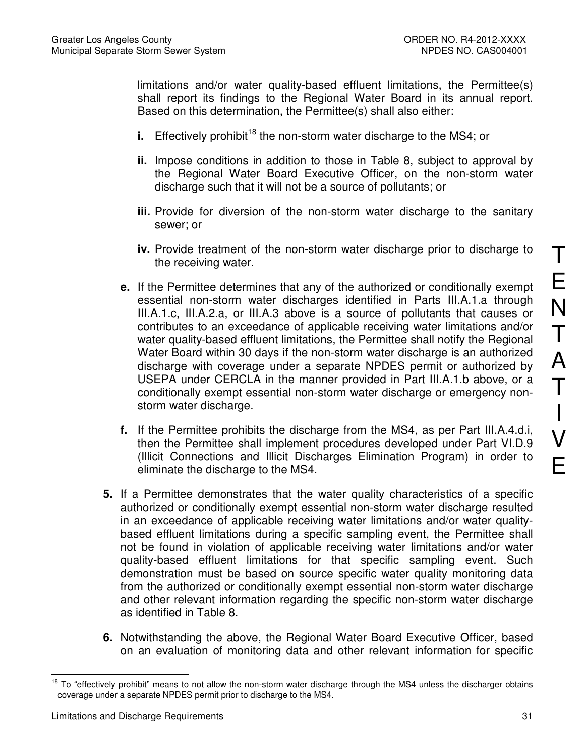limitations and/or water quality-based effluent limitations, the Permittee(s) shall report its findings to the Regional Water Board in its annual report. Based on this determination, the Permittee(s) shall also either:

- **i.** Effectively prohibit[18] the non-storm water discharge to the MS4; or
- **ii.** Impose conditions in addition to those in Table 8, subject to approval by the Regional Water Board Executive Officer, on the non-storm water discharge such that it will not be a source of pollutants; or
- **iii.** Provide for diversion of the non-storm water discharge to the sanitary sewer; or
- **iv.** Provide treatment of the non-storm water discharge prior to discharge to the receiving water.

**e.** If the Permittee determines that any of the authorized or conditionally exempt essential non-storm water discharges identified in Parts III.A.1.a through III.A.1.c, III.A.2.a, or III.A.3 above is a source of pollutants that causes or contributes to an exceedance of applicable receiving water limitations and/or water quality-based effluent limitations, the Permittee shall notify the Regional Water Board within 30 days if the non-storm water discharge is an authorized discharge with coverage under a separate NPDES permit or authorized by USEPA under CERCLA in the manner provided in Part III.A.1.b above, or a conditionally exempt essential non-storm water discharge or emergency non-storm water discharge.

**f.** If the Permittee prohibits the discharge from the MS4, as per Part III.A.4.d.i, then the Permittee shall implement procedures developed under Part VI.D.9 (Illicit Connections and Illicit Discharges Elimination Program) in order to eliminate the discharge to the MS4.

**5.** If a Permittee demonstrates that the water quality characteristics of a specific authorized or conditionally exempt essential non-storm water discharge resulted in an exceedance of applicable receiving water limitations and/or water quality-based effluent limitations during a specific sampling event, the Permittee shall not be found in violation of applicable receiving water limitations and/or water quality-based effluent limitations for that specific sampling event. Such demonstration must be based on source specific water quality monitoring data from the authorized or conditionally exempt essential non-storm water discharge and other relevant information regarding the specific non-storm water discharge as identified in Table 8.

**6.** Notwithstanding the above, the Regional Water Board Executive Officer, based on an evaluation of monitoring data and other relevant information for specific

[18] To "effectively prohibit" means to not allow the non-storm water discharge through the MS4 unless the discharger obtains coverage under a separate NPDES permit prior to discharge to the MS4.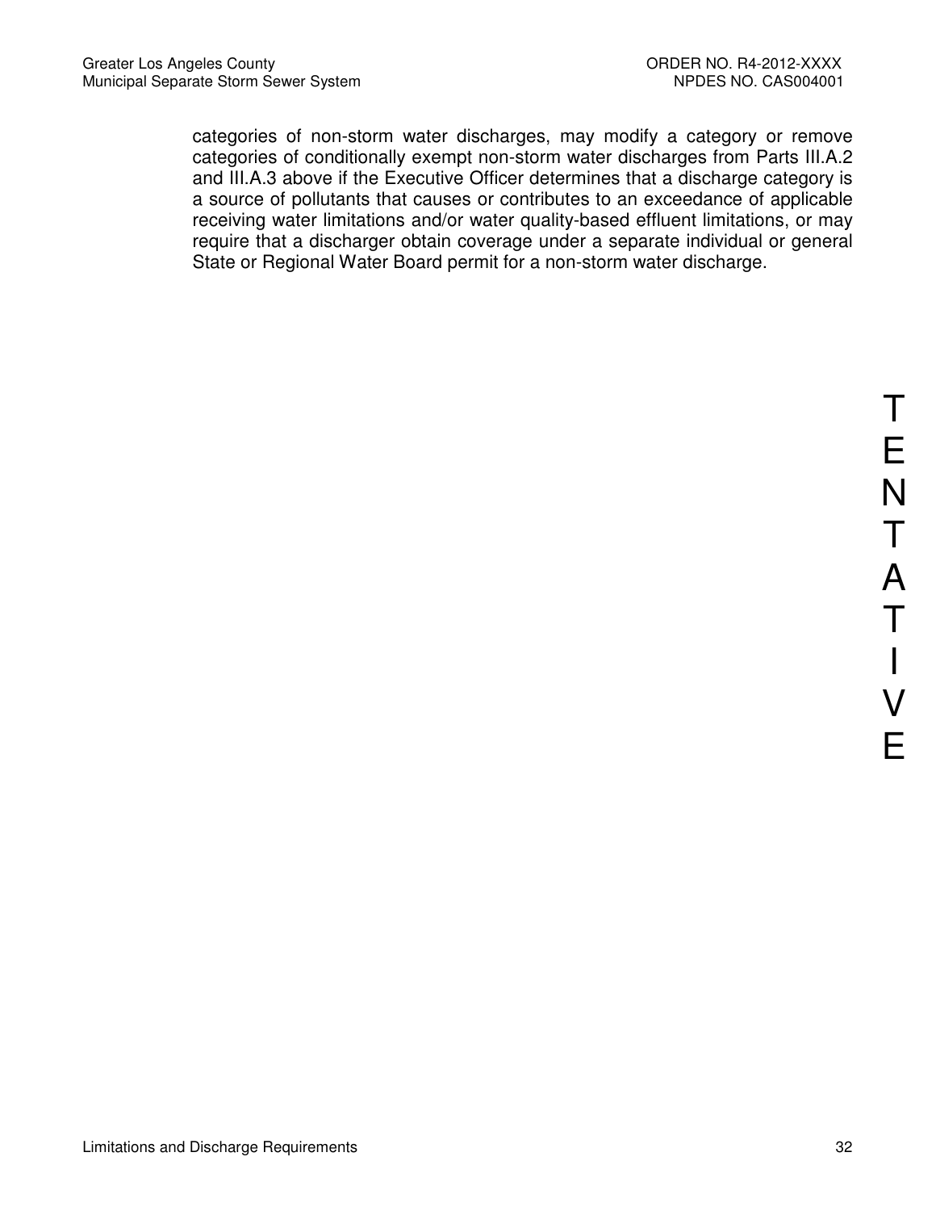categories of non-storm water discharges, may modify a category or remove categories of conditionally exempt non-storm water discharges from Parts III.A.2 and III.A.3 above if the Executive Officer determines that a discharge category is a source of pollutants that causes or contributes to an exceedance of applicable receiving water limitations and/or water quality-based effluent limitations, or may require that a discharger obtain coverage under a separate individual or general State or Regional Water Board permit for a non-storm water discharge.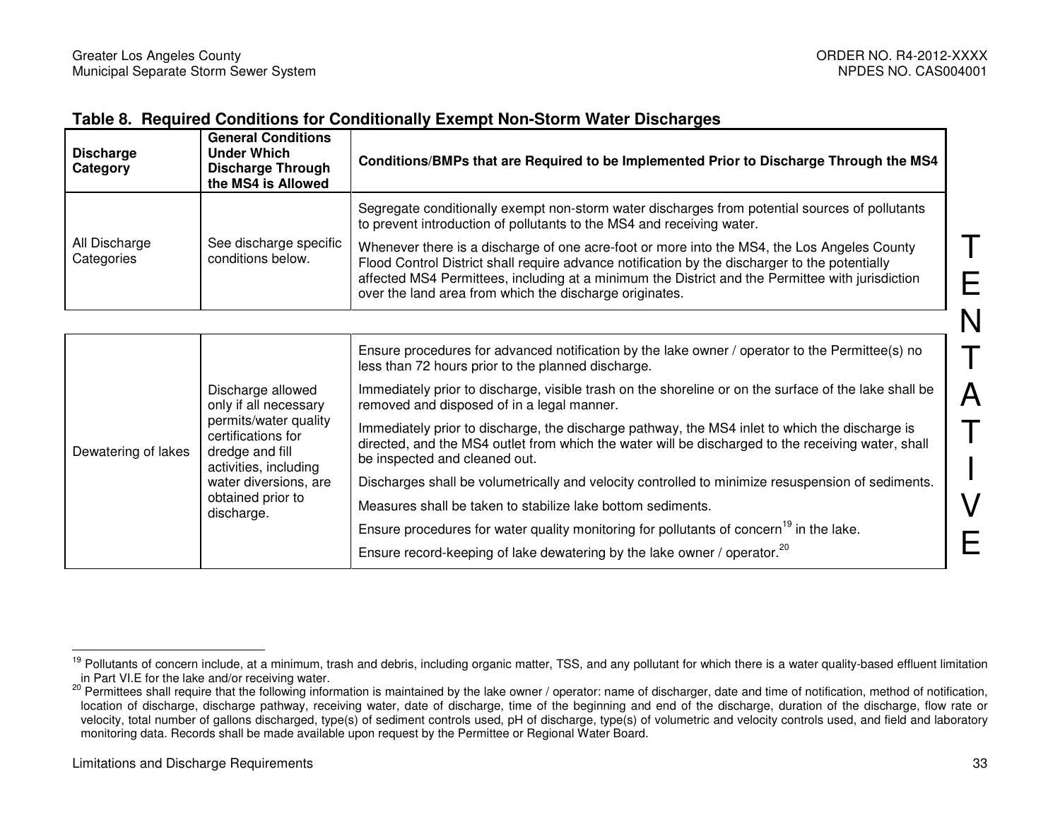**Table 8. Required Conditions for Conditionally Exempt Non-Storm Water Discharges**

| Discharge Category | General Conditions Under Which Discharge Through the MS4 is Allowed | Conditions/BMPs that are Required to be Implemented Prior to Discharge Through the MS4 |
|---|---|---|
| All Discharge Categories | See discharge specific conditions below. | Segregate conditionally exempt non-storm water discharges from potential sources of pollutants to prevent introduction of pollutants to the MS4 and receiving water.<br><br>Whenever there is a discharge of one acre-foot or more into the MS4, the Los Angeles County Flood Control District shall require advance notification by the discharger to the potentially affected MS4 Permittees, including at a minimum the District and the Permittee with jurisdiction over the land area from which the discharge originates. |
| Dewatering of lakes | Discharge allowed only if all necessary permits/water quality certifications for dredge and fill activities, including water diversions, are obtained prior to discharge. | Ensure procedures for advanced notification by the lake owner / operator to the Permittee(s) no less than 72 hours prior to the planned discharge.<br><br>Immediately prior to discharge, visible trash on the shoreline or on the surface of the lake shall be removed and disposed of in a legal manner.<br><br>Immediately prior to discharge, the discharge pathway, the MS4 inlet to which the discharge is directed, and the MS4 outlet from which the water will be discharged to the receiving water, shall be inspected and cleaned out.<br><br>Discharges shall be volumetrically and velocity controlled to minimize resuspension of sediments.<br><br>Measures shall be taken to stabilize lake bottom sediments.<br><br>Ensure procedures for water quality monitoring for pollutants of concern[19] in the lake.<br><br>Ensure record-keeping of lake dewatering by the lake owner / operator.[20] |

TENTATIVE

[19] Pollutants of concern include, at a minimum, trash and debris, including organic matter, TSS, and any pollutant for which there is a water quality-based effluent limitation in Part VI.E for the lake and/or receiving water.

[20] Permittees shall require that the following information is maintained by the lake owner / operator: name of discharger, date and time of notification, method of notification, location of discharge, discharge pathway, receiving water, date of discharge, time of the beginning and end of the discharge, duration of the discharge, flow rate or velocity, total number of gallons discharged, type(s) of sediment controls used, pH of discharge, type(s) of volumetric and velocity controls used, and field and laboratory monitoring data. Records shall be made available upon request by the Permittee or Regional Water Board.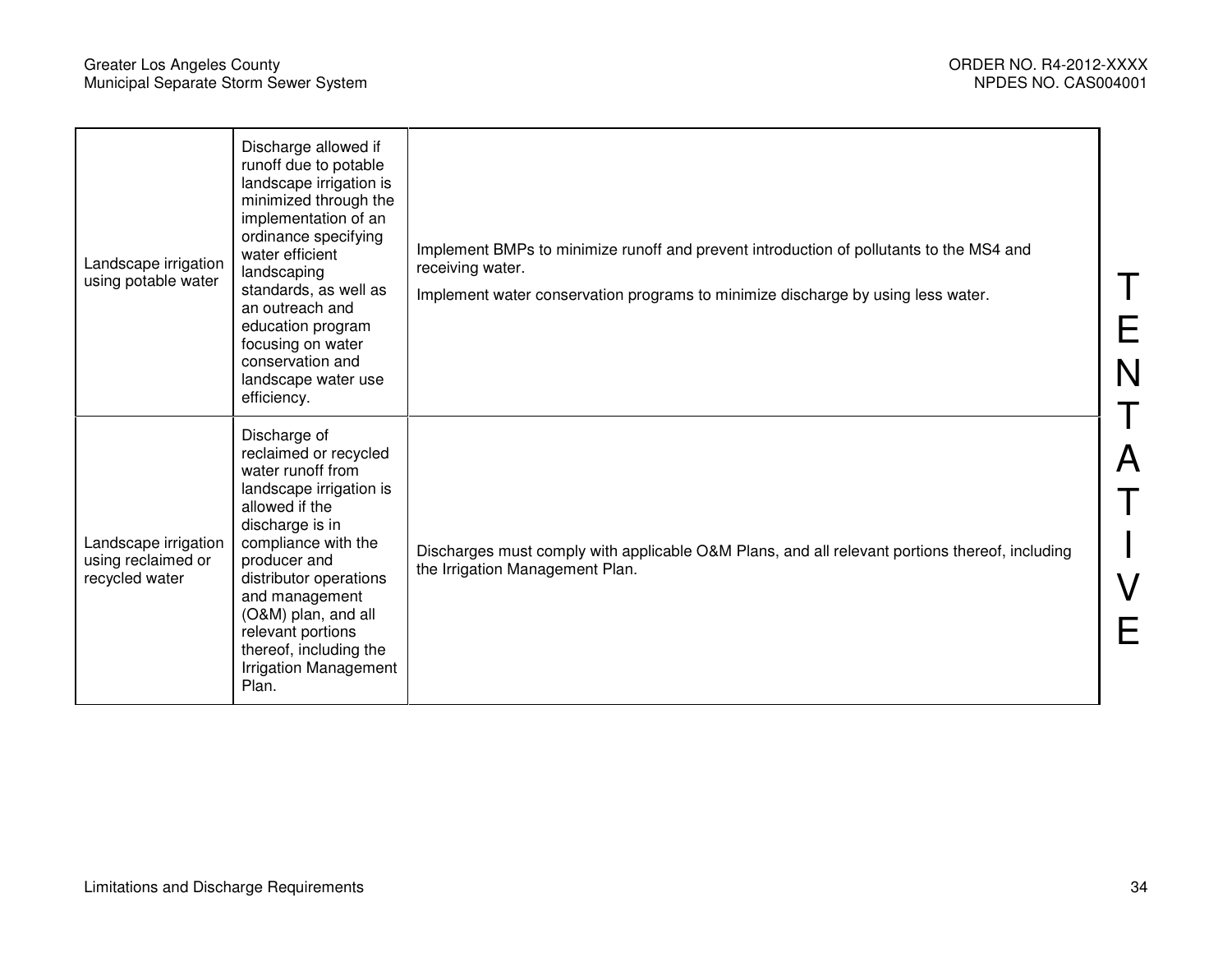| | | |
|---|---|---|
| Landscape irrigation using potable water | Discharge allowed if runoff due to potable landscape irrigation is minimized through the implementation of an ordinance specifying water efficient landscaping standards, as well as an outreach and education program focusing on water conservation and landscape water use efficiency. | Implement BMPs to minimize runoff and prevent introduction of pollutants to the MS4 and receiving water.<br><br>Implement water conservation programs to minimize discharge by using less water. |
| Landscape irrigation using reclaimed or recycled water | Discharge of reclaimed or recycled water runoff from landscape irrigation is allowed if the discharge is in compliance with the producer and distributor operations and management (O&M) plan, and all relevant portions thereof, including the Irrigation Management Plan. | Discharges must comply with applicable O&M Plans, and all relevant portions thereof, including the Irrigation Management Plan. |

TENTATIVE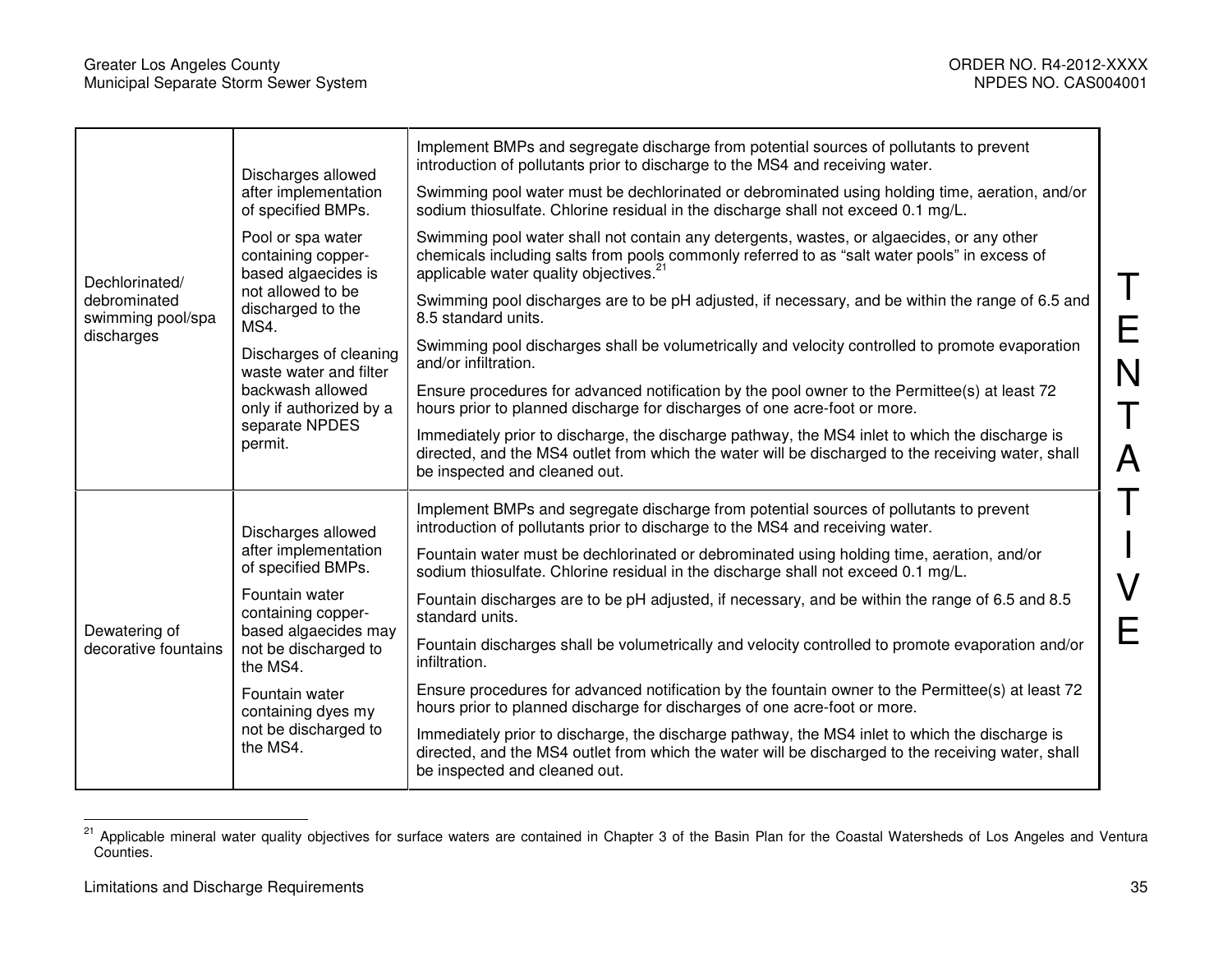| | | |
|---|---|---|
| Dechlorinated/ debrominated swimming pool/spa discharges | Discharges allowed after implementation of specified BMPs.<br><br>Pool or spa water containing copper-based algaecides is not allowed to be discharged to the MS4.<br><br>Discharges of cleaning waste water and filter backwash allowed only if authorized by a separate NPDES permit. | Implement BMPs and segregate discharge from potential sources of pollutants to prevent introduction of pollutants prior to discharge to the MS4 and receiving water.<br><br>Swimming pool water must be dechlorinated or debrominated using holding time, aeration, and/or sodium thiosulfate. Chlorine residual in the discharge shall not exceed 0.1 mg/L.<br><br>Swimming pool water shall not contain any detergents, wastes, or algaecides, or any other chemicals including salts from pools commonly referred to as "salt water pools" in excess of applicable water quality objectives.[21]<br><br>Swimming pool discharges are to be pH adjusted, if necessary, and be within the range of 6.5 and 8.5 standard units.<br><br>Swimming pool discharges shall be volumetrically and velocity controlled to promote evaporation and/or infiltration.<br><br>Ensure procedures for advanced notification by the pool owner to the Permittee(s) at least 72 hours prior to planned discharge for discharges of one acre-foot or more.<br><br>Immediately prior to discharge, the discharge pathway, the MS4 inlet to which the discharge is directed, and the MS4 outlet from which the water will be discharged to the receiving water, shall be inspected and cleaned out. |
| Dewatering of decorative fountains | Discharges allowed after implementation of specified BMPs.<br><br>Fountain water containing copper-based algaecides may not be discharged to the MS4.<br><br>Fountain water containing dyes my not be discharged to the MS4. | Implement BMPs and segregate discharge from potential sources of pollutants to prevent introduction of pollutants prior to discharge to the MS4 and receiving water.<br><br>Fountain water must be dechlorinated or debrominated using holding time, aeration, and/or sodium thiosulfate. Chlorine residual in the discharge shall not exceed 0.1 mg/L.<br><br>Fountain discharges are to be pH adjusted, if necessary, and be within the range of 6.5 and 8.5 standard units.<br><br>Fountain discharges shall be volumetrically and velocity controlled to promote evaporation and/or infiltration.<br><br>Ensure procedures for advanced notification by the fountain owner to the Permittee(s) at least 72 hours prior to planned discharge for discharges of one acre-foot or more.<br><br>Immediately prior to discharge, the discharge pathway, the MS4 inlet to which the discharge is directed, and the MS4 outlet from which the water will be discharged to the receiving water, shall be inspected and cleaned out. |

TENTATIVE

[21] Applicable mineral water quality objectives for surface waters are contained in Chapter 3 of the Basin Plan for the Coastal Watersheds of Los Angeles and Ventura Counties.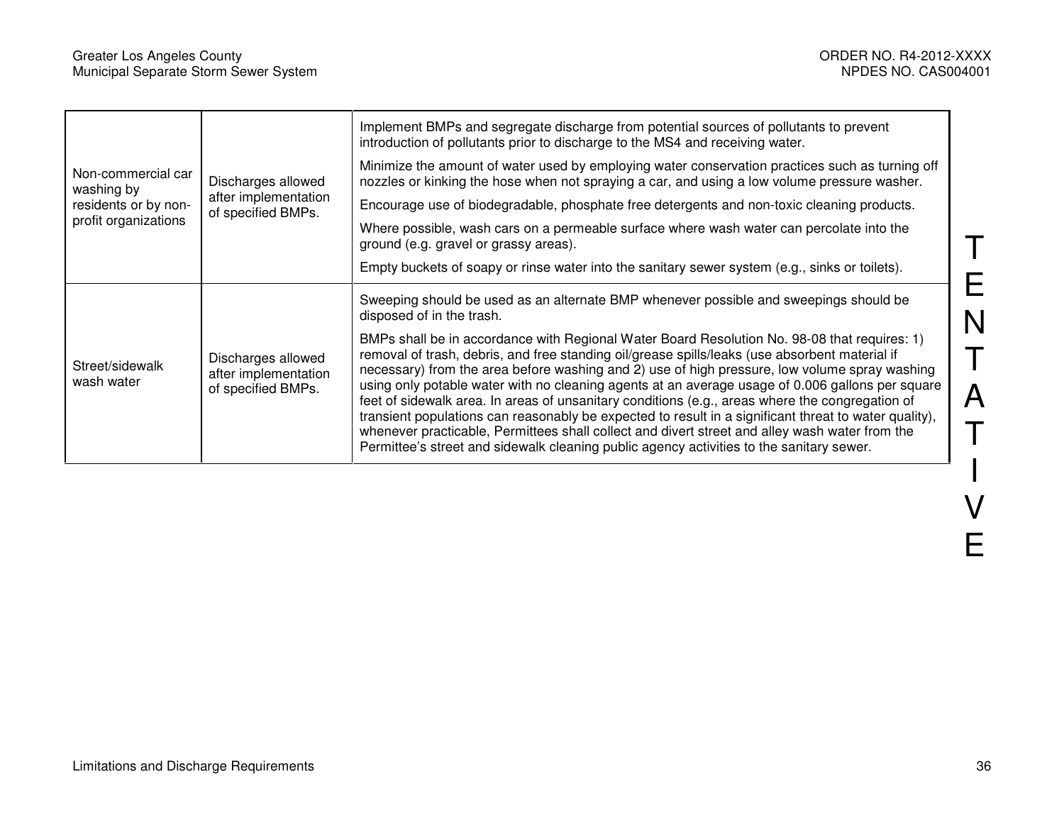| | | |
|---|---|---|
| Non-commercial car washing by residents or by non-profit organizations | Discharges allowed after implementation of specified BMPs. | Implement BMPs and segregate discharge from potential sources of pollutants to prevent introduction of pollutants prior to discharge to the MS4 and receiving water.<br><br>Minimize the amount of water used by employing water conservation practices such as turning off nozzles or kinking the hose when not spraying a car, and using a low volume pressure washer.<br><br>Encourage use of biodegradable, phosphate free detergents and non-toxic cleaning products.<br><br>Where possible, wash cars on a permeable surface where wash water can percolate into the ground (e.g. gravel or grassy areas).<br><br>Empty buckets of soapy or rinse water into the sanitary sewer system (e.g., sinks or toilets). |
| Street/sidewalk wash water | Discharges allowed after implementation of specified BMPs. | Sweeping should be used as an alternate BMP whenever possible and sweepings should be disposed of in the trash.<br><br>BMPs shall be in accordance with Regional Water Board Resolution No. 98-08 that requires: 1) removal of trash, debris, and free standing oil/grease spills/leaks (use absorbent material if necessary) from the area before washing and 2) use of high pressure, low volume spray washing using only potable water with no cleaning agents at an average usage of 0.006 gallons per square feet of sidewalk area. In areas of unsanitary conditions (e.g., areas where the congregation of transient populations can reasonably be expected to result in a significant threat to water quality), whenever practicable, Permittees shall collect and divert street and alley wash water from the Permittee's street and sidewalk cleaning public agency activities to the sanitary sewer. |

TENTATIVE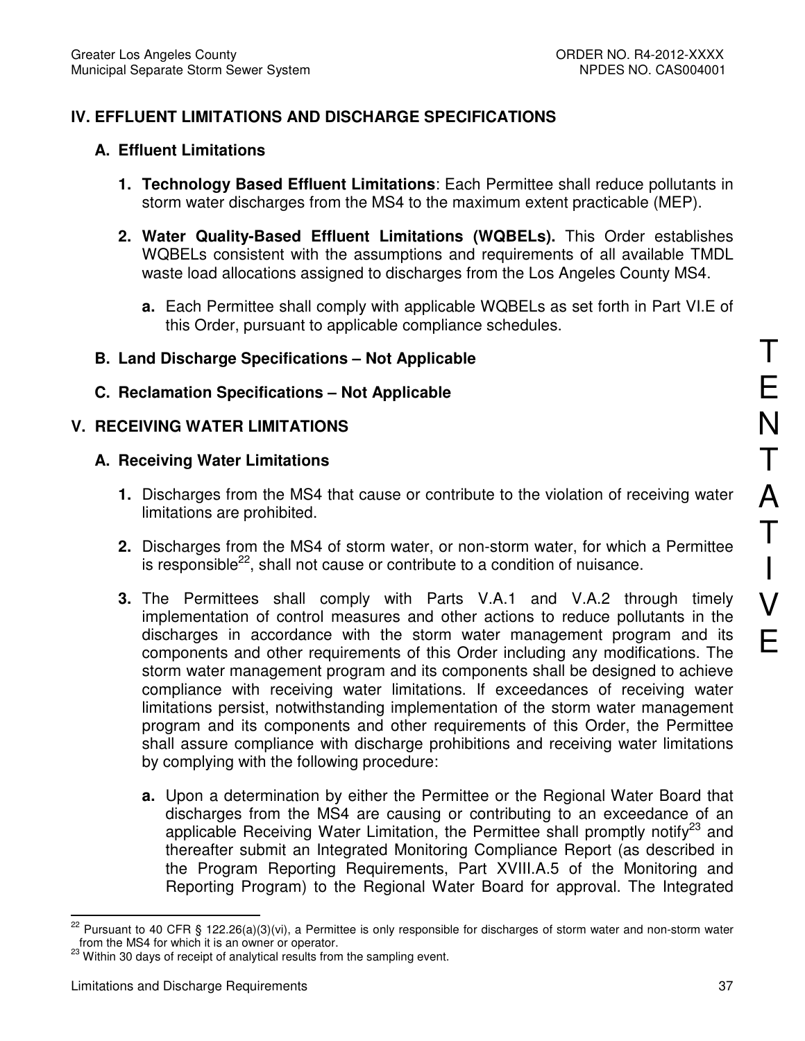## IV. EFFLUENT LIMITATIONS AND DISCHARGE SPECIFICATIONS

### A. Effluent Limitations

1. **Technology Based Effluent Limitations**: Each Permittee shall reduce pollutants in storm water discharges from the MS4 to the maximum extent practicable (MEP).

2. **Water Quality-Based Effluent Limitations (WQBELs).** This Order establishes WQBELs consistent with the assumptions and requirements of all available TMDL waste load allocations assigned to discharges from the Los Angeles County MS4.

   **a.** Each Permittee shall comply with applicable WQBELs as set forth in Part VI.E of this Order, pursuant to applicable compliance schedules.

### B. Land Discharge Specifications – Not Applicable

### C. Reclamation Specifications – Not Applicable

## V. RECEIVING WATER LIMITATIONS

### A. Receiving Water Limitations

1. Discharges from the MS4 that cause or contribute to the violation of receiving water limitations are prohibited.

2. Discharges from the MS4 of storm water, or non-storm water, for which a Permittee is responsible[22], shall not cause or contribute to a condition of nuisance.

3. The Permittees shall comply with Parts V.A.1 and V.A.2 through timely implementation of control measures and other actions to reduce pollutants in the discharges in accordance with the storm water management program and its components and other requirements of this Order including any modifications. The storm water management program and its components shall be designed to achieve compliance with receiving water limitations. If exceedances of receiving water limitations persist, notwithstanding implementation of the storm water management program and its components and other requirements of this Order, the Permittee shall assure compliance with discharge prohibitions and receiving water limitations by complying with the following procedure:

   **a.** Upon a determination by either the Permittee or the Regional Water Board that discharges from the MS4 are causing or contributing to an exceedance of an applicable Receiving Water Limitation, the Permittee shall promptly notify[23] and thereafter submit an Integrated Monitoring Compliance Report (as described in the Program Reporting Requirements, Part XVIII.A.5 of the Monitoring and Reporting Program) to the Regional Water Board for approval. The Integrated

---

[22] Pursuant to 40 CFR § 122.26(a)(3)(vi), a Permittee is only responsible for discharges of storm water and non-storm water from the MS4 for which it is an owner or operator.

[23] Within 30 days of receipt of analytical results from the sampling event.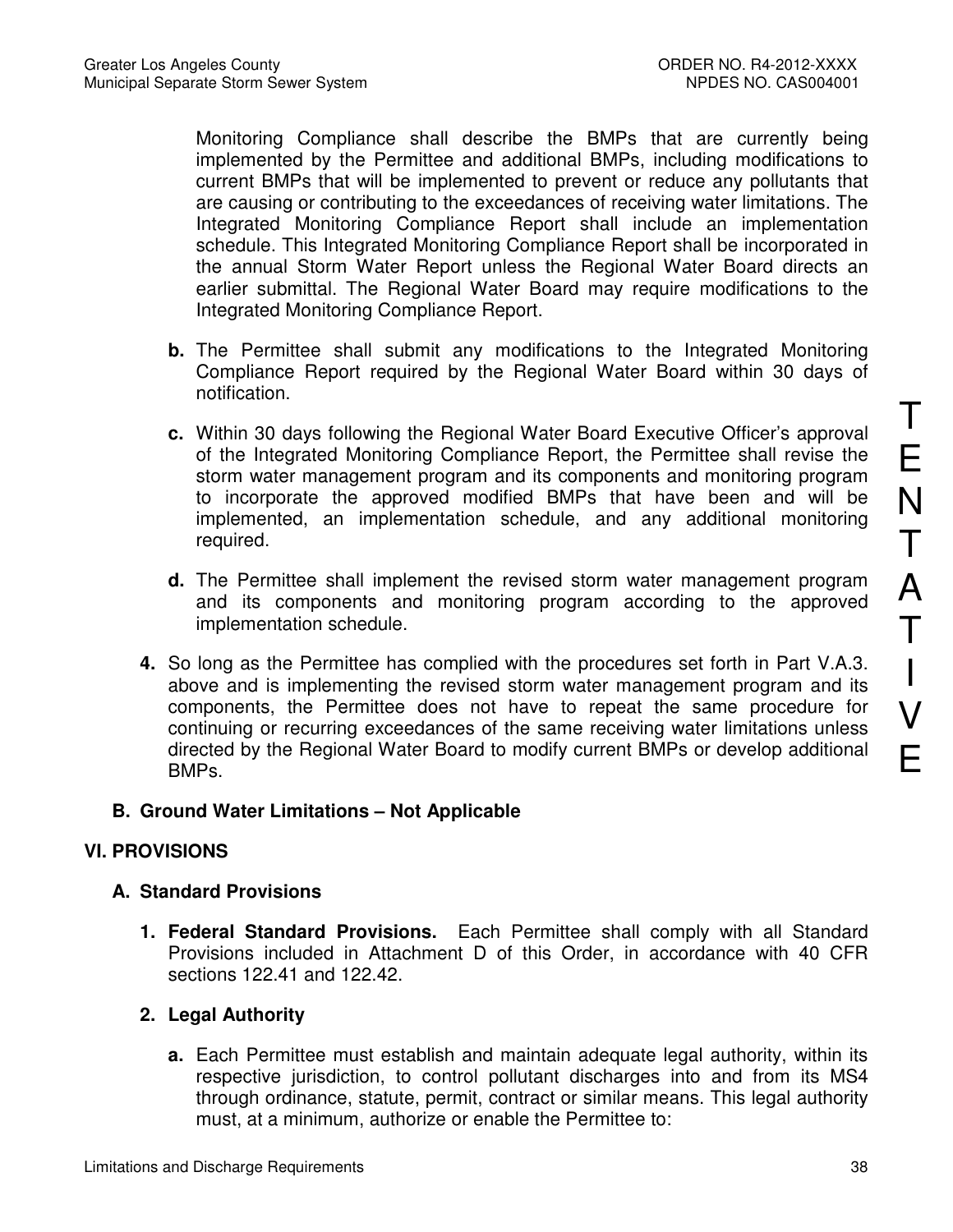Monitoring Compliance shall describe the BMPs that are currently being implemented by the Permittee and additional BMPs, including modifications to current BMPs that will be implemented to prevent or reduce any pollutants that are causing or contributing to the exceedances of receiving water limitations. The Integrated Monitoring Compliance Report shall include an implementation schedule. This Integrated Monitoring Compliance Report shall be incorporated in the annual Storm Water Report unless the Regional Water Board directs an earlier submittal. The Regional Water Board may require modifications to the Integrated Monitoring Compliance Report.

**b.** The Permittee shall submit any modifications to the Integrated Monitoring Compliance Report required by the Regional Water Board within 30 days of notification.

**c.** Within 30 days following the Regional Water Board Executive Officer's approval of the Integrated Monitoring Compliance Report, the Permittee shall revise the storm water management program and its components and monitoring program to incorporate the approved modified BMPs that have been and will be implemented, an implementation schedule, and any additional monitoring required.

**d.** The Permittee shall implement the revised storm water management program and its components and monitoring program according to the approved implementation schedule.

**4.** So long as the Permittee has complied with the procedures set forth in Part V.A.3. above and is implementing the revised storm water management program and its components, the Permittee does not have to repeat the same procedure for continuing or recurring exceedances of the same receiving water limitations unless directed by the Regional Water Board to modify current BMPs or develop additional BMPs.

### B. Ground Water Limitations – Not Applicable

## VI. PROVISIONS

### A. Standard Provisions

**1. Federal Standard Provisions.** Each Permittee shall comply with all Standard Provisions included in Attachment D of this Order, in accordance with 40 CFR sections 122.41 and 122.42.

**2. Legal Authority**

**a.** Each Permittee must establish and maintain adequate legal authority, within its respective jurisdiction, to control pollutant discharges into and from its MS4 through ordinance, statute, permit, contract or similar means. This legal authority must, at a minimum, authorize or enable the Permittee to: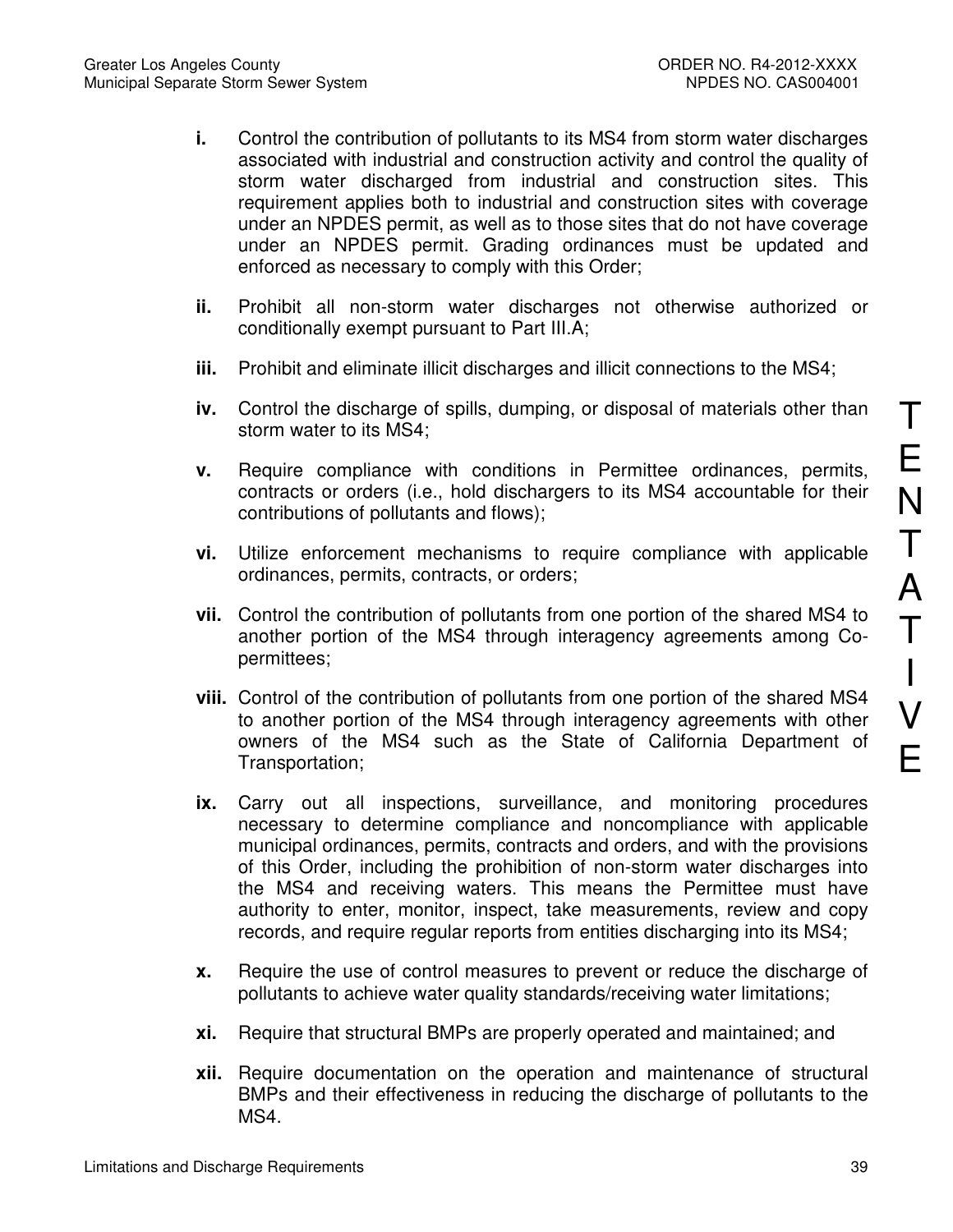**i.** Control the contribution of pollutants to its MS4 from storm water discharges associated with industrial and construction activity and control the quality of storm water discharged from industrial and construction sites. This requirement applies both to industrial and construction sites with coverage under an NPDES permit, as well as to those sites that do not have coverage under an NPDES permit. Grading ordinances must be updated and enforced as necessary to comply with this Order;

**ii.** Prohibit all non-storm water discharges not otherwise authorized or conditionally exempt pursuant to Part III.A;

**iii.** Prohibit and eliminate illicit discharges and illicit connections to the MS4;

**iv.** Control the discharge of spills, dumping, or disposal of materials other than storm water to its MS4;

**v.** Require compliance with conditions in Permittee ordinances, permits, contracts or orders (i.e., hold dischargers to its MS4 accountable for their contributions of pollutants and flows);

**vi.** Utilize enforcement mechanisms to require compliance with applicable ordinances, permits, contracts, or orders;

**vii.** Control the contribution of pollutants from one portion of the shared MS4 to another portion of the MS4 through interagency agreements among Co-permittees;

**viii.** Control of the contribution of pollutants from one portion of the shared MS4 to another portion of the MS4 through interagency agreements with other owners of the MS4 such as the State of California Department of Transportation;

**ix.** Carry out all inspections, surveillance, and monitoring procedures necessary to determine compliance and noncompliance with applicable municipal ordinances, permits, contracts and orders, and with the provisions of this Order, including the prohibition of non-storm water discharges into the MS4 and receiving waters. This means the Permittee must have authority to enter, monitor, inspect, take measurements, review and copy records, and require regular reports from entities discharging into its MS4;

**x.** Require the use of control measures to prevent or reduce the discharge of pollutants to achieve water quality standards/receiving water limitations;

**xi.** Require that structural BMPs are properly operated and maintained; and

**xii.** Require documentation on the operation and maintenance of structural BMPs and their effectiveness in reducing the discharge of pollutants to the MS4.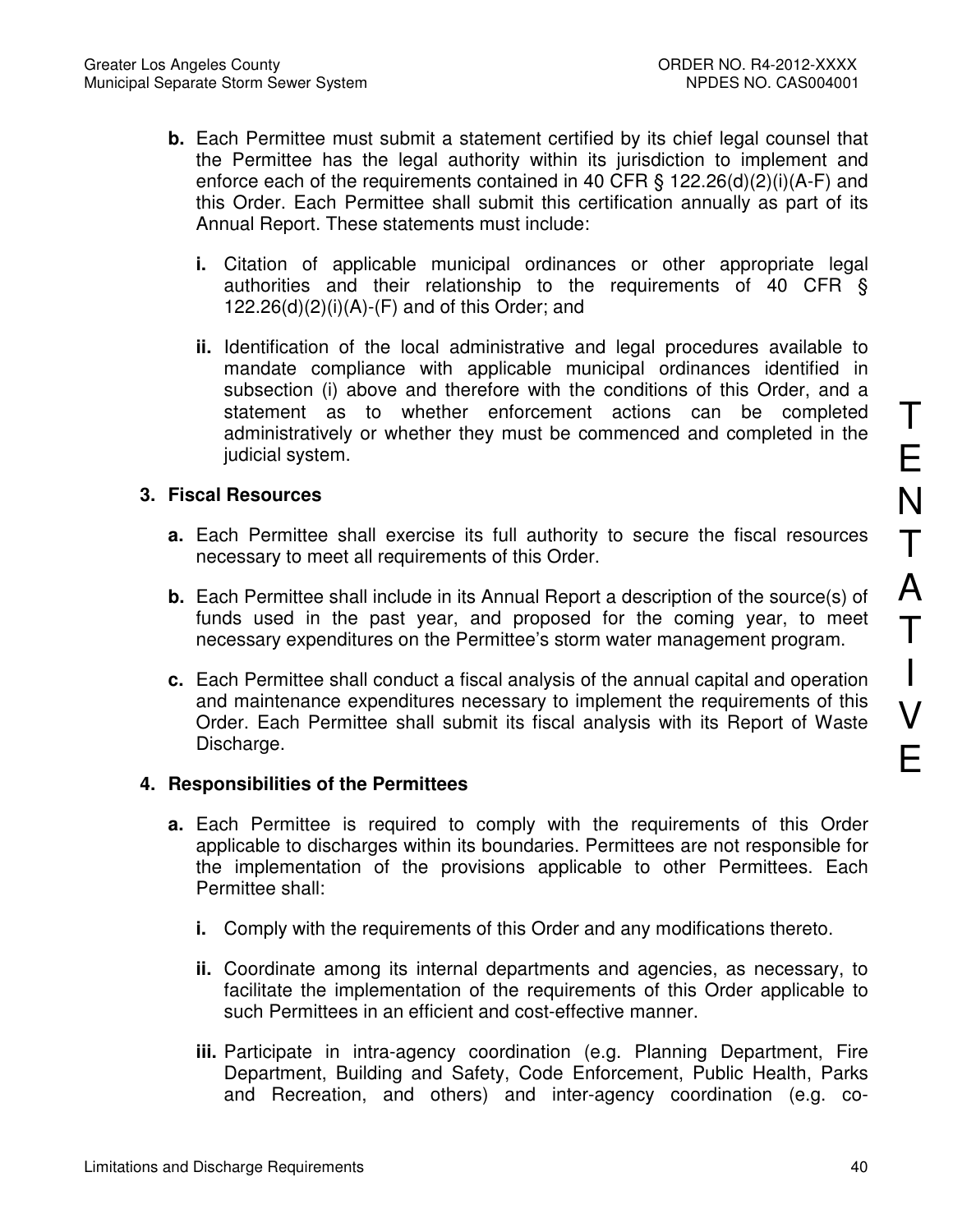**b.** Each Permittee must submit a statement certified by its chief legal counsel that the Permittee has the legal authority within its jurisdiction to implement and enforce each of the requirements contained in 40 CFR § 122.26(d)(2)(i)(A-F) and this Order. Each Permittee shall submit this certification annually as part of its Annual Report. These statements must include:

   **i.** Citation of applicable municipal ordinances or other appropriate legal authorities and their relationship to the requirements of 40 CFR § 122.26(d)(2)(i)(A)-(F) and of this Order; and

   **ii.** Identification of the local administrative and legal procedures available to mandate compliance with applicable municipal ordinances identified in subsection (i) above and therefore with the conditions of this Order, and a statement as to whether enforcement actions can be completed administratively or whether they must be commenced and completed in the judicial system.

**3. Fiscal Resources**

**a.** Each Permittee shall exercise its full authority to secure the fiscal resources necessary to meet all requirements of this Order.

**b.** Each Permittee shall include in its Annual Report a description of the source(s) of funds used in the past year, and proposed for the coming year, to meet necessary expenditures on the Permittee's storm water management program.

**c.** Each Permittee shall conduct a fiscal analysis of the annual capital and operation and maintenance expenditures necessary to implement the requirements of this Order. Each Permittee shall submit its fiscal analysis with its Report of Waste Discharge.

**4. Responsibilities of the Permittees**

**a.** Each Permittee is required to comply with the requirements of this Order applicable to discharges within its boundaries. Permittees are not responsible for the implementation of the provisions applicable to other Permittees. Each Permittee shall:

   **i.** Comply with the requirements of this Order and any modifications thereto.

   **ii.** Coordinate among its internal departments and agencies, as necessary, to facilitate the implementation of the requirements of this Order applicable to such Permittees in an efficient and cost-effective manner.

   **iii.** Participate in intra-agency coordination (e.g. Planning Department, Fire Department, Building and Safety, Code Enforcement, Public Health, Parks and Recreation, and others) and inter-agency coordination (e.g. co-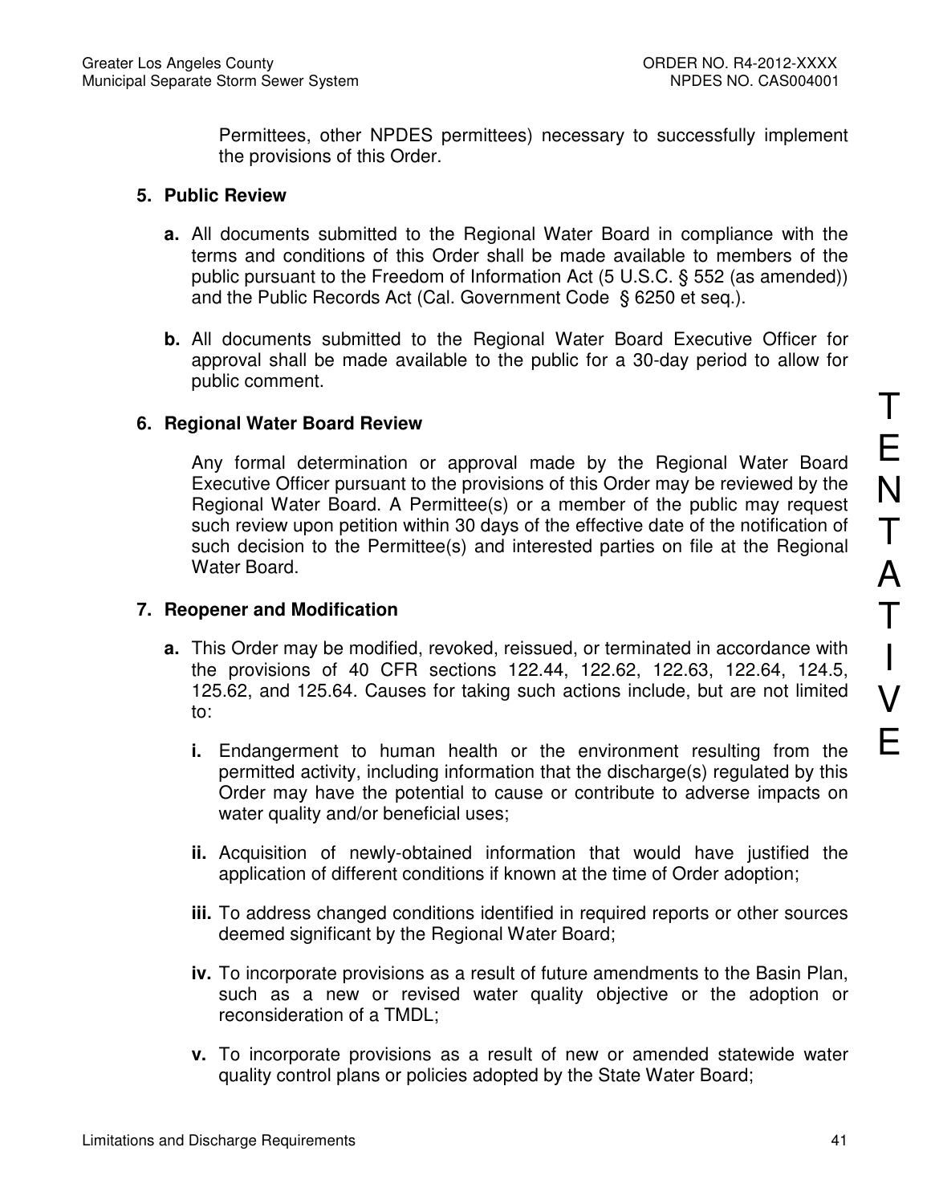Permittees, other NPDES permittees) necessary to successfully implement the provisions of this Order.

**5. Public Review**

**a.** All documents submitted to the Regional Water Board in compliance with the terms and conditions of this Order shall be made available to members of the public pursuant to the Freedom of Information Act (5 U.S.C. § 552 (as amended)) and the Public Records Act (Cal. Government Code § 6250 et seq.).

**b.** All documents submitted to the Regional Water Board Executive Officer for approval shall be made available to the public for a 30-day period to allow for public comment.

**6. Regional Water Board Review**

Any formal determination or approval made by the Regional Water Board Executive Officer pursuant to the provisions of this Order may be reviewed by the Regional Water Board. A Permittee(s) or a member of the public may request such review upon petition within 30 days of the effective date of the notification of such decision to the Permittee(s) and interested parties on file at the Regional Water Board.

**7. Reopener and Modification**

**a.** This Order may be modified, revoked, reissued, or terminated in accordance with the provisions of 40 CFR sections 122.44, 122.62, 122.63, 122.64, 124.5, 125.62, and 125.64. Causes for taking such actions include, but are not limited to:

**i.** Endangerment to human health or the environment resulting from the permitted activity, including information that the discharge(s) regulated by this Order may have the potential to cause or contribute to adverse impacts on water quality and/or beneficial uses;

**ii.** Acquisition of newly-obtained information that would have justified the application of different conditions if known at the time of Order adoption;

**iii.** To address changed conditions identified in required reports or other sources deemed significant by the Regional Water Board;

**iv.** To incorporate provisions as a result of future amendments to the Basin Plan, such as a new or revised water quality objective or the adoption or reconsideration of a TMDL;

**v.** To incorporate provisions as a result of new or amended statewide water quality control plans or policies adopted by the State Water Board;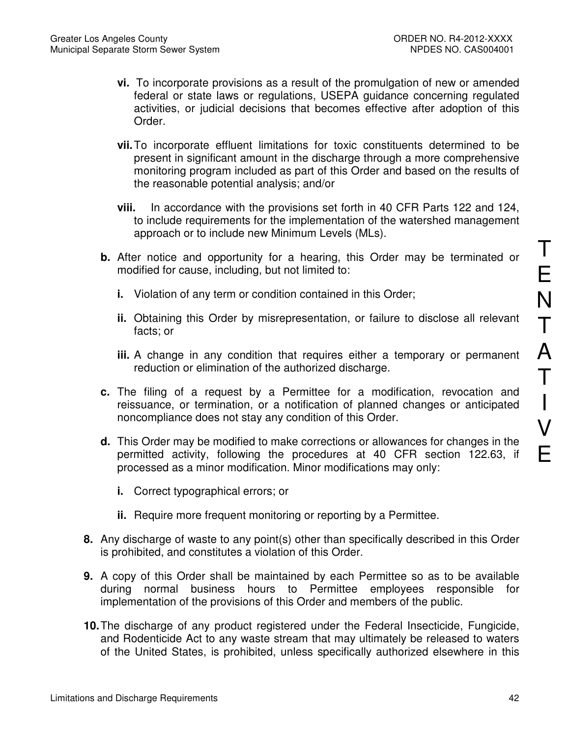**vi.** To incorporate provisions as a result of the promulgation of new or amended federal or state laws or regulations, USEPA guidance concerning regulated activities, or judicial decisions that becomes effective after adoption of this Order.

**vii.** To incorporate effluent limitations for toxic constituents determined to be present in significant amount in the discharge through a more comprehensive monitoring program included as part of this Order and based on the results of the reasonable potential analysis; and/or

**viii.** In accordance with the provisions set forth in 40 CFR Parts 122 and 124, to include requirements for the implementation of the watershed management approach or to include new Minimum Levels (MLs).

**b.** After notice and opportunity for a hearing, this Order may be terminated or modified for cause, including, but not limited to:

**i.** Violation of any term or condition contained in this Order;

**ii.** Obtaining this Order by misrepresentation, or failure to disclose all relevant facts; or

**iii.** A change in any condition that requires either a temporary or permanent reduction or elimination of the authorized discharge.

**c.** The filing of a request by a Permittee for a modification, revocation and reissuance, or termination, or a notification of planned changes or anticipated noncompliance does not stay any condition of this Order.

**d.** This Order may be modified to make corrections or allowances for changes in the permitted activity, following the procedures at 40 CFR section 122.63, if processed as a minor modification. Minor modifications may only:

**i.** Correct typographical errors; or

**ii.** Require more frequent monitoring or reporting by a Permittee.

**8.** Any discharge of waste to any point(s) other than specifically described in this Order is prohibited, and constitutes a violation of this Order.

**9.** A copy of this Order shall be maintained by each Permittee so as to be available during normal business hours to Permittee employees responsible for implementation of the provisions of this Order and members of the public.

**10.** The discharge of any product registered under the Federal Insecticide, Fungicide, and Rodenticide Act to any waste stream that may ultimately be released to waters of the United States, is prohibited, unless specifically authorized elsewhere in this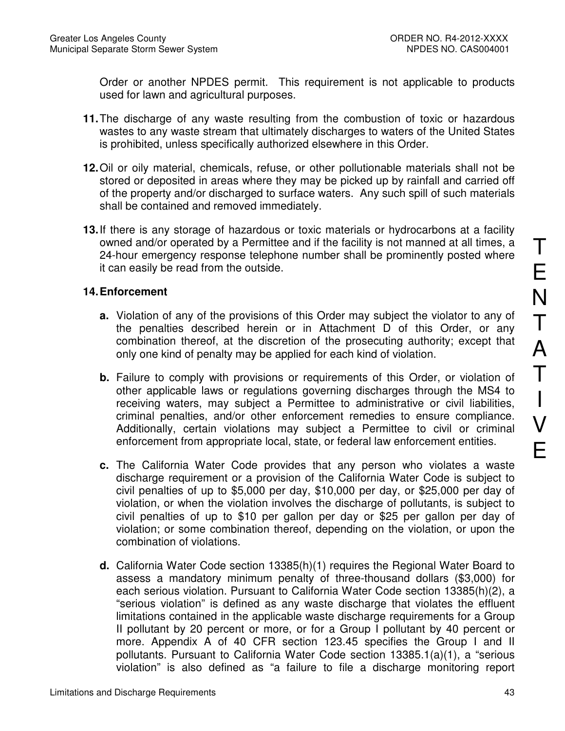Order or another NPDES permit. This requirement is not applicable to products used for lawn and agricultural purposes.

**11.** The discharge of any waste resulting from the combustion of toxic or hazardous wastes to any waste stream that ultimately discharges to waters of the United States is prohibited, unless specifically authorized elsewhere in this Order.

**12.** Oil or oily material, chemicals, refuse, or other pollutionable materials shall not be stored or deposited in areas where they may be picked up by rainfall and carried off of the property and/or discharged to surface waters. Any such spill of such materials shall be contained and removed immediately.

**13.** If there is any storage of hazardous or toxic materials or hydrocarbons at a facility owned and/or operated by a Permittee and if the facility is not manned at all times, a 24-hour emergency response telephone number shall be prominently posted where it can easily be read from the outside.

**14. Enforcement**

**a.** Violation of any of the provisions of this Order may subject the violator to any of the penalties described herein or in Attachment D of this Order, or any combination thereof, at the discretion of the prosecuting authority; except that only one kind of penalty may be applied for each kind of violation.

**b.** Failure to comply with provisions or requirements of this Order, or violation of other applicable laws or regulations governing discharges through the MS4 to receiving waters, may subject a Permittee to administrative or civil liabilities, criminal penalties, and/or other enforcement remedies to ensure compliance. Additionally, certain violations may subject a Permittee to civil or criminal enforcement from appropriate local, state, or federal law enforcement entities.

**c.** The California Water Code provides that any person who violates a waste discharge requirement or a provision of the California Water Code is subject to civil penalties of up to $5,000 per day, $10,000 per day, or $25,000 per day of violation, or when the violation involves the discharge of pollutants, is subject to civil penalties of up to $10 per gallon per day or $25 per gallon per day of violation; or some combination thereof, depending on the violation, or upon the combination of violations.

**d.** California Water Code section 13385(h)(1) requires the Regional Water Board to assess a mandatory minimum penalty of three-thousand dollars ($3,000) for each serious violation. Pursuant to California Water Code section 13385(h)(2), a "serious violation" is defined as any waste discharge that violates the effluent limitations contained in the applicable waste discharge requirements for a Group II pollutant by 20 percent or more, or for a Group I pollutant by 40 percent or more. Appendix A of 40 CFR section 123.45 specifies the Group I and II pollutants. Pursuant to California Water Code section 13385.1(a)(1), a "serious violation" is also defined as "a failure to file a discharge monitoring report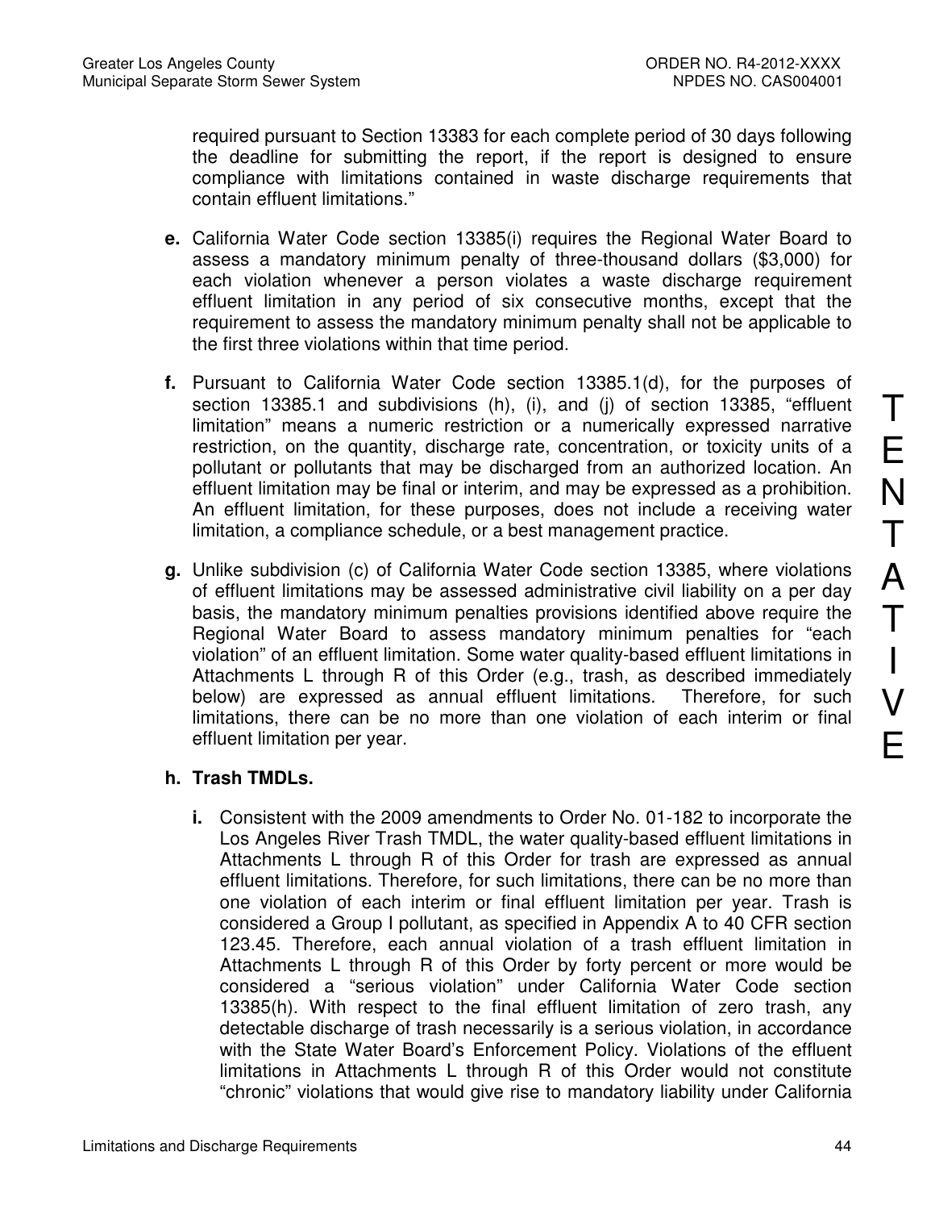required pursuant to Section 13383 for each complete period of 30 days following the deadline for submitting the report, if the report is designed to ensure compliance with limitations contained in waste discharge requirements that contain effluent limitations."

**e.** California Water Code section 13385(i) requires the Regional Water Board to assess a mandatory minimum penalty of three-thousand dollars ($3,000) for each violation whenever a person violates a waste discharge requirement effluent limitation in any period of six consecutive months, except that the requirement to assess the mandatory minimum penalty shall not be applicable to the first three violations within that time period.

**f.** Pursuant to California Water Code section 13385.1(d), for the purposes of section 13385.1 and subdivisions (h), (i), and (j) of section 13385, "effluent limitation" means a numeric restriction or a numerically expressed narrative restriction, on the quantity, discharge rate, concentration, or toxicity units of a pollutant or pollutants that may be discharged from an authorized location. An effluent limitation may be final or interim, and may be expressed as a prohibition. An effluent limitation, for these purposes, does not include a receiving water limitation, a compliance schedule, or a best management practice.

**g.** Unlike subdivision (c) of California Water Code section 13385, where violations of effluent limitations may be assessed administrative civil liability on a per day basis, the mandatory minimum penalties provisions identified above require the Regional Water Board to assess mandatory minimum penalties for "each violation" of an effluent limitation. Some water quality-based effluent limitations in Attachments L through R of this Order (e.g., trash, as described immediately below) are expressed as annual effluent limitations. Therefore, for such limitations, there can be no more than one violation of each interim or final effluent limitation per year.

**h. Trash TMDLs.**

**i.** Consistent with the 2009 amendments to Order No. 01-182 to incorporate the Los Angeles River Trash TMDL, the water quality-based effluent limitations in Attachments L through R of this Order for trash are expressed as annual effluent limitations. Therefore, for such limitations, there can be no more than one violation of each interim or final effluent limitation per year. Trash is considered a Group I pollutant, as specified in Appendix A to 40 CFR section 123.45. Therefore, each annual violation of a trash effluent limitation in Attachments L through R of this Order by forty percent or more would be considered a "serious violation" under California Water Code section 13385(h). With respect to the final effluent limitation of zero trash, any detectable discharge of trash necessarily is a serious violation, in accordance with the State Water Board's Enforcement Policy. Violations of the effluent limitations in Attachments L through R of this Order would not constitute "chronic" violations that would give rise to mandatory liability under California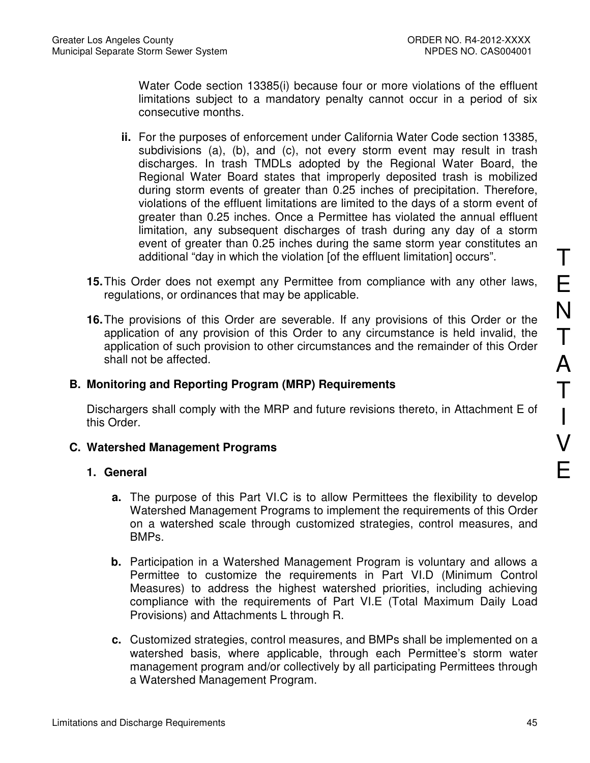Water Code section 13385(i) because four or more violations of the effluent limitations subject to a mandatory penalty cannot occur in a period of six consecutive months.

**ii.** For the purposes of enforcement under California Water Code section 13385, subdivisions (a), (b), and (c), not every storm event may result in trash discharges. In trash TMDLs adopted by the Regional Water Board, the Regional Water Board states that improperly deposited trash is mobilized during storm events of greater than 0.25 inches of precipitation. Therefore, violations of the effluent limitations are limited to the days of a storm event of greater than 0.25 inches. Once a Permittee has violated the annual effluent limitation, any subsequent discharges of trash during any day of a storm event of greater than 0.25 inches during the same storm year constitutes an additional "day in which the violation [of the effluent limitation] occurs".

**15.** This Order does not exempt any Permittee from compliance with any other laws, regulations, or ordinances that may be applicable.

**16.** The provisions of this Order are severable. If any provisions of this Order or the application of any provision of this Order to any circumstance is held invalid, the application of such provision to other circumstances and the remainder of this Order shall not be affected.

## B. Monitoring and Reporting Program (MRP) Requirements

Dischargers shall comply with the MRP and future revisions thereto, in Attachment E of this Order.

## C. Watershed Management Programs

### 1. General

**a.** The purpose of this Part VI.C is to allow Permittees the flexibility to develop Watershed Management Programs to implement the requirements of this Order on a watershed scale through customized strategies, control measures, and BMPs.

**b.** Participation in a Watershed Management Program is voluntary and allows a Permittee to customize the requirements in Part VI.D (Minimum Control Measures) to address the highest watershed priorities, including achieving compliance with the requirements of Part VI.E (Total Maximum Daily Load Provisions) and Attachments L through R.

**c.** Customized strategies, control measures, and BMPs shall be implemented on a watershed basis, where applicable, through each Permittee's storm water management program and/or collectively by all participating Permittees through a Watershed Management Program.

TENTATIVE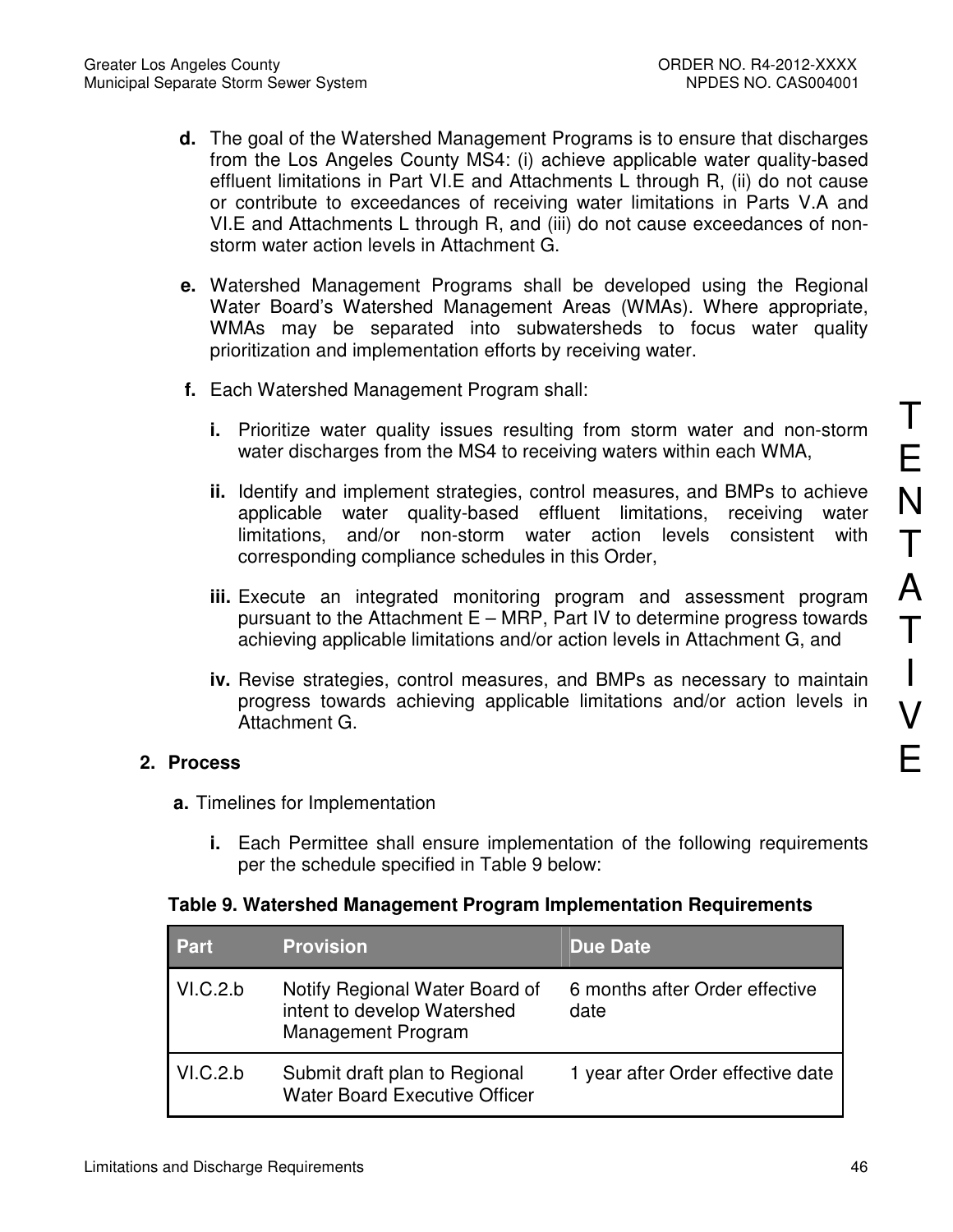**d.** The goal of the Watershed Management Programs is to ensure that discharges from the Los Angeles County MS4: (i) achieve applicable water quality-based effluent limitations in Part VI.E and Attachments L through R, (ii) do not cause or contribute to exceedances of receiving water limitations in Parts V.A and VI.E and Attachments L through R, and (iii) do not cause exceedances of non-storm water action levels in Attachment G.

**e.** Watershed Management Programs shall be developed using the Regional Water Board's Watershed Management Areas (WMAs). Where appropriate, WMAs may be separated into subwatersheds to focus water quality prioritization and implementation efforts by receiving water.

**f.** Each Watershed Management Program shall:

**i.** Prioritize water quality issues resulting from storm water and non-storm water discharges from the MS4 to receiving waters within each WMA,

**ii.** Identify and implement strategies, control measures, and BMPs to achieve applicable water quality-based effluent limitations, receiving water limitations, and/or non-storm water action levels consistent with corresponding compliance schedules in this Order,

**iii.** Execute an integrated monitoring program and assessment program pursuant to the Attachment E – MRP, Part IV to determine progress towards achieving applicable limitations and/or action levels in Attachment G, and

**iv.** Revise strategies, control measures, and BMPs as necessary to maintain progress towards achieving applicable limitations and/or action levels in Attachment G.

**2. Process**

**a.** Timelines for Implementation

**i.** Each Permittee shall ensure implementation of the following requirements per the schedule specified in Table 9 below:

**Table 9. Watershed Management Program Implementation Requirements**

| Part | Provision | Due Date |
|---|---|---|
| VI.C.2.b | Notify Regional Water Board of intent to develop Watershed Management Program | 6 months after Order effective date |
| VI.C.2.b | Submit draft plan to Regional Water Board Executive Officer | 1 year after Order effective date |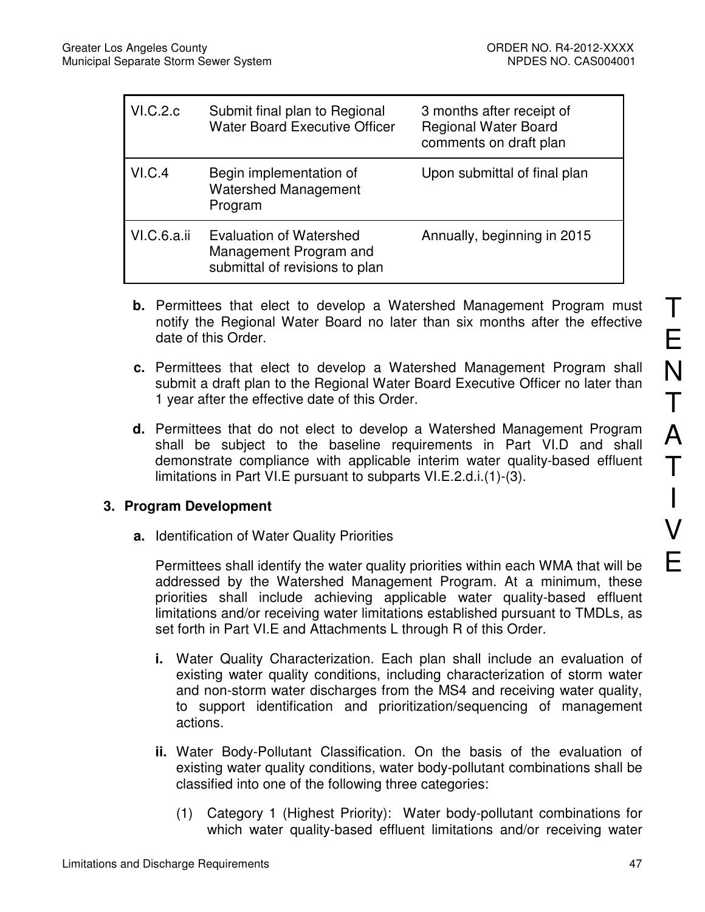| | | |
|---|---|---|
| VI.C.2.c | Submit final plan to Regional Water Board Executive Officer | 3 months after receipt of Regional Water Board comments on draft plan |
| VI.C.4 | Begin implementation of Watershed Management Program | Upon submittal of final plan |
| VI.C.6.a.ii | Evaluation of Watershed Management Program and submittal of revisions to plan | Annually, beginning in 2015 |

**b.** Permittees that elect to develop a Watershed Management Program must notify the Regional Water Board no later than six months after the effective date of this Order.

**c.** Permittees that elect to develop a Watershed Management Program shall submit a draft plan to the Regional Water Board Executive Officer no later than 1 year after the effective date of this Order.

**d.** Permittees that do not elect to develop a Watershed Management Program shall be subject to the baseline requirements in Part VI.D and shall demonstrate compliance with applicable interim water quality-based effluent limitations in Part VI.E pursuant to subparts VI.E.2.d.i.(1)-(3).

**3. Program Development**

**a.** Identification of Water Quality Priorities

Permittees shall identify the water quality priorities within each WMA that will be addressed by the Watershed Management Program. At a minimum, these priorities shall include achieving applicable water quality-based effluent limitations and/or receiving water limitations established pursuant to TMDLs, as set forth in Part VI.E and Attachments L through R of this Order.

**i.** Water Quality Characterization. Each plan shall include an evaluation of existing water quality conditions, including characterization of storm water and non-storm water discharges from the MS4 and receiving water quality, to support identification and prioritization/sequencing of management actions.

**ii.** Water Body-Pollutant Classification. On the basis of the evaluation of existing water quality conditions, water body-pollutant combinations shall be classified into one of the following three categories:

(1) Category 1 (Highest Priority): Water body-pollutant combinations for which water quality-based effluent limitations and/or receiving water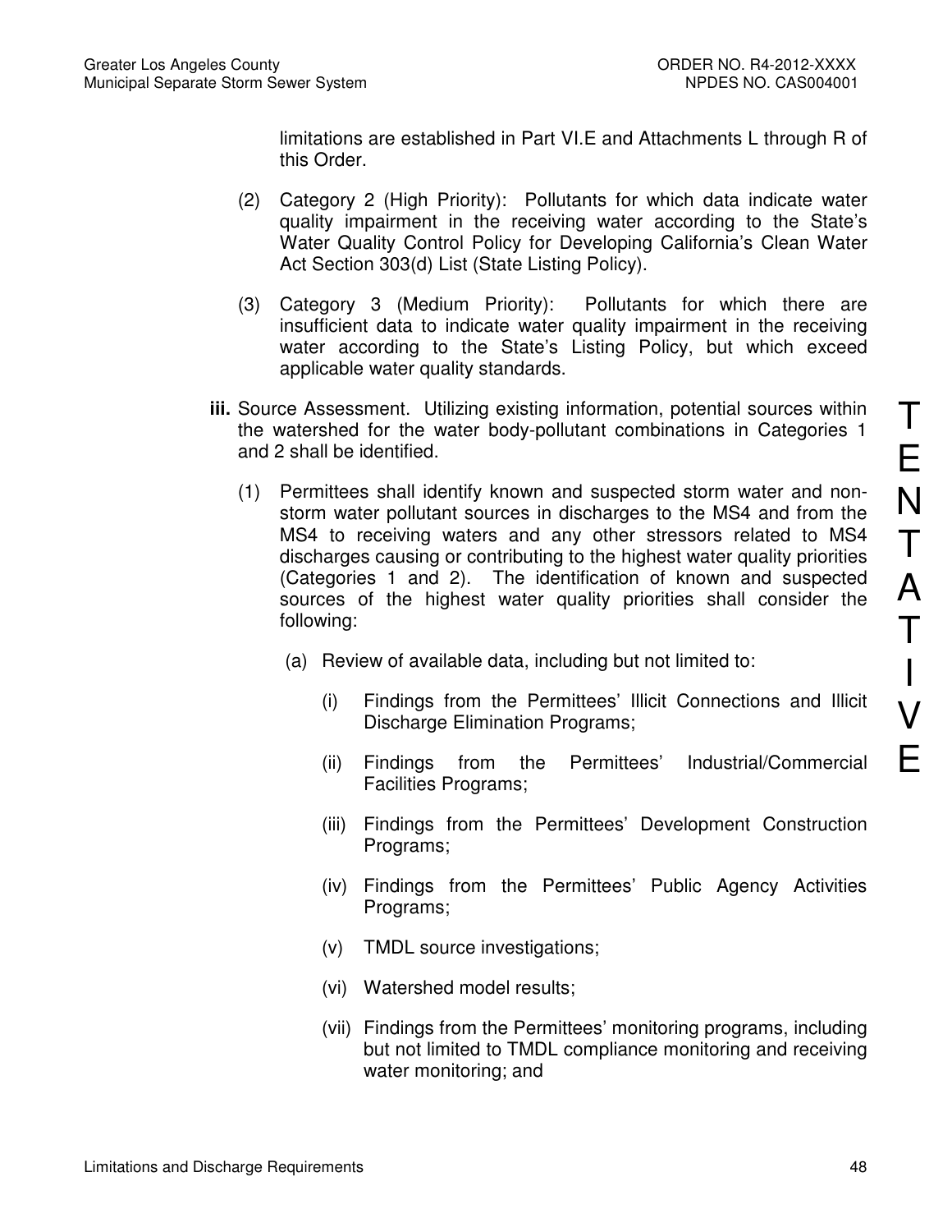limitations are established in Part VI.E and Attachments L through R of this Order.

(2) Category 2 (High Priority): Pollutants for which data indicate water quality impairment in the receiving water according to the State's Water Quality Control Policy for Developing California's Clean Water Act Section 303(d) List (State Listing Policy).

(3) Category 3 (Medium Priority): Pollutants for which there are insufficient data to indicate water quality impairment in the receiving water according to the State's Listing Policy, but which exceed applicable water quality standards.

**iii.** Source Assessment. Utilizing existing information, potential sources within the watershed for the water body-pollutant combinations in Categories 1 and 2 shall be identified.

(1) Permittees shall identify known and suspected storm water and non-storm water pollutant sources in discharges to the MS4 and from the MS4 to receiving waters and any other stressors related to MS4 discharges causing or contributing to the highest water quality priorities (Categories 1 and 2). The identification of known and suspected sources of the highest water quality priorities shall consider the following:

(a) Review of available data, including but not limited to:

(i) Findings from the Permittees' Illicit Connections and Illicit Discharge Elimination Programs;

(ii) Findings from the Permittees' Industrial/Commercial Facilities Programs;

(iii) Findings from the Permittees' Development Construction Programs;

(iv) Findings from the Permittees' Public Agency Activities Programs;

(v) TMDL source investigations;

(vi) Watershed model results;

(vii) Findings from the Permittees' monitoring programs, including but not limited to TMDL compliance monitoring and receiving water monitoring; and

TENTATIVE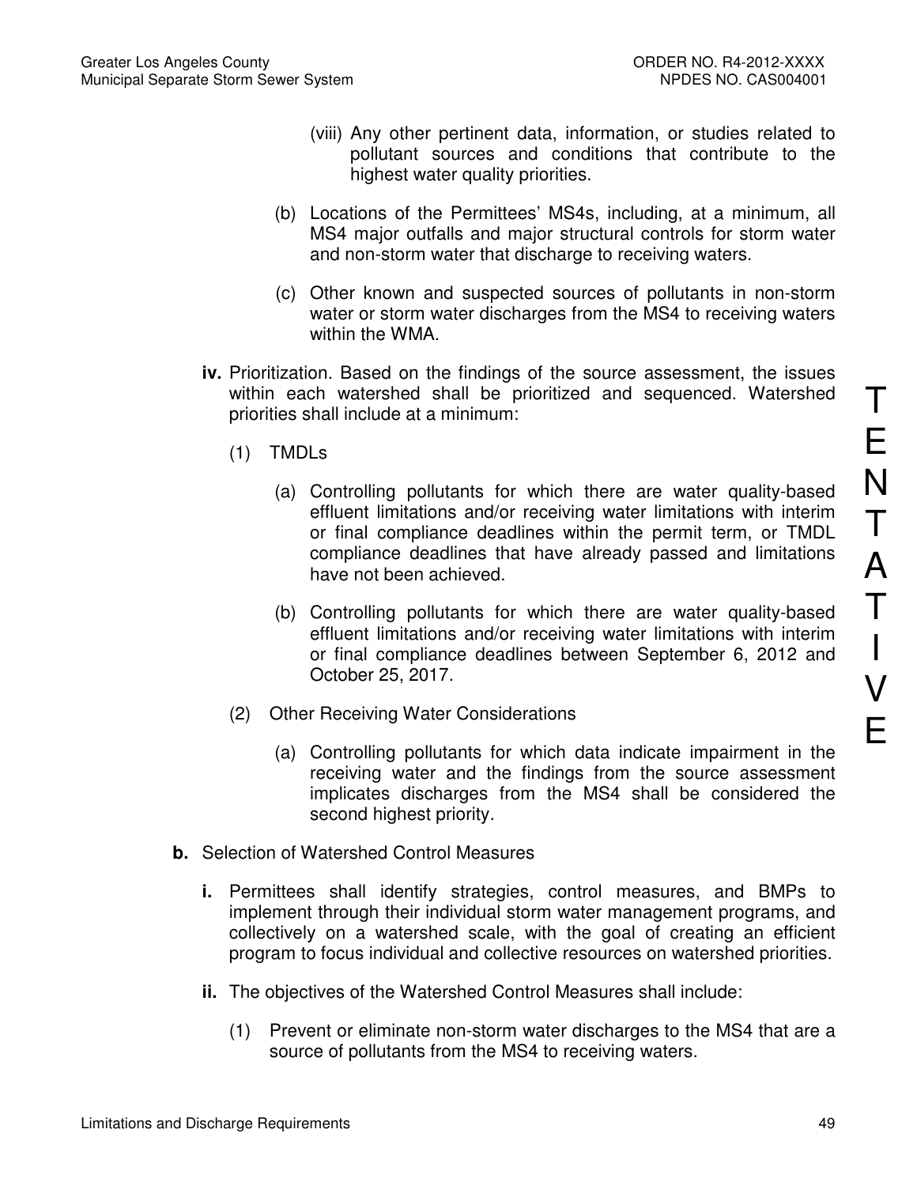(viii) Any other pertinent data, information, or studies related to pollutant sources and conditions that contribute to the highest water quality priorities.

(b) Locations of the Permittees' MS4s, including, at a minimum, all MS4 major outfalls and major structural controls for storm water and non-storm water that discharge to receiving waters.

(c) Other known and suspected sources of pollutants in non-storm water or storm water discharges from the MS4 to receiving waters within the WMA.

**iv.** Prioritization. Based on the findings of the source assessment, the issues within each watershed shall be prioritized and sequenced. Watershed priorities shall include at a minimum:

(1) TMDLs

(a) Controlling pollutants for which there are water quality-based effluent limitations and/or receiving water limitations with interim or final compliance deadlines within the permit term, or TMDL compliance deadlines that have already passed and limitations have not been achieved.

(b) Controlling pollutants for which there are water quality-based effluent limitations and/or receiving water limitations with interim or final compliance deadlines between September 6, 2012 and October 25, 2017.

(2) Other Receiving Water Considerations

(a) Controlling pollutants for which data indicate impairment in the receiving water and the findings from the source assessment implicates discharges from the MS4 shall be considered the second highest priority.

**b.** Selection of Watershed Control Measures

**i.** Permittees shall identify strategies, control measures, and BMPs to implement through their individual storm water management programs, and collectively on a watershed scale, with the goal of creating an efficient program to focus individual and collective resources on watershed priorities.

**ii.** The objectives of the Watershed Control Measures shall include:

(1) Prevent or eliminate non-storm water discharges to the MS4 that are a source of pollutants from the MS4 to receiving waters.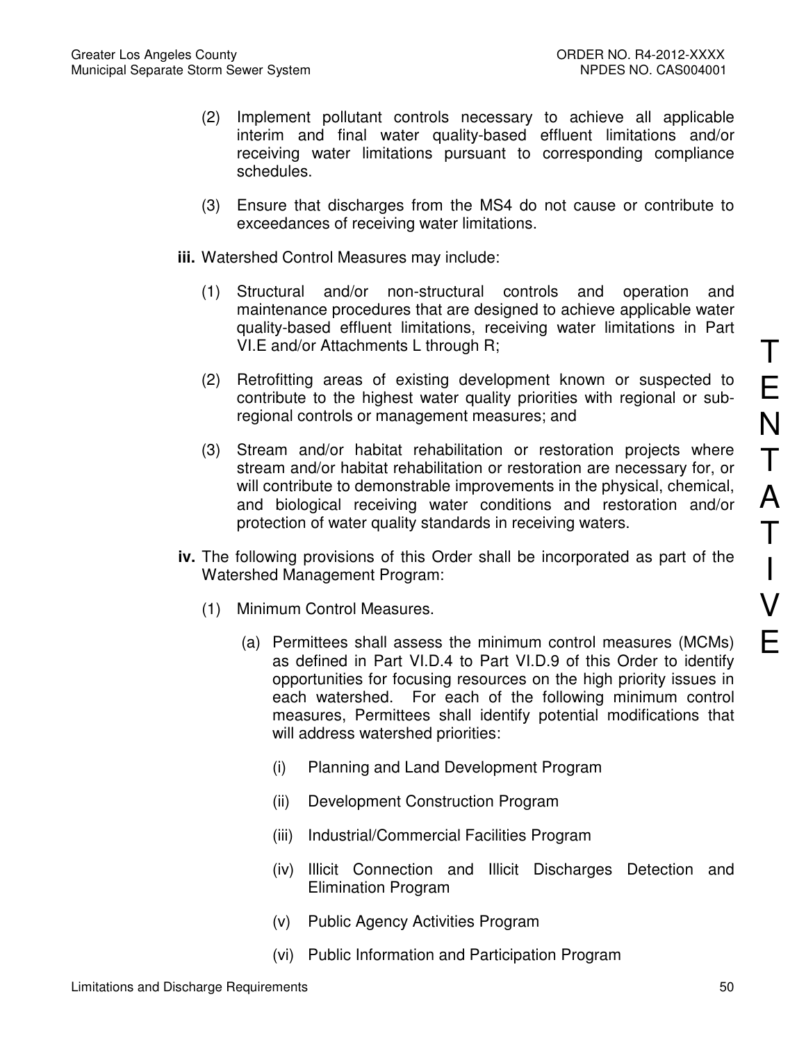(2) Implement pollutant controls necessary to achieve all applicable interim and final water quality-based effluent limitations and/or receiving water limitations pursuant to corresponding compliance schedules.

(3) Ensure that discharges from the MS4 do not cause or contribute to exceedances of receiving water limitations.

**iii.** Watershed Control Measures may include:

(1) Structural and/or non-structural controls and operation and maintenance procedures that are designed to achieve applicable water quality-based effluent limitations, receiving water limitations in Part VI.E and/or Attachments L through R;

(2) Retrofitting areas of existing development known or suspected to contribute to the highest water quality priorities with regional or sub-regional controls or management measures; and

(3) Stream and/or habitat rehabilitation or restoration projects where stream and/or habitat rehabilitation or restoration are necessary for, or will contribute to demonstrable improvements in the physical, chemical, and biological receiving water conditions and restoration and/or protection of water quality standards in receiving waters.

**iv.** The following provisions of this Order shall be incorporated as part of the Watershed Management Program:

(1) Minimum Control Measures.

(a) Permittees shall assess the minimum control measures (MCMs) as defined in Part VI.D.4 to Part VI.D.9 of this Order to identify opportunities for focusing resources on the high priority issues in each watershed. For each of the following minimum control measures, Permittees shall identify potential modifications that will address watershed priorities:

(i) Planning and Land Development Program

(ii) Development Construction Program

(iii) Industrial/Commercial Facilities Program

(iv) Illicit Connection and Illicit Discharges Detection and Elimination Program

(v) Public Agency Activities Program

(vi) Public Information and Participation Program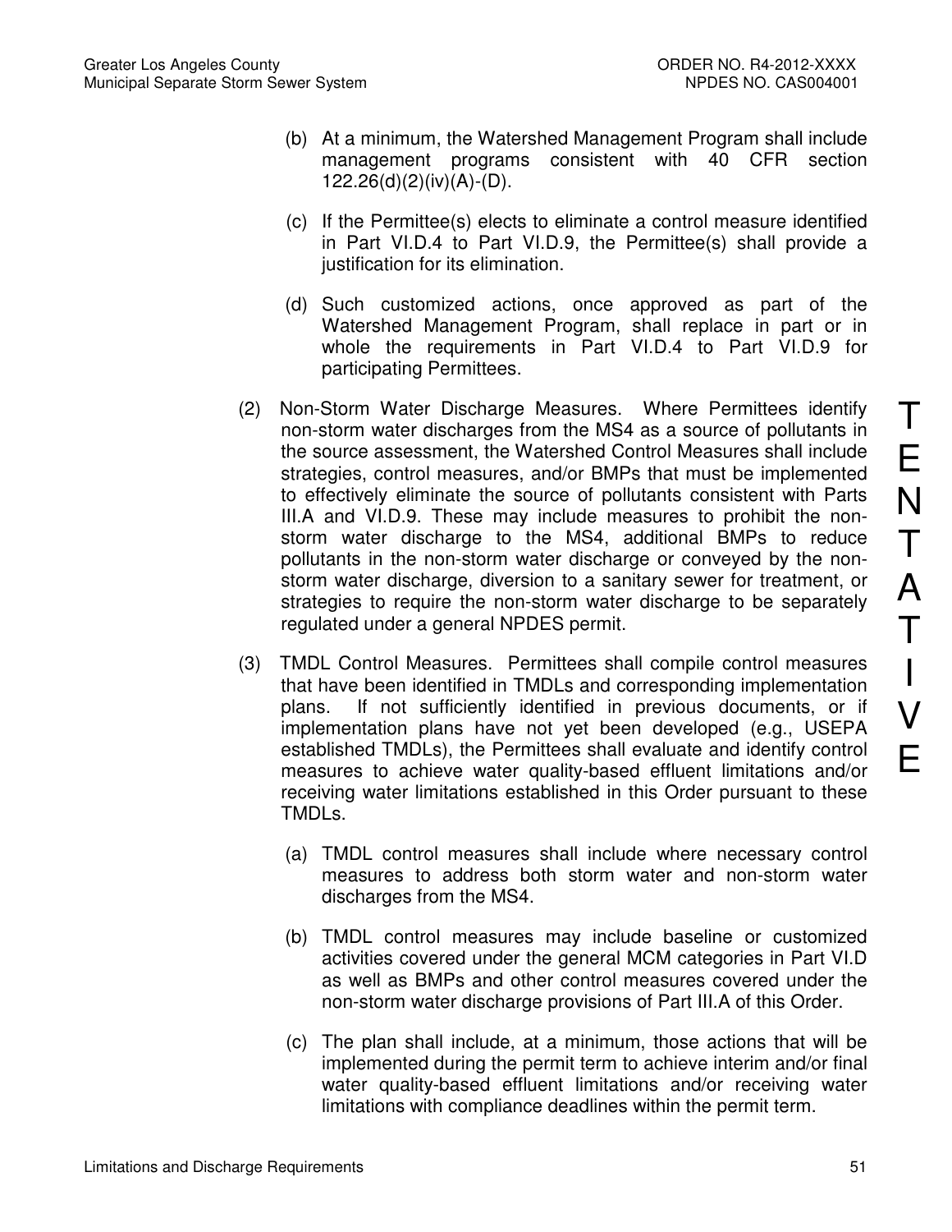(b) At a minimum, the Watershed Management Program shall include management programs consistent with 40 CFR section 122.26(d)(2)(iv)(A)-(D).

(c) If the Permittee(s) elects to eliminate a control measure identified in Part VI.D.4 to Part VI.D.9, the Permittee(s) shall provide a justification for its elimination.

(d) Such customized actions, once approved as part of the Watershed Management Program, shall replace in part or in whole the requirements in Part VI.D.4 to Part VI.D.9 for participating Permittees.

(2) Non-Storm Water Discharge Measures. Where Permittees identify non-storm water discharges from the MS4 as a source of pollutants in the source assessment, the Watershed Control Measures shall include strategies, control measures, and/or BMPs that must be implemented to effectively eliminate the source of pollutants consistent with Parts III.A and VI.D.9. These may include measures to prohibit the non-storm water discharge to the MS4, additional BMPs to reduce pollutants in the non-storm water discharge or conveyed by the non-storm water discharge, diversion to a sanitary sewer for treatment, or strategies to require the non-storm water discharge to be separately regulated under a general NPDES permit.

(3) TMDL Control Measures. Permittees shall compile control measures that have been identified in TMDLs and corresponding implementation plans. If not sufficiently identified in previous documents, or if implementation plans have not yet been developed (e.g., USEPA established TMDLs), the Permittees shall evaluate and identify control measures to achieve water quality-based effluent limitations and/or receiving water limitations established in this Order pursuant to these TMDLs.

(a) TMDL control measures shall include where necessary control measures to address both storm water and non-storm water discharges from the MS4.

(b) TMDL control measures may include baseline or customized activities covered under the general MCM categories in Part VI.D as well as BMPs and other control measures covered under the non-storm water discharge provisions of Part III.A of this Order.

(c) The plan shall include, at a minimum, those actions that will be implemented during the permit term to achieve interim and/or final water quality-based effluent limitations and/or receiving water limitations with compliance deadlines within the permit term.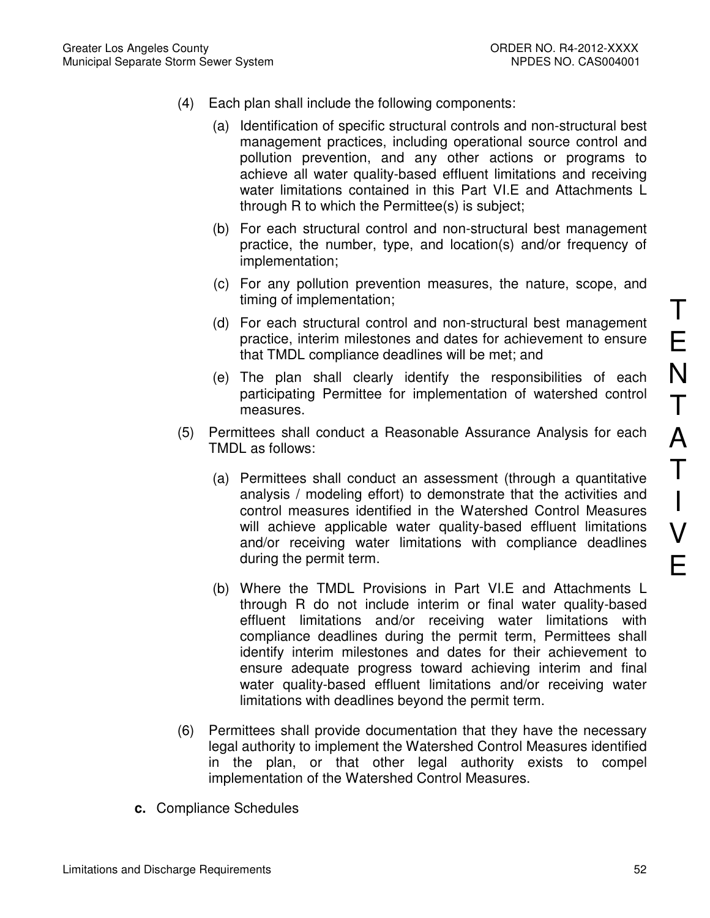(4) Each plan shall include the following components:

   (a) Identification of specific structural controls and non-structural best management practices, including operational source control and pollution prevention, and any other actions or programs to achieve all water quality-based effluent limitations and receiving water limitations contained in this Part VI.E and Attachments L through R to which the Permittee(s) is subject;

   (b) For each structural control and non-structural best management practice, the number, type, and location(s) and/or frequency of implementation;

   (c) For any pollution prevention measures, the nature, scope, and timing of implementation;

   (d) For each structural control and non-structural best management practice, interim milestones and dates for achievement to ensure that TMDL compliance deadlines will be met; and

   (e) The plan shall clearly identify the responsibilities of each participating Permittee for implementation of watershed control measures.

(5) Permittees shall conduct a Reasonable Assurance Analysis for each TMDL as follows:

   (a) Permittees shall conduct an assessment (through a quantitative analysis / modeling effort) to demonstrate that the activities and control measures identified in the Watershed Control Measures will achieve applicable water quality-based effluent limitations and/or receiving water limitations with compliance deadlines during the permit term.

   (b) Where the TMDL Provisions in Part VI.E and Attachments L through R do not include interim or final water quality-based effluent limitations and/or receiving water limitations with compliance deadlines during the permit term, Permittees shall identify interim milestones and dates for their achievement to ensure adequate progress toward achieving interim and final water quality-based effluent limitations and/or receiving water limitations with deadlines beyond the permit term.

(6) Permittees shall provide documentation that they have the necessary legal authority to implement the Watershed Control Measures identified in the plan, or that other legal authority exists to compel implementation of the Watershed Control Measures.

**c.** Compliance Schedules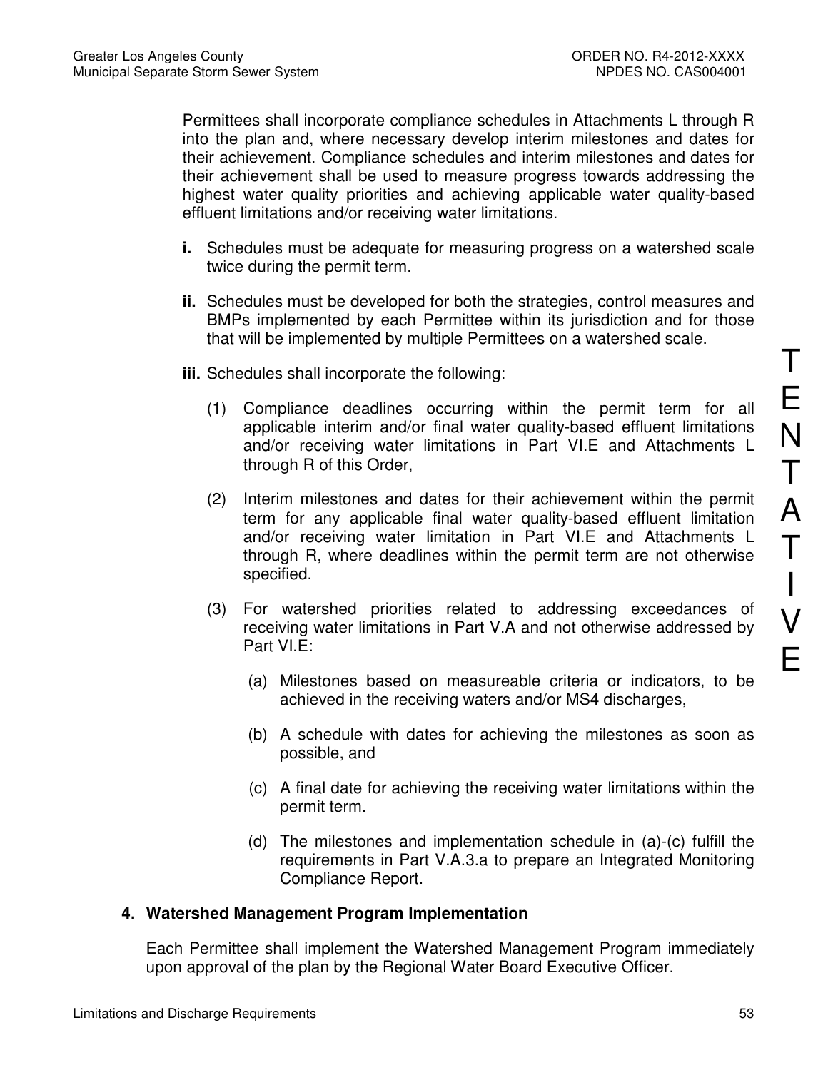Permittees shall incorporate compliance schedules in Attachments L through R into the plan and, where necessary develop interim milestones and dates for their achievement. Compliance schedules and interim milestones and dates for their achievement shall be used to measure progress towards addressing the highest water quality priorities and achieving applicable water quality-based effluent limitations and/or receiving water limitations.

**i.** Schedules must be adequate for measuring progress on a watershed scale twice during the permit term.

**ii.** Schedules must be developed for both the strategies, control measures and BMPs implemented by each Permittee within its jurisdiction and for those that will be implemented by multiple Permittees on a watershed scale.

**iii.** Schedules shall incorporate the following:

(1) Compliance deadlines occurring within the permit term for all applicable interim and/or final water quality-based effluent limitations and/or receiving water limitations in Part VI.E and Attachments L through R of this Order,

(2) Interim milestones and dates for their achievement within the permit term for any applicable final water quality-based effluent limitation and/or receiving water limitation in Part VI.E and Attachments L through R, where deadlines within the permit term are not otherwise specified.

(3) For watershed priorities related to addressing exceedances of receiving water limitations in Part V.A and not otherwise addressed by Part VI.E:

(a) Milestones based on measureable criteria or indicators, to be achieved in the receiving waters and/or MS4 discharges,

(b) A schedule with dates for achieving the milestones as soon as possible, and

(c) A final date for achieving the receiving water limitations within the permit term.

(d) The milestones and implementation schedule in (a)-(c) fulfill the requirements in Part V.A.3.a to prepare an Integrated Monitoring Compliance Report.

**4. Watershed Management Program Implementation**

Each Permittee shall implement the Watershed Management Program immediately upon approval of the plan by the Regional Water Board Executive Officer.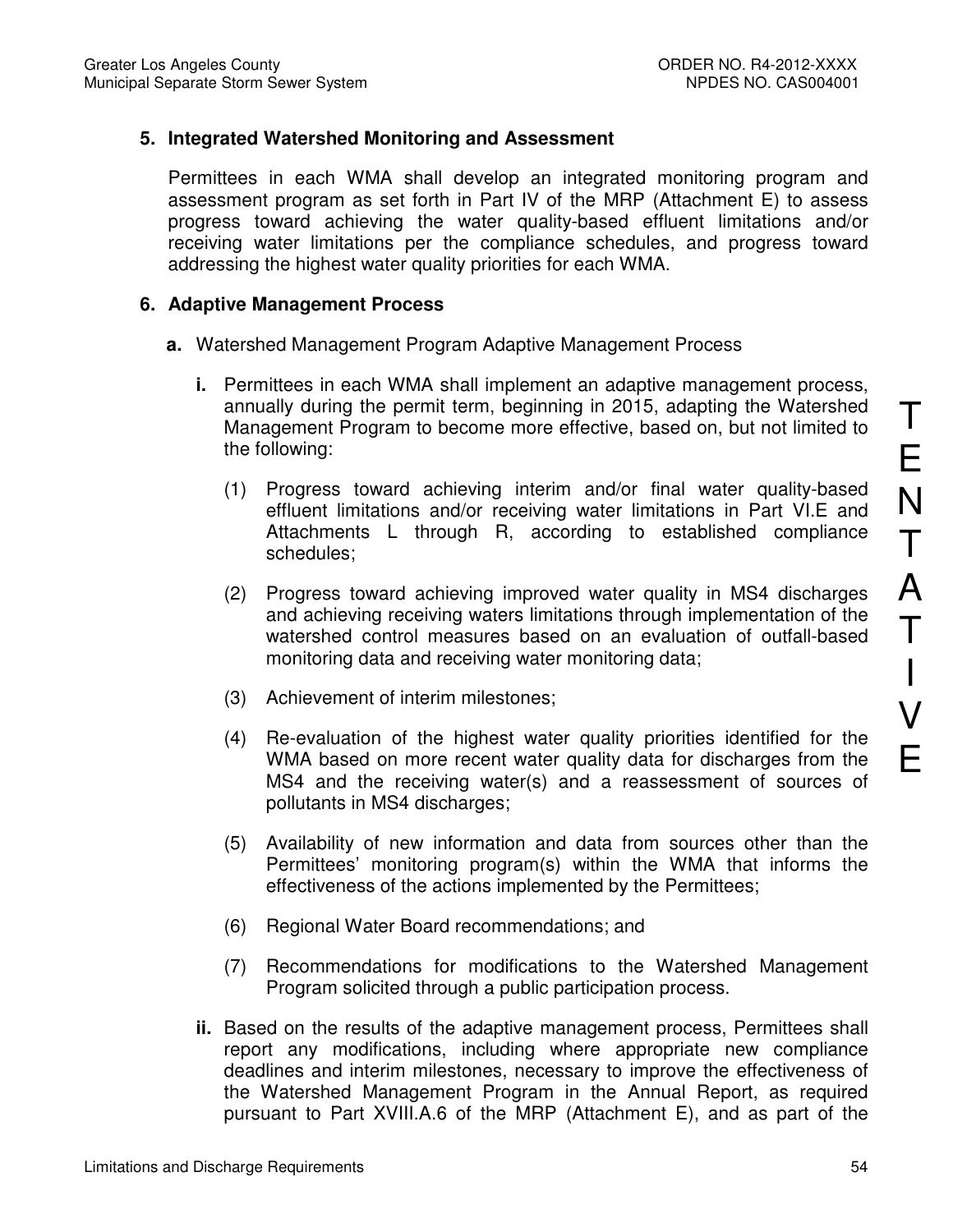### 5. Integrated Watershed Monitoring and Assessment

Permittees in each WMA shall develop an integrated monitoring program and assessment program as set forth in Part IV of the MRP (Attachment E) to assess progress toward achieving the water quality-based effluent limitations and/or receiving water limitations per the compliance schedules, and progress toward addressing the highest water quality priorities for each WMA.

### 6. Adaptive Management Process

**a.** Watershed Management Program Adaptive Management Process

**i.** Permittees in each WMA shall implement an adaptive management process, annually during the permit term, beginning in 2015, adapting the Watershed Management Program to become more effective, based on, but not limited to the following:

(1) Progress toward achieving interim and/or final water quality-based effluent limitations and/or receiving water limitations in Part VI.E and Attachments L through R, according to established compliance schedules;

(2) Progress toward achieving improved water quality in MS4 discharges and achieving receiving waters limitations through implementation of the watershed control measures based on an evaluation of outfall-based monitoring data and receiving water monitoring data;

(3) Achievement of interim milestones;

(4) Re-evaluation of the highest water quality priorities identified for the WMA based on more recent water quality data for discharges from the MS4 and the receiving water(s) and a reassessment of sources of pollutants in MS4 discharges;

(5) Availability of new information and data from sources other than the Permittees' monitoring program(s) within the WMA that informs the effectiveness of the actions implemented by the Permittees;

(6) Regional Water Board recommendations; and

(7) Recommendations for modifications to the Watershed Management Program solicited through a public participation process.

**ii.** Based on the results of the adaptive management process, Permittees shall report any modifications, including where appropriate new compliance deadlines and interim milestones, necessary to improve the effectiveness of the Watershed Management Program in the Annual Report, as required pursuant to Part XVIII.A.6 of the MRP (Attachment E), and as part of the

TENTATIVE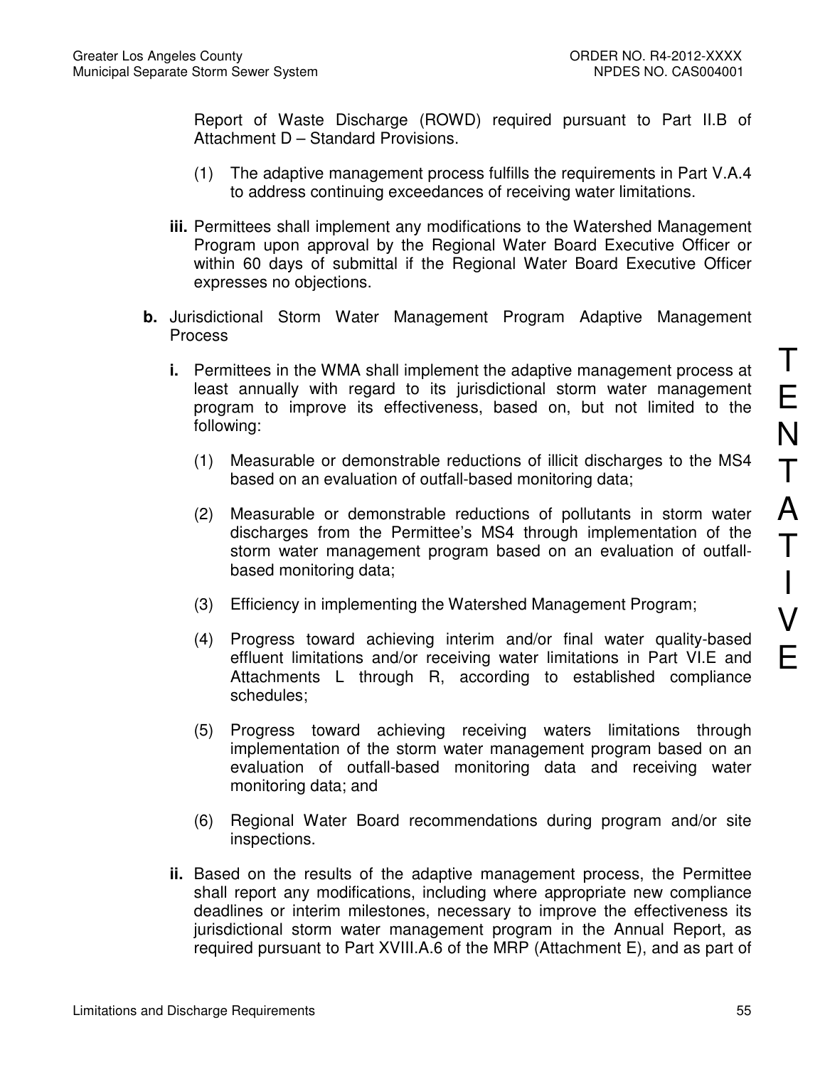Report of Waste Discharge (ROWD) required pursuant to Part II.B of Attachment D – Standard Provisions.

(1) The adaptive management process fulfills the requirements in Part V.A.4 to address continuing exceedances of receiving water limitations.

**iii.** Permittees shall implement any modifications to the Watershed Management Program upon approval by the Regional Water Board Executive Officer or within 60 days of submittal if the Regional Water Board Executive Officer expresses no objections.

**b.** Jurisdictional Storm Water Management Program Adaptive Management Process

**i.** Permittees in the WMA shall implement the adaptive management process at least annually with regard to its jurisdictional storm water management program to improve its effectiveness, based on, but not limited to the following:

(1) Measurable or demonstrable reductions of illicit discharges to the MS4 based on an evaluation of outfall-based monitoring data;

(2) Measurable or demonstrable reductions of pollutants in storm water discharges from the Permittee's MS4 through implementation of the storm water management program based on an evaluation of outfall-based monitoring data;

(3) Efficiency in implementing the Watershed Management Program;

(4) Progress toward achieving interim and/or final water quality-based effluent limitations and/or receiving water limitations in Part VI.E and Attachments L through R, according to established compliance schedules;

(5) Progress toward achieving receiving waters limitations through implementation of the storm water management program based on an evaluation of outfall-based monitoring data and receiving water monitoring data; and

(6) Regional Water Board recommendations during program and/or site inspections.

**ii.** Based on the results of the adaptive management process, the Permittee shall report any modifications, including where appropriate new compliance deadlines or interim milestones, necessary to improve the effectiveness its jurisdictional storm water management program in the Annual Report, as required pursuant to Part XVIII.A.6 of the MRP (Attachment E), and as part of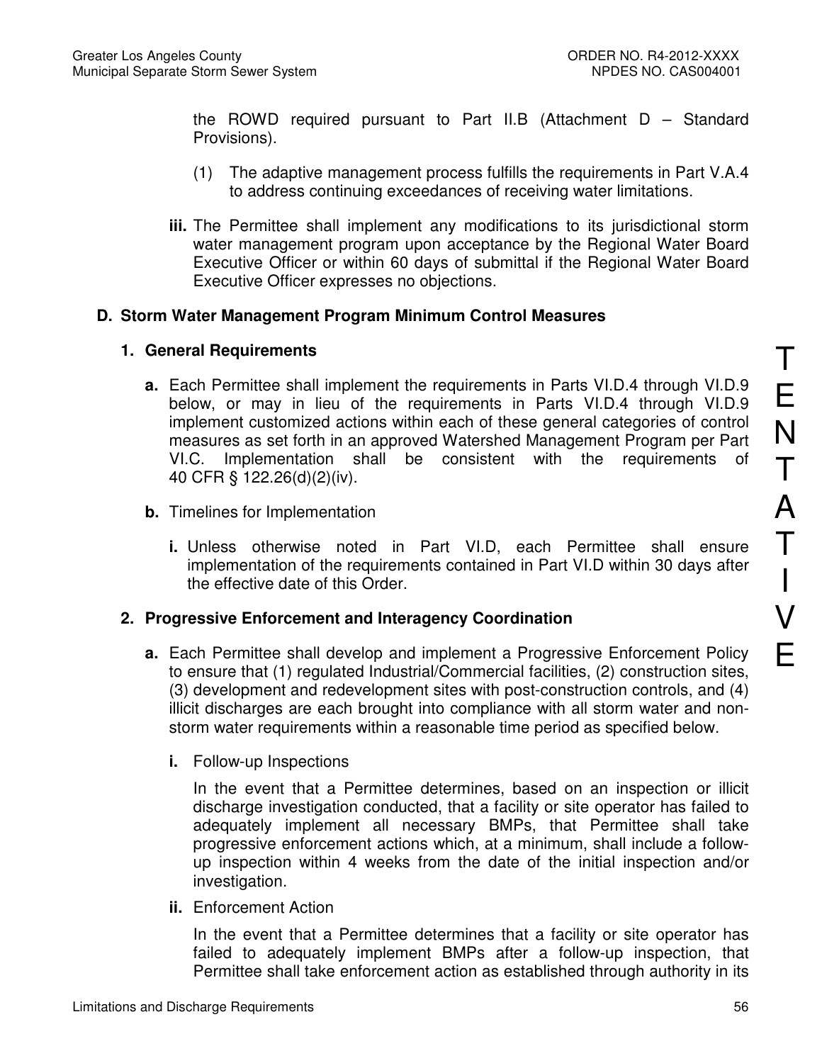the ROWD required pursuant to Part II.B (Attachment D – Standard Provisions).

(1) The adaptive management process fulfills the requirements in Part V.A.4 to address continuing exceedances of receiving water limitations.

**iii.** The Permittee shall implement any modifications to its jurisdictional storm water management program upon acceptance by the Regional Water Board Executive Officer or within 60 days of submittal if the Regional Water Board Executive Officer expresses no objections.

## D. Storm Water Management Program Minimum Control Measures

### 1. General Requirements

**a.** Each Permittee shall implement the requirements in Parts VI.D.4 through VI.D.9 below, or may in lieu of the requirements in Parts VI.D.4 through VI.D.9 implement customized actions within each of these general categories of control measures as set forth in an approved Watershed Management Program per Part VI.C. Implementation shall be consistent with the requirements of 40 CFR § 122.26(d)(2)(iv).

**b.** Timelines for Implementation

**i.** Unless otherwise noted in Part VI.D, each Permittee shall ensure implementation of the requirements contained in Part VI.D within 30 days after the effective date of this Order.

### 2. Progressive Enforcement and Interagency Coordination

**a.** Each Permittee shall develop and implement a Progressive Enforcement Policy to ensure that (1) regulated Industrial/Commercial facilities, (2) construction sites, (3) development and redevelopment sites with post-construction controls, and (4) illicit discharges are each brought into compliance with all storm water and non-storm water requirements within a reasonable time period as specified below.

**i.** Follow-up Inspections

In the event that a Permittee determines, based on an inspection or illicit discharge investigation conducted, that a facility or site operator has failed to adequately implement all necessary BMPs, that Permittee shall take progressive enforcement actions which, at a minimum, shall include a follow-up inspection within 4 weeks from the date of the initial inspection and/or investigation.

**ii.** Enforcement Action

In the event that a Permittee determines that a facility or site operator has failed to adequately implement BMPs after a follow-up inspection, that Permittee shall take enforcement action as established through authority in its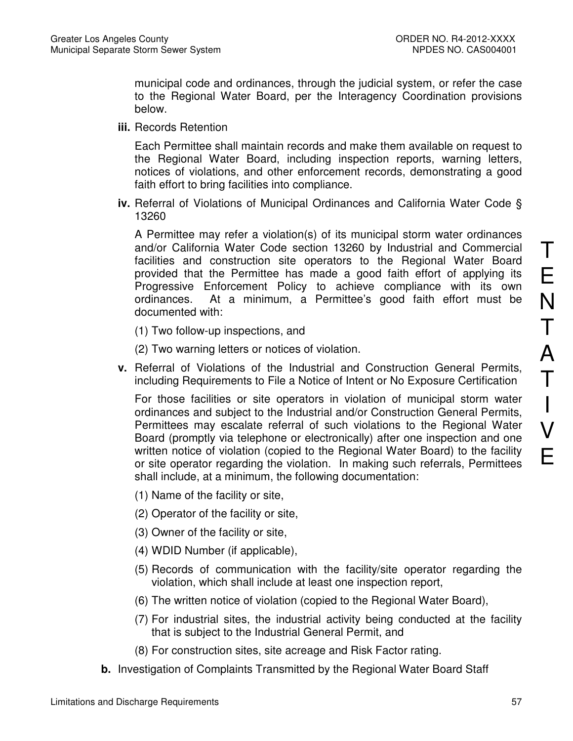municipal code and ordinances, through the judicial system, or refer the case to the Regional Water Board, per the Interagency Coordination provisions below.

**iii.** Records Retention

Each Permittee shall maintain records and make them available on request to the Regional Water Board, including inspection reports, warning letters, notices of violations, and other enforcement records, demonstrating a good faith effort to bring facilities into compliance.

**iv.** Referral of Violations of Municipal Ordinances and California Water Code § 13260

A Permittee may refer a violation(s) of its municipal storm water ordinances and/or California Water Code section 13260 by Industrial and Commercial facilities and construction site operators to the Regional Water Board provided that the Permittee has made a good faith effort of applying its Progressive Enforcement Policy to achieve compliance with its own ordinances. At a minimum, a Permittee's good faith effort must be documented with:

(1) Two follow-up inspections, and

(2) Two warning letters or notices of violation.

**v.** Referral of Violations of the Industrial and Construction General Permits, including Requirements to File a Notice of Intent or No Exposure Certification

For those facilities or site operators in violation of municipal storm water ordinances and subject to the Industrial and/or Construction General Permits, Permittees may escalate referral of such violations to the Regional Water Board (promptly via telephone or electronically) after one inspection and one written notice of violation (copied to the Regional Water Board) to the facility or site operator regarding the violation. In making such referrals, Permittees shall include, at a minimum, the following documentation:

(1) Name of the facility or site,

(2) Operator of the facility or site,

(3) Owner of the facility or site,

(4) WDID Number (if applicable),

(5) Records of communication with the facility/site operator regarding the violation, which shall include at least one inspection report,

(6) The written notice of violation (copied to the Regional Water Board),

(7) For industrial sites, the industrial activity being conducted at the facility that is subject to the Industrial General Permit, and

(8) For construction sites, site acreage and Risk Factor rating.

**b.** Investigation of Complaints Transmitted by the Regional Water Board Staff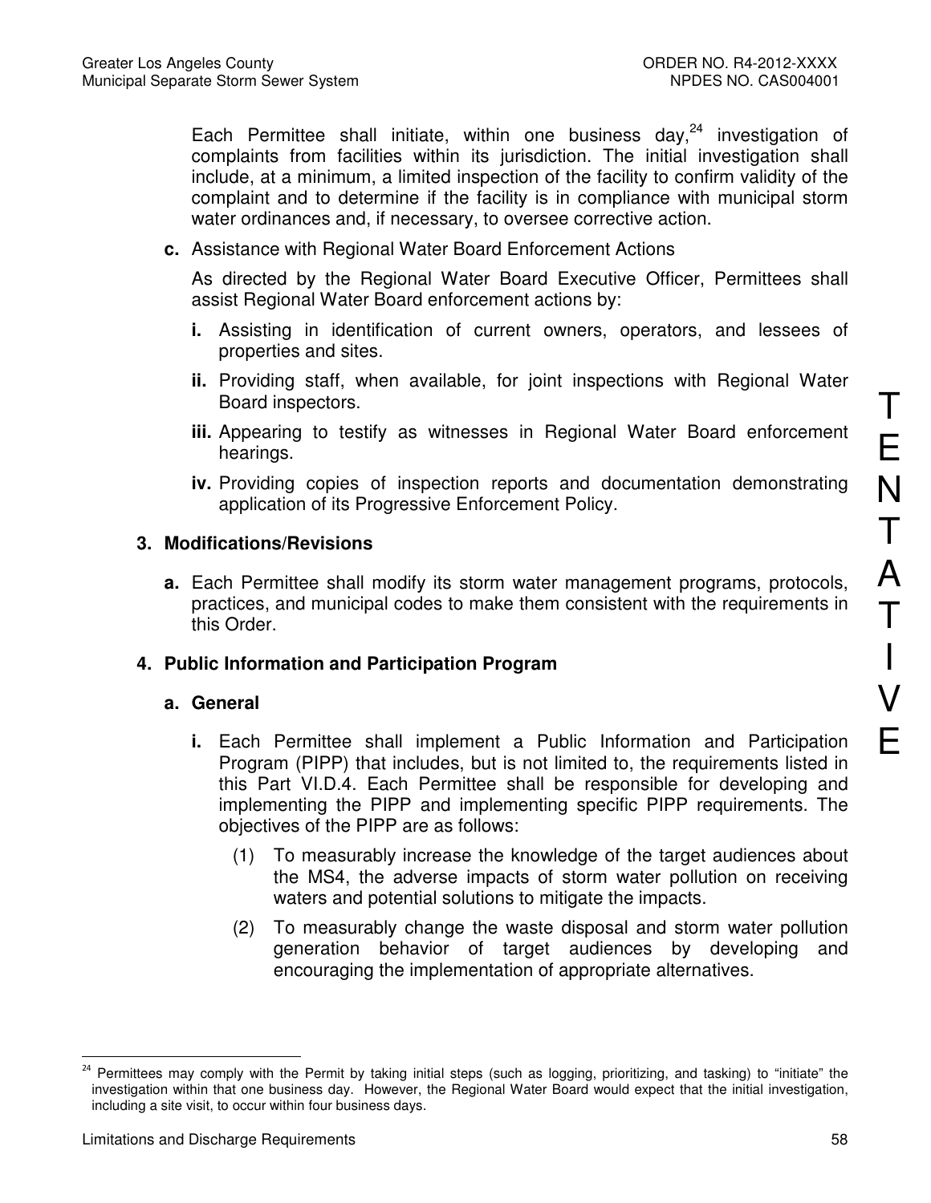Each Permittee shall initiate, within one business day,[24] investigation of complaints from facilities within its jurisdiction. The initial investigation shall include, at a minimum, a limited inspection of the facility to confirm validity of the complaint and to determine if the facility is in compliance with municipal storm water ordinances and, if necessary, to oversee corrective action.

**c.** Assistance with Regional Water Board Enforcement Actions

As directed by the Regional Water Board Executive Officer, Permittees shall assist Regional Water Board enforcement actions by:

**i.** Assisting in identification of current owners, operators, and lessees of properties and sites.

**ii.** Providing staff, when available, for joint inspections with Regional Water Board inspectors.

**iii.** Appearing to testify as witnesses in Regional Water Board enforcement hearings.

**iv.** Providing copies of inspection reports and documentation demonstrating application of its Progressive Enforcement Policy.

**3. Modifications/Revisions**

**a.** Each Permittee shall modify its storm water management programs, protocols, practices, and municipal codes to make them consistent with the requirements in this Order.

**4. Public Information and Participation Program**

**a. General**

**i.** Each Permittee shall implement a Public Information and Participation Program (PIPP) that includes, but is not limited to, the requirements listed in this Part VI.D.4. Each Permittee shall be responsible for developing and implementing the PIPP and implementing specific PIPP requirements. The objectives of the PIPP are as follows:

(1) To measurably increase the knowledge of the target audiences about the MS4, the adverse impacts of storm water pollution on receiving waters and potential solutions to mitigate the impacts.

(2) To measurably change the waste disposal and storm water pollution generation behavior of target audiences by developing and encouraging the implementation of appropriate alternatives.

TENTATIVE

---

[24] Permittees may comply with the Permit by taking initial steps (such as logging, prioritizing, and tasking) to "initiate" the investigation within that one business day. However, the Regional Water Board would expect that the initial investigation, including a site visit, to occur within four business days.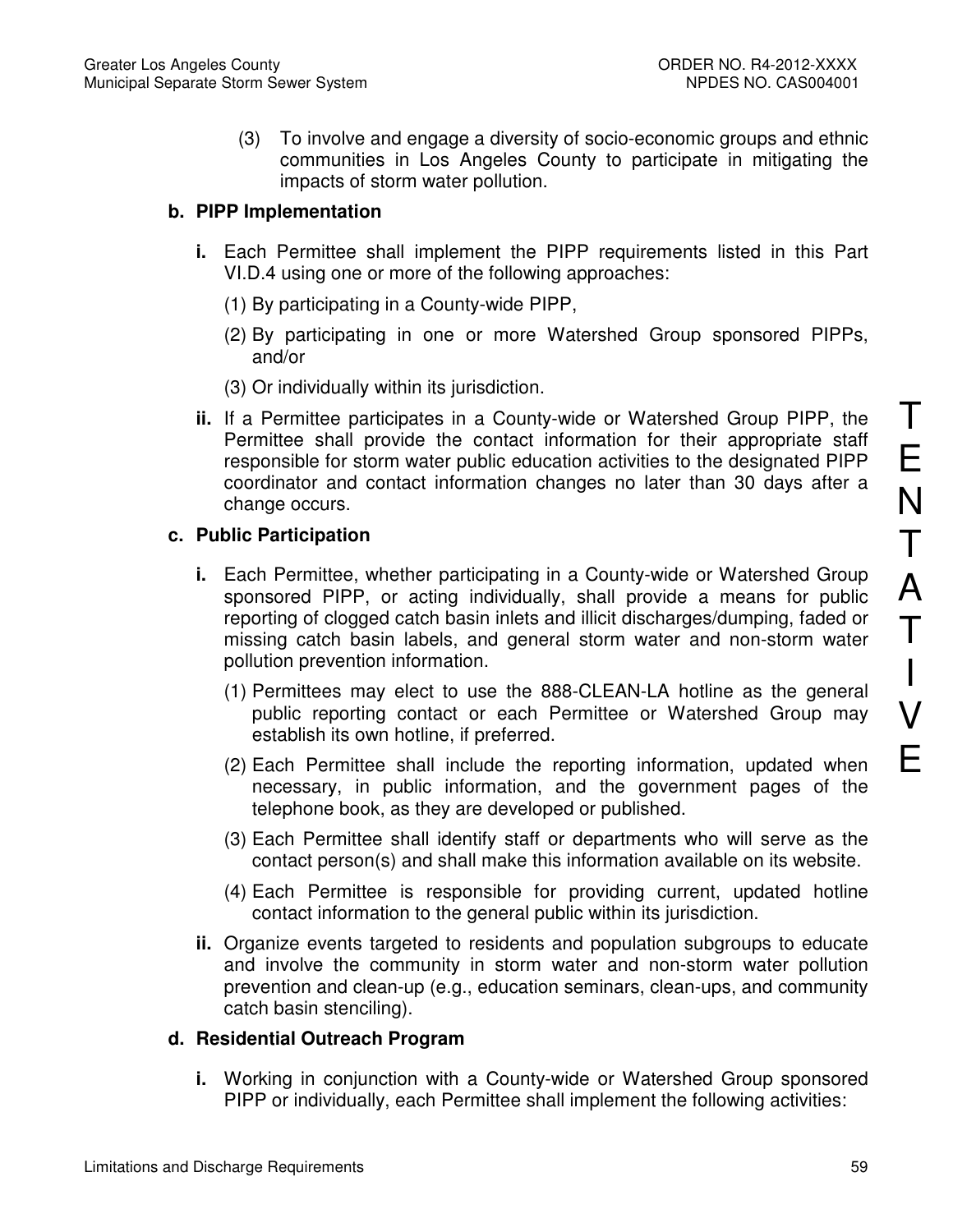(3) To involve and engage a diversity of socio-economic groups and ethnic communities in Los Angeles County to participate in mitigating the impacts of storm water pollution.

**b. PIPP Implementation**

**i.** Each Permittee shall implement the PIPP requirements listed in this Part VI.D.4 using one or more of the following approaches:

(1) By participating in a County-wide PIPP,

(2) By participating in one or more Watershed Group sponsored PIPPs, and/or

(3) Or individually within its jurisdiction.

**ii.** If a Permittee participates in a County-wide or Watershed Group PIPP, the Permittee shall provide the contact information for their appropriate staff responsible for storm water public education activities to the designated PIPP coordinator and contact information changes no later than 30 days after a change occurs.

**c. Public Participation**

**i.** Each Permittee, whether participating in a County-wide or Watershed Group sponsored PIPP, or acting individually, shall provide a means for public reporting of clogged catch basin inlets and illicit discharges/dumping, faded or missing catch basin labels, and general storm water and non-storm water pollution prevention information.

(1) Permittees may elect to use the 888-CLEAN-LA hotline as the general public reporting contact or each Permittee or Watershed Group may establish its own hotline, if preferred.

(2) Each Permittee shall include the reporting information, updated when necessary, in public information, and the government pages of the telephone book, as they are developed or published.

(3) Each Permittee shall identify staff or departments who will serve as the contact person(s) and shall make this information available on its website.

(4) Each Permittee is responsible for providing current, updated hotline contact information to the general public within its jurisdiction.

**ii.** Organize events targeted to residents and population subgroups to educate and involve the community in storm water and non-storm water pollution prevention and clean-up (e.g., education seminars, clean-ups, and community catch basin stenciling).

**d. Residential Outreach Program**

**i.** Working in conjunction with a County-wide or Watershed Group sponsored PIPP or individually, each Permittee shall implement the following activities: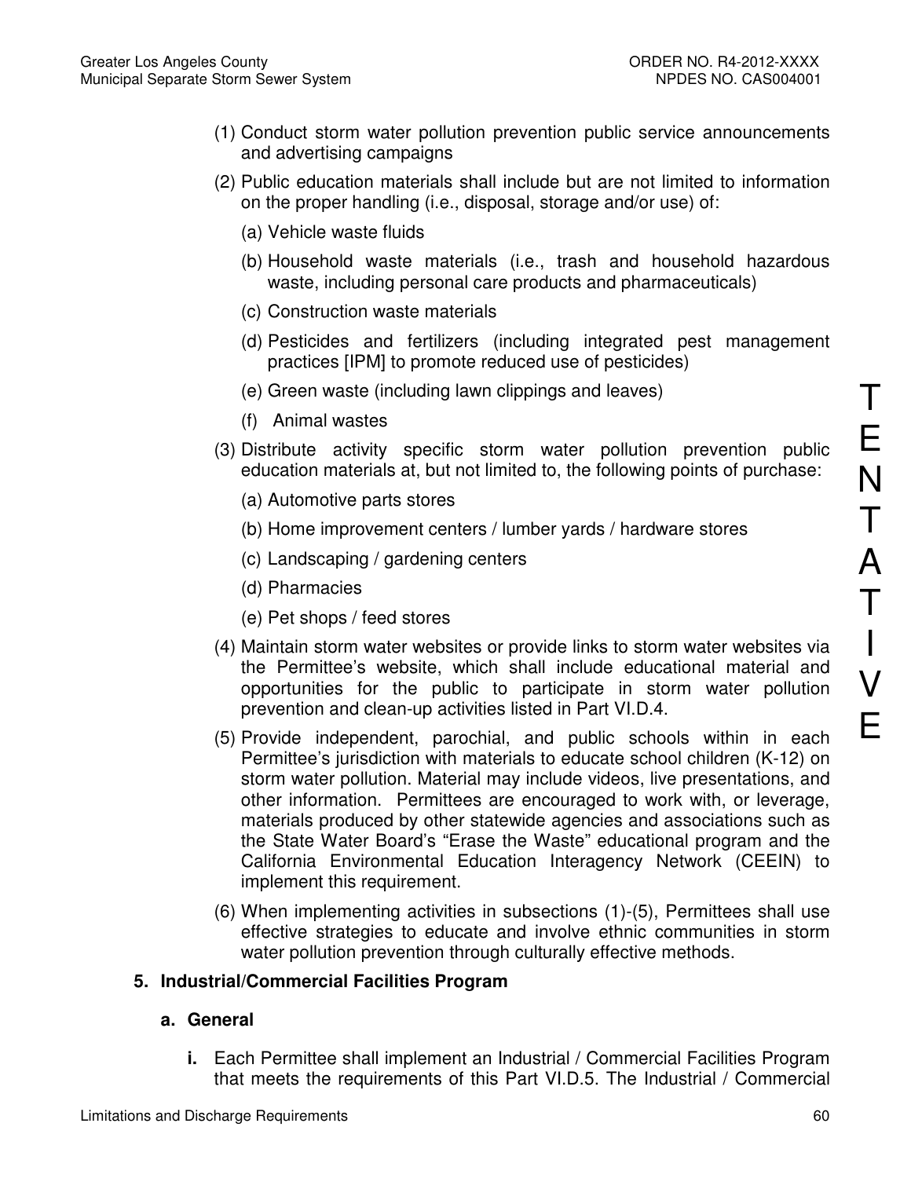(1) Conduct storm water pollution prevention public service announcements and advertising campaigns

(2) Public education materials shall include but are not limited to information on the proper handling (i.e., disposal, storage and/or use) of:

   (a) Vehicle waste fluids

   (b) Household waste materials (i.e., trash and household hazardous waste, including personal care products and pharmaceuticals)

   (c) Construction waste materials

   (d) Pesticides and fertilizers (including integrated pest management practices [IPM] to promote reduced use of pesticides)

   (e) Green waste (including lawn clippings and leaves)

   (f) Animal wastes

(3) Distribute activity specific storm water pollution prevention public education materials at, but not limited to, the following points of purchase:

   (a) Automotive parts stores

   (b) Home improvement centers / lumber yards / hardware stores

   (c) Landscaping / gardening centers

   (d) Pharmacies

   (e) Pet shops / feed stores

(4) Maintain storm water websites or provide links to storm water websites via the Permittee's website, which shall include educational material and opportunities for the public to participate in storm water pollution prevention and clean-up activities listed in Part VI.D.4.

(5) Provide independent, parochial, and public schools within in each Permittee's jurisdiction with materials to educate school children (K-12) on storm water pollution. Material may include videos, live presentations, and other information. Permittees are encouraged to work with, or leverage, materials produced by other statewide agencies and associations such as the State Water Board's "Erase the Waste" educational program and the California Environmental Education Interagency Network (CEEIN) to implement this requirement.

(6) When implementing activities in subsections (1)-(5), Permittees shall use effective strategies to educate and involve ethnic communities in storm water pollution prevention through culturally effective methods.

TENTATIVE

### 5. Industrial/Commercial Facilities Program

#### a. General

**i.** Each Permittee shall implement an Industrial / Commercial Facilities Program that meets the requirements of this Part VI.D.5. The Industrial / Commercial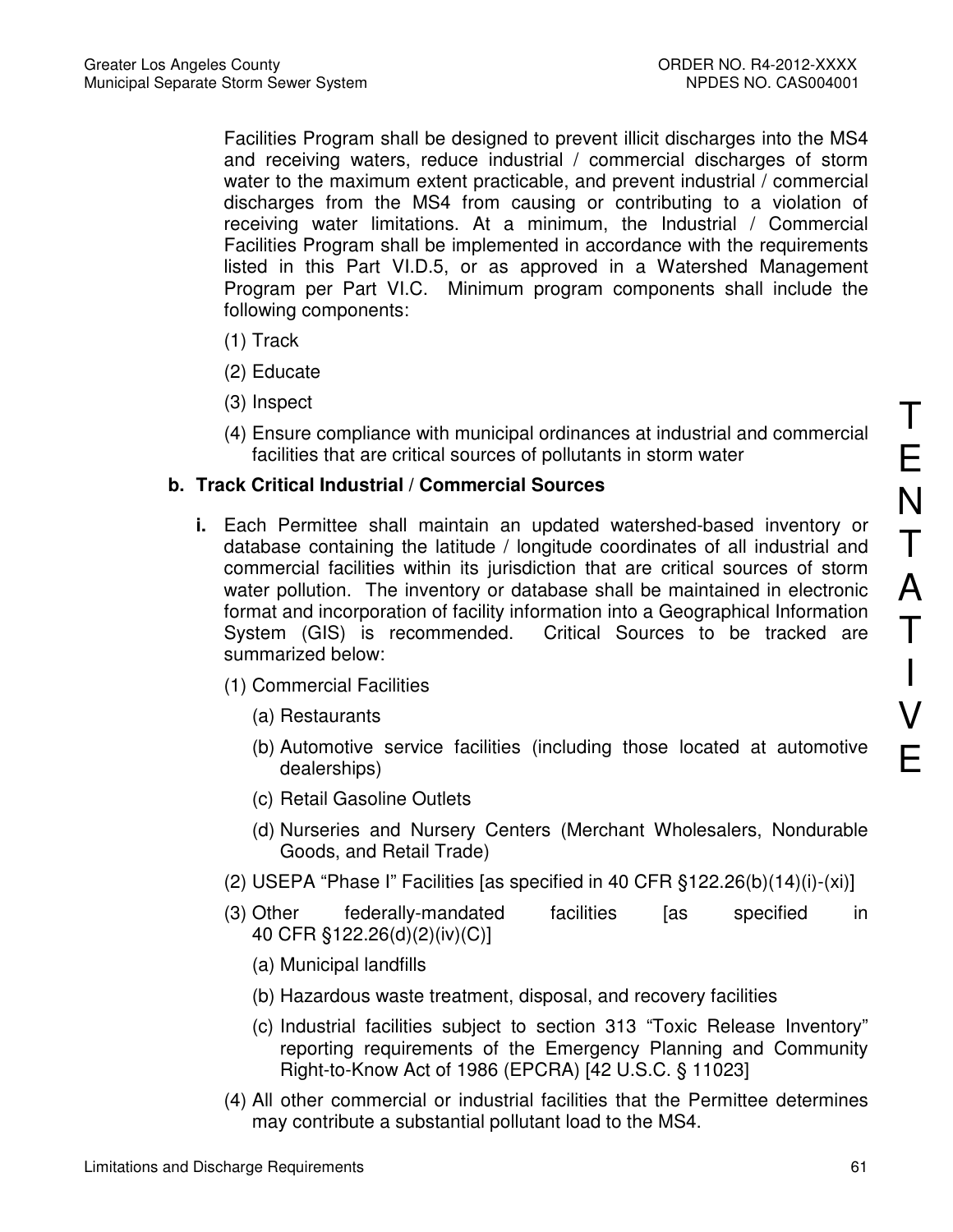Facilities Program shall be designed to prevent illicit discharges into the MS4 and receiving waters, reduce industrial / commercial discharges of storm water to the maximum extent practicable, and prevent industrial / commercial discharges from the MS4 from causing or contributing to a violation of receiving water limitations. At a minimum, the Industrial / Commercial Facilities Program shall be implemented in accordance with the requirements listed in this Part VI.D.5, or as approved in a Watershed Management Program per Part VI.C. Minimum program components shall include the following components:

(1) Track

(2) Educate

(3) Inspect

(4) Ensure compliance with municipal ordinances at industrial and commercial facilities that are critical sources of pollutants in storm water

**b. Track Critical Industrial / Commercial Sources**

**i.** Each Permittee shall maintain an updated watershed-based inventory or database containing the latitude / longitude coordinates of all industrial and commercial facilities within its jurisdiction that are critical sources of storm water pollution. The inventory or database shall be maintained in electronic format and incorporation of facility information into a Geographical Information System (GIS) is recommended. Critical Sources to be tracked are summarized below:

(1) Commercial Facilities

(a) Restaurants

(b) Automotive service facilities (including those located at automotive dealerships)

(c) Retail Gasoline Outlets

(d) Nurseries and Nursery Centers (Merchant Wholesalers, Nondurable Goods, and Retail Trade)

(2) USEPA "Phase I" Facilities [as specified in 40 CFR §122.26(b)(14)(i)-(xi)]

(3) Other federally-mandated facilities [as specified in 40 CFR §122.26(d)(2)(iv)(C)]

(a) Municipal landfills

(b) Hazardous waste treatment, disposal, and recovery facilities

(c) Industrial facilities subject to section 313 "Toxic Release Inventory" reporting requirements of the Emergency Planning and Community Right-to-Know Act of 1986 (EPCRA) [42 U.S.C. § 11023]

(4) All other commercial or industrial facilities that the Permittee determines may contribute a substantial pollutant load to the MS4.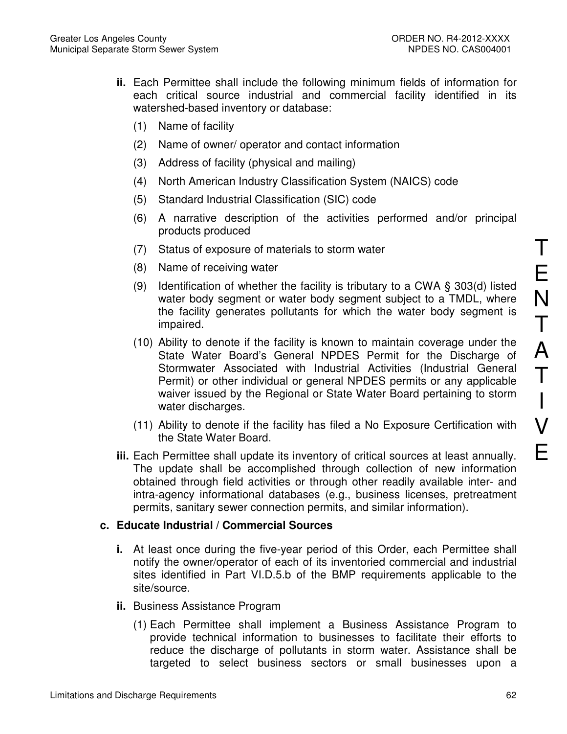**ii.** Each Permittee shall include the following minimum fields of information for each critical source industrial and commercial facility identified in its watershed-based inventory or database:

(1) Name of facility

(2) Name of owner/ operator and contact information

(3) Address of facility (physical and mailing)

(4) North American Industry Classification System (NAICS) code

(5) Standard Industrial Classification (SIC) code

(6) A narrative description of the activities performed and/or principal products produced

(7) Status of exposure of materials to storm water

(8) Name of receiving water

(9) Identification of whether the facility is tributary to a CWA § 303(d) listed water body segment or water body segment subject to a TMDL, where the facility generates pollutants for which the water body segment is impaired.

(10) Ability to denote if the facility is known to maintain coverage under the State Water Board's General NPDES Permit for the Discharge of Stormwater Associated with Industrial Activities (Industrial General Permit) or other individual or general NPDES permits or any applicable waiver issued by the Regional or State Water Board pertaining to storm water discharges.

(11) Ability to denote if the facility has filed a No Exposure Certification with the State Water Board.

**iii.** Each Permittee shall update its inventory of critical sources at least annually. The update shall be accomplished through collection of new information obtained through field activities or through other readily available inter- and intra-agency informational databases (e.g., business licenses, pretreatment permits, sanitary sewer connection permits, and similar information).

**c. Educate Industrial / Commercial Sources**

**i.** At least once during the five-year period of this Order, each Permittee shall notify the owner/operator of each of its inventoried commercial and industrial sites identified in Part VI.D.5.b of the BMP requirements applicable to the site/source.

**ii.** Business Assistance Program

(1) Each Permittee shall implement a Business Assistance Program to provide technical information to businesses to facilitate their efforts to reduce the discharge of pollutants in storm water. Assistance shall be targeted to select business sectors or small businesses upon a

TENTATIVE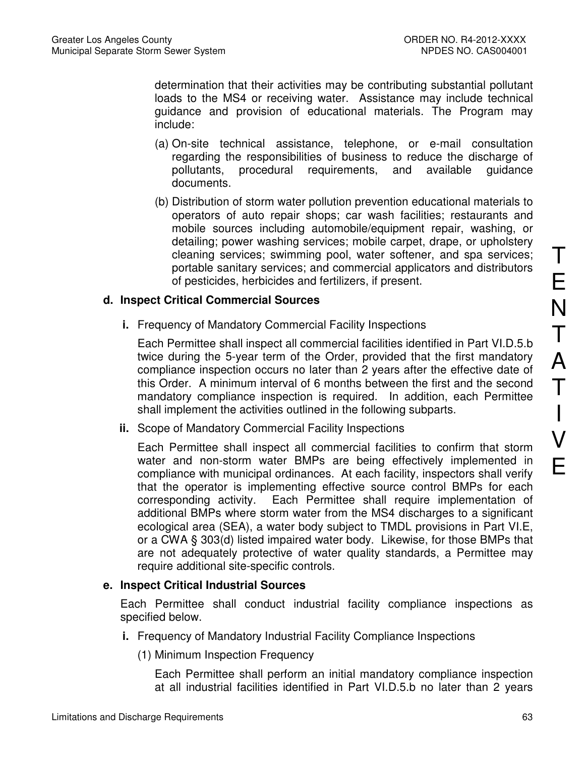determination that their activities may be contributing substantial pollutant loads to the MS4 or receiving water. Assistance may include technical guidance and provision of educational materials. The Program may include:

(a) On-site technical assistance, telephone, or e-mail consultation regarding the responsibilities of business to reduce the discharge of pollutants, procedural requirements, and available guidance documents.

(b) Distribution of storm water pollution prevention educational materials to operators of auto repair shops; car wash facilities; restaurants and mobile sources including automobile/equipment repair, washing, or detailing; power washing services; mobile carpet, drape, or upholstery cleaning services; swimming pool, water softener, and spa services; portable sanitary services; and commercial applicators and distributors of pesticides, herbicides and fertilizers, if present.

**d. Inspect Critical Commercial Sources**

**i.** Frequency of Mandatory Commercial Facility Inspections

Each Permittee shall inspect all commercial facilities identified in Part VI.D.5.b twice during the 5-year term of the Order, provided that the first mandatory compliance inspection occurs no later than 2 years after the effective date of this Order. A minimum interval of 6 months between the first and the second mandatory compliance inspection is required. In addition, each Permittee shall implement the activities outlined in the following subparts.

**ii.** Scope of Mandatory Commercial Facility Inspections

Each Permittee shall inspect all commercial facilities to confirm that storm water and non-storm water BMPs are being effectively implemented in compliance with municipal ordinances. At each facility, inspectors shall verify that the operator is implementing effective source control BMPs for each corresponding activity. Each Permittee shall require implementation of additional BMPs where storm water from the MS4 discharges to a significant ecological area (SEA), a water body subject to TMDL provisions in Part VI.E, or a CWA § 303(d) listed impaired water body. Likewise, for those BMPs that are not adequately protective of water quality standards, a Permittee may require additional site-specific controls.

**e. Inspect Critical Industrial Sources**

Each Permittee shall conduct industrial facility compliance inspections as specified below.

**i.** Frequency of Mandatory Industrial Facility Compliance Inspections

(1) Minimum Inspection Frequency

Each Permittee shall perform an initial mandatory compliance inspection at all industrial facilities identified in Part VI.D.5.b no later than 2 years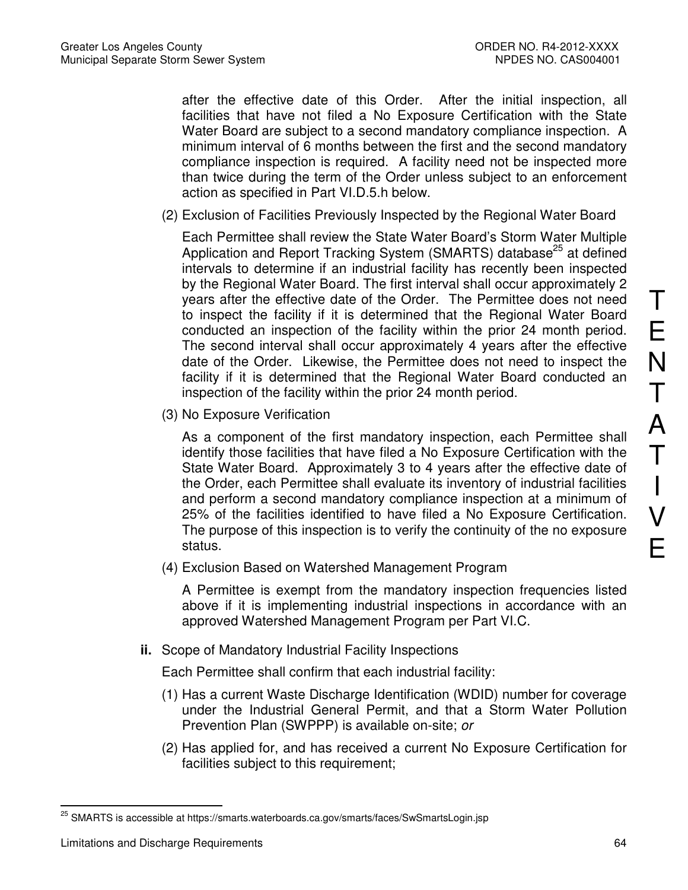after the effective date of this Order. After the initial inspection, all facilities that have not filed a No Exposure Certification with the State Water Board are subject to a second mandatory compliance inspection. A minimum interval of 6 months between the first and the second mandatory compliance inspection is required. A facility need not be inspected more than twice during the term of the Order unless subject to an enforcement action as specified in Part VI.D.5.h below.

(2) Exclusion of Facilities Previously Inspected by the Regional Water Board

Each Permittee shall review the State Water Board's Storm Water Multiple Application and Report Tracking System (SMARTS) database[25] at defined intervals to determine if an industrial facility has recently been inspected by the Regional Water Board. The first interval shall occur approximately 2 years after the effective date of the Order. The Permittee does not need to inspect the facility if it is determined that the Regional Water Board conducted an inspection of the facility within the prior 24 month period. The second interval shall occur approximately 4 years after the effective date of the Order. Likewise, the Permittee does not need to inspect the facility if it is determined that the Regional Water Board conducted an inspection of the facility within the prior 24 month period.

(3) No Exposure Verification

As a component of the first mandatory inspection, each Permittee shall identify those facilities that have filed a No Exposure Certification with the State Water Board. Approximately 3 to 4 years after the effective date of the Order, each Permittee shall evaluate its inventory of industrial facilities and perform a second mandatory compliance inspection at a minimum of 25% of the facilities identified to have filed a No Exposure Certification. The purpose of this inspection is to verify the continuity of the no exposure status.

(4) Exclusion Based on Watershed Management Program

A Permittee is exempt from the mandatory inspection frequencies listed above if it is implementing industrial inspections in accordance with an approved Watershed Management Program per Part VI.C.

**ii.** Scope of Mandatory Industrial Facility Inspections

Each Permittee shall confirm that each industrial facility:

(1) Has a current Waste Discharge Identification (WDID) number for coverage under the Industrial General Permit, and that a Storm Water Pollution Prevention Plan (SWPPP) is available on-site; *or*

(2) Has applied for, and has received a current No Exposure Certification for facilities subject to this requirement;

TENTATIVE

---

[25] SMARTS is accessible at https://smarts.waterboards.ca.gov/smarts/faces/SwSmartsLogin.jsp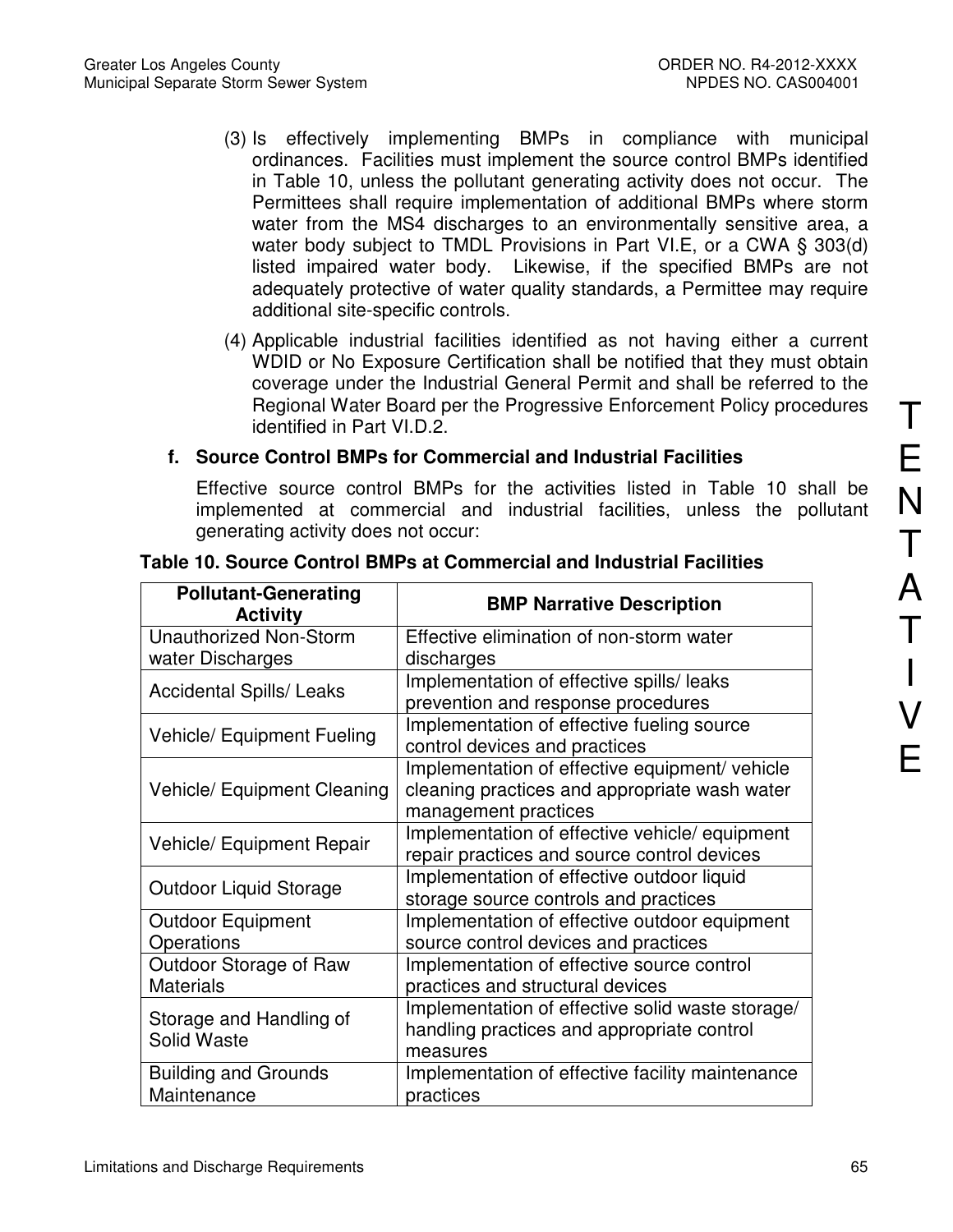(3) Is effectively implementing BMPs in compliance with municipal ordinances. Facilities must implement the source control BMPs identified in Table 10, unless the pollutant generating activity does not occur. The Permittees shall require implementation of additional BMPs where storm water from the MS4 discharges to an environmentally sensitive area, a water body subject to TMDL Provisions in Part VI.E, or a CWA § 303(d) listed impaired water body. Likewise, if the specified BMPs are not adequately protective of water quality standards, a Permittee may require additional site-specific controls.

(4) Applicable industrial facilities identified as not having either a current WDID or No Exposure Certification shall be notified that they must obtain coverage under the Industrial General Permit and shall be referred to the Regional Water Board per the Progressive Enforcement Policy procedures identified in Part VI.D.2.

**f. Source Control BMPs for Commercial and Industrial Facilities**

Effective source control BMPs for the activities listed in Table 10 shall be implemented at commercial and industrial facilities, unless the pollutant generating activity does not occur:

**Table 10. Source Control BMPs at Commercial and Industrial Facilities**

| Pollutant-Generating Activity | BMP Narrative Description |
|---|---|
| Unauthorized Non-Storm water Discharges | Effective elimination of non-storm water discharges |
| Accidental Spills/ Leaks | Implementation of effective spills/ leaks prevention and response procedures |
| Vehicle/ Equipment Fueling | Implementation of effective fueling source control devices and practices |
| Vehicle/ Equipment Cleaning | Implementation of effective equipment/ vehicle cleaning practices and appropriate wash water management practices |
| Vehicle/ Equipment Repair | Implementation of effective vehicle/ equipment repair practices and source control devices |
| Outdoor Liquid Storage | Implementation of effective outdoor liquid storage source controls and practices |
| Outdoor Equipment Operations | Implementation of effective outdoor equipment source control devices and practices |
| Outdoor Storage of Raw Materials | Implementation of effective source control practices and structural devices |
| Storage and Handling of Solid Waste | Implementation of effective solid waste storage/ handling practices and appropriate control measures |
| Building and Grounds Maintenance | Implementation of effective facility maintenance practices |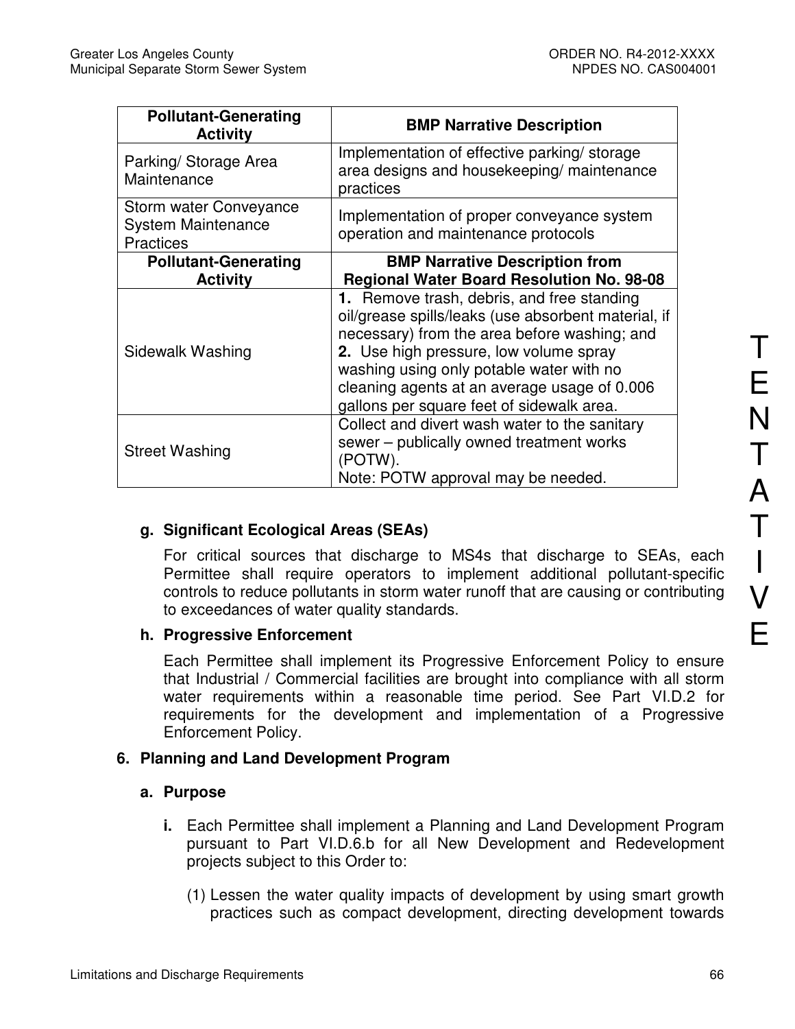| Pollutant-Generating Activity | BMP Narrative Description |
|---|---|
| Parking/ Storage Area Maintenance | Implementation of effective parking/ storage area designs and housekeeping/ maintenance practices |
| Storm water Conveyance System Maintenance Practices | Implementation of proper conveyance system operation and maintenance protocols |
| **Pollutant-Generating Activity** | **BMP Narrative Description from Regional Water Board Resolution No. 98-08** |
| Sidewalk Washing | **1.** Remove trash, debris, and free standing oil/grease spills/leaks (use absorbent material, if necessary) from the area before washing; and **2.** Use high pressure, low volume spray washing using only potable water with no cleaning agents at an average usage of 0.006 gallons per square feet of sidewalk area. |
| Street Washing | Collect and divert wash water to the sanitary sewer – publically owned treatment works (POTW). Note: POTW approval may be needed. |

**g. Significant Ecological Areas (SEAs)**

For critical sources that discharge to MS4s that discharge to SEAs, each Permittee shall require operators to implement additional pollutant-specific controls to reduce pollutants in storm water runoff that are causing or contributing to exceedances of water quality standards.

**h. Progressive Enforcement**

Each Permittee shall implement its Progressive Enforcement Policy to ensure that Industrial / Commercial facilities are brought into compliance with all storm water requirements within a reasonable time period. See Part VI.D.2 for requirements for the development and implementation of a Progressive Enforcement Policy.

**6. Planning and Land Development Program**

**a. Purpose**

**i.** Each Permittee shall implement a Planning and Land Development Program pursuant to Part VI.D.6.b for all New Development and Redevelopment projects subject to this Order to:

(1) Lessen the water quality impacts of development by using smart growth practices such as compact development, directing development towards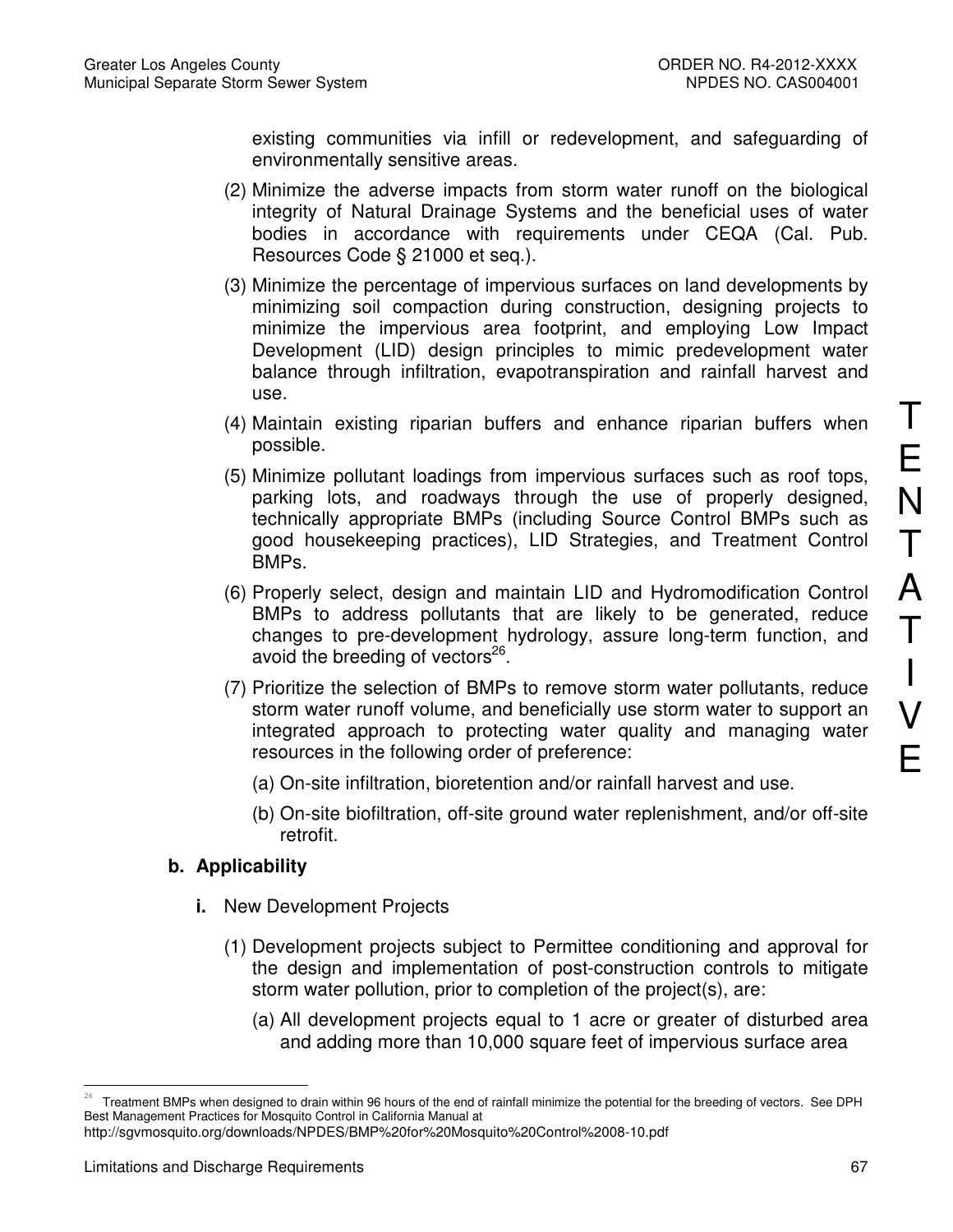existing communities via infill or redevelopment, and safeguarding of environmentally sensitive areas.

(2) Minimize the adverse impacts from storm water runoff on the biological integrity of Natural Drainage Systems and the beneficial uses of water bodies in accordance with requirements under CEQA (Cal. Pub. Resources Code § 21000 et seq.).

(3) Minimize the percentage of impervious surfaces on land developments by minimizing soil compaction during construction, designing projects to minimize the impervious area footprint, and employing Low Impact Development (LID) design principles to mimic predevelopment water balance through infiltration, evapotranspiration and rainfall harvest and use.

(4) Maintain existing riparian buffers and enhance riparian buffers when possible.

(5) Minimize pollutant loadings from impervious surfaces such as roof tops, parking lots, and roadways through the use of properly designed, technically appropriate BMPs (including Source Control BMPs such as good housekeeping practices), LID Strategies, and Treatment Control BMPs.

(6) Properly select, design and maintain LID and Hydromodification Control BMPs to address pollutants that are likely to be generated, reduce changes to pre-development hydrology, assure long-term function, and avoid the breeding of vectors[26].

(7) Prioritize the selection of BMPs to remove storm water pollutants, reduce storm water runoff volume, and beneficially use storm water to support an integrated approach to protecting water quality and managing water resources in the following order of preference:

   (a) On-site infiltration, bioretention and/or rainfall harvest and use.

   (b) On-site biofiltration, off-site ground water replenishment, and/or off-site retrofit.

**b. Applicability**

**i.** New Development Projects

(1) Development projects subject to Permittee conditioning and approval for the design and implementation of post-construction controls to mitigate storm water pollution, prior to completion of the project(s), are:

   (a) All development projects equal to 1 acre or greater of disturbed area and adding more than 10,000 square feet of impervious surface area

---

[26] Treatment BMPs when designed to drain within 96 hours of the end of rainfall minimize the potential for the breeding of vectors. See DPH Best Management Practices for Mosquito Control in California Manual at http://sgvmosquito.org/downloads/NPDES/BMP%20for%20Mosquito%20Control%2008-10.pdf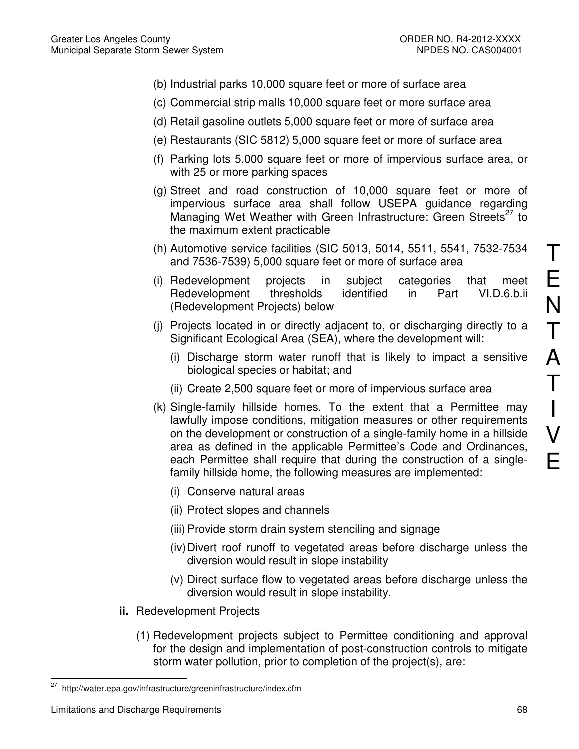(b) Industrial parks 10,000 square feet or more of surface area

(c) Commercial strip malls 10,000 square feet or more surface area

(d) Retail gasoline outlets 5,000 square feet or more of surface area

(e) Restaurants (SIC 5812) 5,000 square feet or more of surface area

(f) Parking lots 5,000 square feet or more of impervious surface area, or with 25 or more parking spaces

(g) Street and road construction of 10,000 square feet or more of impervious surface area shall follow USEPA guidance regarding Managing Wet Weather with Green Infrastructure: Green Streets[27] to the maximum extent practicable

(h) Automotive service facilities (SIC 5013, 5014, 5511, 5541, 7532-7534 and 7536-7539) 5,000 square feet or more of surface area

(i) Redevelopment projects in subject categories that meet Redevelopment thresholds identified in Part VI.D.6.b.ii (Redevelopment Projects) below

(j) Projects located in or directly adjacent to, or discharging directly to a Significant Ecological Area (SEA), where the development will:

  (i) Discharge storm water runoff that is likely to impact a sensitive biological species or habitat; and

  (ii) Create 2,500 square feet or more of impervious surface area

(k) Single-family hillside homes. To the extent that a Permittee may lawfully impose conditions, mitigation measures or other requirements on the development or construction of a single-family home in a hillside area as defined in the applicable Permittee's Code and Ordinances, each Permittee shall require that during the construction of a single-family hillside home, the following measures are implemented:

  (i) Conserve natural areas

  (ii) Protect slopes and channels

  (iii) Provide storm drain system stenciling and signage

  (iv) Divert roof runoff to vegetated areas before discharge unless the diversion would result in slope instability

  (v) Direct surface flow to vegetated areas before discharge unless the diversion would result in slope instability.

**ii.** Redevelopment Projects

(1) Redevelopment projects subject to Permittee conditioning and approval for the design and implementation of post-construction controls to mitigate storm water pollution, prior to completion of the project(s), are:

T E N T A T I V E

---

[27] http://water.epa.gov/infrastructure/greeninfrastructure/index.cfm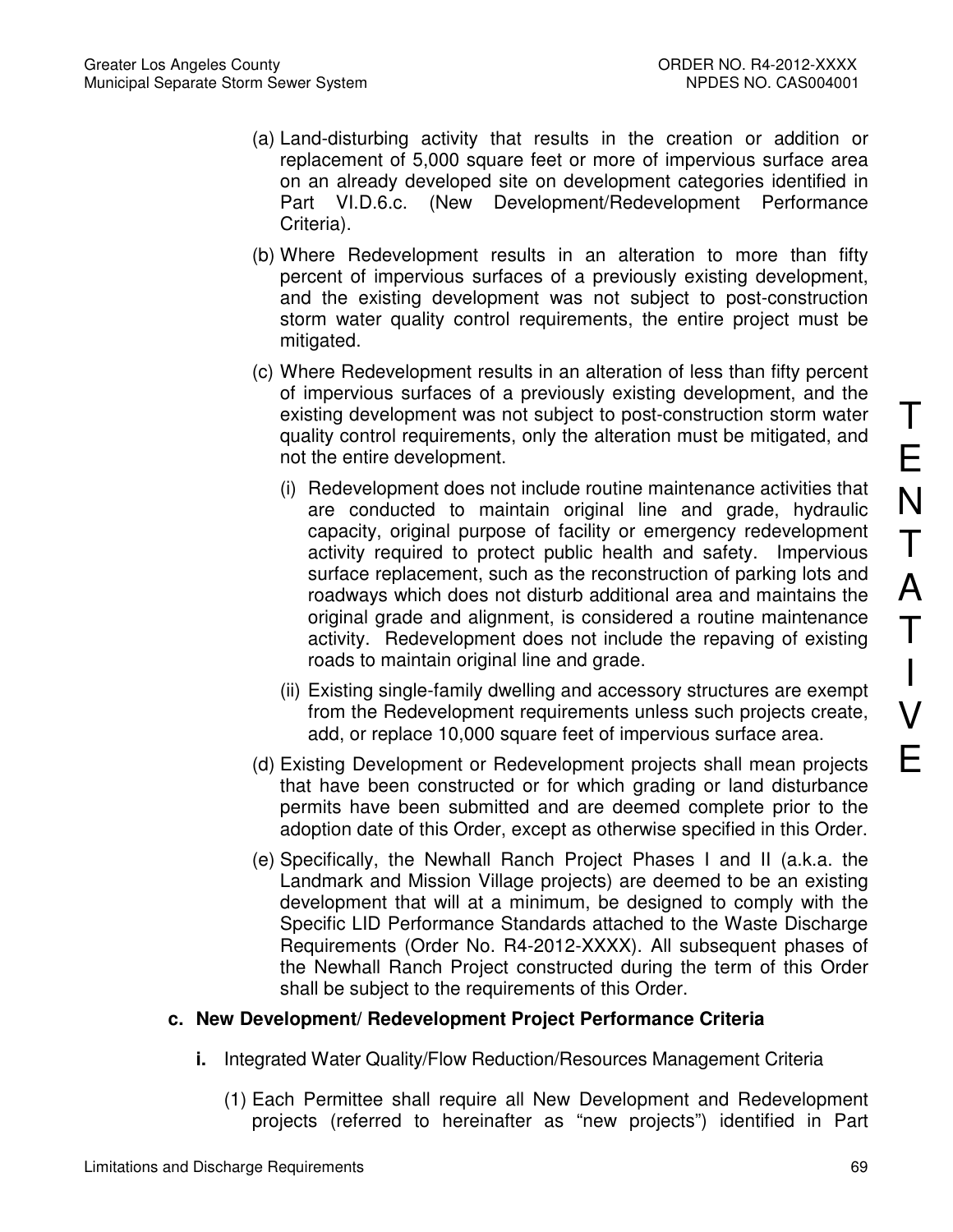(a) Land-disturbing activity that results in the creation or addition or replacement of 5,000 square feet or more of impervious surface area on an already developed site on development categories identified in Part VI.D.6.c. (New Development/Redevelopment Performance Criteria).

(b) Where Redevelopment results in an alteration to more than fifty percent of impervious surfaces of a previously existing development, and the existing development was not subject to post-construction storm water quality control requirements, the entire project must be mitigated.

(c) Where Redevelopment results in an alteration of less than fifty percent of impervious surfaces of a previously existing development, and the existing development was not subject to post-construction storm water quality control requirements, only the alteration must be mitigated, and not the entire development.

(i) Redevelopment does not include routine maintenance activities that are conducted to maintain original line and grade, hydraulic capacity, original purpose of facility or emergency redevelopment activity required to protect public health and safety. Impervious surface replacement, such as the reconstruction of parking lots and roadways which does not disturb additional area and maintains the original grade and alignment, is considered a routine maintenance activity. Redevelopment does not include the repaving of existing roads to maintain original line and grade.

(ii) Existing single-family dwelling and accessory structures are exempt from the Redevelopment requirements unless such projects create, add, or replace 10,000 square feet of impervious surface area.

(d) Existing Development or Redevelopment projects shall mean projects that have been constructed or for which grading or land disturbance permits have been submitted and are deemed complete prior to the adoption date of this Order, except as otherwise specified in this Order.

(e) Specifically, the Newhall Ranch Project Phases I and II (a.k.a. the Landmark and Mission Village projects) are deemed to be an existing development that will at a minimum, be designed to comply with the Specific LID Performance Standards attached to the Waste Discharge Requirements (Order No. R4-2012-XXXX). All subsequent phases of the Newhall Ranch Project constructed during the term of this Order shall be subject to the requirements of this Order.

**c. New Development/ Redevelopment Project Performance Criteria**

**i.** Integrated Water Quality/Flow Reduction/Resources Management Criteria

(1) Each Permittee shall require all New Development and Redevelopment projects (referred to hereinafter as "new projects") identified in Part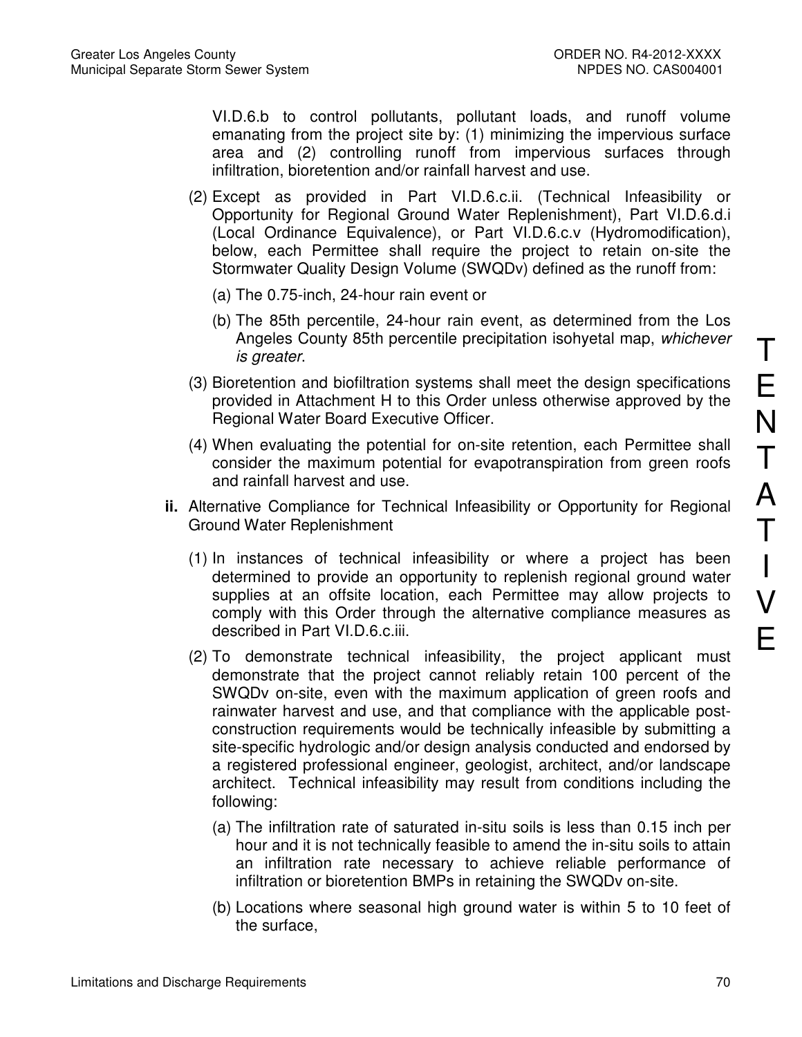VI.D.6.b to control pollutants, pollutant loads, and runoff volume emanating from the project site by: (1) minimizing the impervious surface area and (2) controlling runoff from impervious surfaces through infiltration, bioretention and/or rainfall harvest and use.

(2) Except as provided in Part VI.D.6.c.ii. (Technical Infeasibility or Opportunity for Regional Ground Water Replenishment), Part VI.D.6.d.i (Local Ordinance Equivalence), or Part VI.D.6.c.v (Hydromodification), below, each Permittee shall require the project to retain on-site the Stormwater Quality Design Volume (SWQDv) defined as the runoff from:

(a) The 0.75-inch, 24-hour rain event or

(b) The 85th percentile, 24-hour rain event, as determined from the Los Angeles County 85th percentile precipitation isohyetal map, *whichever is greater*.

(3) Bioretention and biofiltration systems shall meet the design specifications provided in Attachment H to this Order unless otherwise approved by the Regional Water Board Executive Officer.

(4) When evaluating the potential for on-site retention, each Permittee shall consider the maximum potential for evapotranspiration from green roofs and rainfall harvest and use.

**ii.** Alternative Compliance for Technical Infeasibility or Opportunity for Regional Ground Water Replenishment

(1) In instances of technical infeasibility or where a project has been determined to provide an opportunity to replenish regional ground water supplies at an offsite location, each Permittee may allow projects to comply with this Order through the alternative compliance measures as described in Part VI.D.6.c.iii.

(2) To demonstrate technical infeasibility, the project applicant must demonstrate that the project cannot reliably retain 100 percent of the SWQDv on-site, even with the maximum application of green roofs and rainwater harvest and use, and that compliance with the applicable post-construction requirements would be technically infeasible by submitting a site-specific hydrologic and/or design analysis conducted and endorsed by a registered professional engineer, geologist, architect, and/or landscape architect. Technical infeasibility may result from conditions including the following:

(a) The infiltration rate of saturated in-situ soils is less than 0.15 inch per hour and it is not technically feasible to amend the in-situ soils to attain an infiltration rate necessary to achieve reliable performance of infiltration or bioretention BMPs in retaining the SWQDv on-site.

(b) Locations where seasonal high ground water is within 5 to 10 feet of the surface,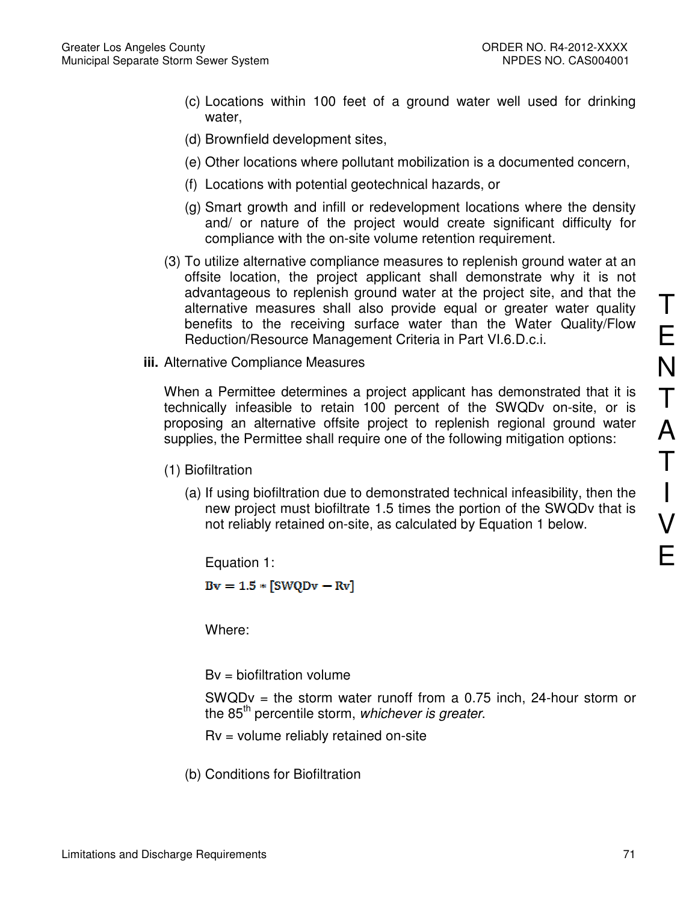(c) Locations within 100 feet of a ground water well used for drinking water,

(d) Brownfield development sites,

(e) Other locations where pollutant mobilization is a documented concern,

(f) Locations with potential geotechnical hazards, or

(g) Smart growth and infill or redevelopment locations where the density and/ or nature of the project would create significant difficulty for compliance with the on-site volume retention requirement.

(3) To utilize alternative compliance measures to replenish ground water at an offsite location, the project applicant shall demonstrate why it is not advantageous to replenish ground water at the project site, and that the alternative measures shall also provide equal or greater water quality benefits to the receiving surface water than the Water Quality/Flow Reduction/Resource Management Criteria in Part VI.6.D.c.i.

**iii.** Alternative Compliance Measures

When a Permittee determines a project applicant has demonstrated that it is technically infeasible to retain 100 percent of the SWQDv on-site, or is proposing an alternative offsite project to replenish regional ground water supplies, the Permittee shall require one of the following mitigation options:

(1) Biofiltration

(a) If using biofiltration due to demonstrated technical infeasibility, then the new project must biofiltrate 1.5 times the portion of the SWQDv that is not reliably retained on-site, as calculated by Equation 1 below.

Equation 1:

$$\mathbf{Bv = 1.5 * [SWQDv - Rv]}$$

Where:

Bv = biofiltration volume

SWQDv = the storm water runoff from a 0.75 inch, 24-hour storm or the 85$^{th}$ percentile storm, *whichever is greater*.

Rv = volume reliably retained on-site

(b) Conditions for Biofiltration

T E N T A T I V E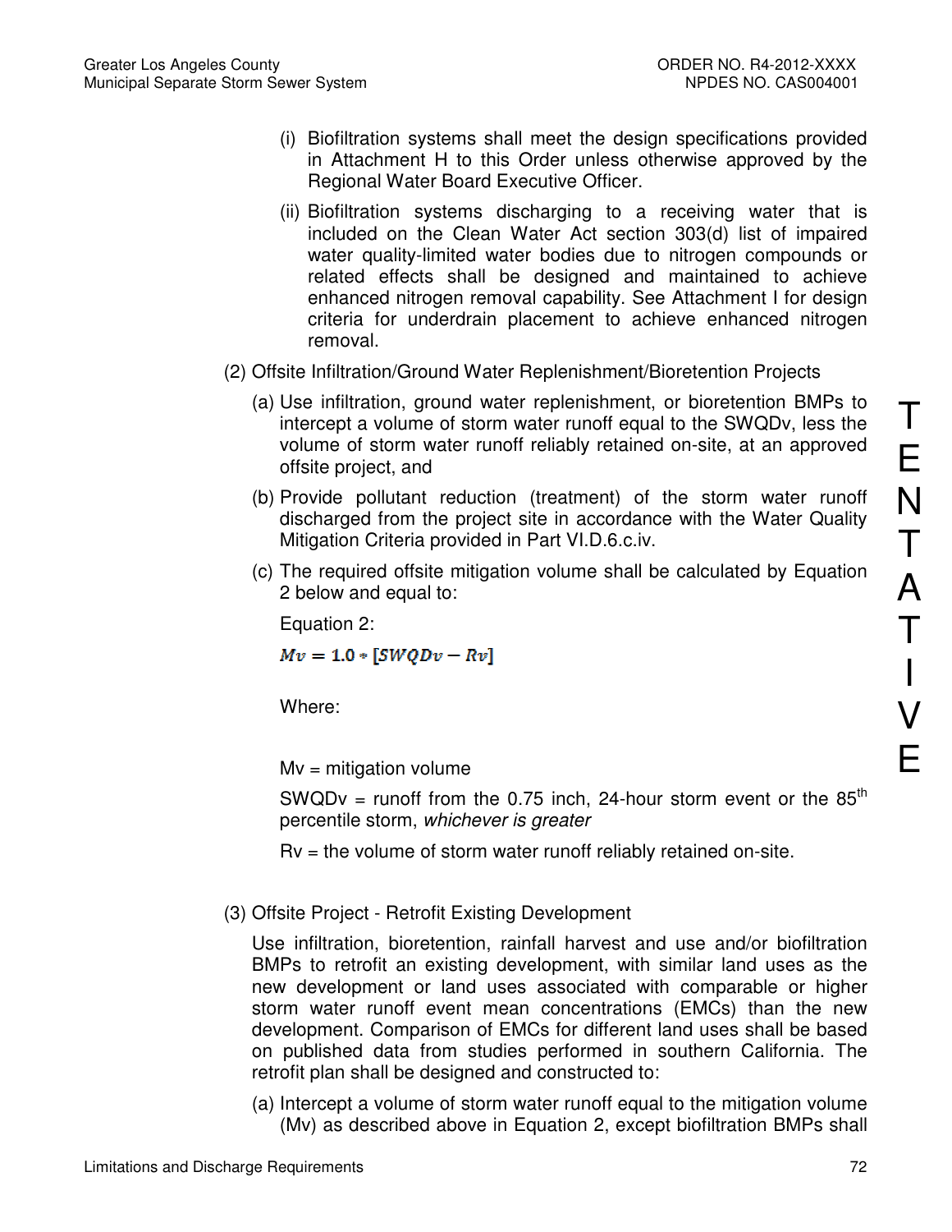(i) Biofiltration systems shall meet the design specifications provided in Attachment H to this Order unless otherwise approved by the Regional Water Board Executive Officer.

(ii) Biofiltration systems discharging to a receiving water that is included on the Clean Water Act section 303(d) list of impaired water quality-limited water bodies due to nitrogen compounds or related effects shall be designed and maintained to achieve enhanced nitrogen removal capability. See Attachment I for design criteria for underdrain placement to achieve enhanced nitrogen removal.

(2) Offsite Infiltration/Ground Water Replenishment/Bioretention Projects

(a) Use infiltration, ground water replenishment, or bioretention BMPs to intercept a volume of storm water runoff equal to the SWQDv, less the volume of storm water runoff reliably retained on-site, at an approved offsite project, and

(b) Provide pollutant reduction (treatment) of the storm water runoff discharged from the project site in accordance with the Water Quality Mitigation Criteria provided in Part VI.D.6.c.iv.

(c) The required offsite mitigation volume shall be calculated by Equation 2 below and equal to:

Equation 2:

$$Mv = 1.0 * [SWQDv - Rv]$$

Where:

Mv = mitigation volume

SWQDv = runoff from the 0.75 inch, 24-hour storm event or the 85$^{th}$ percentile storm, *whichever is greater*

Rv = the volume of storm water runoff reliably retained on-site.

(3) Offsite Project - Retrofit Existing Development

Use infiltration, bioretention, rainfall harvest and use and/or biofiltration BMPs to retrofit an existing development, with similar land uses as the new development or land uses associated with comparable or higher storm water runoff event mean concentrations (EMCs) than the new development. Comparison of EMCs for different land uses shall be based on published data from studies performed in southern California. The retrofit plan shall be designed and constructed to:

(a) Intercept a volume of storm water runoff equal to the mitigation volume (Mv) as described above in Equation 2, except biofiltration BMPs shall

TENTATIVE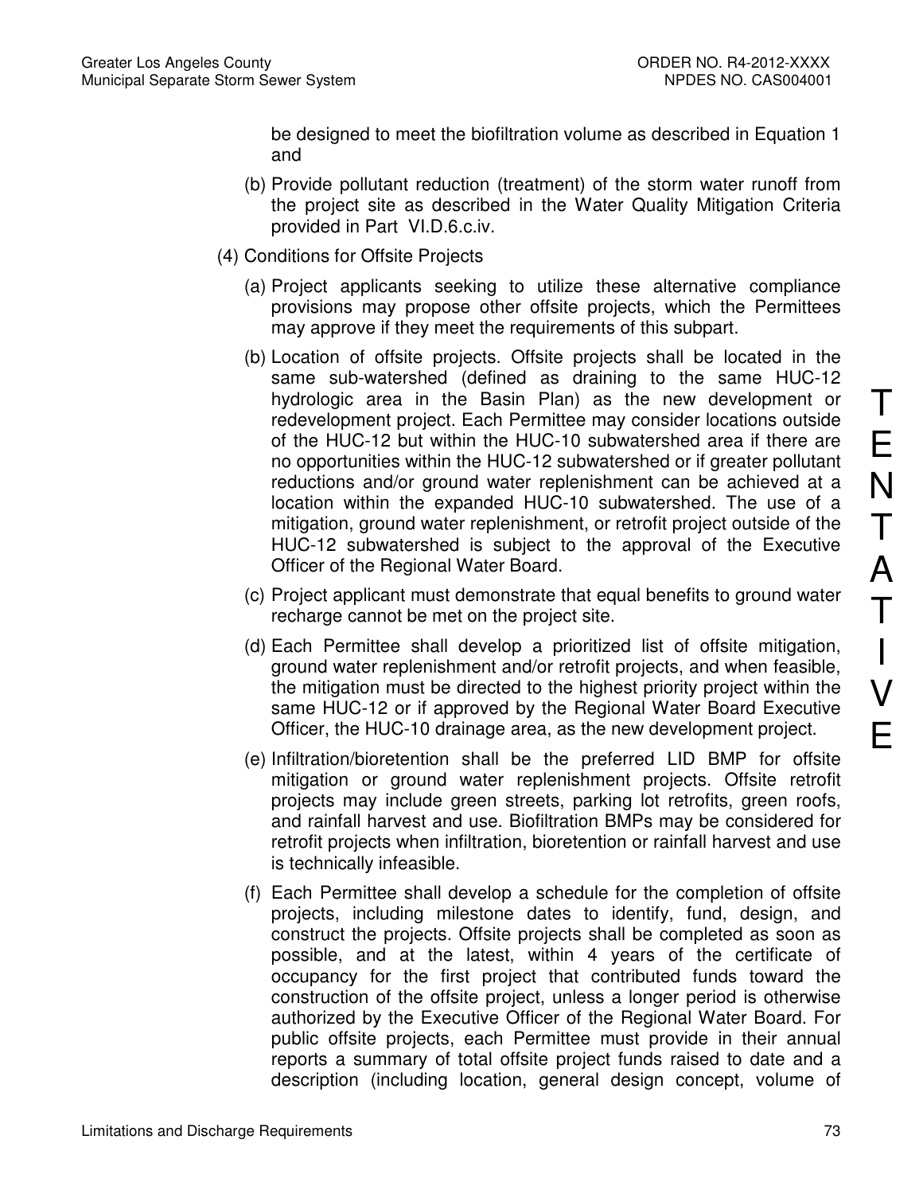be designed to meet the biofiltration volume as described in Equation 1 and

(b) Provide pollutant reduction (treatment) of the storm water runoff from the project site as described in the Water Quality Mitigation Criteria provided in Part VI.D.6.c.iv.

(4) Conditions for Offsite Projects

(a) Project applicants seeking to utilize these alternative compliance provisions may propose other offsite projects, which the Permittees may approve if they meet the requirements of this subpart.

(b) Location of offsite projects. Offsite projects shall be located in the same sub-watershed (defined as draining to the same HUC-12 hydrologic area in the Basin Plan) as the new development or redevelopment project. Each Permittee may consider locations outside of the HUC-12 but within the HUC-10 subwatershed area if there are no opportunities within the HUC-12 subwatershed or if greater pollutant reductions and/or ground water replenishment can be achieved at a location within the expanded HUC-10 subwatershed. The use of a mitigation, ground water replenishment, or retrofit project outside of the HUC-12 subwatershed is subject to the approval of the Executive Officer of the Regional Water Board.

(c) Project applicant must demonstrate that equal benefits to ground water recharge cannot be met on the project site.

(d) Each Permittee shall develop a prioritized list of offsite mitigation, ground water replenishment and/or retrofit projects, and when feasible, the mitigation must be directed to the highest priority project within the same HUC-12 or if approved by the Regional Water Board Executive Officer, the HUC-10 drainage area, as the new development project.

(e) Infiltration/bioretention shall be the preferred LID BMP for offsite mitigation or ground water replenishment projects. Offsite retrofit projects may include green streets, parking lot retrofits, green roofs, and rainfall harvest and use. Biofiltration BMPs may be considered for retrofit projects when infiltration, bioretention or rainfall harvest and use is technically infeasible.

(f) Each Permittee shall develop a schedule for the completion of offsite projects, including milestone dates to identify, fund, design, and construct the projects. Offsite projects shall be completed as soon as possible, and at the latest, within 4 years of the certificate of occupancy for the first project that contributed funds toward the construction of the offsite project, unless a longer period is otherwise authorized by the Executive Officer of the Regional Water Board. For public offsite projects, each Permittee must provide in their annual reports a summary of total offsite project funds raised to date and a description (including location, general design concept, volume of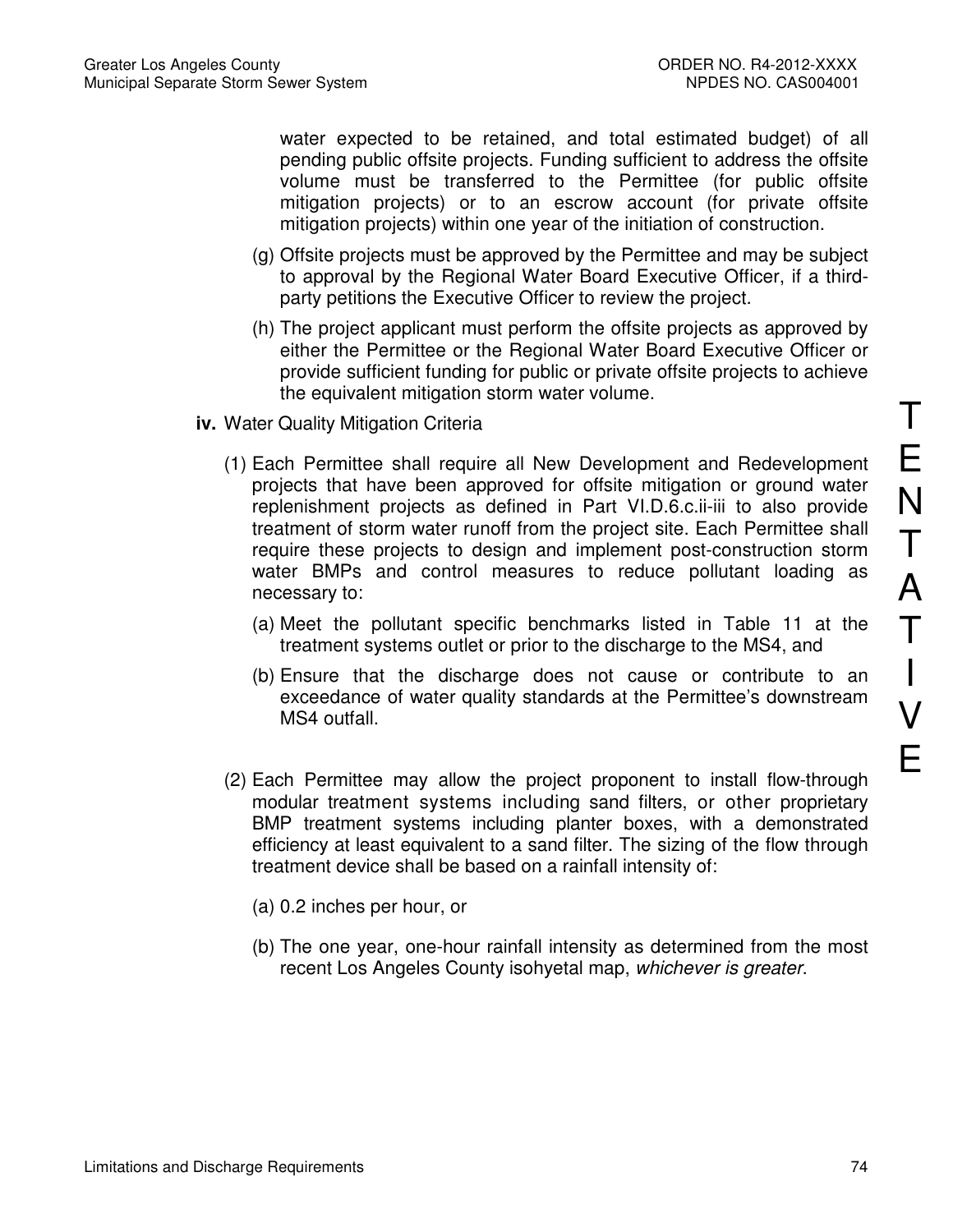water expected to be retained, and total estimated budget) of all pending public offsite projects. Funding sufficient to address the offsite volume must be transferred to the Permittee (for public offsite mitigation projects) or to an escrow account (for private offsite mitigation projects) within one year of the initiation of construction.

(g) Offsite projects must be approved by the Permittee and may be subject to approval by the Regional Water Board Executive Officer, if a third-party petitions the Executive Officer to review the project.

(h) The project applicant must perform the offsite projects as approved by either the Permittee or the Regional Water Board Executive Officer or provide sufficient funding for public or private offsite projects to achieve the equivalent mitigation storm water volume.

**iv.** Water Quality Mitigation Criteria

(1) Each Permittee shall require all New Development and Redevelopment projects that have been approved for offsite mitigation or ground water replenishment projects as defined in Part VI.D.6.c.ii-iii to also provide treatment of storm water runoff from the project site. Each Permittee shall require these projects to design and implement post-construction storm water BMPs and control measures to reduce pollutant loading as necessary to:

(a) Meet the pollutant specific benchmarks listed in Table 11 at the treatment systems outlet or prior to the discharge to the MS4, and

(b) Ensure that the discharge does not cause or contribute to an exceedance of water quality standards at the Permittee's downstream MS4 outfall.

(2) Each Permittee may allow the project proponent to install flow-through modular treatment systems including sand filters, or other proprietary BMP treatment systems including planter boxes, with a demonstrated efficiency at least equivalent to a sand filter. The sizing of the flow through treatment device shall be based on a rainfall intensity of:

(a) 0.2 inches per hour, or

(b) The one year, one-hour rainfall intensity as determined from the most recent Los Angeles County isohyetal map, *whichever is greater*.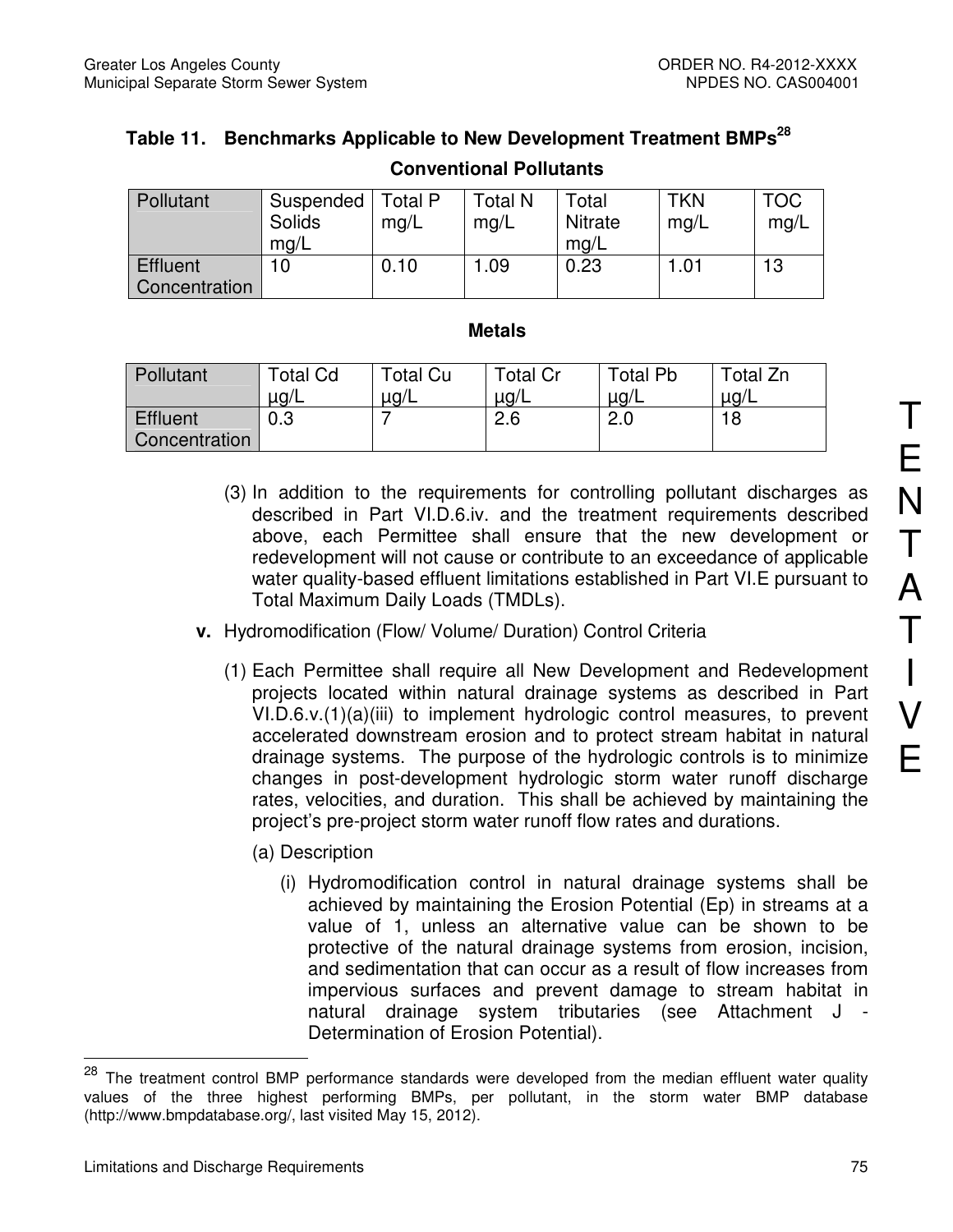### Table 11. Benchmarks Applicable to New Development Treatment BMPs[28]

**Conventional Pollutants**

| Pollutant | Suspended Solids mg/L | Total P mg/L | Total N mg/L | Total Nitrate mg/L | TKN mg/L | TOC mg/L |
|---|---|---|---|---|---|---|
| Effluent Concentration | 10 | 0.10 | 1.09 | 0.23 | 1.01 | 13 |

**Metals**

| Pollutant | Total Cd µg/L | Total Cu µg/L | Total Cr µg/L | Total Pb µg/L | Total Zn µg/L |
|---|---|---|---|---|---|
| Effluent Concentration | 0.3 | 7 | 2.6 | 2.0 | 18 |

(3) In addition to the requirements for controlling pollutant discharges as described in Part VI.D.6.iv. and the treatment requirements described above, each Permittee shall ensure that the new development or redevelopment will not cause or contribute to an exceedance of applicable water quality-based effluent limitations established in Part VI.E pursuant to Total Maximum Daily Loads (TMDLs).

**v.** Hydromodification (Flow/ Volume/ Duration) Control Criteria

(1) Each Permittee shall require all New Development and Redevelopment projects located within natural drainage systems as described in Part VI.D.6.v.(1)(a)(iii) to implement hydrologic control measures, to prevent accelerated downstream erosion and to protect stream habitat in natural drainage systems. The purpose of the hydrologic controls is to minimize changes in post-development hydrologic storm water runoff discharge rates, velocities, and duration. This shall be achieved by maintaining the project's pre-project storm water runoff flow rates and durations.

(a) Description

(i) Hydromodification control in natural drainage systems shall be achieved by maintaining the Erosion Potential (Ep) in streams at a value of 1, unless an alternative value can be shown to be protective of the natural drainage systems from erosion, incision, and sedimentation that can occur as a result of flow increases from impervious surfaces and prevent damage to stream habitat in natural drainage system tributaries (see Attachment J - Determination of Erosion Potential).

---

[28] The treatment control BMP performance standards were developed from the median effluent water quality values of the three highest performing BMPs, per pollutant, in the storm water BMP database (http://www.bmpdatabase.org/, last visited May 15, 2012).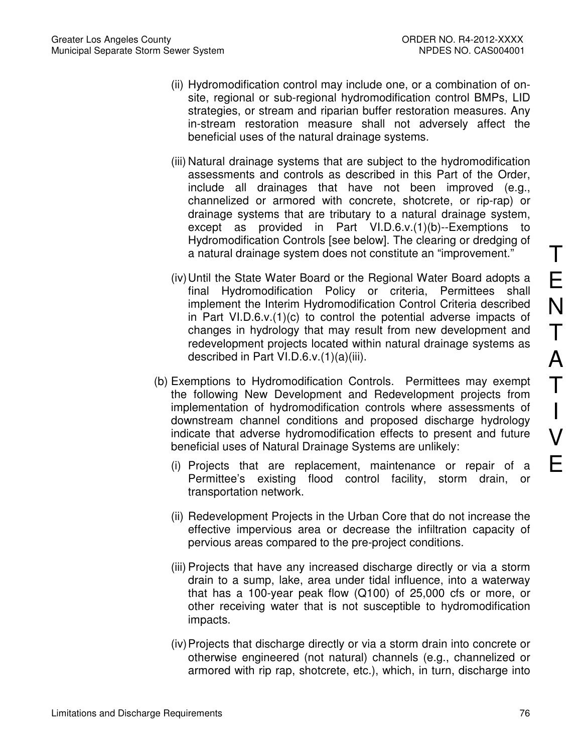(ii) Hydromodification control may include one, or a combination of on-site, regional or sub-regional hydromodification control BMPs, LID strategies, or stream and riparian buffer restoration measures. Any in-stream restoration measure shall not adversely affect the beneficial uses of the natural drainage systems.

(iii) Natural drainage systems that are subject to the hydromodification assessments and controls as described in this Part of the Order, include all drainages that have not been improved (e.g., channelized or armored with concrete, shotcrete, or rip-rap) or drainage systems that are tributary to a natural drainage system, except as provided in Part VI.D.6.v.(1)(b)--Exemptions to Hydromodification Controls [see below]. The clearing or dredging of a natural drainage system does not constitute an "improvement."

(iv) Until the State Water Board or the Regional Water Board adopts a final Hydromodification Policy or criteria, Permittees shall implement the Interim Hydromodification Control Criteria described in Part VI.D.6.v.(1)(c) to control the potential adverse impacts of changes in hydrology that may result from new development and redevelopment projects located within natural drainage systems as described in Part VI.D.6.v.(1)(a)(iii).

(b) Exemptions to Hydromodification Controls. Permittees may exempt the following New Development and Redevelopment projects from implementation of hydromodification controls where assessments of downstream channel conditions and proposed discharge hydrology indicate that adverse hydromodification effects to present and future beneficial uses of Natural Drainage Systems are unlikely:

(i) Projects that are replacement, maintenance or repair of a Permittee's existing flood control facility, storm drain, or transportation network.

(ii) Redevelopment Projects in the Urban Core that do not increase the effective impervious area or decrease the infiltration capacity of pervious areas compared to the pre-project conditions.

(iii) Projects that have any increased discharge directly or via a storm drain to a sump, lake, area under tidal influence, into a waterway that has a 100-year peak flow (Q100) of 25,000 cfs or more, or other receiving water that is not susceptible to hydromodification impacts.

(iv) Projects that discharge directly or via a storm drain into concrete or otherwise engineered (not natural) channels (e.g., channelized or armored with rip rap, shotcrete, etc.), which, in turn, discharge into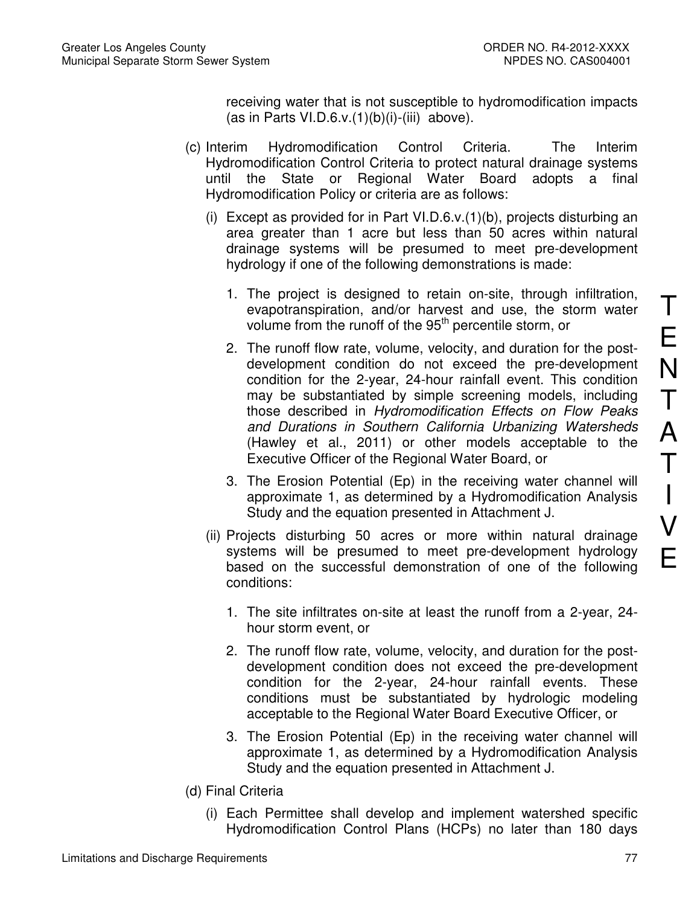receiving water that is not susceptible to hydromodification impacts (as in Parts VI.D.6.v.(1)(b)(i)-(iii) above).

(c) Interim Hydromodification Control Criteria. The Interim Hydromodification Control Criteria to protect natural drainage systems until the State or Regional Water Board adopts a final Hydromodification Policy or criteria are as follows:

(i) Except as provided for in Part VI.D.6.v.(1)(b), projects disturbing an area greater than 1 acre but less than 50 acres within natural drainage systems will be presumed to meet pre-development hydrology if one of the following demonstrations is made:

1. The project is designed to retain on-site, through infiltration, evapotranspiration, and/or harvest and use, the storm water volume from the runoff of the 95th percentile storm, or

2. The runoff flow rate, volume, velocity, and duration for the post-development condition do not exceed the pre-development condition for the 2-year, 24-hour rainfall event. This condition may be substantiated by simple screening models, including those described in *Hydromodification Effects on Flow Peaks and Durations in Southern California Urbanizing Watersheds* (Hawley et al., 2011) or other models acceptable to the Executive Officer of the Regional Water Board, or

3. The Erosion Potential (Ep) in the receiving water channel will approximate 1, as determined by a Hydromodification Analysis Study and the equation presented in Attachment J.

(ii) Projects disturbing 50 acres or more within natural drainage systems will be presumed to meet pre-development hydrology based on the successful demonstration of one of the following conditions:

1. The site infiltrates on-site at least the runoff from a 2-year, 24-hour storm event, or

2. The runoff flow rate, volume, velocity, and duration for the post-development condition does not exceed the pre-development condition for the 2-year, 24-hour rainfall events. These conditions must be substantiated by hydrologic modeling acceptable to the Regional Water Board Executive Officer, or

3. The Erosion Potential (Ep) in the receiving water channel will approximate 1, as determined by a Hydromodification Analysis Study and the equation presented in Attachment J.

(d) Final Criteria

(i) Each Permittee shall develop and implement watershed specific Hydromodification Control Plans (HCPs) no later than 180 days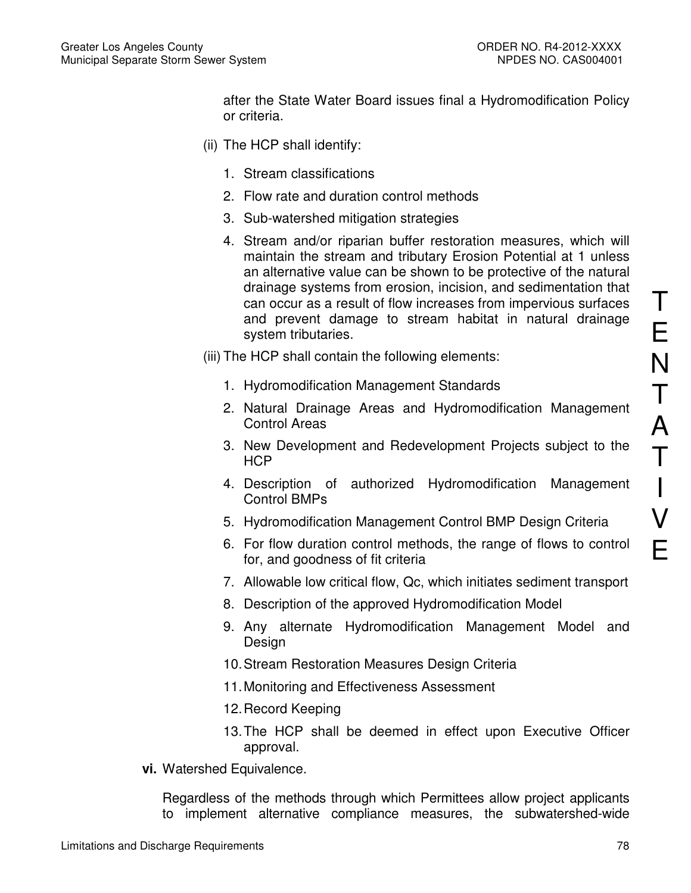after the State Water Board issues final a Hydromodification Policy or criteria.

(ii) The HCP shall identify:

1. Stream classifications
2. Flow rate and duration control methods
3. Sub-watershed mitigation strategies
4. Stream and/or riparian buffer restoration measures, which will maintain the stream and tributary Erosion Potential at 1 unless an alternative value can be shown to be protective of the natural drainage systems from erosion, incision, and sedimentation that can occur as a result of flow increases from impervious surfaces and prevent damage to stream habitat in natural drainage system tributaries.

(iii) The HCP shall contain the following elements:

1. Hydromodification Management Standards
2. Natural Drainage Areas and Hydromodification Management Control Areas
3. New Development and Redevelopment Projects subject to the HCP
4. Description of authorized Hydromodification Management Control BMPs
5. Hydromodification Management Control BMP Design Criteria
6. For flow duration control methods, the range of flows to control for, and goodness of fit criteria
7. Allowable low critical flow, Qc, which initiates sediment transport
8. Description of the approved Hydromodification Model
9. Any alternate Hydromodification Management Model and Design
10. Stream Restoration Measures Design Criteria
11. Monitoring and Effectiveness Assessment
12. Record Keeping
13. The HCP shall be deemed in effect upon Executive Officer approval.

**vi.** Watershed Equivalence.

Regardless of the methods through which Permittees allow project applicants to implement alternative compliance measures, the subwatershed-wide

TENTATIVE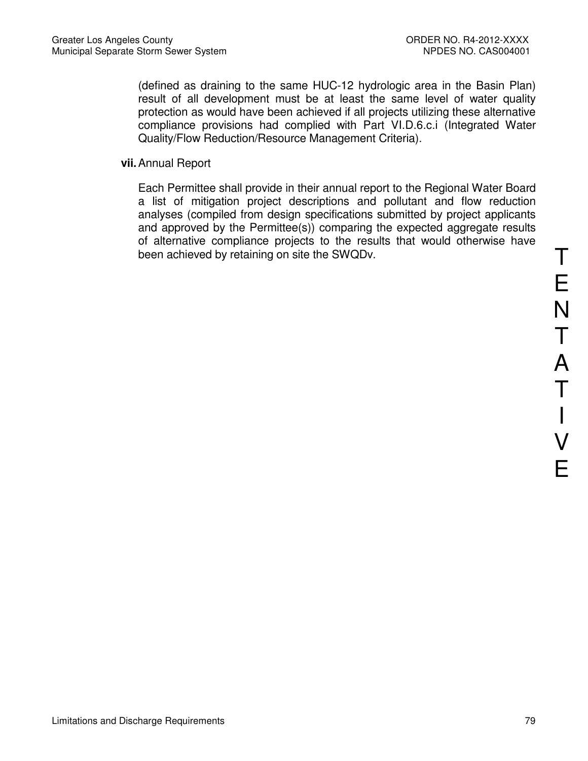(defined as draining to the same HUC-12 hydrologic area in the Basin Plan) result of all development must be at least the same level of water quality protection as would have been achieved if all projects utilizing these alternative compliance provisions had complied with Part VI.D.6.c.i (Integrated Water Quality/Flow Reduction/Resource Management Criteria).

**vii.** Annual Report

Each Permittee shall provide in their annual report to the Regional Water Board a list of mitigation project descriptions and pollutant and flow reduction analyses (compiled from design specifications submitted by project applicants and approved by the Permittee(s)) comparing the expected aggregate results of alternative compliance projects to the results that would otherwise have been achieved by retaining on site the SWQDv.

TENTATIVE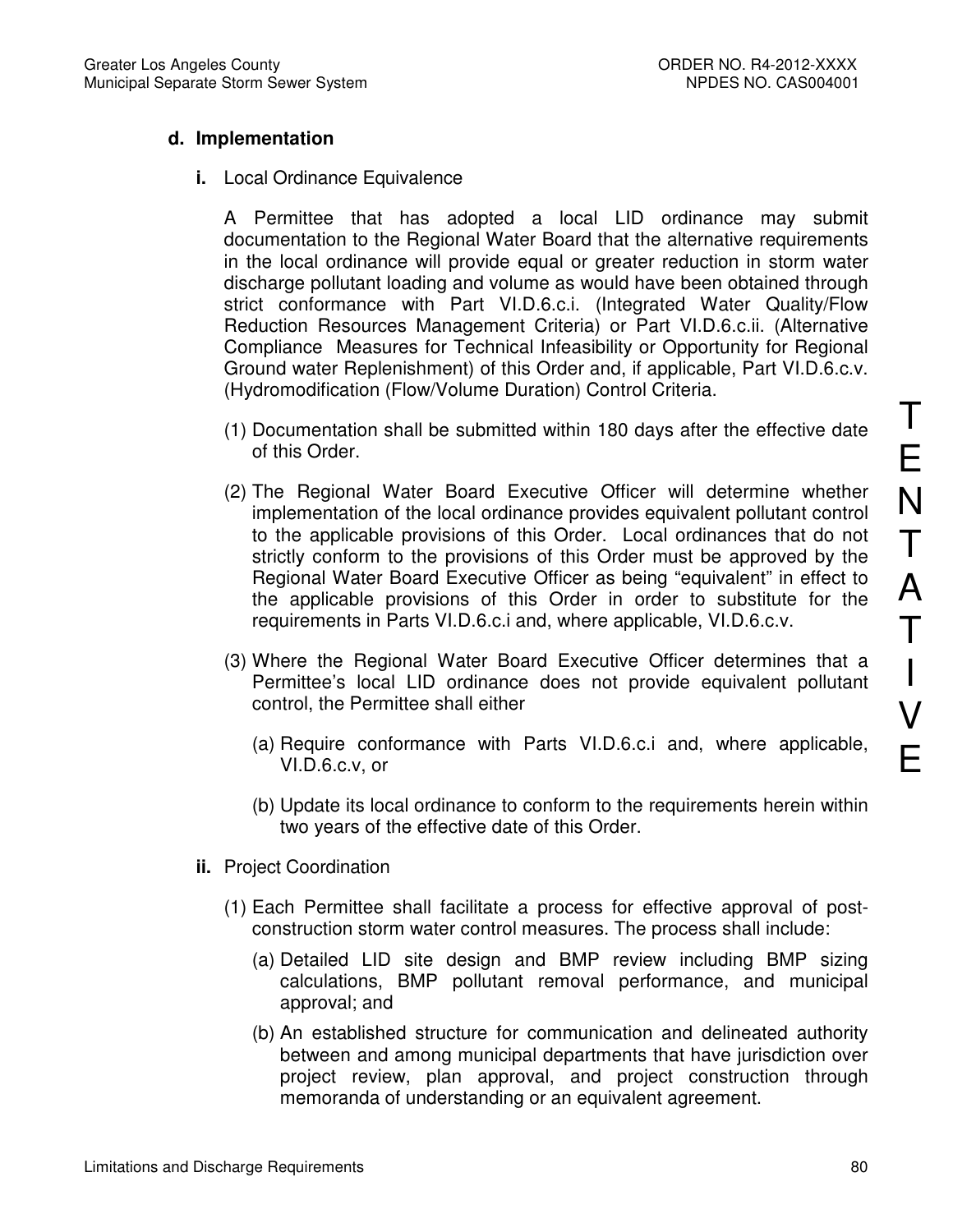### d. Implementation

**i.** Local Ordinance Equivalence

A Permittee that has adopted a local LID ordinance may submit documentation to the Regional Water Board that the alternative requirements in the local ordinance will provide equal or greater reduction in storm water discharge pollutant loading and volume as would have been obtained through strict conformance with Part VI.D.6.c.i. (Integrated Water Quality/Flow Reduction Resources Management Criteria) or Part VI.D.6.c.ii. (Alternative Compliance Measures for Technical Infeasibility or Opportunity for Regional Ground water Replenishment) of this Order and, if applicable, Part VI.D.6.c.v. (Hydromodification (Flow/Volume Duration) Control Criteria.

(1) Documentation shall be submitted within 180 days after the effective date of this Order.

(2) The Regional Water Board Executive Officer will determine whether implementation of the local ordinance provides equivalent pollutant control to the applicable provisions of this Order. Local ordinances that do not strictly conform to the provisions of this Order must be approved by the Regional Water Board Executive Officer as being "equivalent" in effect to the applicable provisions of this Order in order to substitute for the requirements in Parts VI.D.6.c.i and, where applicable, VI.D.6.c.v.

(3) Where the Regional Water Board Executive Officer determines that a Permittee's local LID ordinance does not provide equivalent pollutant control, the Permittee shall either

(a) Require conformance with Parts VI.D.6.c.i and, where applicable, VI.D.6.c.v, or

(b) Update its local ordinance to conform to the requirements herein within two years of the effective date of this Order.

**ii.** Project Coordination

(1) Each Permittee shall facilitate a process for effective approval of post-construction storm water control measures. The process shall include:

(a) Detailed LID site design and BMP review including BMP sizing calculations, BMP pollutant removal performance, and municipal approval; and

(b) An established structure for communication and delineated authority between and among municipal departments that have jurisdiction over project review, plan approval, and project construction through memoranda of understanding or an equivalent agreement.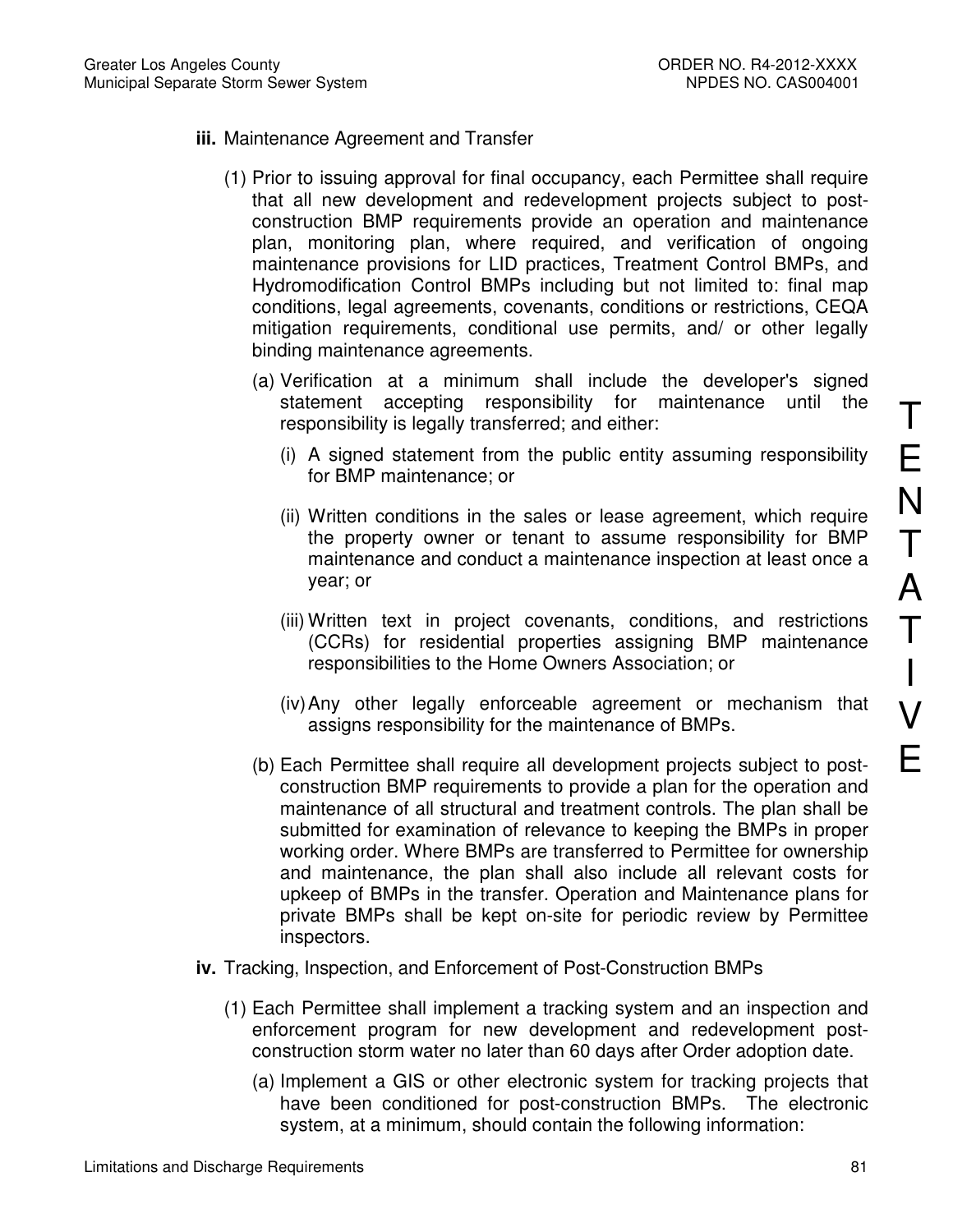**iii.** Maintenance Agreement and Transfer

(1) Prior to issuing approval for final occupancy, each Permittee shall require that all new development and redevelopment projects subject to post-construction BMP requirements provide an operation and maintenance plan, monitoring plan, where required, and verification of ongoing maintenance provisions for LID practices, Treatment Control BMPs, and Hydromodification Control BMPs including but not limited to: final map conditions, legal agreements, covenants, conditions or restrictions, CEQA mitigation requirements, conditional use permits, and/ or other legally binding maintenance agreements.

(a) Verification at a minimum shall include the developer's signed statement accepting responsibility for maintenance until the responsibility is legally transferred; and either:

(i) A signed statement from the public entity assuming responsibility for BMP maintenance; or

(ii) Written conditions in the sales or lease agreement, which require the property owner or tenant to assume responsibility for BMP maintenance and conduct a maintenance inspection at least once a year; or

(iii) Written text in project covenants, conditions, and restrictions (CCRs) for residential properties assigning BMP maintenance responsibilities to the Home Owners Association; or

(iv) Any other legally enforceable agreement or mechanism that assigns responsibility for the maintenance of BMPs.

(b) Each Permittee shall require all development projects subject to post-construction BMP requirements to provide a plan for the operation and maintenance of all structural and treatment controls. The plan shall be submitted for examination of relevance to keeping the BMPs in proper working order. Where BMPs are transferred to Permittee for ownership and maintenance, the plan shall also include all relevant costs for upkeep of BMPs in the transfer. Operation and Maintenance plans for private BMPs shall be kept on-site for periodic review by Permittee inspectors.

**iv.** Tracking, Inspection, and Enforcement of Post-Construction BMPs

(1) Each Permittee shall implement a tracking system and an inspection and enforcement program for new development and redevelopment post-construction storm water no later than 60 days after Order adoption date.

(a) Implement a GIS or other electronic system for tracking projects that have been conditioned for post-construction BMPs. The electronic system, at a minimum, should contain the following information: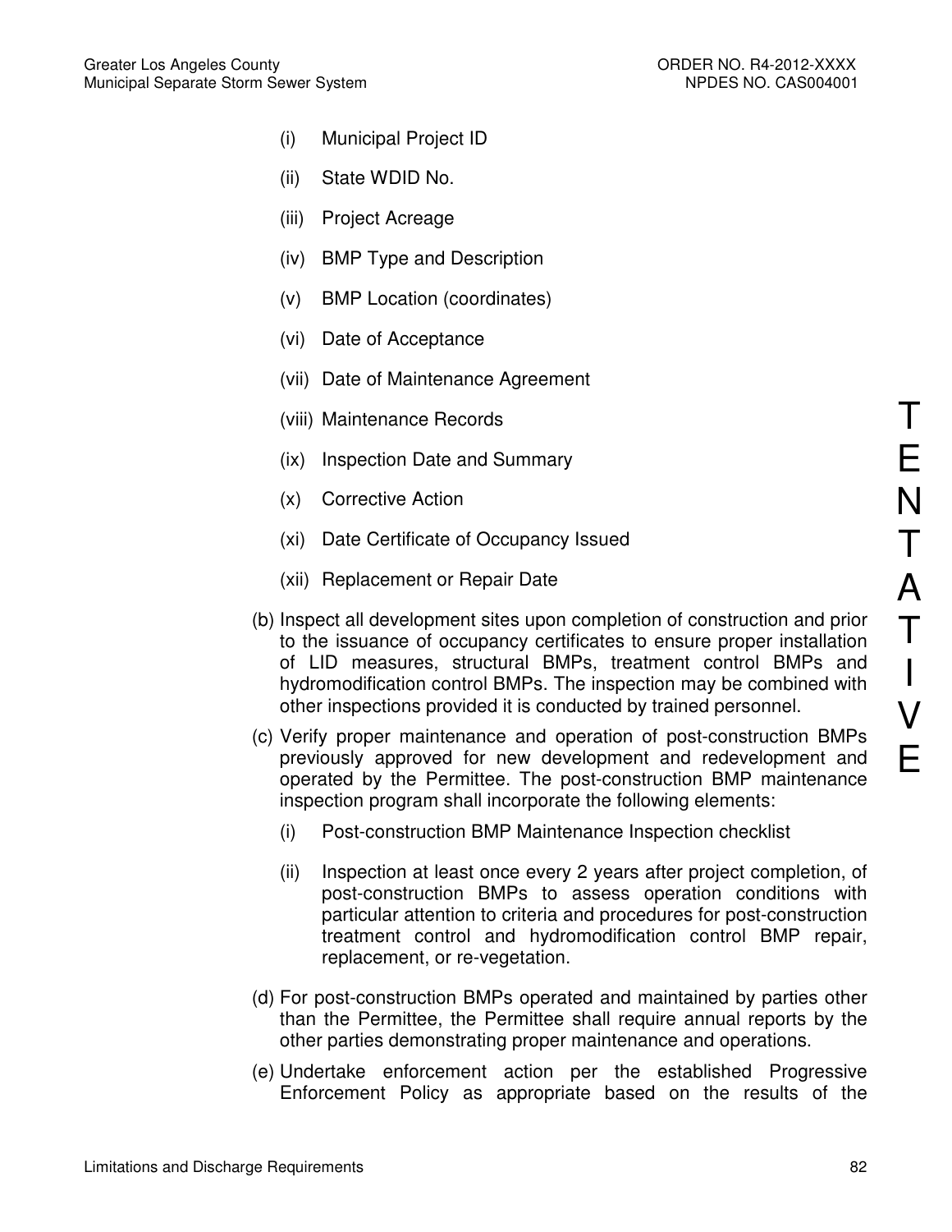(i) Municipal Project ID

(ii) State WDID No.

(iii) Project Acreage

(iv) BMP Type and Description

(v) BMP Location (coordinates)

(vi) Date of Acceptance

(vii) Date of Maintenance Agreement

(viii) Maintenance Records

(ix) Inspection Date and Summary

(x) Corrective Action

(xi) Date Certificate of Occupancy Issued

(xii) Replacement or Repair Date

(b) Inspect all development sites upon completion of construction and prior to the issuance of occupancy certificates to ensure proper installation of LID measures, structural BMPs, treatment control BMPs and hydromodification control BMPs. The inspection may be combined with other inspections provided it is conducted by trained personnel.

(c) Verify proper maintenance and operation of post-construction BMPs previously approved for new development and redevelopment and operated by the Permittee. The post-construction BMP maintenance inspection program shall incorporate the following elements:

(i) Post-construction BMP Maintenance Inspection checklist

(ii) Inspection at least once every 2 years after project completion, of post-construction BMPs to assess operation conditions with particular attention to criteria and procedures for post-construction treatment control and hydromodification control BMP repair, replacement, or re-vegetation.

(d) For post-construction BMPs operated and maintained by parties other than the Permittee, the Permittee shall require annual reports by the other parties demonstrating proper maintenance and operations.

(e) Undertake enforcement action per the established Progressive Enforcement Policy as appropriate based on the results of the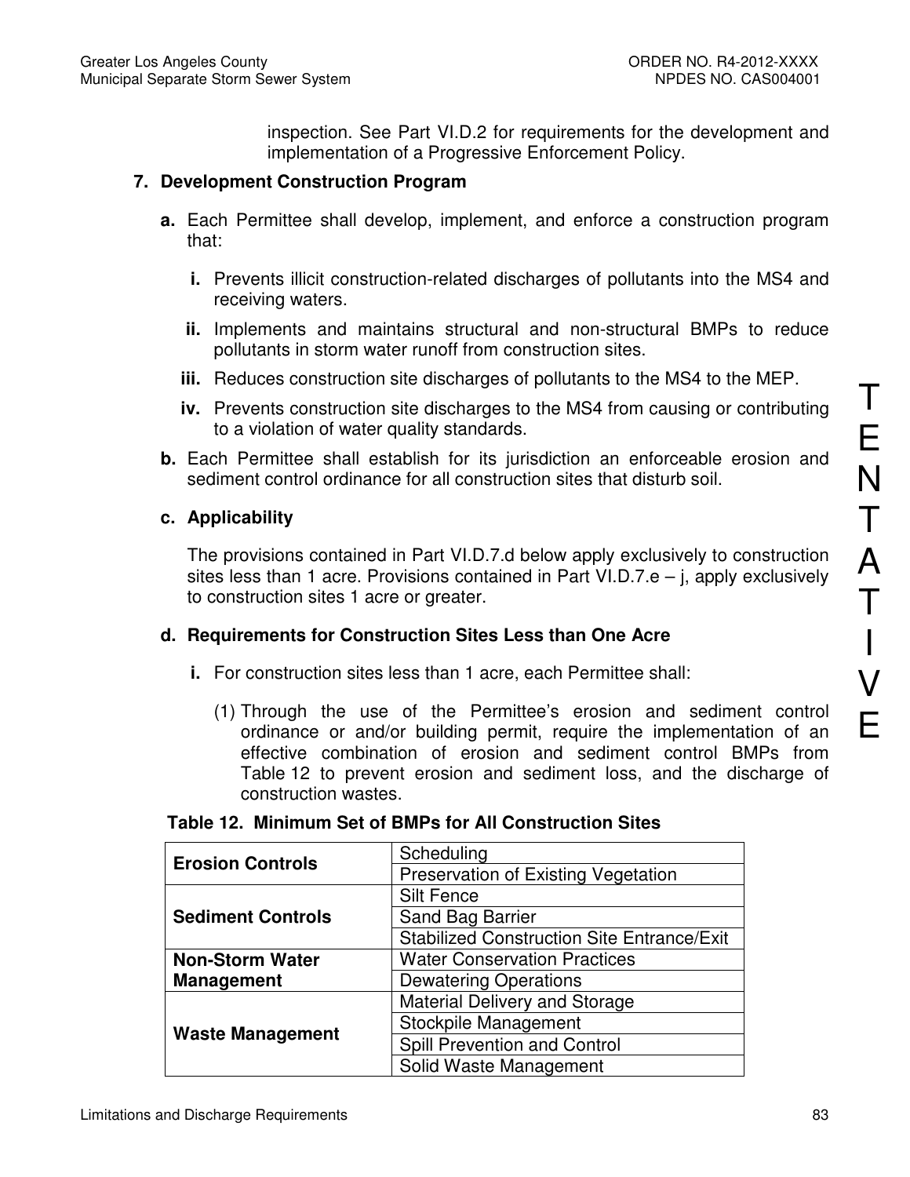inspection. See Part VI.D.2 for requirements for the development and implementation of a Progressive Enforcement Policy.

**7. Development Construction Program**

**a.** Each Permittee shall develop, implement, and enforce a construction program that:

**i.** Prevents illicit construction-related discharges of pollutants into the MS4 and receiving waters.

**ii.** Implements and maintains structural and non-structural BMPs to reduce pollutants in storm water runoff from construction sites.

**iii.** Reduces construction site discharges of pollutants to the MS4 to the MEP.

**iv.** Prevents construction site discharges to the MS4 from causing or contributing to a violation of water quality standards.

**b.** Each Permittee shall establish for its jurisdiction an enforceable erosion and sediment control ordinance for all construction sites that disturb soil.

**c. Applicability**

The provisions contained in Part VI.D.7.d below apply exclusively to construction sites less than 1 acre. Provisions contained in Part VI.D.7.e – j, apply exclusively to construction sites 1 acre or greater.

**d. Requirements for Construction Sites Less than One Acre**

**i.** For construction sites less than 1 acre, each Permittee shall:

(1) Through the use of the Permittee's erosion and sediment control ordinance or and/or building permit, require the implementation of an effective combination of erosion and sediment control BMPs from Table 12 to prevent erosion and sediment loss, and the discharge of construction wastes.

**Table 12. Minimum Set of BMPs for All Construction Sites**

| | |
|---|---|
| **Erosion Controls** | Scheduling |
| | Preservation of Existing Vegetation |
| **Sediment Controls** | Silt Fence |
| | Sand Bag Barrier |
| | Stabilized Construction Site Entrance/Exit |
| **Non-Storm Water Management** | Water Conservation Practices |
| | Dewatering Operations |
| **Waste Management** | Material Delivery and Storage |
| | Stockpile Management |
| | Spill Prevention and Control |
| | Solid Waste Management |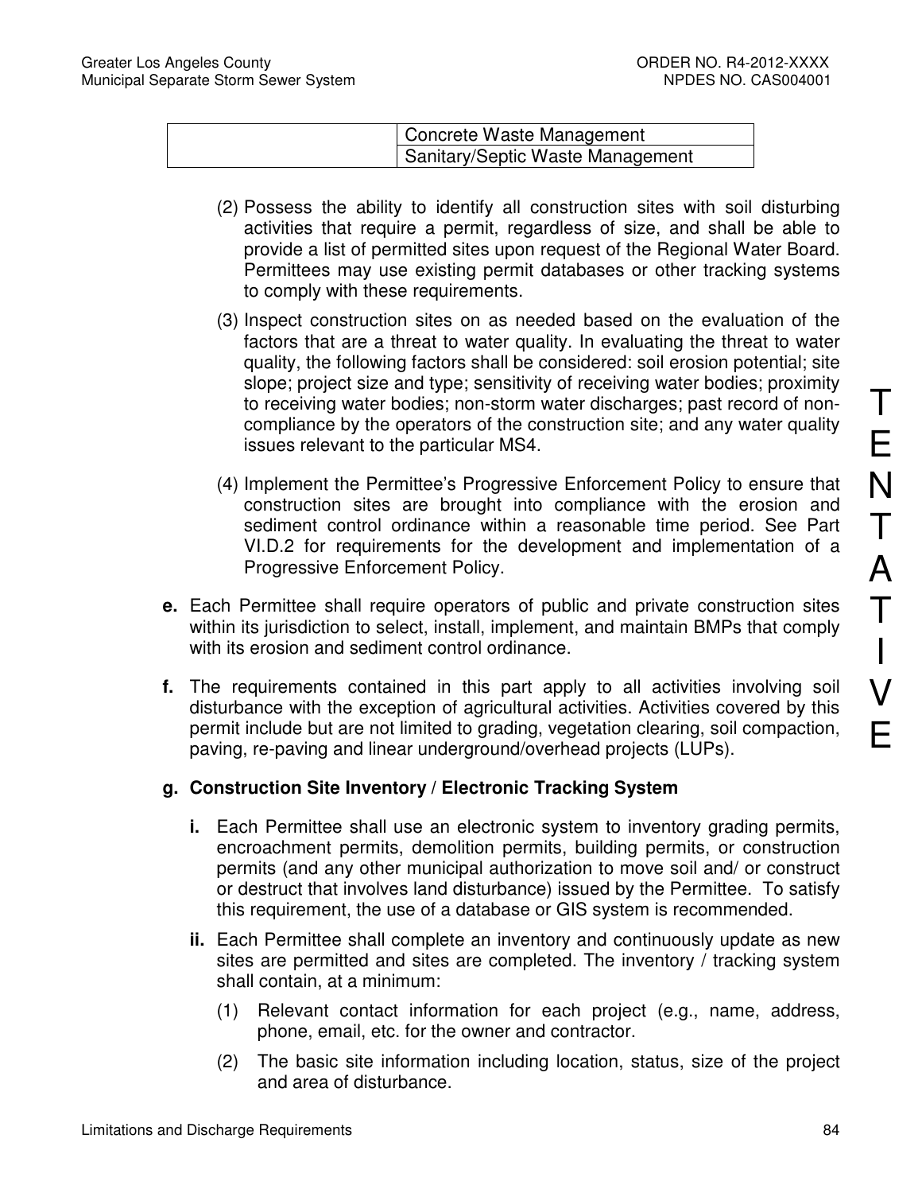| | |
|---|---|
| | Concrete Waste Management |
| | Sanitary/Septic Waste Management |

(2) Possess the ability to identify all construction sites with soil disturbing activities that require a permit, regardless of size, and shall be able to provide a list of permitted sites upon request of the Regional Water Board. Permittees may use existing permit databases or other tracking systems to comply with these requirements.

(3) Inspect construction sites on as needed based on the evaluation of the factors that are a threat to water quality. In evaluating the threat to water quality, the following factors shall be considered: soil erosion potential; site slope; project size and type; sensitivity of receiving water bodies; proximity to receiving water bodies; non-storm water discharges; past record of non-compliance by the operators of the construction site; and any water quality issues relevant to the particular MS4.

(4) Implement the Permittee's Progressive Enforcement Policy to ensure that construction sites are brought into compliance with the erosion and sediment control ordinance within a reasonable time period. See Part VI.D.2 for requirements for the development and implementation of a Progressive Enforcement Policy.

**e.** Each Permittee shall require operators of public and private construction sites within its jurisdiction to select, install, implement, and maintain BMPs that comply with its erosion and sediment control ordinance.

**f.** The requirements contained in this part apply to all activities involving soil disturbance with the exception of agricultural activities. Activities covered by this permit include but are not limited to grading, vegetation clearing, soil compaction, paving, re-paving and linear underground/overhead projects (LUPs).

**g. Construction Site Inventory / Electronic Tracking System**

**i.** Each Permittee shall use an electronic system to inventory grading permits, encroachment permits, demolition permits, building permits, or construction permits (and any other municipal authorization to move soil and/ or construct or destruct that involves land disturbance) issued by the Permittee. To satisfy this requirement, the use of a database or GIS system is recommended.

**ii.** Each Permittee shall complete an inventory and continuously update as new sites are permitted and sites are completed. The inventory / tracking system shall contain, at a minimum:

(1) Relevant contact information for each project (e.g., name, address, phone, email, etc. for the owner and contractor.

(2) The basic site information including location, status, size of the project and area of disturbance.

TENTATIVE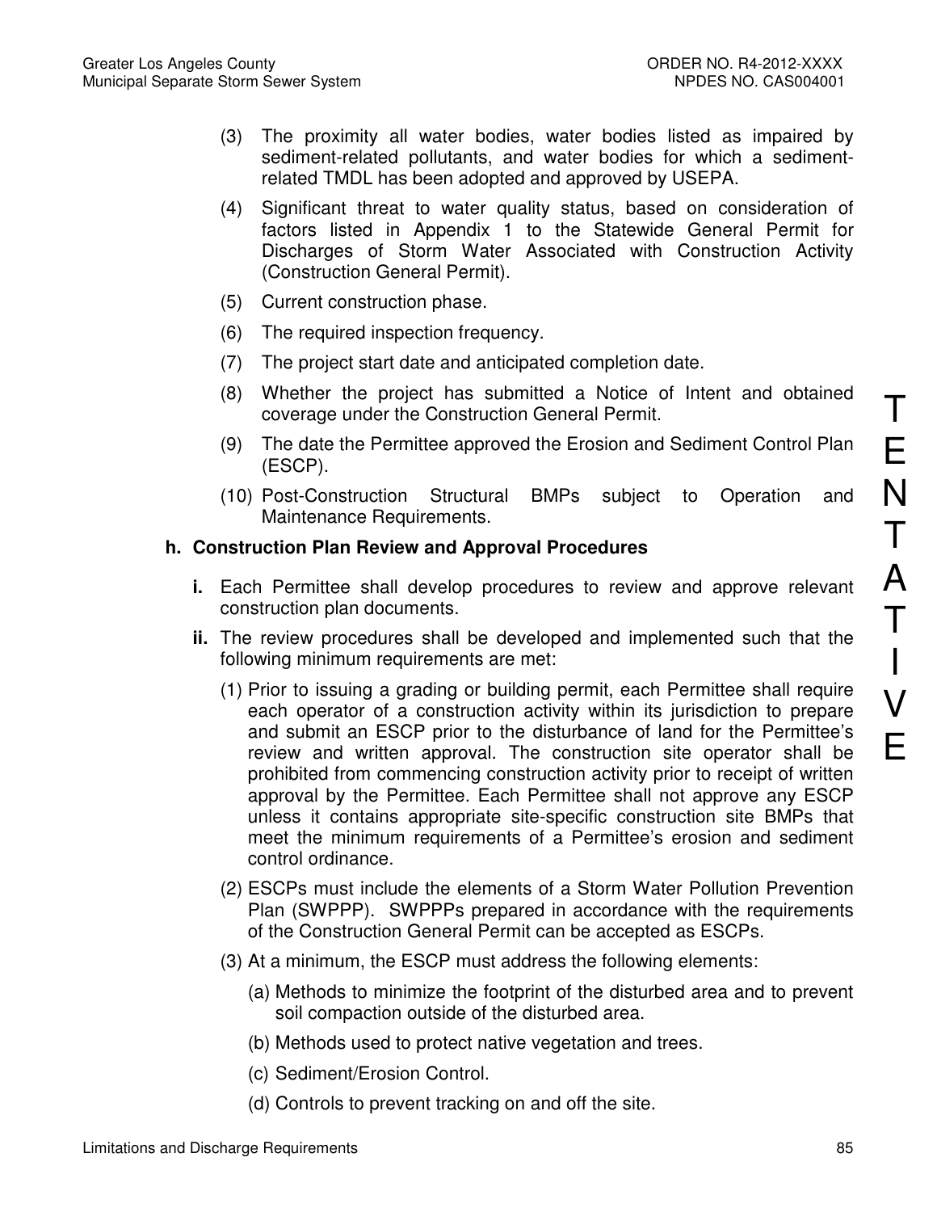(3) The proximity all water bodies, water bodies listed as impaired by sediment-related pollutants, and water bodies for which a sediment-related TMDL has been adopted and approved by USEPA.

(4) Significant threat to water quality status, based on consideration of factors listed in Appendix 1 to the Statewide General Permit for Discharges of Storm Water Associated with Construction Activity (Construction General Permit).

(5) Current construction phase.

(6) The required inspection frequency.

(7) The project start date and anticipated completion date.

(8) Whether the project has submitted a Notice of Intent and obtained coverage under the Construction General Permit.

(9) The date the Permittee approved the Erosion and Sediment Control Plan (ESCP).

(10) Post-Construction Structural BMPs subject to Operation and Maintenance Requirements.

**h. Construction Plan Review and Approval Procedures**

**i.** Each Permittee shall develop procedures to review and approve relevant construction plan documents.

**ii.** The review procedures shall be developed and implemented such that the following minimum requirements are met:

(1) Prior to issuing a grading or building permit, each Permittee shall require each operator of a construction activity within its jurisdiction to prepare and submit an ESCP prior to the disturbance of land for the Permittee's review and written approval. The construction site operator shall be prohibited from commencing construction activity prior to receipt of written approval by the Permittee. Each Permittee shall not approve any ESCP unless it contains appropriate site-specific construction site BMPs that meet the minimum requirements of a Permittee's erosion and sediment control ordinance.

(2) ESCPs must include the elements of a Storm Water Pollution Prevention Plan (SWPPP). SWPPPs prepared in accordance with the requirements of the Construction General Permit can be accepted as ESCPs.

(3) At a minimum, the ESCP must address the following elements:

(a) Methods to minimize the footprint of the disturbed area and to prevent soil compaction outside of the disturbed area.

(b) Methods used to protect native vegetation and trees.

(c) Sediment/Erosion Control.

(d) Controls to prevent tracking on and off the site.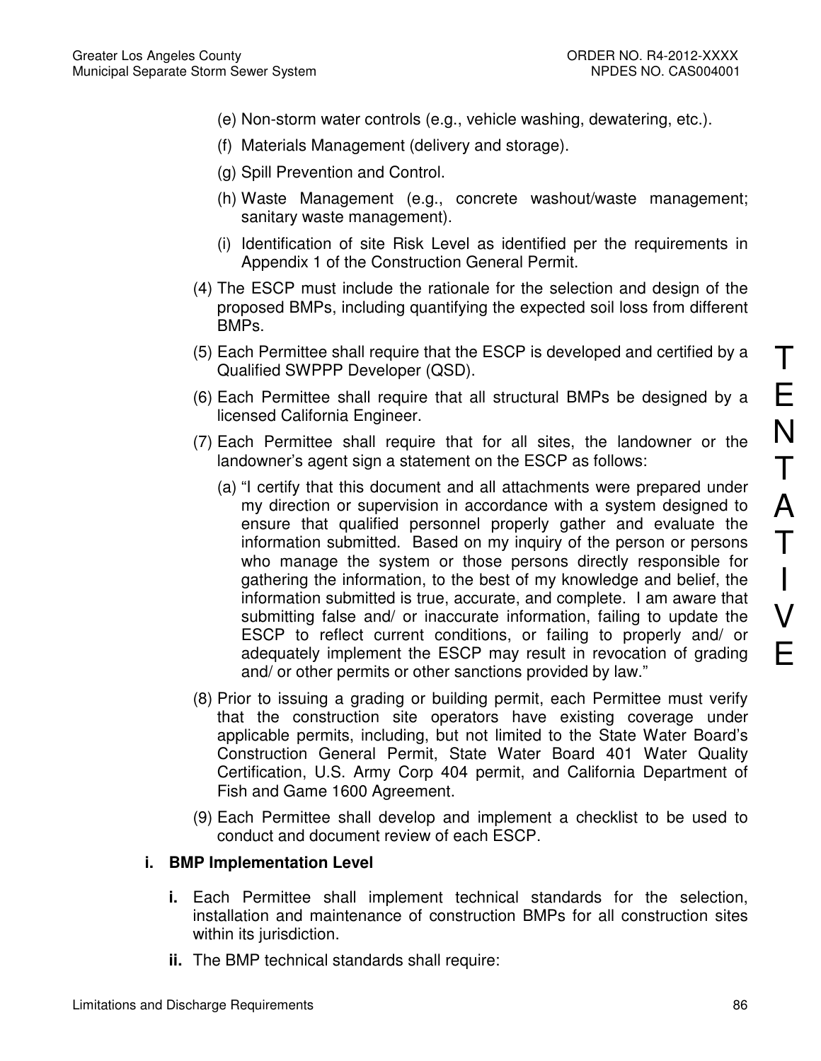(e) Non-storm water controls (e.g., vehicle washing, dewatering, etc.).

(f) Materials Management (delivery and storage).

(g) Spill Prevention and Control.

(h) Waste Management (e.g., concrete washout/waste management; sanitary waste management).

(i) Identification of site Risk Level as identified per the requirements in Appendix 1 of the Construction General Permit.

(4) The ESCP must include the rationale for the selection and design of the proposed BMPs, including quantifying the expected soil loss from different BMPs.

(5) Each Permittee shall require that the ESCP is developed and certified by a Qualified SWPPP Developer (QSD).

(6) Each Permittee shall require that all structural BMPs be designed by a licensed California Engineer.

(7) Each Permittee shall require that for all sites, the landowner or the landowner's agent sign a statement on the ESCP as follows:

(a) "I certify that this document and all attachments were prepared under my direction or supervision in accordance with a system designed to ensure that qualified personnel properly gather and evaluate the information submitted. Based on my inquiry of the person or persons who manage the system or those persons directly responsible for gathering the information, to the best of my knowledge and belief, the information submitted is true, accurate, and complete. I am aware that submitting false and/ or inaccurate information, failing to update the ESCP to reflect current conditions, or failing to properly and/ or adequately implement the ESCP may result in revocation of grading and/ or other permits or other sanctions provided by law."

(8) Prior to issuing a grading or building permit, each Permittee must verify that the construction site operators have existing coverage under applicable permits, including, but not limited to the State Water Board's Construction General Permit, State Water Board 401 Water Quality Certification, U.S. Army Corp 404 permit, and California Department of Fish and Game 1600 Agreement.

(9) Each Permittee shall develop and implement a checklist to be used to conduct and document review of each ESCP.

**i. BMP Implementation Level**

**i.** Each Permittee shall implement technical standards for the selection, installation and maintenance of construction BMPs for all construction sites within its jurisdiction.

**ii.** The BMP technical standards shall require: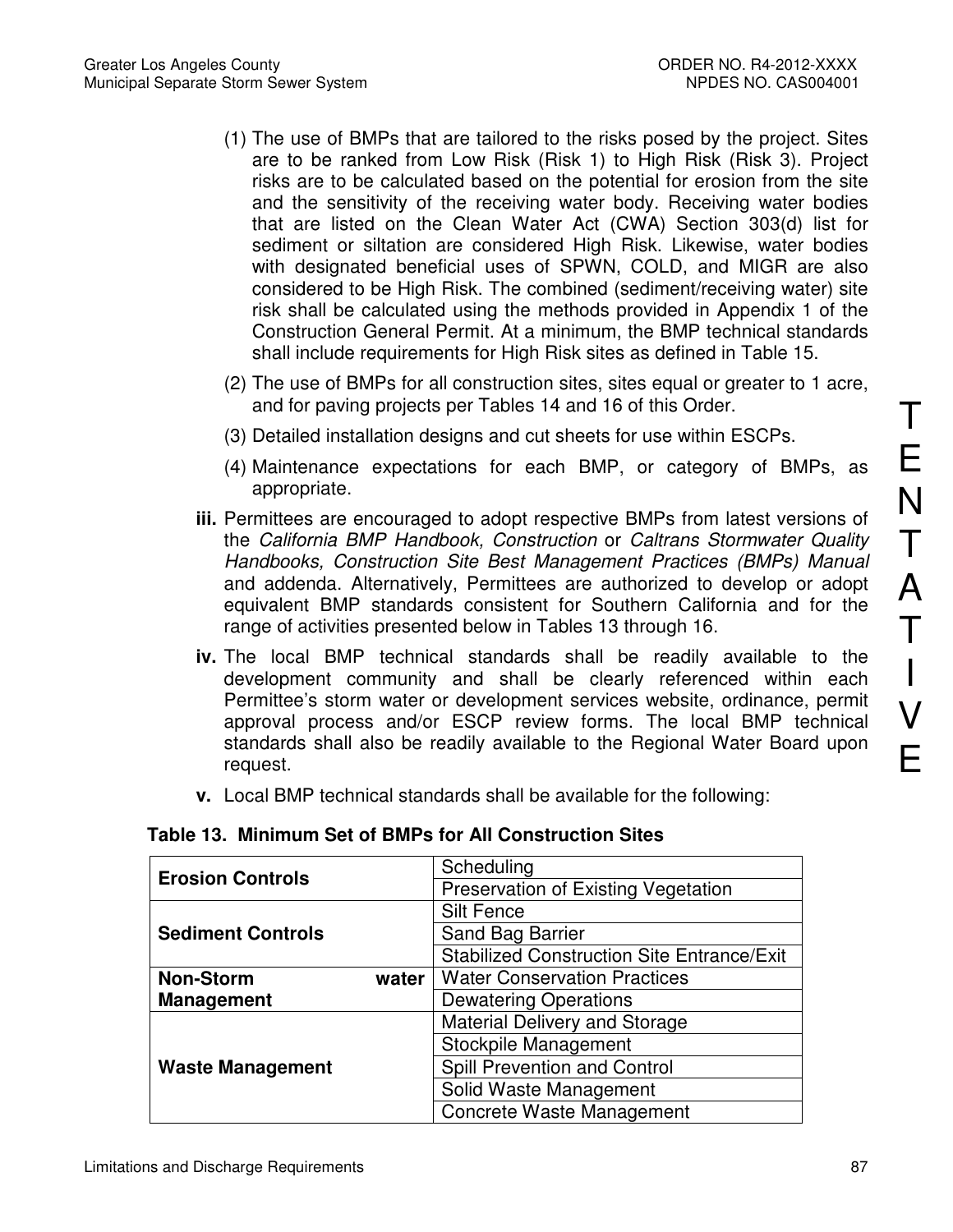(1) The use of BMPs that are tailored to the risks posed by the project. Sites are to be ranked from Low Risk (Risk 1) to High Risk (Risk 3). Project risks are to be calculated based on the potential for erosion from the site and the sensitivity of the receiving water body. Receiving water bodies that are listed on the Clean Water Act (CWA) Section 303(d) list for sediment or siltation are considered High Risk. Likewise, water bodies with designated beneficial uses of SPWN, COLD, and MIGR are also considered to be High Risk. The combined (sediment/receiving water) site risk shall be calculated using the methods provided in Appendix 1 of the Construction General Permit. At a minimum, the BMP technical standards shall include requirements for High Risk sites as defined in Table 15.

(2) The use of BMPs for all construction sites, sites equal or greater to 1 acre, and for paving projects per Tables 14 and 16 of this Order.

(3) Detailed installation designs and cut sheets for use within ESCPs.

(4) Maintenance expectations for each BMP, or category of BMPs, as appropriate.

**iii.** Permittees are encouraged to adopt respective BMPs from latest versions of the *California BMP Handbook, Construction* or *Caltrans Stormwater Quality Handbooks, Construction Site Best Management Practices (BMPs) Manual* and addenda. Alternatively, Permittees are authorized to develop or adopt equivalent BMP standards consistent for Southern California and for the range of activities presented below in Tables 13 through 16.

**iv.** The local BMP technical standards shall be readily available to the development community and shall be clearly referenced within each Permittee's storm water or development services website, ordinance, permit approval process and/or ESCP review forms. The local BMP technical standards shall also be readily available to the Regional Water Board upon request.

**v.** Local BMP technical standards shall be available for the following:

**Table 13. Minimum Set of BMPs for All Construction Sites**

| | |
|---|---|
| **Erosion Controls** | Scheduling |
| | Preservation of Existing Vegetation |
| **Sediment Controls** | Silt Fence |
| | Sand Bag Barrier |
| | Stabilized Construction Site Entrance/Exit |
| **Non-Storm water Management** | Water Conservation Practices |
| | Dewatering Operations |
| **Waste Management** | Material Delivery and Storage |
| | Stockpile Management |
| | Spill Prevention and Control |
| | Solid Waste Management |
| | Concrete Waste Management |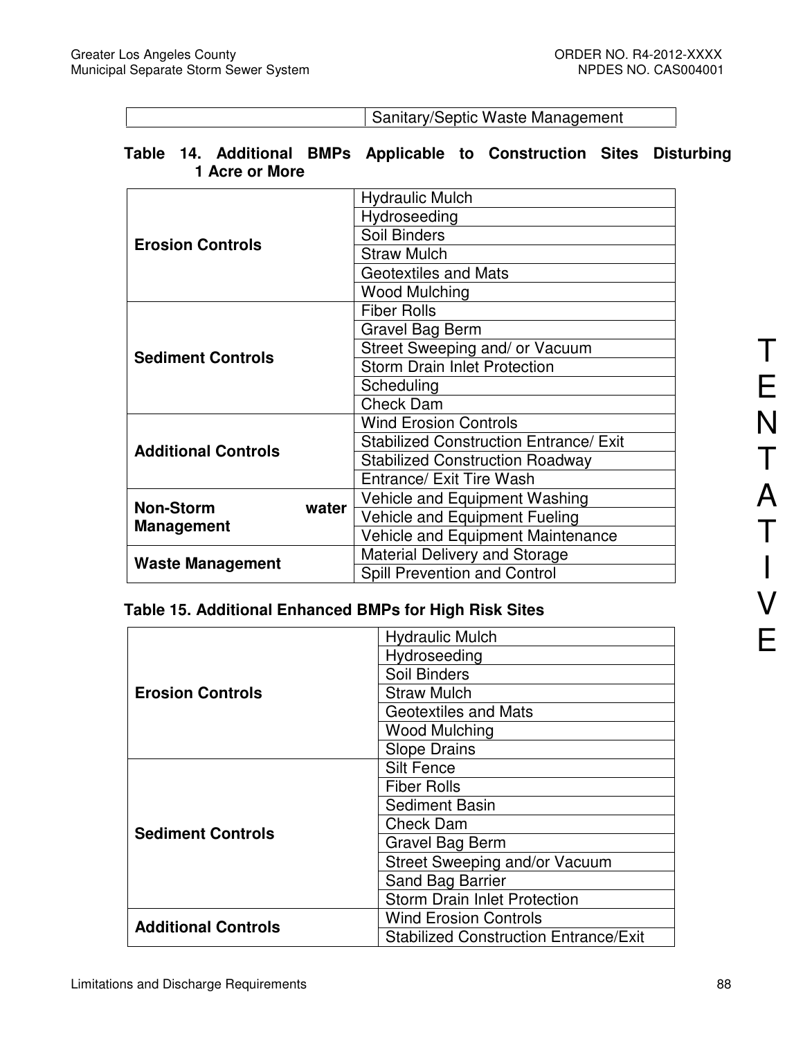| | Sanitary/Septic Waste Management |
|---|---|

**Table 14. Additional BMPs Applicable to Construction Sites Disturbing 1 Acre or More**

| | |
|---|---|
| **Erosion Controls** | Hydraulic Mulch |
| | Hydroseeding |
| | Soil Binders |
| | Straw Mulch |
| | Geotextiles and Mats |
| | Wood Mulching |
| **Sediment Controls** | Fiber Rolls |
| | Gravel Bag Berm |
| | Street Sweeping and/ or Vacuum |
| | Storm Drain Inlet Protection |
| | Scheduling |
| | Check Dam |
| **Additional Controls** | Wind Erosion Controls |
| | Stabilized Construction Entrance/ Exit |
| | Stabilized Construction Roadway |
| | Entrance/ Exit Tire Wash |
| **Non-Storm water Management** | Vehicle and Equipment Washing |
| | Vehicle and Equipment Fueling |
| | Vehicle and Equipment Maintenance |
| **Waste Management** | Material Delivery and Storage |
| | Spill Prevention and Control |

**Table 15. Additional Enhanced BMPs for High Risk Sites**

| | |
|---|---|
| **Erosion Controls** | Hydraulic Mulch |
| | Hydroseeding |
| | Soil Binders |
| | Straw Mulch |
| | Geotextiles and Mats |
| | Wood Mulching |
| | Slope Drains |
| **Sediment Controls** | Silt Fence |
| | Fiber Rolls |
| | Sediment Basin |
| | Check Dam |
| | Gravel Bag Berm |
| | Street Sweeping and/or Vacuum |
| | Sand Bag Barrier |
| | Storm Drain Inlet Protection |
| **Additional Controls** | Wind Erosion Controls |
| | Stabilized Construction Entrance/Exit |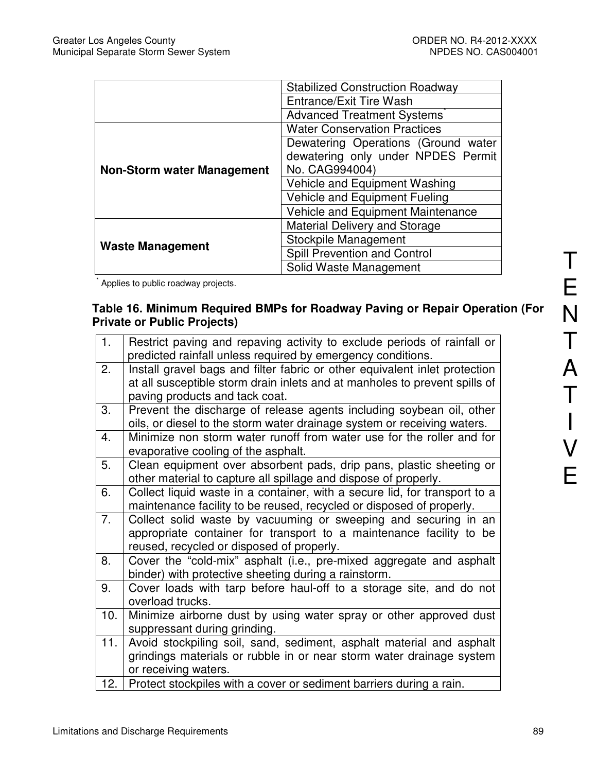| | |
|---|---|
| | Stabilized Construction Roadway |
| | Entrance/Exit Tire Wash |
| | Advanced Treatment Systems* |
| **Non-Storm water Management** | Water Conservation Practices |
| | Dewatering Operations (Ground water dewatering only under NPDES Permit No. CAG994004) |
| | Vehicle and Equipment Washing |
| | Vehicle and Equipment Fueling |
| | Vehicle and Equipment Maintenance |
| **Waste Management** | Material Delivery and Storage |
| | Stockpile Management |
| | Spill Prevention and Control |
| | Solid Waste Management |

\* Applies to public roadway projects.

**Table 16. Minimum Required BMPs for Roadway Paving or Repair Operation (For Private or Public Projects)**

| | |
|---|---|
| 1. | Restrict paving and repaving activity to exclude periods of rainfall or predicted rainfall unless required by emergency conditions. |
| 2. | Install gravel bags and filter fabric or other equivalent inlet protection at all susceptible storm drain inlets and at manholes to prevent spills of paving products and tack coat. |
| 3. | Prevent the discharge of release agents including soybean oil, other oils, or diesel to the storm water drainage system or receiving waters. |
| 4. | Minimize non storm water runoff from water use for the roller and for evaporative cooling of the asphalt. |
| 5. | Clean equipment over absorbent pads, drip pans, plastic sheeting or other material to capture all spillage and dispose of properly. |
| 6. | Collect liquid waste in a container, with a secure lid, for transport to a maintenance facility to be reused, recycled or disposed of properly. |
| 7. | Collect solid waste by vacuuming or sweeping and securing in an appropriate container for transport to a maintenance facility to be reused, recycled or disposed of properly. |
| 8. | Cover the "cold-mix" asphalt (i.e., pre-mixed aggregate and asphalt binder) with protective sheeting during a rainstorm. |
| 9. | Cover loads with tarp before haul-off to a storage site, and do not overload trucks. |
| 10. | Minimize airborne dust by using water spray or other approved dust suppressant during grinding. |
| 11. | Avoid stockpiling soil, sand, sediment, asphalt material and asphalt grindings materials or rubble in or near storm water drainage system or receiving waters. |
| 12. | Protect stockpiles with a cover or sediment barriers during a rain. |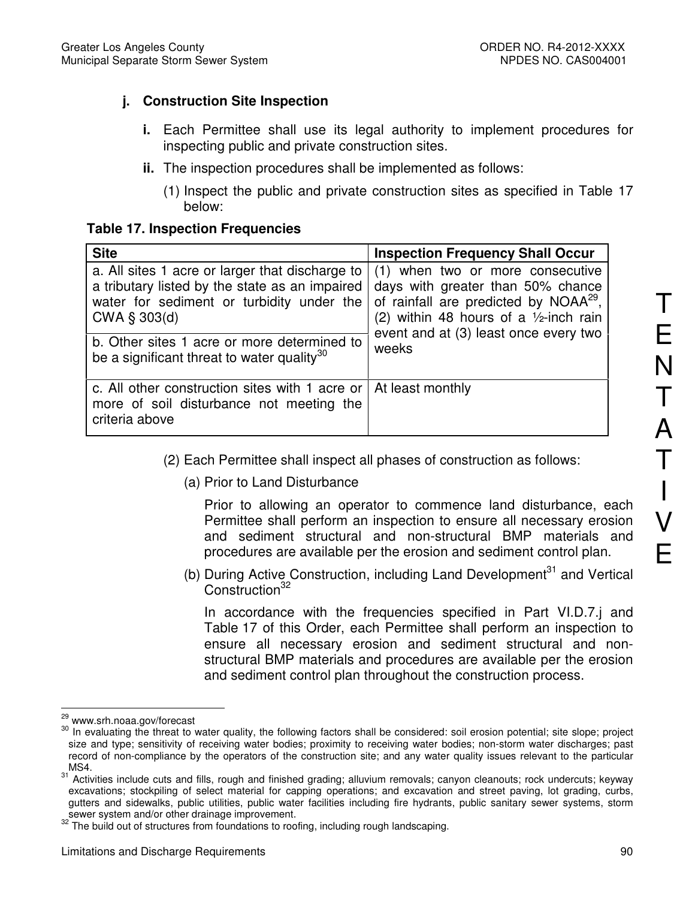**j. Construction Site Inspection**

**i.** Each Permittee shall use its legal authority to implement procedures for inspecting public and private construction sites.

**ii.** The inspection procedures shall be implemented as follows:

(1) Inspect the public and private construction sites as specified in Table 17 below:

**Table 17. Inspection Frequencies**

| Site | Inspection Frequency Shall Occur |
|---|---|
| a. All sites 1 acre or larger that discharge to a tributary listed by the state as an impaired water for sediment or turbidity under the CWA § 303(d) | (1) when two or more consecutive days with greater than 50% chance of rainfall are predicted by NOAA[29], (2) within 48 hours of a ½-inch rain event and at (3) least once every two weeks |
| b. Other sites 1 acre or more determined to be a significant threat to water quality[30] | |
| c. All other construction sites with 1 acre or more of soil disturbance not meeting the criteria above | At least monthly |

(2) Each Permittee shall inspect all phases of construction as follows:

(a) Prior to Land Disturbance

Prior to allowing an operator to commence land disturbance, each Permittee shall perform an inspection to ensure all necessary erosion and sediment structural and non-structural BMP materials and procedures are available per the erosion and sediment control plan.

(b) During Active Construction, including Land Development[31] and Vertical Construction[32]

In accordance with the frequencies specified in Part VI.D.7.j and Table 17 of this Order, each Permittee shall perform an inspection to ensure all necessary erosion and sediment structural and non-structural BMP materials and procedures are available per the erosion and sediment control plan throughout the construction process.

---

[29] www.srh.noaa.gov/forecast

[30] In evaluating the threat to water quality, the following factors shall be considered: soil erosion potential; site slope; project size and type; sensitivity of receiving water bodies; proximity to receiving water bodies; non-storm water discharges; past record of non-compliance by the operators of the construction site; and any water quality issues relevant to the particular MS4.

[31] Activities include cuts and fills, rough and finished grading; alluvium removals; canyon cleanouts; rock undercuts; keyway excavations; stockpiling of select material for capping operations; and excavation and street paving, lot grading, curbs, gutters and sidewalks, public utilities, public water facilities including fire hydrants, public sanitary sewer systems, storm sewer system and/or other drainage improvement.

[32] The build out of structures from foundations to roofing, including rough landscaping.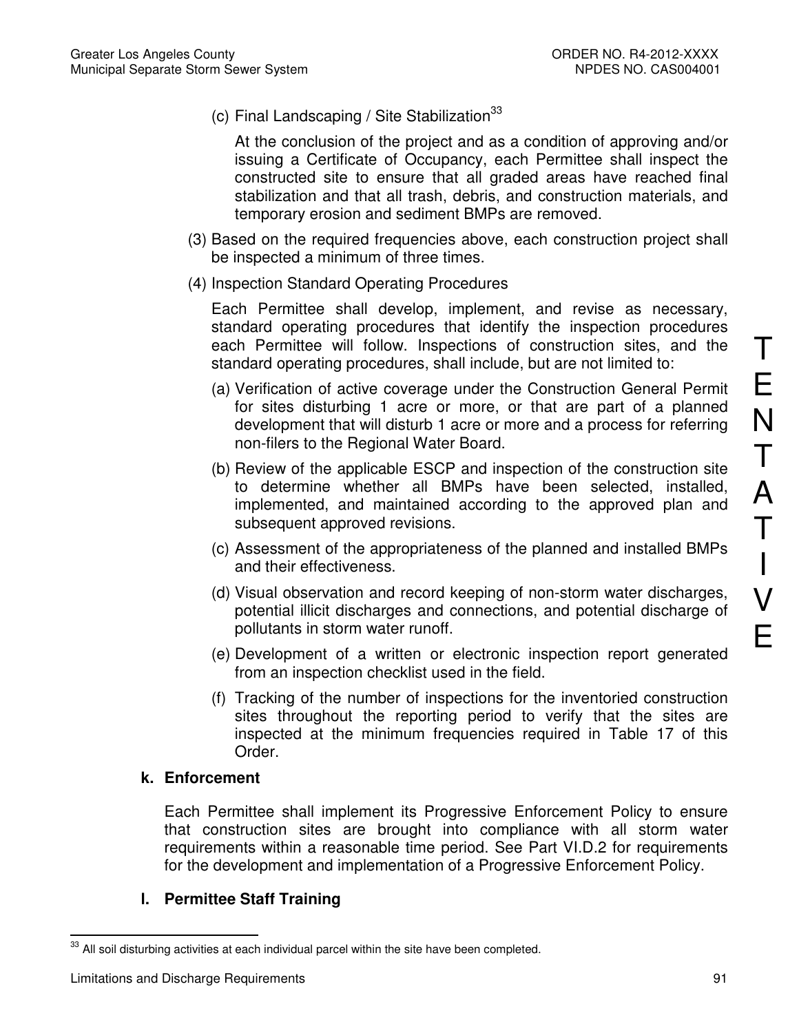(c) Final Landscaping / Site Stabilization[33]

At the conclusion of the project and as a condition of approving and/or issuing a Certificate of Occupancy, each Permittee shall inspect the constructed site to ensure that all graded areas have reached final stabilization and that all trash, debris, and construction materials, and temporary erosion and sediment BMPs are removed.

(3) Based on the required frequencies above, each construction project shall be inspected a minimum of three times.

(4) Inspection Standard Operating Procedures

Each Permittee shall develop, implement, and revise as necessary, standard operating procedures that identify the inspection procedures each Permittee will follow. Inspections of construction sites, and the standard operating procedures, shall include, but are not limited to:

(a) Verification of active coverage under the Construction General Permit for sites disturbing 1 acre or more, or that are part of a planned development that will disturb 1 acre or more and a process for referring non-filers to the Regional Water Board.

(b) Review of the applicable ESCP and inspection of the construction site to determine whether all BMPs have been selected, installed, implemented, and maintained according to the approved plan and subsequent approved revisions.

(c) Assessment of the appropriateness of the planned and installed BMPs and their effectiveness.

(d) Visual observation and record keeping of non-storm water discharges, potential illicit discharges and connections, and potential discharge of pollutants in storm water runoff.

(e) Development of a written or electronic inspection report generated from an inspection checklist used in the field.

(f) Tracking of the number of inspections for the inventoried construction sites throughout the reporting period to verify that the sites are inspected at the minimum frequencies required in Table 17 of this Order.

**k. Enforcement**

Each Permittee shall implement its Progressive Enforcement Policy to ensure that construction sites are brought into compliance with all storm water requirements within a reasonable time period. See Part VI.D.2 for requirements for the development and implementation of a Progressive Enforcement Policy.

**l. Permittee Staff Training**

[33] All soil disturbing activities at each individual parcel within the site have been completed.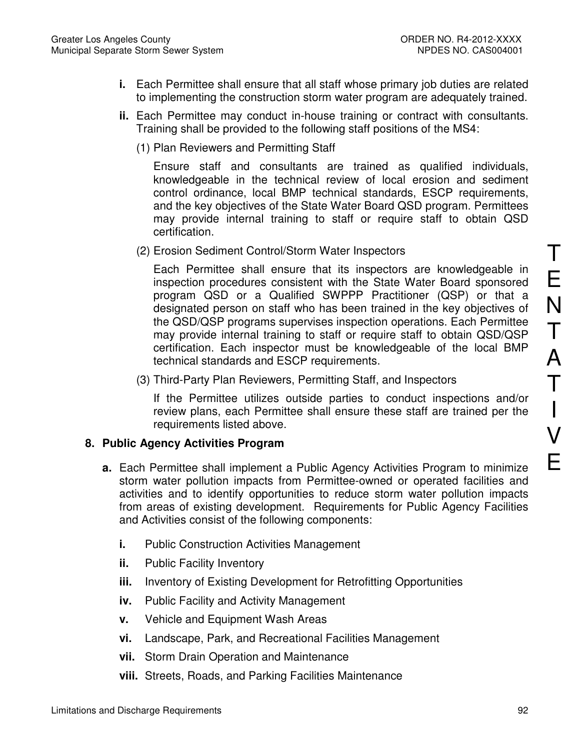**i.** Each Permittee shall ensure that all staff whose primary job duties are related to implementing the construction storm water program are adequately trained.

**ii.** Each Permittee may conduct in-house training or contract with consultants. Training shall be provided to the following staff positions of the MS4:

(1) Plan Reviewers and Permitting Staff

Ensure staff and consultants are trained as qualified individuals, knowledgeable in the technical review of local erosion and sediment control ordinance, local BMP technical standards, ESCP requirements, and the key objectives of the State Water Board QSD program. Permittees may provide internal training to staff or require staff to obtain QSD certification.

(2) Erosion Sediment Control/Storm Water Inspectors

Each Permittee shall ensure that its inspectors are knowledgeable in inspection procedures consistent with the State Water Board sponsored program QSD or a Qualified SWPPP Practitioner (QSP) or that a designated person on staff who has been trained in the key objectives of the QSD/QSP programs supervises inspection operations. Each Permittee may provide internal training to staff or require staff to obtain QSD/QSP certification. Each inspector must be knowledgeable of the local BMP technical standards and ESCP requirements.

(3) Third-Party Plan Reviewers, Permitting Staff, and Inspectors

If the Permittee utilizes outside parties to conduct inspections and/or review plans, each Permittee shall ensure these staff are trained per the requirements listed above.

**8. Public Agency Activities Program**

**a.** Each Permittee shall implement a Public Agency Activities Program to minimize storm water pollution impacts from Permittee-owned or operated facilities and activities and to identify opportunities to reduce storm water pollution impacts from areas of existing development. Requirements for Public Agency Facilities and Activities consist of the following components:

**i.** Public Construction Activities Management

**ii.** Public Facility Inventory

**iii.** Inventory of Existing Development for Retrofitting Opportunities

**iv.** Public Facility and Activity Management

**v.** Vehicle and Equipment Wash Areas

**vi.** Landscape, Park, and Recreational Facilities Management

**vii.** Storm Drain Operation and Maintenance

**viii.** Streets, Roads, and Parking Facilities Maintenance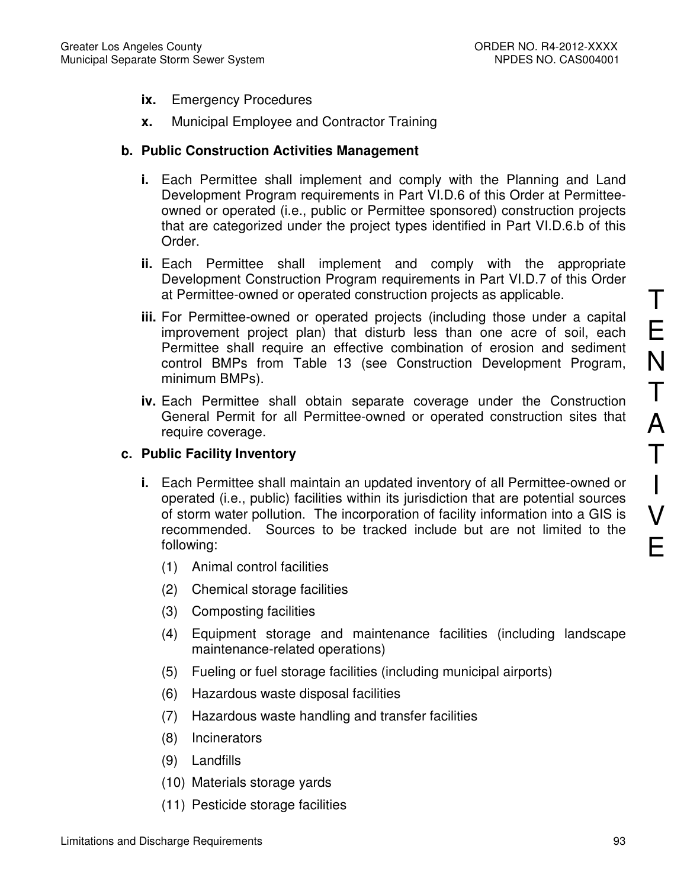- **ix.** Emergency Procedures
- **x.** Municipal Employee and Contractor Training

**b. Public Construction Activities Management**

- **i.** Each Permittee shall implement and comply with the Planning and Land Development Program requirements in Part VI.D.6 of this Order at Permittee-owned or operated (i.e., public or Permittee sponsored) construction projects that are categorized under the project types identified in Part VI.D.6.b of this Order.
- **ii.** Each Permittee shall implement and comply with the appropriate Development Construction Program requirements in Part VI.D.7 of this Order at Permittee-owned or operated construction projects as applicable.
- **iii.** For Permittee-owned or operated projects (including those under a capital improvement project plan) that disturb less than one acre of soil, each Permittee shall require an effective combination of erosion and sediment control BMPs from Table 13 (see Construction Development Program, minimum BMPs).
- **iv.** Each Permittee shall obtain separate coverage under the Construction General Permit for all Permittee-owned or operated construction sites that require coverage.

**c. Public Facility Inventory**

- **i.** Each Permittee shall maintain an updated inventory of all Permittee-owned or operated (i.e., public) facilities within its jurisdiction that are potential sources of storm water pollution. The incorporation of facility information into a GIS is recommended. Sources to be tracked include but are not limited to the following:
  - (1) Animal control facilities
  - (2) Chemical storage facilities
  - (3) Composting facilities
  - (4) Equipment storage and maintenance facilities (including landscape maintenance-related operations)
  - (5) Fueling or fuel storage facilities (including municipal airports)
  - (6) Hazardous waste disposal facilities
  - (7) Hazardous waste handling and transfer facilities
  - (8) Incinerators
  - (9) Landfills
  - (10) Materials storage yards
  - (11) Pesticide storage facilities

TENTATIVE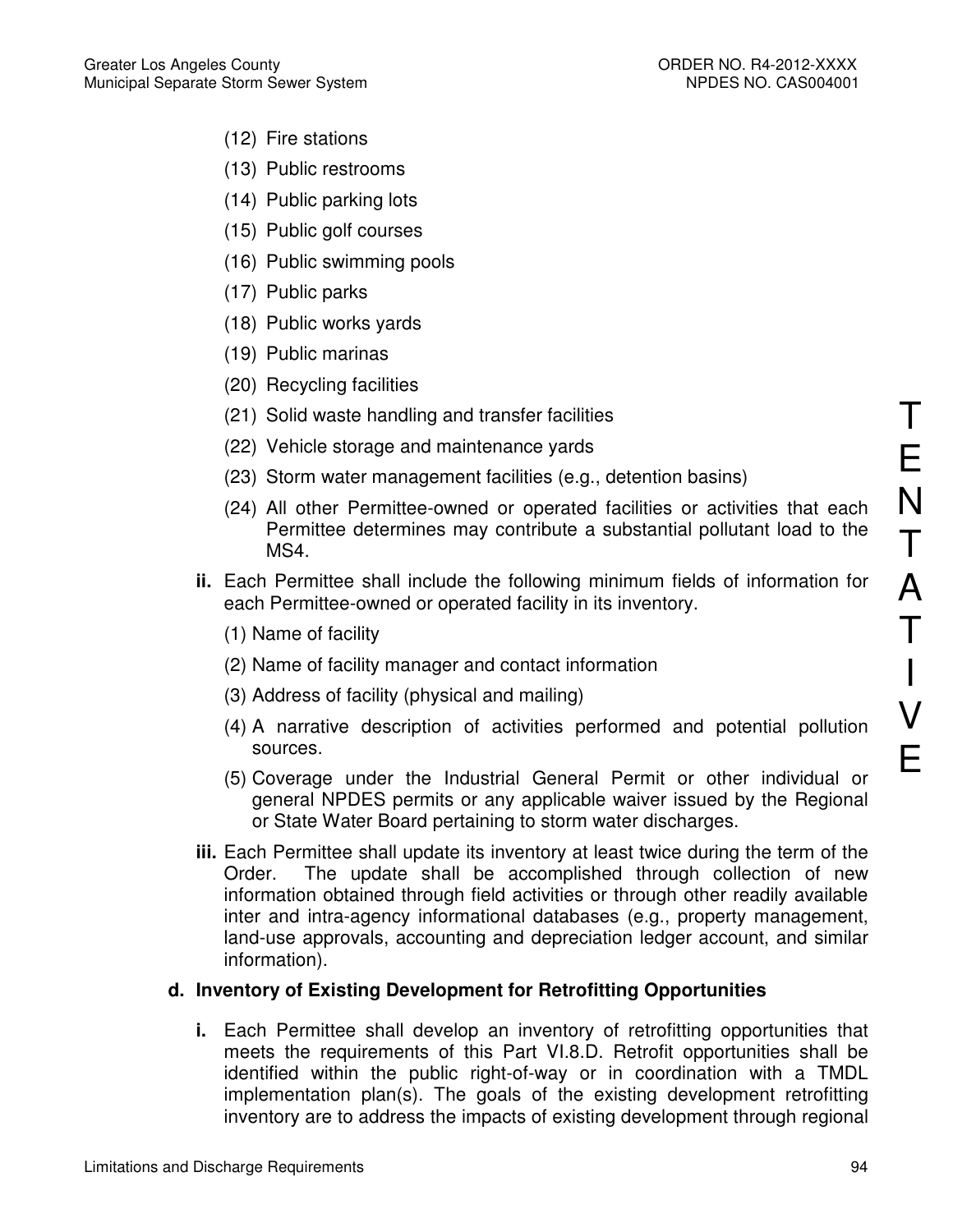(12) Fire stations

(13) Public restrooms

(14) Public parking lots

(15) Public golf courses

(16) Public swimming pools

(17) Public parks

(18) Public works yards

(19) Public marinas

(20) Recycling facilities

(21) Solid waste handling and transfer facilities

(22) Vehicle storage and maintenance yards

(23) Storm water management facilities (e.g., detention basins)

(24) All other Permittee-owned or operated facilities or activities that each Permittee determines may contribute a substantial pollutant load to the MS4.

**ii.** Each Permittee shall include the following minimum fields of information for each Permittee-owned or operated facility in its inventory.

(1) Name of facility

(2) Name of facility manager and contact information

(3) Address of facility (physical and mailing)

(4) A narrative description of activities performed and potential pollution sources.

(5) Coverage under the Industrial General Permit or other individual or general NPDES permits or any applicable waiver issued by the Regional or State Water Board pertaining to storm water discharges.

**iii.** Each Permittee shall update its inventory at least twice during the term of the Order. The update shall be accomplished through collection of new information obtained through field activities or through other readily available inter and intra-agency informational databases (e.g., property management, land-use approvals, accounting and depreciation ledger account, and similar information).

**d. Inventory of Existing Development for Retrofitting Opportunities**

**i.** Each Permittee shall develop an inventory of retrofitting opportunities that meets the requirements of this Part VI.8.D. Retrofit opportunities shall be identified within the public right-of-way or in coordination with a TMDL implementation plan(s). The goals of the existing development retrofitting inventory are to address the impacts of existing development through regional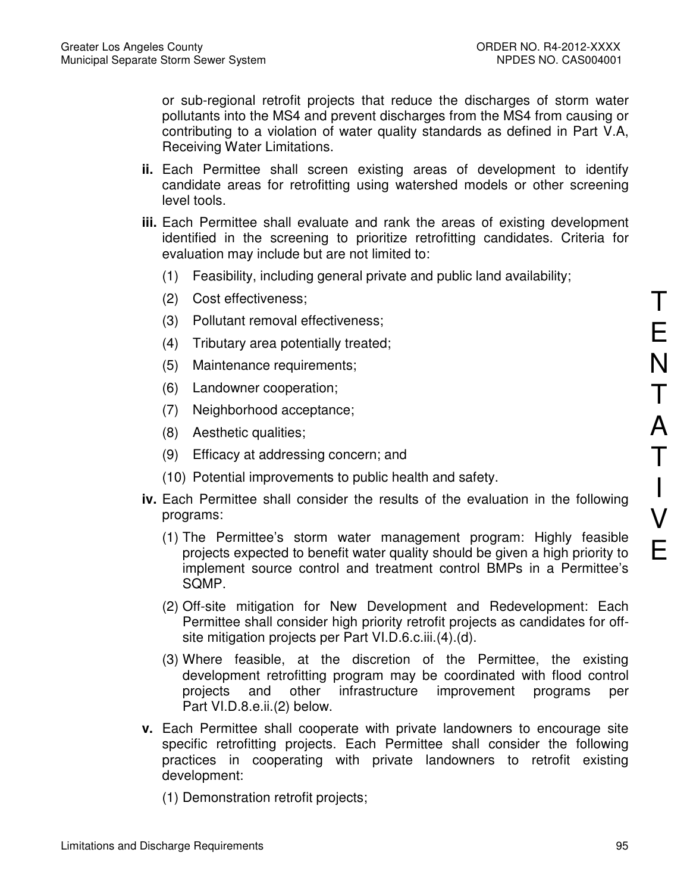or sub-regional retrofit projects that reduce the discharges of storm water pollutants into the MS4 and prevent discharges from the MS4 from causing or contributing to a violation of water quality standards as defined in Part V.A, Receiving Water Limitations.

**ii.** Each Permittee shall screen existing areas of development to identify candidate areas for retrofitting using watershed models or other screening level tools.

**iii.** Each Permittee shall evaluate and rank the areas of existing development identified in the screening to prioritize retrofitting candidates. Criteria for evaluation may include but are not limited to:

(1) Feasibility, including general private and public land availability;

(2) Cost effectiveness;

(3) Pollutant removal effectiveness;

(4) Tributary area potentially treated;

(5) Maintenance requirements;

(6) Landowner cooperation;

(7) Neighborhood acceptance;

(8) Aesthetic qualities;

(9) Efficacy at addressing concern; and

(10) Potential improvements to public health and safety.

**iv.** Each Permittee shall consider the results of the evaluation in the following programs:

(1) The Permittee's storm water management program: Highly feasible projects expected to benefit water quality should be given a high priority to implement source control and treatment control BMPs in a Permittee's SQMP.

(2) Off-site mitigation for New Development and Redevelopment: Each Permittee shall consider high priority retrofit projects as candidates for off-site mitigation projects per Part VI.D.6.c.iii.(4).(d).

(3) Where feasible, at the discretion of the Permittee, the existing development retrofitting program may be coordinated with flood control projects and other infrastructure improvement programs per Part VI.D.8.e.ii.(2) below.

**v.** Each Permittee shall cooperate with private landowners to encourage site specific retrofitting projects. Each Permittee shall consider the following practices in cooperating with private landowners to retrofit existing development:

(1) Demonstration retrofit projects;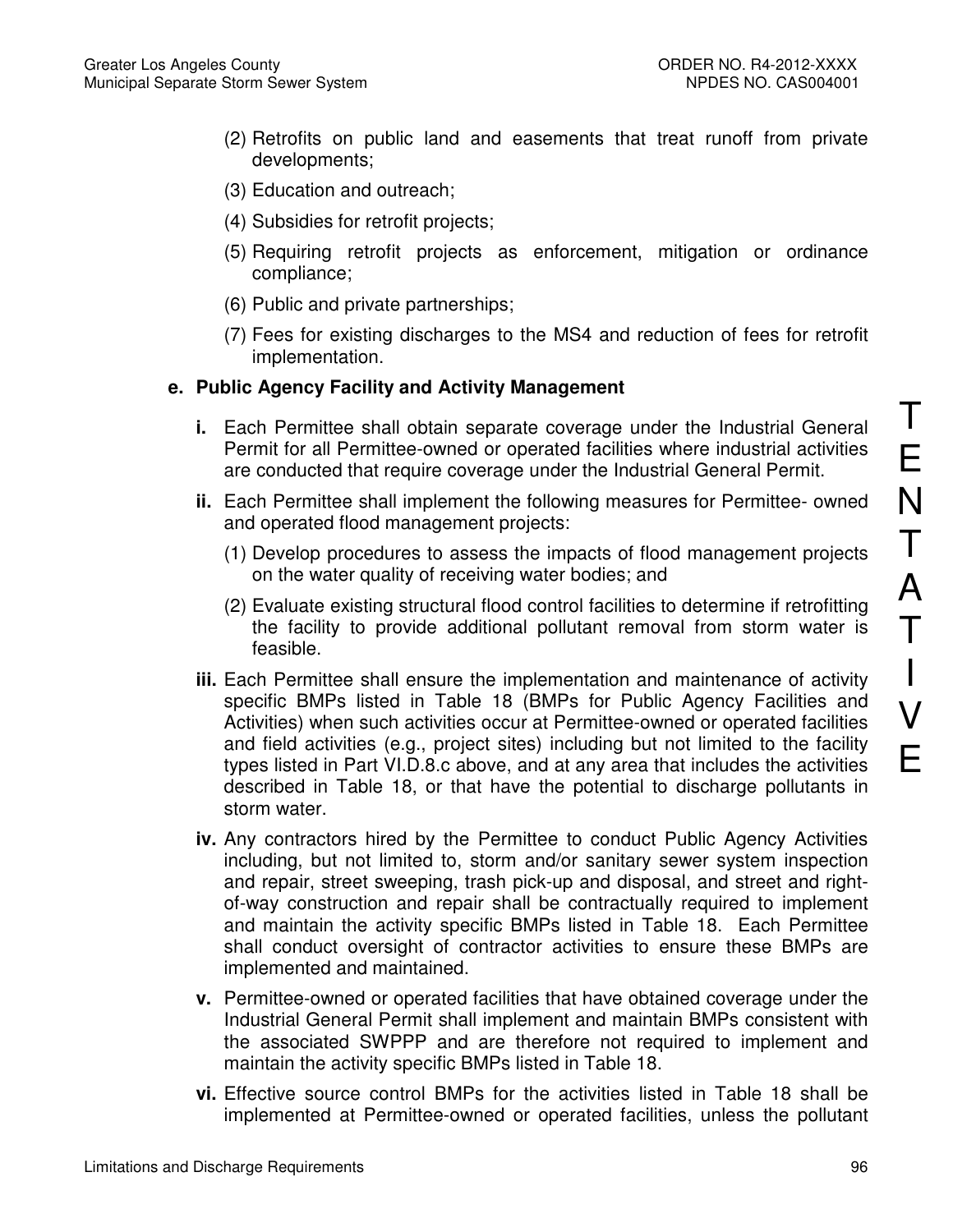(2) Retrofits on public land and easements that treat runoff from private developments;

(3) Education and outreach;

(4) Subsidies for retrofit projects;

(5) Requiring retrofit projects as enforcement, mitigation or ordinance compliance;

(6) Public and private partnerships;

(7) Fees for existing discharges to the MS4 and reduction of fees for retrofit implementation.

**e. Public Agency Facility and Activity Management**

**i.** Each Permittee shall obtain separate coverage under the Industrial General Permit for all Permittee-owned or operated facilities where industrial activities are conducted that require coverage under the Industrial General Permit.

**ii.** Each Permittee shall implement the following measures for Permittee- owned and operated flood management projects:

(1) Develop procedures to assess the impacts of flood management projects on the water quality of receiving water bodies; and

(2) Evaluate existing structural flood control facilities to determine if retrofitting the facility to provide additional pollutant removal from storm water is feasible.

**iii.** Each Permittee shall ensure the implementation and maintenance of activity specific BMPs listed in Table 18 (BMPs for Public Agency Facilities and Activities) when such activities occur at Permittee-owned or operated facilities and field activities (e.g., project sites) including but not limited to the facility types listed in Part VI.D.8.c above, and at any area that includes the activities described in Table 18, or that have the potential to discharge pollutants in storm water.

**iv.** Any contractors hired by the Permittee to conduct Public Agency Activities including, but not limited to, storm and/or sanitary sewer system inspection and repair, street sweeping, trash pick-up and disposal, and street and right-of-way construction and repair shall be contractually required to implement and maintain the activity specific BMPs listed in Table 18. Each Permittee shall conduct oversight of contractor activities to ensure these BMPs are implemented and maintained.

**v.** Permittee-owned or operated facilities that have obtained coverage under the Industrial General Permit shall implement and maintain BMPs consistent with the associated SWPPP and are therefore not required to implement and maintain the activity specific BMPs listed in Table 18.

**vi.** Effective source control BMPs for the activities listed in Table 18 shall be implemented at Permittee-owned or operated facilities, unless the pollutant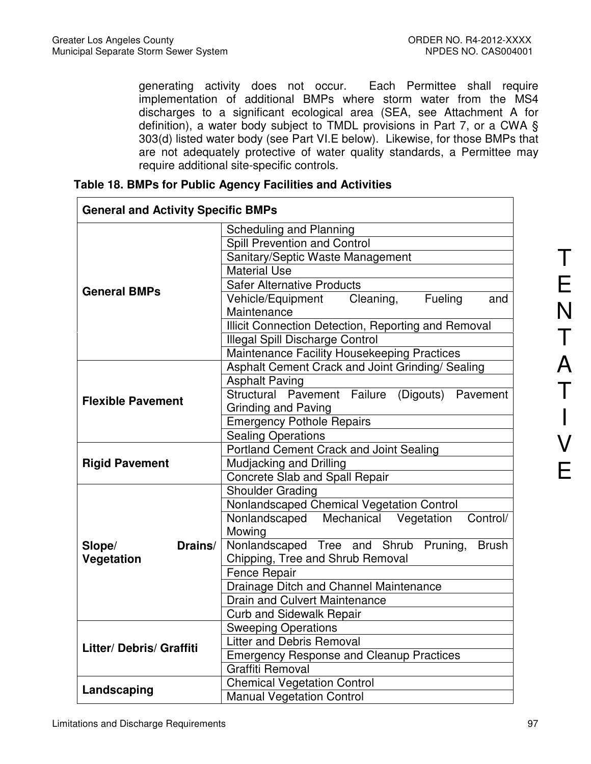generating activity does not occur. Each Permittee shall require implementation of additional BMPs where storm water from the MS4 discharges to a significant ecological area (SEA, see Attachment A for definition), a water body subject to TMDL provisions in Part 7, or a CWA § 303(d) listed water body (see Part VI.E below). Likewise, for those BMPs that are not adequately protective of water quality standards, a Permittee may require additional site-specific controls.

**Table 18. BMPs for Public Agency Facilities and Activities**

| **General and Activity Specific BMPs** | |
|---|---|
| **General BMPs** | Scheduling and Planning |
| | Spill Prevention and Control |
| | Sanitary/Septic Waste Management |
| | Material Use |
| | Safer Alternative Products |
| | Vehicle/Equipment Cleaning, Fueling and Maintenance |
| | Illicit Connection Detection, Reporting and Removal |
| | Illegal Spill Discharge Control |
| | Maintenance Facility Housekeeping Practices |
| **Flexible Pavement** | Asphalt Cement Crack and Joint Grinding/ Sealing |
| | Asphalt Paving |
| | Structural Pavement Failure (Digouts) Pavement Grinding and Paving |
| | Emergency Pothole Repairs |
| | Sealing Operations |
| **Rigid Pavement** | Portland Cement Crack and Joint Sealing |
| | Mudjacking and Drilling |
| | Concrete Slab and Spall Repair |
| **Slope/ Drains/ Vegetation** | Shoulder Grading |
| | Nonlandscaped Chemical Vegetation Control |
| | Nonlandscaped Mechanical Vegetation Control/ Mowing |
| | Nonlandscaped Tree and Shrub Pruning, Brush Chipping, Tree and Shrub Removal |
| | Fence Repair |
| | Drainage Ditch and Channel Maintenance |
| | Drain and Culvert Maintenance |
| | Curb and Sidewalk Repair |
| **Litter/ Debris/ Graffiti** | Sweeping Operations |
| | Litter and Debris Removal |
| | Emergency Response and Cleanup Practices |
| | Graffiti Removal |
| **Landscaping** | Chemical Vegetation Control |
| | Manual Vegetation Control |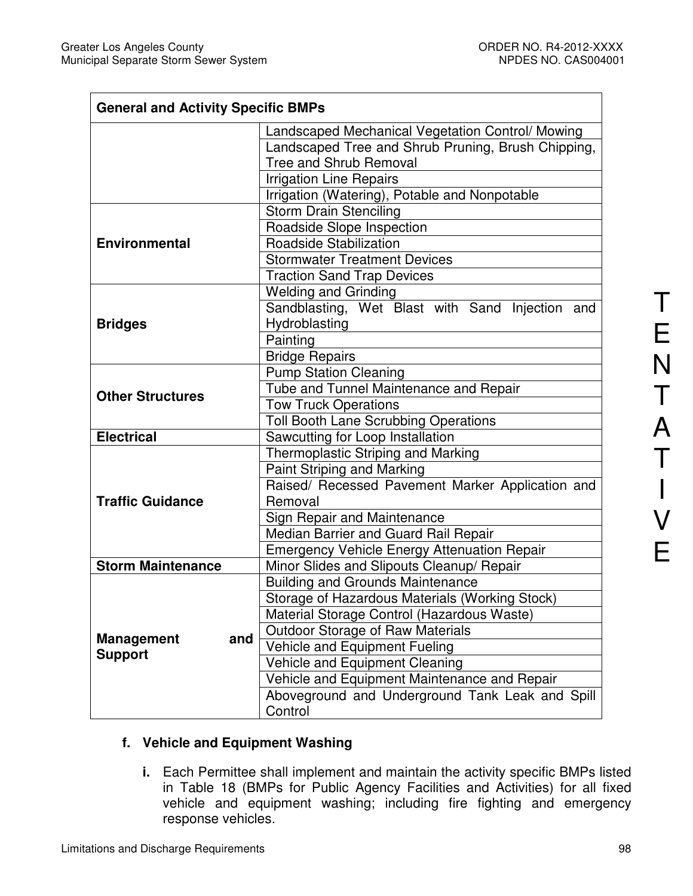| General and Activity Specific BMPs | |
| --- | --- |
| | Landscaped Mechanical Vegetation Control/ Mowing |
| | Landscaped Tree and Shrub Pruning, Brush Chipping, Tree and Shrub Removal |
| | Irrigation Line Repairs |
| | Irrigation (Watering), Potable and Nonpotable |
| **Environmental** | Storm Drain Stenciling |
| | Roadside Slope Inspection |
| | Roadside Stabilization |
| | Stormwater Treatment Devices |
| | Traction Sand Trap Devices |
| **Bridges** | Welding and Grinding |
| | Sandblasting, Wet Blast with Sand Injection and Hydroblasting |
| | Painting |
| | Bridge Repairs |
| **Other Structures** | Pump Station Cleaning |
| | Tube and Tunnel Maintenance and Repair |
| | Tow Truck Operations |
| | Toll Booth Lane Scrubbing Operations |
| **Electrical** | Sawcutting for Loop Installation |
| **Traffic Guidance** | Thermoplastic Striping and Marking |
| | Paint Striping and Marking |
| | Raised/ Recessed Pavement Marker Application and Removal |
| | Sign Repair and Maintenance |
| | Median Barrier and Guard Rail Repair |
| | Emergency Vehicle Energy Attenuation Repair |
| **Storm Maintenance** | Minor Slides and Slipouts Cleanup/ Repair |
| **Management and Support** | Building and Grounds Maintenance |
| | Storage of Hazardous Materials (Working Stock) |
| | Material Storage Control (Hazardous Waste) |
| | Outdoor Storage of Raw Materials |
| | Vehicle and Equipment Fueling |
| | Vehicle and Equipment Cleaning |
| | Vehicle and Equipment Maintenance and Repair |
| | Aboveground and Underground Tank Leak and Spill Control |

**f. Vehicle and Equipment Washing**

**i.** Each Permittee shall implement and maintain the activity specific BMPs listed in Table 18 (BMPs for Public Agency Facilities and Activities) for all fixed vehicle and equipment washing; including fire fighting and emergency response vehicles.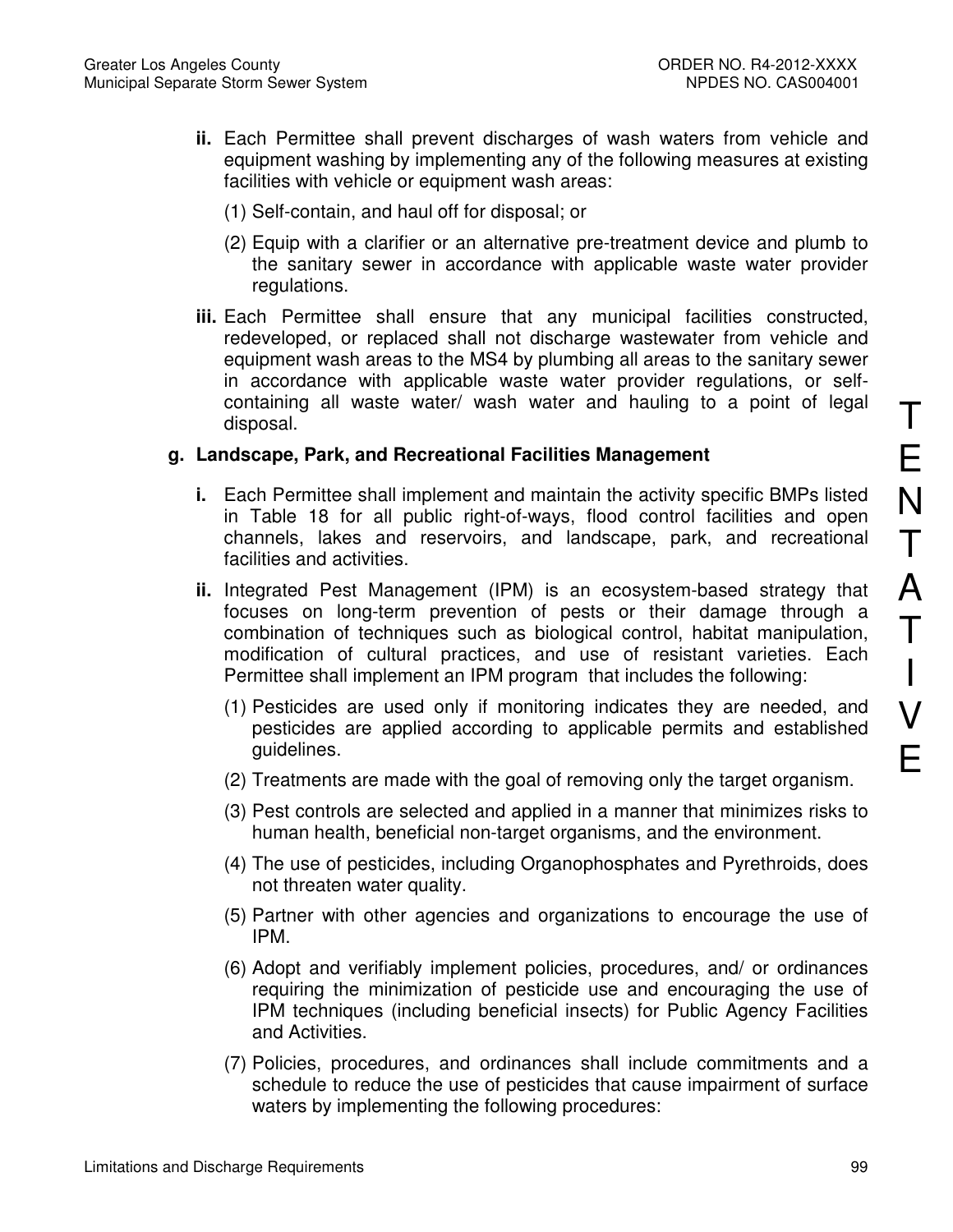**ii.** Each Permittee shall prevent discharges of wash waters from vehicle and equipment washing by implementing any of the following measures at existing facilities with vehicle or equipment wash areas:

(1) Self-contain, and haul off for disposal; or

(2) Equip with a clarifier or an alternative pre-treatment device and plumb to the sanitary sewer in accordance with applicable waste water provider regulations.

**iii.** Each Permittee shall ensure that any municipal facilities constructed, redeveloped, or replaced shall not discharge wastewater from vehicle and equipment wash areas to the MS4 by plumbing all areas to the sanitary sewer in accordance with applicable waste water provider regulations, or self-containing all waste water/ wash water and hauling to a point of legal disposal.

**g. Landscape, Park, and Recreational Facilities Management**

**i.** Each Permittee shall implement and maintain the activity specific BMPs listed in Table 18 for all public right-of-ways, flood control facilities and open channels, lakes and reservoirs, and landscape, park, and recreational facilities and activities.

**ii.** Integrated Pest Management (IPM) is an ecosystem-based strategy that focuses on long-term prevention of pests or their damage through a combination of techniques such as biological control, habitat manipulation, modification of cultural practices, and use of resistant varieties. Each Permittee shall implement an IPM program that includes the following:

(1) Pesticides are used only if monitoring indicates they are needed, and pesticides are applied according to applicable permits and established guidelines.

(2) Treatments are made with the goal of removing only the target organism.

(3) Pest controls are selected and applied in a manner that minimizes risks to human health, beneficial non-target organisms, and the environment.

(4) The use of pesticides, including Organophosphates and Pyrethroids, does not threaten water quality.

(5) Partner with other agencies and organizations to encourage the use of IPM.

(6) Adopt and verifiably implement policies, procedures, and/ or ordinances requiring the minimization of pesticide use and encouraging the use of IPM techniques (including beneficial insects) for Public Agency Facilities and Activities.

(7) Policies, procedures, and ordinances shall include commitments and a schedule to reduce the use of pesticides that cause impairment of surface waters by implementing the following procedures: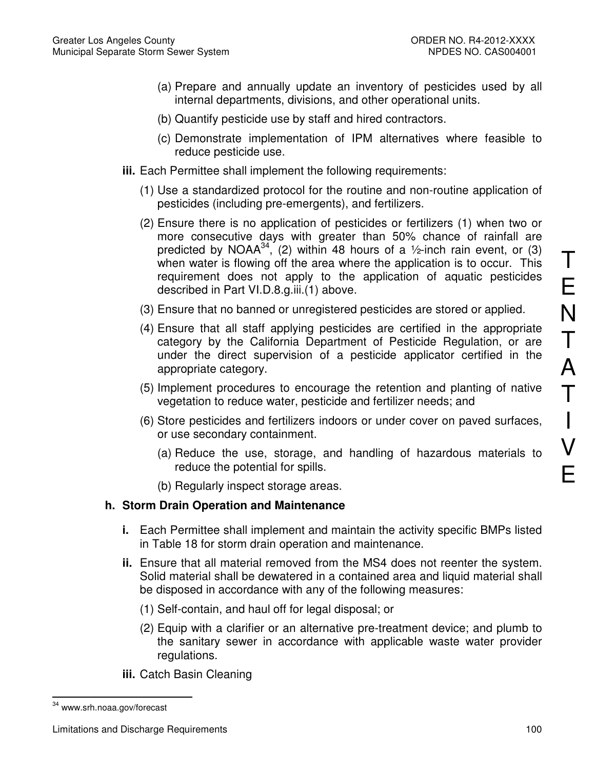(a) Prepare and annually update an inventory of pesticides used by all internal departments, divisions, and other operational units.

(b) Quantify pesticide use by staff and hired contractors.

(c) Demonstrate implementation of IPM alternatives where feasible to reduce pesticide use.

**iii.** Each Permittee shall implement the following requirements:

(1) Use a standardized protocol for the routine and non-routine application of pesticides (including pre-emergents), and fertilizers.

(2) Ensure there is no application of pesticides or fertilizers (1) when two or more consecutive days with greater than 50% chance of rainfall are predicted by NOAA[34], (2) within 48 hours of a ½-inch rain event, or (3) when water is flowing off the area where the application is to occur. This requirement does not apply to the application of aquatic pesticides described in Part VI.D.8.g.iii.(1) above.

(3) Ensure that no banned or unregistered pesticides are stored or applied.

(4) Ensure that all staff applying pesticides are certified in the appropriate category by the California Department of Pesticide Regulation, or are under the direct supervision of a pesticide applicator certified in the appropriate category.

(5) Implement procedures to encourage the retention and planting of native vegetation to reduce water, pesticide and fertilizer needs; and

(6) Store pesticides and fertilizers indoors or under cover on paved surfaces, or use secondary containment.

(a) Reduce the use, storage, and handling of hazardous materials to reduce the potential for spills.

(b) Regularly inspect storage areas.

TENTATIVE

**h. Storm Drain Operation and Maintenance**

**i.** Each Permittee shall implement and maintain the activity specific BMPs listed in Table 18 for storm drain operation and maintenance.

**ii.** Ensure that all material removed from the MS4 does not reenter the system. Solid material shall be dewatered in a contained area and liquid material shall be disposed in accordance with any of the following measures:

(1) Self-contain, and haul off for legal disposal; or

(2) Equip with a clarifier or an alternative pre-treatment device; and plumb to the sanitary sewer in accordance with applicable waste water provider regulations.

**iii.** Catch Basin Cleaning

---

[34] www.srh.noaa.gov/forecast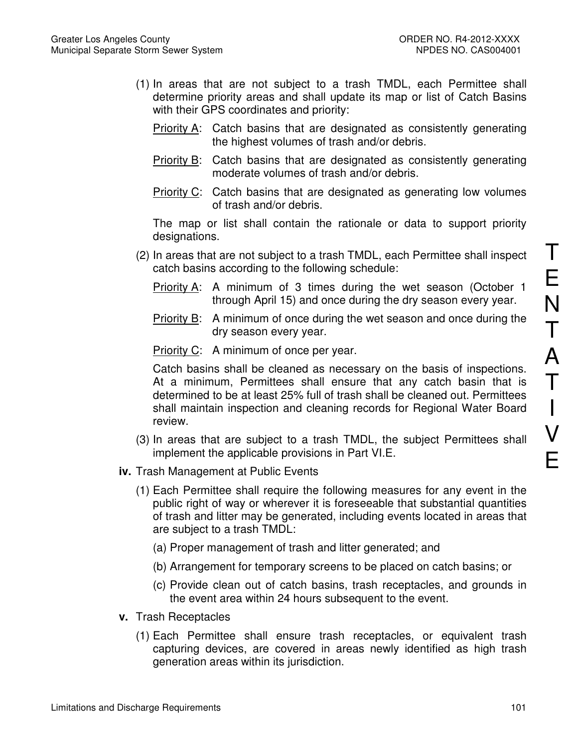(1) In areas that are not subject to a trash TMDL, each Permittee shall determine priority areas and shall update its map or list of Catch Basins with their GPS coordinates and priority:

Priority A: Catch basins that are designated as consistently generating the highest volumes of trash and/or debris.

Priority B: Catch basins that are designated as consistently generating moderate volumes of trash and/or debris.

Priority C: Catch basins that are designated as generating low volumes of trash and/or debris.

The map or list shall contain the rationale or data to support priority designations.

(2) In areas that are not subject to a trash TMDL, each Permittee shall inspect catch basins according to the following schedule:

Priority A: A minimum of 3 times during the wet season (October 1 through April 15) and once during the dry season every year.

Priority B: A minimum of once during the wet season and once during the dry season every year.

Priority C: A minimum of once per year.

Catch basins shall be cleaned as necessary on the basis of inspections. At a minimum, Permittees shall ensure that any catch basin that is determined to be at least 25% full of trash shall be cleaned out. Permittees shall maintain inspection and cleaning records for Regional Water Board review.

(3) In areas that are subject to a trash TMDL, the subject Permittees shall implement the applicable provisions in Part VI.E.

**iv.** Trash Management at Public Events

(1) Each Permittee shall require the following measures for any event in the public right of way or wherever it is foreseeable that substantial quantities of trash and litter may be generated, including events located in areas that are subject to a trash TMDL:

(a) Proper management of trash and litter generated; and

(b) Arrangement for temporary screens to be placed on catch basins; or

(c) Provide clean out of catch basins, trash receptacles, and grounds in the event area within 24 hours subsequent to the event.

**v.** Trash Receptacles

(1) Each Permittee shall ensure trash receptacles, or equivalent trash capturing devices, are covered in areas newly identified as high trash generation areas within its jurisdiction.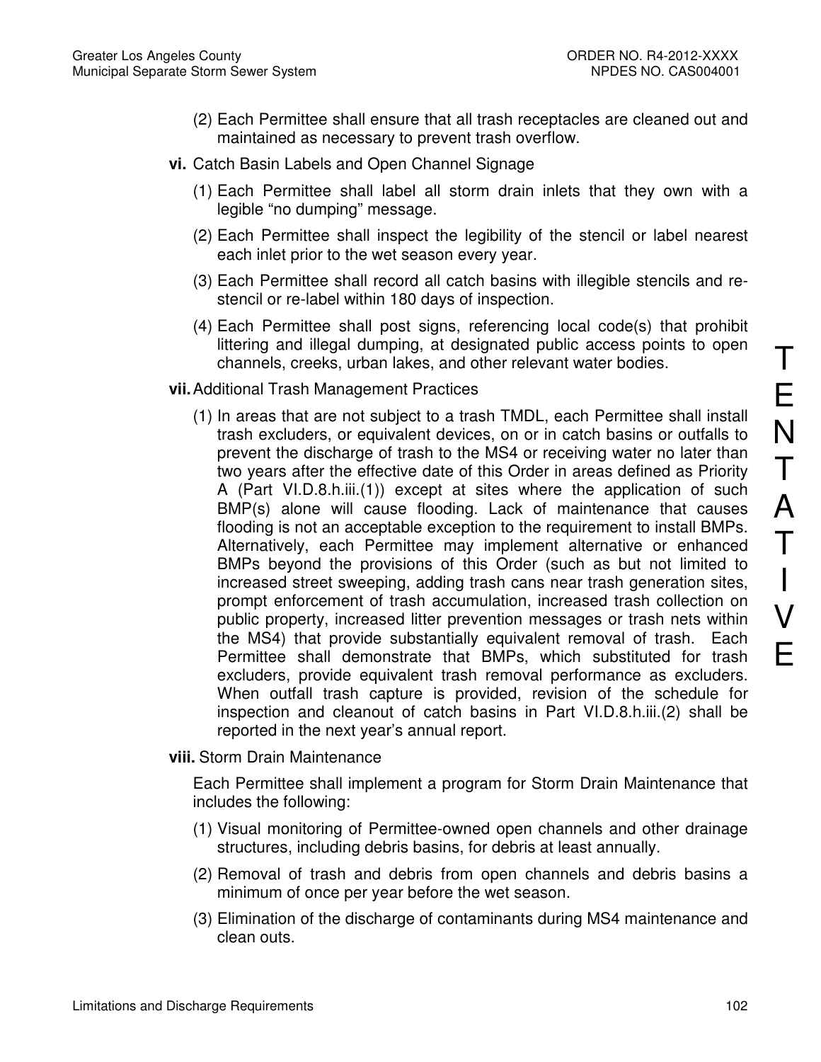(2) Each Permittee shall ensure that all trash receptacles are cleaned out and maintained as necessary to prevent trash overflow.

**vi.** Catch Basin Labels and Open Channel Signage

(1) Each Permittee shall label all storm drain inlets that they own with a legible "no dumping" message.

(2) Each Permittee shall inspect the legibility of the stencil or label nearest each inlet prior to the wet season every year.

(3) Each Permittee shall record all catch basins with illegible stencils and re-stencil or re-label within 180 days of inspection.

(4) Each Permittee shall post signs, referencing local code(s) that prohibit littering and illegal dumping, at designated public access points to open channels, creeks, urban lakes, and other relevant water bodies.

**vii.** Additional Trash Management Practices

(1) In areas that are not subject to a trash TMDL, each Permittee shall install trash excluders, or equivalent devices, on or in catch basins or outfalls to prevent the discharge of trash to the MS4 or receiving water no later than two years after the effective date of this Order in areas defined as Priority A (Part VI.D.8.h.iii.(1)) except at sites where the application of such BMP(s) alone will cause flooding. Lack of maintenance that causes flooding is not an acceptable exception to the requirement to install BMPs. Alternatively, each Permittee may implement alternative or enhanced BMPs beyond the provisions of this Order (such as but not limited to increased street sweeping, adding trash cans near trash generation sites, prompt enforcement of trash accumulation, increased trash collection on public property, increased litter prevention messages or trash nets within the MS4) that provide substantially equivalent removal of trash. Each Permittee shall demonstrate that BMPs, which substituted for trash excluders, provide equivalent trash removal performance as excluders. When outfall trash capture is provided, revision of the schedule for inspection and cleanout of catch basins in Part VI.D.8.h.iii.(2) shall be reported in the next year's annual report.

**viii.** Storm Drain Maintenance

Each Permittee shall implement a program for Storm Drain Maintenance that includes the following:

(1) Visual monitoring of Permittee-owned open channels and other drainage structures, including debris basins, for debris at least annually.

(2) Removal of trash and debris from open channels and debris basins a minimum of once per year before the wet season.

(3) Elimination of the discharge of contaminants during MS4 maintenance and clean outs.

TENTATIVE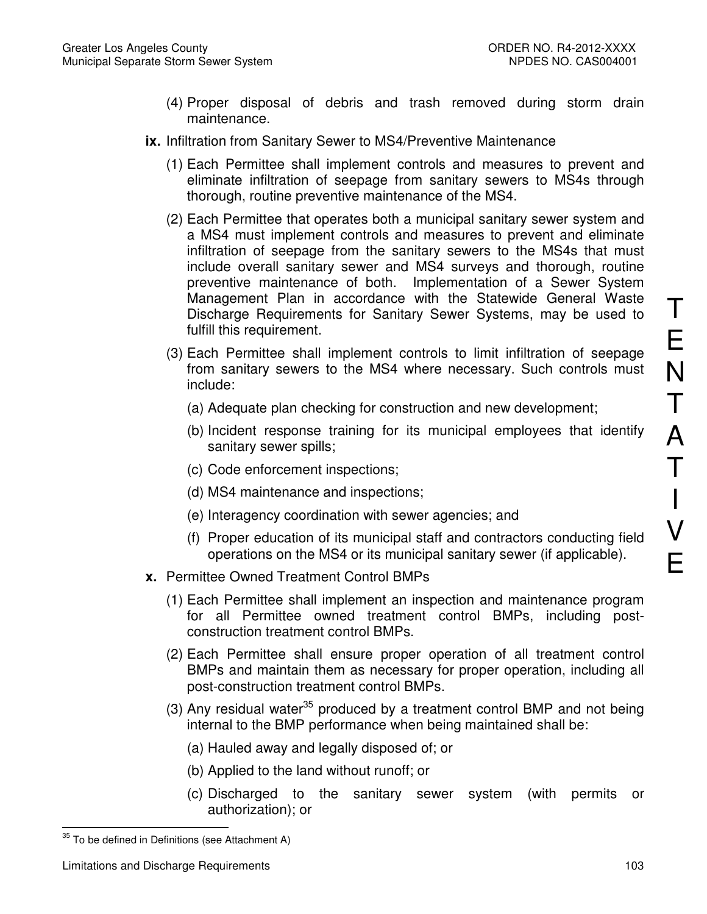(4) Proper disposal of debris and trash removed during storm drain maintenance.

**ix.** Infiltration from Sanitary Sewer to MS4/Preventive Maintenance

(1) Each Permittee shall implement controls and measures to prevent and eliminate infiltration of seepage from sanitary sewers to MS4s through thorough, routine preventive maintenance of the MS4.

(2) Each Permittee that operates both a municipal sanitary sewer system and a MS4 must implement controls and measures to prevent and eliminate infiltration of seepage from the sanitary sewers to the MS4s that must include overall sanitary sewer and MS4 surveys and thorough, routine preventive maintenance of both. Implementation of a Sewer System Management Plan in accordance with the Statewide General Waste Discharge Requirements for Sanitary Sewer Systems, may be used to fulfill this requirement.

(3) Each Permittee shall implement controls to limit infiltration of seepage from sanitary sewers to the MS4 where necessary. Such controls must include:

(a) Adequate plan checking for construction and new development;

(b) Incident response training for its municipal employees that identify sanitary sewer spills;

(c) Code enforcement inspections;

(d) MS4 maintenance and inspections;

(e) Interagency coordination with sewer agencies; and

(f) Proper education of its municipal staff and contractors conducting field operations on the MS4 or its municipal sanitary sewer (if applicable).

**x.** Permittee Owned Treatment Control BMPs

(1) Each Permittee shall implement an inspection and maintenance program for all Permittee owned treatment control BMPs, including post-construction treatment control BMPs.

(2) Each Permittee shall ensure proper operation of all treatment control BMPs and maintain them as necessary for proper operation, including all post-construction treatment control BMPs.

(3) Any residual water[35] produced by a treatment control BMP and not being internal to the BMP performance when being maintained shall be:

(a) Hauled away and legally disposed of; or

(b) Applied to the land without runoff; or

(c) Discharged to the sanitary sewer system (with permits or authorization); or

[35] To be defined in Definitions (see Attachment A)

TENTATIVE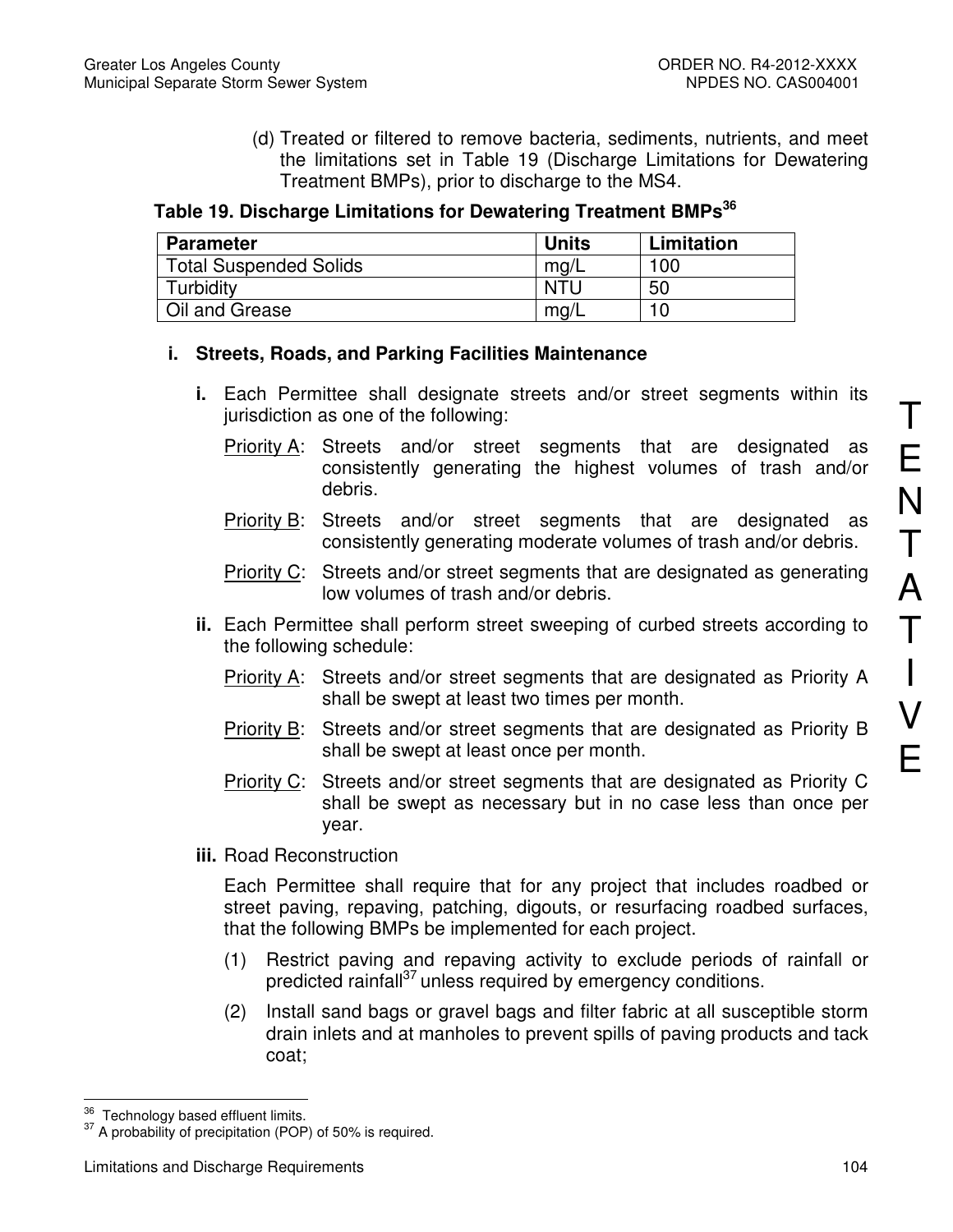(d) Treated or filtered to remove bacteria, sediments, nutrients, and meet the limitations set in Table 19 (Discharge Limitations for Dewatering Treatment BMPs), prior to discharge to the MS4.

**Table 19. Discharge Limitations for Dewatering Treatment BMPs[36]**

| Parameter | Units | Limitation |
|---|---|---|
| Total Suspended Solids | mg/L | 100 |
| Turbidity | NTU | 50 |
| Oil and Grease | mg/L | 10 |

**i. Streets, Roads, and Parking Facilities Maintenance**

**i.** Each Permittee shall designate streets and/or street segments within its jurisdiction as one of the following:

Priority A: Streets and/or street segments that are designated as consistently generating the highest volumes of trash and/or debris.

Priority B: Streets and/or street segments that are designated as consistently generating moderate volumes of trash and/or debris.

Priority C: Streets and/or street segments that are designated as generating low volumes of trash and/or debris.

**ii.** Each Permittee shall perform street sweeping of curbed streets according to the following schedule:

Priority A: Streets and/or street segments that are designated as Priority A shall be swept at least two times per month.

Priority B: Streets and/or street segments that are designated as Priority B shall be swept at least once per month.

Priority C: Streets and/or street segments that are designated as Priority C shall be swept as necessary but in no case less than once per year.

**iii.** Road Reconstruction

Each Permittee shall require that for any project that includes roadbed or street paving, repaving, patching, digouts, or resurfacing roadbed surfaces, that the following BMPs be implemented for each project.

(1) Restrict paving and repaving activity to exclude periods of rainfall or predicted rainfall[37] unless required by emergency conditions.

(2) Install sand bags or gravel bags and filter fabric at all susceptible storm drain inlets and at manholes to prevent spills of paving products and tack coat;

[36] Technology based effluent limits.

[37] A probability of precipitation (POP) of 50% is required.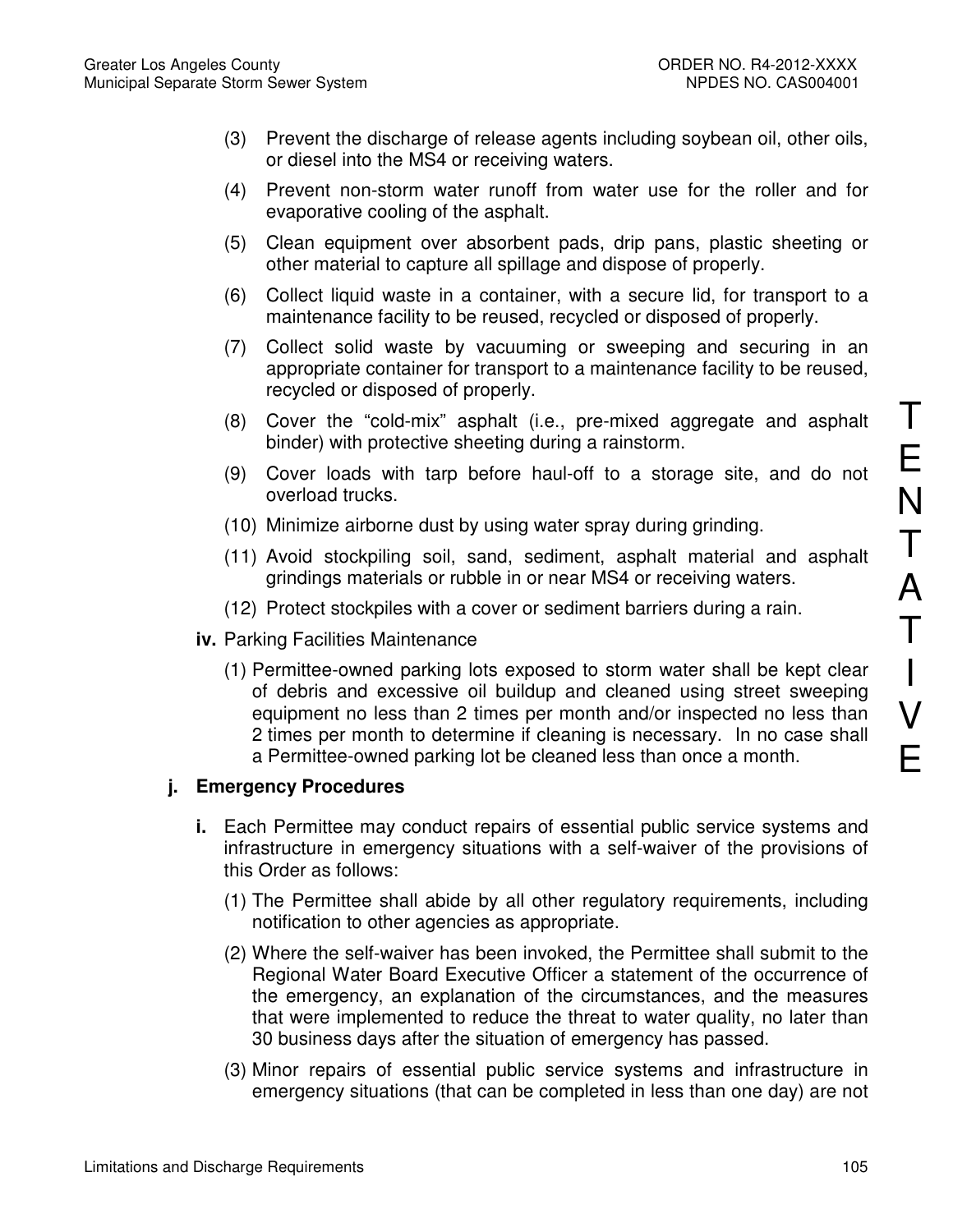(3) Prevent the discharge of release agents including soybean oil, other oils, or diesel into the MS4 or receiving waters.

(4) Prevent non-storm water runoff from water use for the roller and for evaporative cooling of the asphalt.

(5) Clean equipment over absorbent pads, drip pans, plastic sheeting or other material to capture all spillage and dispose of properly.

(6) Collect liquid waste in a container, with a secure lid, for transport to a maintenance facility to be reused, recycled or disposed of properly.

(7) Collect solid waste by vacuuming or sweeping and securing in an appropriate container for transport to a maintenance facility to be reused, recycled or disposed of properly.

(8) Cover the "cold-mix" asphalt (i.e., pre-mixed aggregate and asphalt binder) with protective sheeting during a rainstorm.

(9) Cover loads with tarp before haul-off to a storage site, and do not overload trucks.

(10) Minimize airborne dust by using water spray during grinding.

(11) Avoid stockpiling soil, sand, sediment, asphalt material and asphalt grindings materials or rubble in or near MS4 or receiving waters.

(12) Protect stockpiles with a cover or sediment barriers during a rain.

**iv.** Parking Facilities Maintenance

(1) Permittee-owned parking lots exposed to storm water shall be kept clear of debris and excessive oil buildup and cleaned using street sweeping equipment no less than 2 times per month and/or inspected no less than 2 times per month to determine if cleaning is necessary. In no case shall a Permittee-owned parking lot be cleaned less than once a month.

**j. Emergency Procedures**

**i.** Each Permittee may conduct repairs of essential public service systems and infrastructure in emergency situations with a self-waiver of the provisions of this Order as follows:

(1) The Permittee shall abide by all other regulatory requirements, including notification to other agencies as appropriate.

(2) Where the self-waiver has been invoked, the Permittee shall submit to the Regional Water Board Executive Officer a statement of the occurrence of the emergency, an explanation of the circumstances, and the measures that were implemented to reduce the threat to water quality, no later than 30 business days after the situation of emergency has passed.

(3) Minor repairs of essential public service systems and infrastructure in emergency situations (that can be completed in less than one day) are not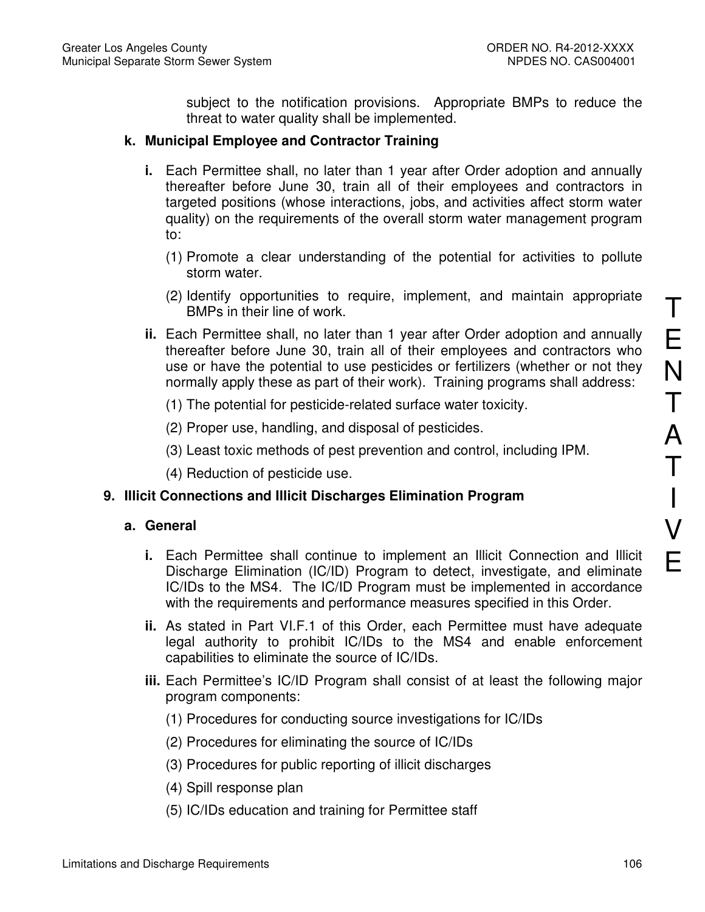subject to the notification provisions. Appropriate BMPs to reduce the threat to water quality shall be implemented.

**k. Municipal Employee and Contractor Training**

**i.** Each Permittee shall, no later than 1 year after Order adoption and annually thereafter before June 30, train all of their employees and contractors in targeted positions (whose interactions, jobs, and activities affect storm water quality) on the requirements of the overall storm water management program to:

(1) Promote a clear understanding of the potential for activities to pollute storm water.

(2) Identify opportunities to require, implement, and maintain appropriate BMPs in their line of work.

**ii.** Each Permittee shall, no later than 1 year after Order adoption and annually thereafter before June 30, train all of their employees and contractors who use or have the potential to use pesticides or fertilizers (whether or not they normally apply these as part of their work). Training programs shall address:

(1) The potential for pesticide-related surface water toxicity.

(2) Proper use, handling, and disposal of pesticides.

(3) Least toxic methods of pest prevention and control, including IPM.

(4) Reduction of pesticide use.

**9. Illicit Connections and Illicit Discharges Elimination Program**

**a. General**

**i.** Each Permittee shall continue to implement an Illicit Connection and Illicit Discharge Elimination (IC/ID) Program to detect, investigate, and eliminate IC/IDs to the MS4. The IC/ID Program must be implemented in accordance with the requirements and performance measures specified in this Order.

**ii.** As stated in Part VI.F.1 of this Order, each Permittee must have adequate legal authority to prohibit IC/IDs to the MS4 and enable enforcement capabilities to eliminate the source of IC/IDs.

**iii.** Each Permittee's IC/ID Program shall consist of at least the following major program components:

(1) Procedures for conducting source investigations for IC/IDs

(2) Procedures for eliminating the source of IC/IDs

(3) Procedures for public reporting of illicit discharges

(4) Spill response plan

(5) IC/IDs education and training for Permittee staff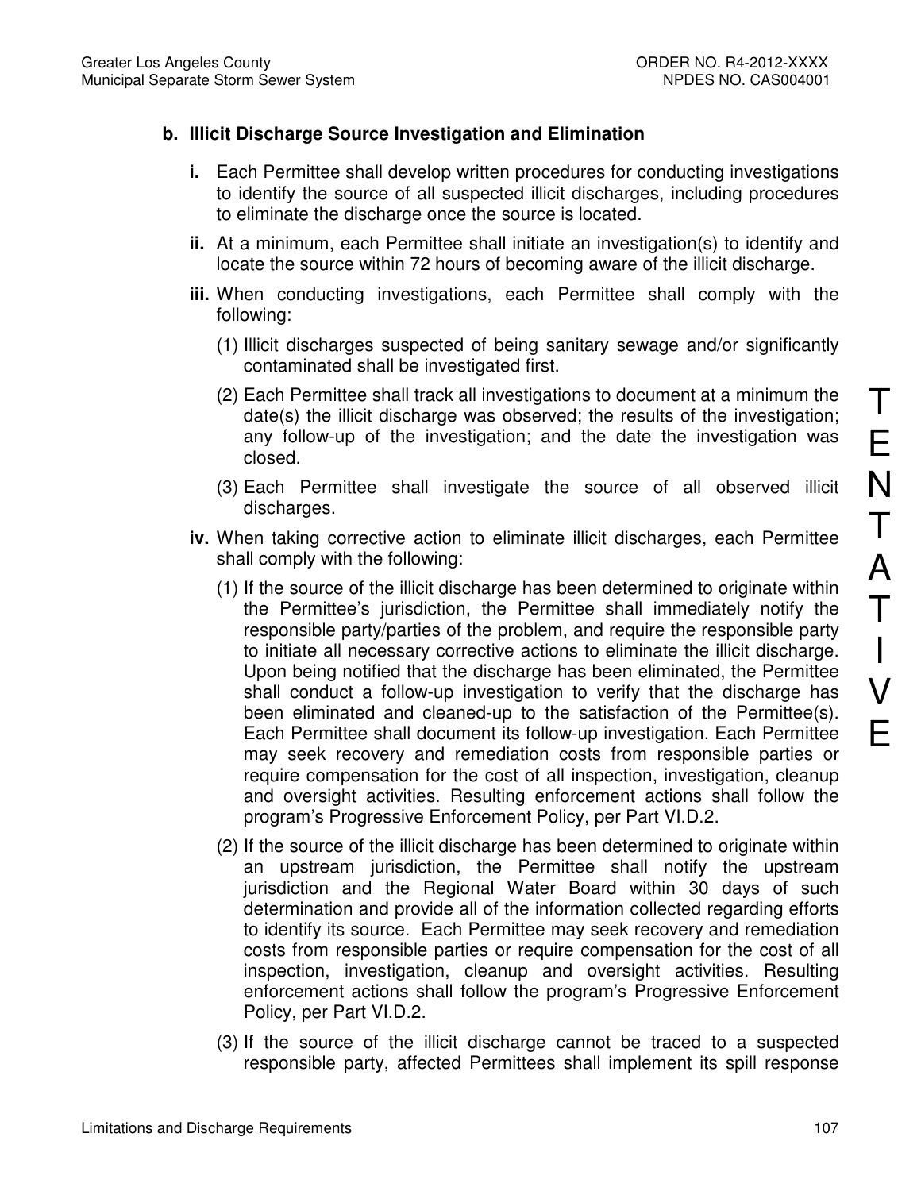### b. Illicit Discharge Source Investigation and Elimination

**i.** Each Permittee shall develop written procedures for conducting investigations to identify the source of all suspected illicit discharges, including procedures to eliminate the discharge once the source is located.

**ii.** At a minimum, each Permittee shall initiate an investigation(s) to identify and locate the source within 72 hours of becoming aware of the illicit discharge.

**iii.** When conducting investigations, each Permittee shall comply with the following:

(1) Illicit discharges suspected of being sanitary sewage and/or significantly contaminated shall be investigated first.

(2) Each Permittee shall track all investigations to document at a minimum the date(s) the illicit discharge was observed; the results of the investigation; any follow-up of the investigation; and the date the investigation was closed.

(3) Each Permittee shall investigate the source of all observed illicit discharges.

**iv.** When taking corrective action to eliminate illicit discharges, each Permittee shall comply with the following:

(1) If the source of the illicit discharge has been determined to originate within the Permittee's jurisdiction, the Permittee shall immediately notify the responsible party/parties of the problem, and require the responsible party to initiate all necessary corrective actions to eliminate the illicit discharge. Upon being notified that the discharge has been eliminated, the Permittee shall conduct a follow-up investigation to verify that the discharge has been eliminated and cleaned-up to the satisfaction of the Permittee(s). Each Permittee shall document its follow-up investigation. Each Permittee may seek recovery and remediation costs from responsible parties or require compensation for the cost of all inspection, investigation, cleanup and oversight activities. Resulting enforcement actions shall follow the program's Progressive Enforcement Policy, per Part VI.D.2.

(2) If the source of the illicit discharge has been determined to originate within an upstream jurisdiction, the Permittee shall notify the upstream jurisdiction and the Regional Water Board within 30 days of such determination and provide all of the information collected regarding efforts to identify its source. Each Permittee may seek recovery and remediation costs from responsible parties or require compensation for the cost of all inspection, investigation, cleanup and oversight activities. Resulting enforcement actions shall follow the program's Progressive Enforcement Policy, per Part VI.D.2.

(3) If the source of the illicit discharge cannot be traced to a suspected responsible party, affected Permittees shall implement its spill response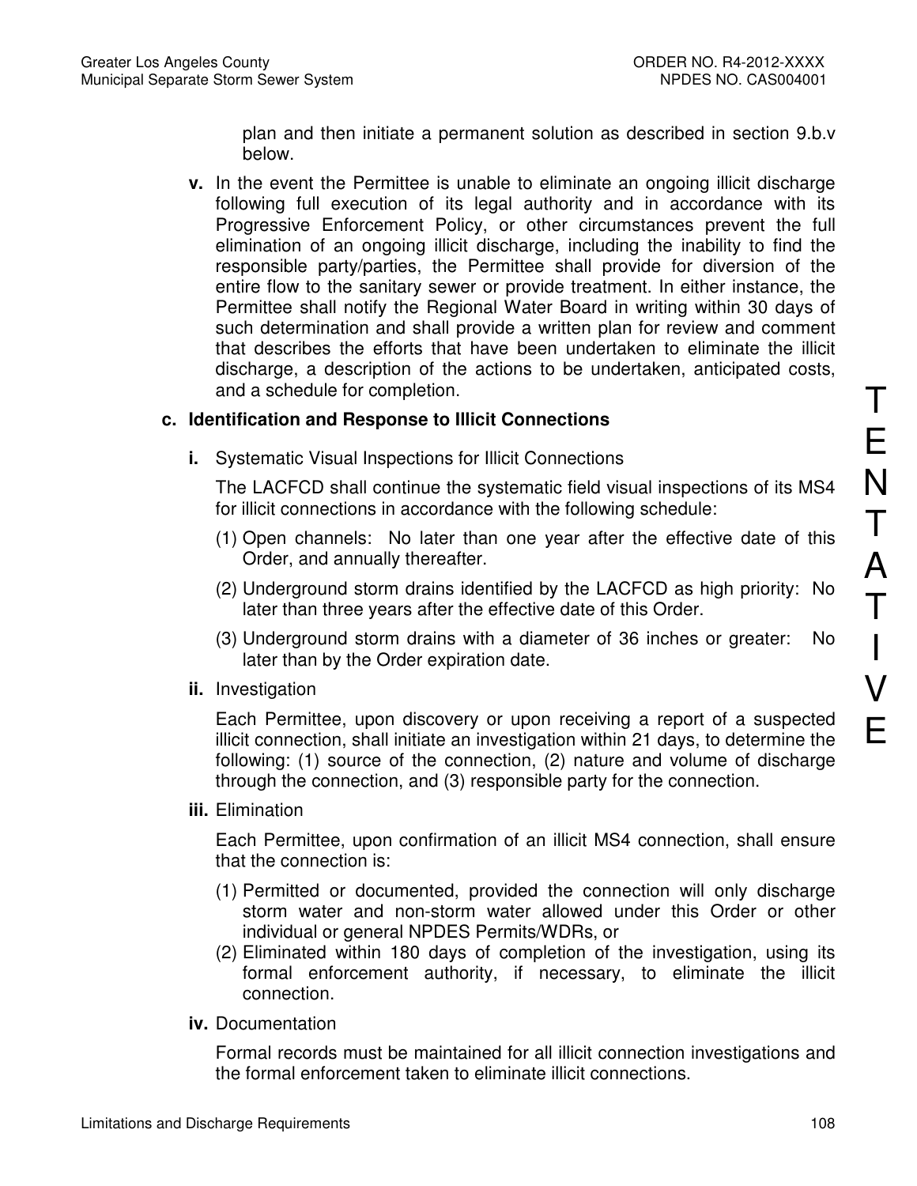plan and then initiate a permanent solution as described in section 9.b.v below.

**v.** In the event the Permittee is unable to eliminate an ongoing illicit discharge following full execution of its legal authority and in accordance with its Progressive Enforcement Policy, or other circumstances prevent the full elimination of an ongoing illicit discharge, including the inability to find the responsible party/parties, the Permittee shall provide for diversion of the entire flow to the sanitary sewer or provide treatment. In either instance, the Permittee shall notify the Regional Water Board in writing within 30 days of such determination and shall provide a written plan for review and comment that describes the efforts that have been undertaken to eliminate the illicit discharge, a description of the actions to be undertaken, anticipated costs, and a schedule for completion.

**c. Identification and Response to Illicit Connections**

**i.** Systematic Visual Inspections for Illicit Connections

The LACFCD shall continue the systematic field visual inspections of its MS4 for illicit connections in accordance with the following schedule:

(1) Open channels: No later than one year after the effective date of this Order, and annually thereafter.

(2) Underground storm drains identified by the LACFCD as high priority: No later than three years after the effective date of this Order.

(3) Underground storm drains with a diameter of 36 inches or greater: No later than by the Order expiration date.

**ii.** Investigation

Each Permittee, upon discovery or upon receiving a report of a suspected illicit connection, shall initiate an investigation within 21 days, to determine the following: (1) source of the connection, (2) nature and volume of discharge through the connection, and (3) responsible party for the connection.

**iii.** Elimination

Each Permittee, upon confirmation of an illicit MS4 connection, shall ensure that the connection is:

(1) Permitted or documented, provided the connection will only discharge storm water and non-storm water allowed under this Order or other individual or general NPDES Permits/WDRs, or

(2) Eliminated within 180 days of completion of the investigation, using its formal enforcement authority, if necessary, to eliminate the illicit connection.

**iv.** Documentation

Formal records must be maintained for all illicit connection investigations and the formal enforcement taken to eliminate illicit connections.

TENTATIVE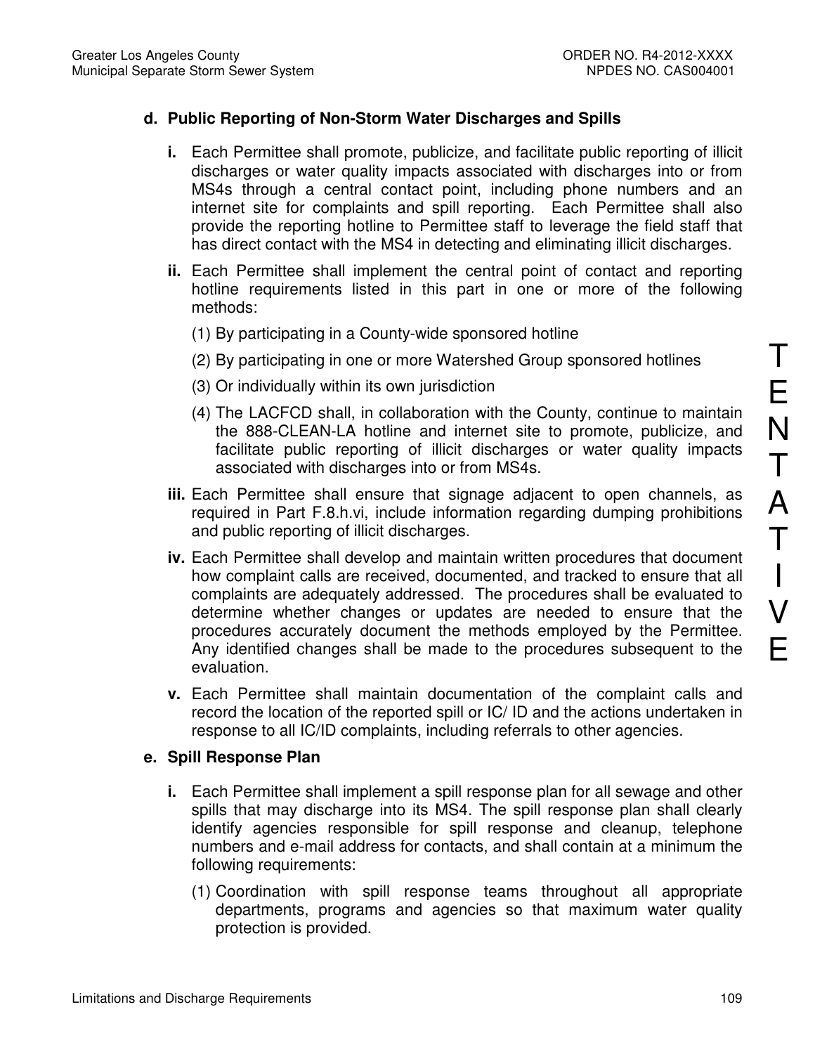**d. Public Reporting of Non-Storm Water Discharges and Spills**

**i.** Each Permittee shall promote, publicize, and facilitate public reporting of illicit discharges or water quality impacts associated with discharges into or from MS4s through a central contact point, including phone numbers and an internet site for complaints and spill reporting. Each Permittee shall also provide the reporting hotline to Permittee staff to leverage the field staff that has direct contact with the MS4 in detecting and eliminating illicit discharges.

**ii.** Each Permittee shall implement the central point of contact and reporting hotline requirements listed in this part in one or more of the following methods:

(1) By participating in a County-wide sponsored hotline

(2) By participating in one or more Watershed Group sponsored hotlines

(3) Or individually within its own jurisdiction

(4) The LACFCD shall, in collaboration with the County, continue to maintain the 888-CLEAN-LA hotline and internet site to promote, publicize, and facilitate public reporting of illicit discharges or water quality impacts associated with discharges into or from MS4s.

**iii.** Each Permittee shall ensure that signage adjacent to open channels, as required in Part F.8.h.vi, include information regarding dumping prohibitions and public reporting of illicit discharges.

**iv.** Each Permittee shall develop and maintain written procedures that document how complaint calls are received, documented, and tracked to ensure that all complaints are adequately addressed. The procedures shall be evaluated to determine whether changes or updates are needed to ensure that the procedures accurately document the methods employed by the Permittee. Any identified changes shall be made to the procedures subsequent to the evaluation.

**v.** Each Permittee shall maintain documentation of the complaint calls and record the location of the reported spill or IC/ ID and the actions undertaken in response to all IC/ID complaints, including referrals to other agencies.

**e. Spill Response Plan**

**i.** Each Permittee shall implement a spill response plan for all sewage and other spills that may discharge into its MS4. The spill response plan shall clearly identify agencies responsible for spill response and cleanup, telephone numbers and e-mail address for contacts, and shall contain at a minimum the following requirements:

(1) Coordination with spill response teams throughout all appropriate departments, programs and agencies so that maximum water quality protection is provided.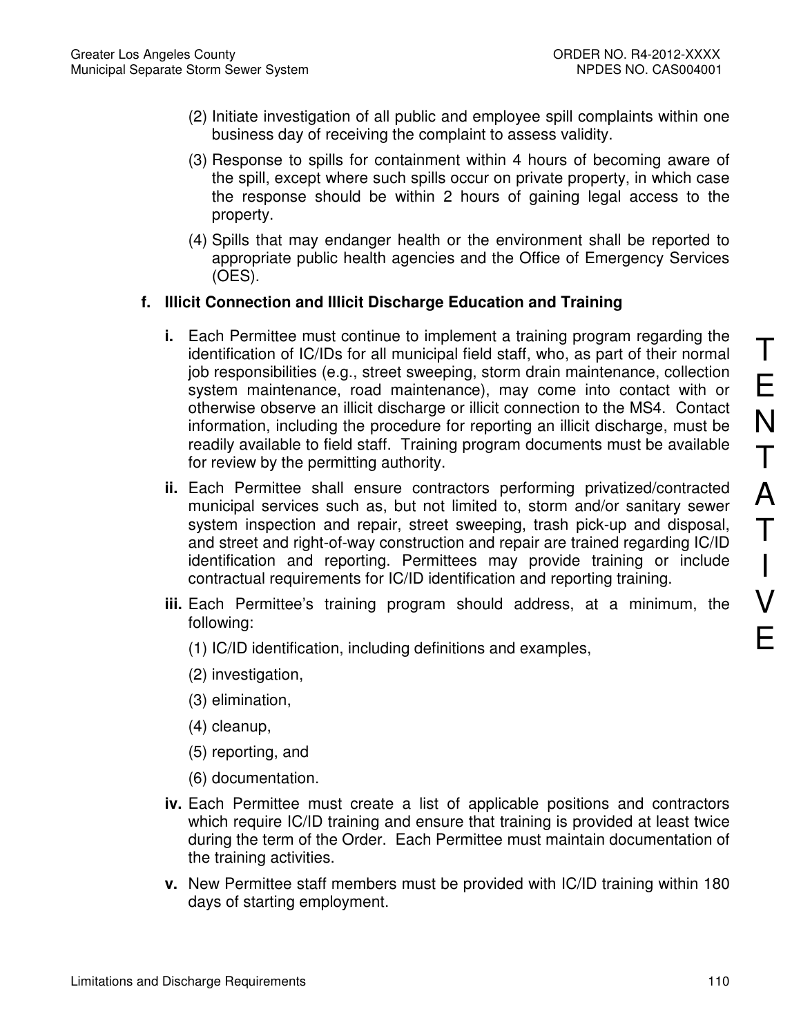(2) Initiate investigation of all public and employee spill complaints within one business day of receiving the complaint to assess validity.

(3) Response to spills for containment within 4 hours of becoming aware of the spill, except where such spills occur on private property, in which case the response should be within 2 hours of gaining legal access to the property.

(4) Spills that may endanger health or the environment shall be reported to appropriate public health agencies and the Office of Emergency Services (OES).

**f. Illicit Connection and Illicit Discharge Education and Training**

**i.** Each Permittee must continue to implement a training program regarding the identification of IC/IDs for all municipal field staff, who, as part of their normal job responsibilities (e.g., street sweeping, storm drain maintenance, collection system maintenance, road maintenance), may come into contact with or otherwise observe an illicit discharge or illicit connection to the MS4. Contact information, including the procedure for reporting an illicit discharge, must be readily available to field staff. Training program documents must be available for review by the permitting authority.

**ii.** Each Permittee shall ensure contractors performing privatized/contracted municipal services such as, but not limited to, storm and/or sanitary sewer system inspection and repair, street sweeping, trash pick-up and disposal, and street and right-of-way construction and repair are trained regarding IC/ID identification and reporting. Permittees may provide training or include contractual requirements for IC/ID identification and reporting training.

**iii.** Each Permittee's training program should address, at a minimum, the following:

(1) IC/ID identification, including definitions and examples,

(2) investigation,

(3) elimination,

(4) cleanup,

(5) reporting, and

(6) documentation.

**iv.** Each Permittee must create a list of applicable positions and contractors which require IC/ID training and ensure that training is provided at least twice during the term of the Order. Each Permittee must maintain documentation of the training activities.

**v.** New Permittee staff members must be provided with IC/ID training within 180 days of starting employment.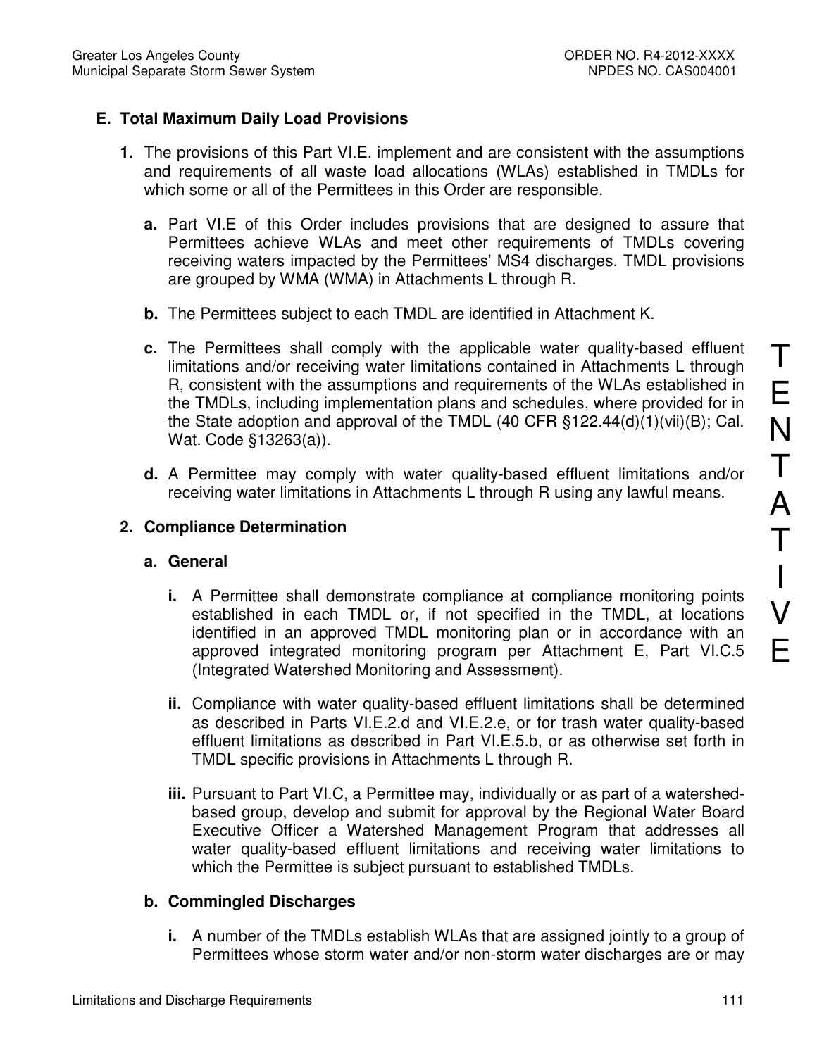## E. Total Maximum Daily Load Provisions

**1.** The provisions of this Part VI.E. implement and are consistent with the assumptions and requirements of all waste load allocations (WLAs) established in TMDLs for which some or all of the Permittees in this Order are responsible.

**a.** Part VI.E of this Order includes provisions that are designed to assure that Permittees achieve WLAs and meet other requirements of TMDLs covering receiving waters impacted by the Permittees' MS4 discharges. TMDL provisions are grouped by WMA (WMA) in Attachments L through R.

**b.** The Permittees subject to each TMDL are identified in Attachment K.

**c.** The Permittees shall comply with the applicable water quality-based effluent limitations and/or receiving water limitations contained in Attachments L through R, consistent with the assumptions and requirements of the WLAs established in the TMDLs, including implementation plans and schedules, where provided for in the State adoption and approval of the TMDL (40 CFR §122.44(d)(1)(vii)(B); Cal. Wat. Code §13263(a)).

**d.** A Permittee may comply with water quality-based effluent limitations and/or receiving water limitations in Attachments L through R using any lawful means.

**2. Compliance Determination**

**a. General**

**i.** A Permittee shall demonstrate compliance at compliance monitoring points established in each TMDL or, if not specified in the TMDL, at locations identified in an approved TMDL monitoring plan or in accordance with an approved integrated monitoring program per Attachment E, Part VI.C.5 (Integrated Watershed Monitoring and Assessment).

**ii.** Compliance with water quality-based effluent limitations shall be determined as described in Parts VI.E.2.d and VI.E.2.e, or for trash water quality-based effluent limitations as described in Part VI.E.5.b, or as otherwise set forth in TMDL specific provisions in Attachments L through R.

**iii.** Pursuant to Part VI.C, a Permittee may, individually or as part of a watershed-based group, develop and submit for approval by the Regional Water Board Executive Officer a Watershed Management Program that addresses all water quality-based effluent limitations and receiving water limitations to which the Permittee is subject pursuant to established TMDLs.

**b. Commingled Discharges**

**i.** A number of the TMDLs establish WLAs that are assigned jointly to a group of Permittees whose storm water and/or non-storm water discharges are or may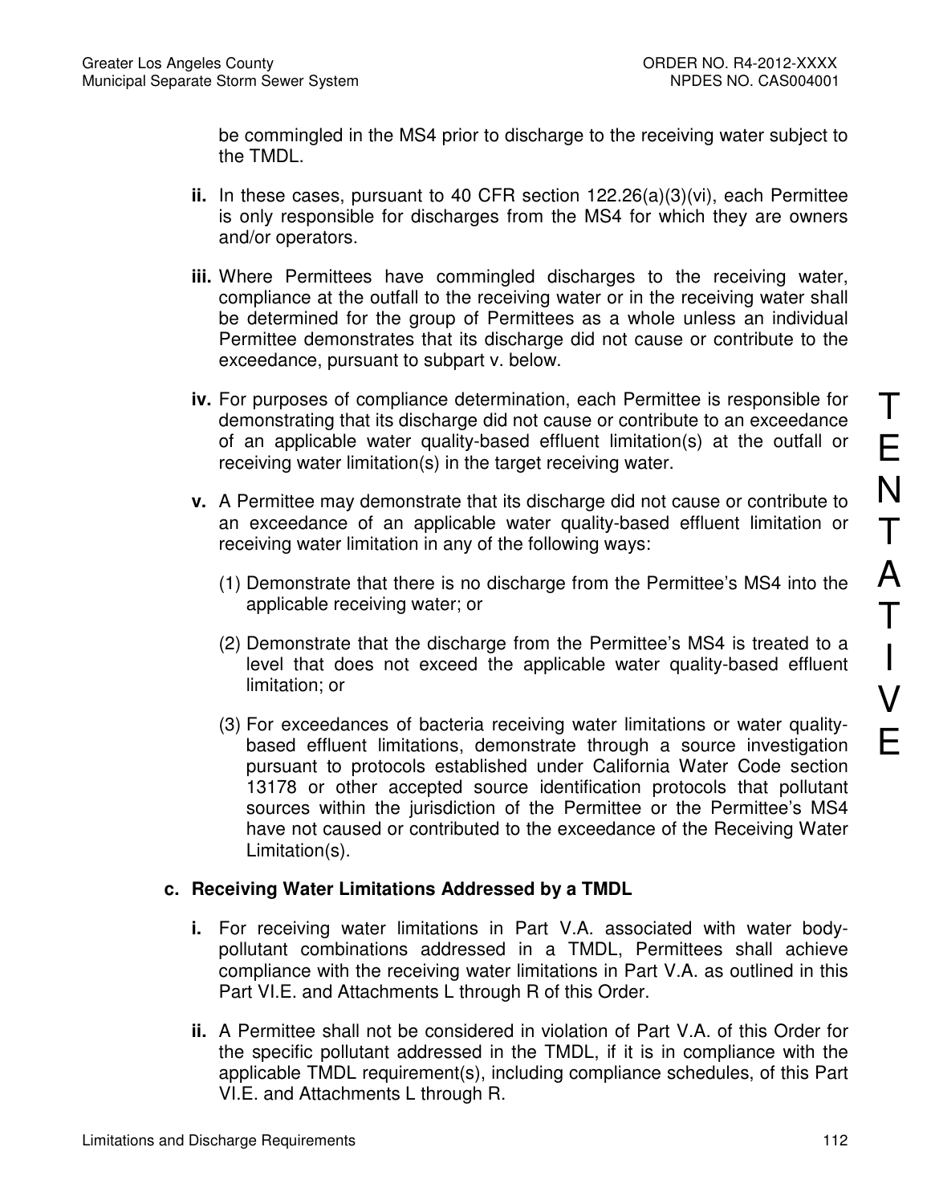be commingled in the MS4 prior to discharge to the receiving water subject to the TMDL.

**ii.** In these cases, pursuant to 40 CFR section 122.26(a)(3)(vi), each Permittee is only responsible for discharges from the MS4 for which they are owners and/or operators.

**iii.** Where Permittees have commingled discharges to the receiving water, compliance at the outfall to the receiving water or in the receiving water shall be determined for the group of Permittees as a whole unless an individual Permittee demonstrates that its discharge did not cause or contribute to the exceedance, pursuant to subpart v. below.

**iv.** For purposes of compliance determination, each Permittee is responsible for demonstrating that its discharge did not cause or contribute to an exceedance of an applicable water quality-based effluent limitation(s) at the outfall or receiving water limitation(s) in the target receiving water.

**v.** A Permittee may demonstrate that its discharge did not cause or contribute to an exceedance of an applicable water quality-based effluent limitation or receiving water limitation in any of the following ways:

(1) Demonstrate that there is no discharge from the Permittee's MS4 into the applicable receiving water; or

(2) Demonstrate that the discharge from the Permittee's MS4 is treated to a level that does not exceed the applicable water quality-based effluent limitation; or

(3) For exceedances of bacteria receiving water limitations or water quality-based effluent limitations, demonstrate through a source investigation pursuant to protocols established under California Water Code section 13178 or other accepted source identification protocols that pollutant sources within the jurisdiction of the Permittee or the Permittee's MS4 have not caused or contributed to the exceedance of the Receiving Water Limitation(s).

**c. Receiving Water Limitations Addressed by a TMDL**

**i.** For receiving water limitations in Part V.A. associated with water body-pollutant combinations addressed in a TMDL, Permittees shall achieve compliance with the receiving water limitations in Part V.A. as outlined in this Part VI.E. and Attachments L through R of this Order.

**ii.** A Permittee shall not be considered in violation of Part V.A. of this Order for the specific pollutant addressed in the TMDL, if it is in compliance with the applicable TMDL requirement(s), including compliance schedules, of this Part VI.E. and Attachments L through R.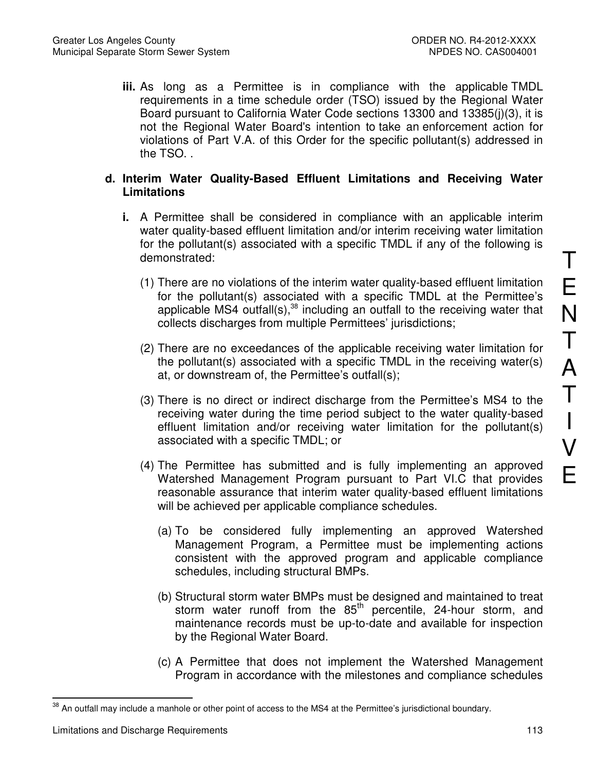**iii.** As long as a Permittee is in compliance with the applicable TMDL requirements in a time schedule order (TSO) issued by the Regional Water Board pursuant to California Water Code sections 13300 and 13385(j)(3), it is not the Regional Water Board's intention to take an enforcement action for violations of Part V.A. of this Order for the specific pollutant(s) addressed in the TSO. .

**d. Interim Water Quality-Based Effluent Limitations and Receiving Water Limitations**

**i.** A Permittee shall be considered in compliance with an applicable interim water quality-based effluent limitation and/or interim receiving water limitation for the pollutant(s) associated with a specific TMDL if any of the following is demonstrated:

(1) There are no violations of the interim water quality-based effluent limitation for the pollutant(s) associated with a specific TMDL at the Permittee's applicable MS4 outfall(s),[38] including an outfall to the receiving water that collects discharges from multiple Permittees' jurisdictions;

(2) There are no exceedances of the applicable receiving water limitation for the pollutant(s) associated with a specific TMDL in the receiving water(s) at, or downstream of, the Permittee's outfall(s);

(3) There is no direct or indirect discharge from the Permittee's MS4 to the receiving water during the time period subject to the water quality-based effluent limitation and/or receiving water limitation for the pollutant(s) associated with a specific TMDL; or

(4) The Permittee has submitted and is fully implementing an approved Watershed Management Program pursuant to Part VI.C that provides reasonable assurance that interim water quality-based effluent limitations will be achieved per applicable compliance schedules.

(a) To be considered fully implementing an approved Watershed Management Program, a Permittee must be implementing actions consistent with the approved program and applicable compliance schedules, including structural BMPs.

(b) Structural storm water BMPs must be designed and maintained to treat storm water runoff from the $85^{th}$ percentile, 24-hour storm, and maintenance records must be up-to-date and available for inspection by the Regional Water Board.

(c) A Permittee that does not implement the Watershed Management Program in accordance with the milestones and compliance schedules

---

[38] An outfall may include a manhole or other point of access to the MS4 at the Permittee's jurisdictional boundary.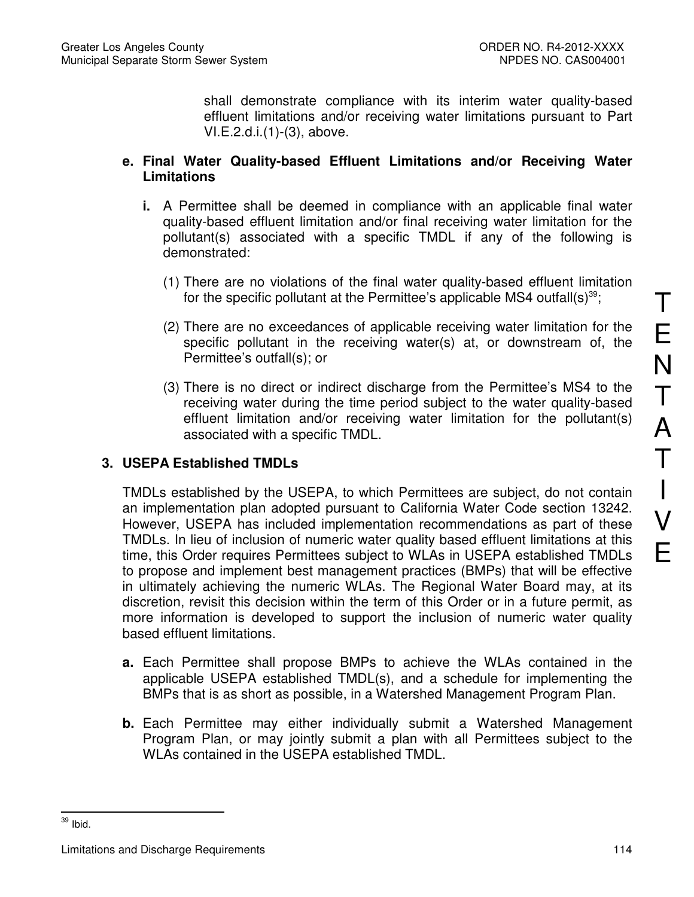shall demonstrate compliance with its interim water quality-based effluent limitations and/or receiving water limitations pursuant to Part VI.E.2.d.i.(1)-(3), above.

**e. Final Water Quality-based Effluent Limitations and/or Receiving Water Limitations**

**i.** A Permittee shall be deemed in compliance with an applicable final water quality-based effluent limitation and/or final receiving water limitation for the pollutant(s) associated with a specific TMDL if any of the following is demonstrated:

(1) There are no violations of the final water quality-based effluent limitation for the specific pollutant at the Permittee's applicable MS4 outfall(s)[39];

(2) There are no exceedances of applicable receiving water limitation for the specific pollutant in the receiving water(s) at, or downstream of, the Permittee's outfall(s); or

(3) There is no direct or indirect discharge from the Permittee's MS4 to the receiving water during the time period subject to the water quality-based effluent limitation and/or receiving water limitation for the pollutant(s) associated with a specific TMDL.

**3. USEPA Established TMDLs**

TMDLs established by the USEPA, to which Permittees are subject, do not contain an implementation plan adopted pursuant to California Water Code section 13242. However, USEPA has included implementation recommendations as part of these TMDLs. In lieu of inclusion of numeric water quality based effluent limitations at this time, this Order requires Permittees subject to WLAs in USEPA established TMDLs to propose and implement best management practices (BMPs) that will be effective in ultimately achieving the numeric WLAs. The Regional Water Board may, at its discretion, revisit this decision within the term of this Order or in a future permit, as more information is developed to support the inclusion of numeric water quality based effluent limitations.

**a.** Each Permittee shall propose BMPs to achieve the WLAs contained in the applicable USEPA established TMDL(s), and a schedule for implementing the BMPs that is as short as possible, in a Watershed Management Program Plan.

**b.** Each Permittee may either individually submit a Watershed Management Program Plan, or may jointly submit a plan with all Permittees subject to the WLAs contained in the USEPA established TMDL.

---

[39] Ibid.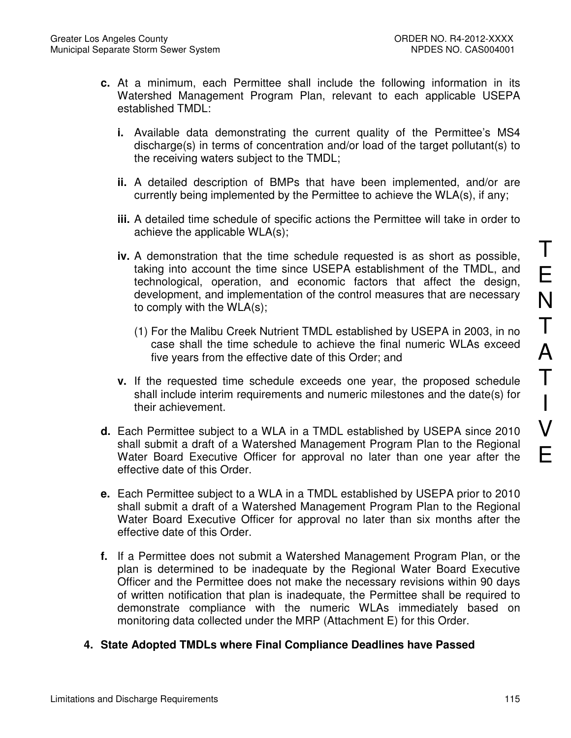**c.** At a minimum, each Permittee shall include the following information in its Watershed Management Program Plan, relevant to each applicable USEPA established TMDL:

**i.** Available data demonstrating the current quality of the Permittee's MS4 discharge(s) in terms of concentration and/or load of the target pollutant(s) to the receiving waters subject to the TMDL;

**ii.** A detailed description of BMPs that have been implemented, and/or are currently being implemented by the Permittee to achieve the WLA(s), if any;

**iii.** A detailed time schedule of specific actions the Permittee will take in order to achieve the applicable WLA(s);

**iv.** A demonstration that the time schedule requested is as short as possible, taking into account the time since USEPA establishment of the TMDL, and technological, operation, and economic factors that affect the design, development, and implementation of the control measures that are necessary to comply with the WLA(s);

(1) For the Malibu Creek Nutrient TMDL established by USEPA in 2003, in no case shall the time schedule to achieve the final numeric WLAs exceed five years from the effective date of this Order; and

**v.** If the requested time schedule exceeds one year, the proposed schedule shall include interim requirements and numeric milestones and the date(s) for their achievement.

**d.** Each Permittee subject to a WLA in a TMDL established by USEPA since 2010 shall submit a draft of a Watershed Management Program Plan to the Regional Water Board Executive Officer for approval no later than one year after the effective date of this Order.

**e.** Each Permittee subject to a WLA in a TMDL established by USEPA prior to 2010 shall submit a draft of a Watershed Management Program Plan to the Regional Water Board Executive Officer for approval no later than six months after the effective date of this Order.

**f.** If a Permittee does not submit a Watershed Management Program Plan, or the plan is determined to be inadequate by the Regional Water Board Executive Officer and the Permittee does not make the necessary revisions within 90 days of written notification that plan is inadequate, the Permittee shall be required to demonstrate compliance with the numeric WLAs immediately based on monitoring data collected under the MRP (Attachment E) for this Order.

**4. State Adopted TMDLs where Final Compliance Deadlines have Passed**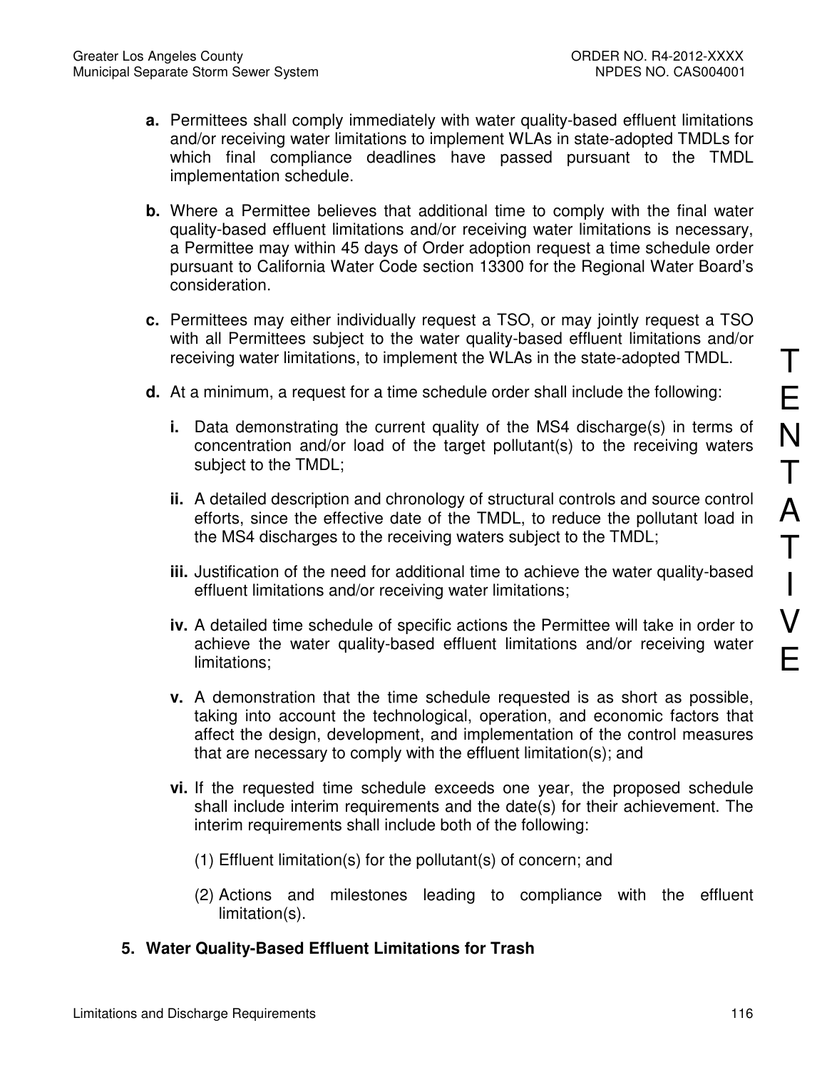**a.** Permittees shall comply immediately with water quality-based effluent limitations and/or receiving water limitations to implement WLAs in state-adopted TMDLs for which final compliance deadlines have passed pursuant to the TMDL implementation schedule.

**b.** Where a Permittee believes that additional time to comply with the final water quality-based effluent limitations and/or receiving water limitations is necessary, a Permittee may within 45 days of Order adoption request a time schedule order pursuant to California Water Code section 13300 for the Regional Water Board's consideration.

**c.** Permittees may either individually request a TSO, or may jointly request a TSO with all Permittees subject to the water quality-based effluent limitations and/or receiving water limitations, to implement the WLAs in the state-adopted TMDL.

**d.** At a minimum, a request for a time schedule order shall include the following:

**i.** Data demonstrating the current quality of the MS4 discharge(s) in terms of concentration and/or load of the target pollutant(s) to the receiving waters subject to the TMDL;

**ii.** A detailed description and chronology of structural controls and source control efforts, since the effective date of the TMDL, to reduce the pollutant load in the MS4 discharges to the receiving waters subject to the TMDL;

**iii.** Justification of the need for additional time to achieve the water quality-based effluent limitations and/or receiving water limitations;

**iv.** A detailed time schedule of specific actions the Permittee will take in order to achieve the water quality-based effluent limitations and/or receiving water limitations;

**v.** A demonstration that the time schedule requested is as short as possible, taking into account the technological, operation, and economic factors that affect the design, development, and implementation of the control measures that are necessary to comply with the effluent limitation(s); and

**vi.** If the requested time schedule exceeds one year, the proposed schedule shall include interim requirements and the date(s) for their achievement. The interim requirements shall include both of the following:

(1) Effluent limitation(s) for the pollutant(s) of concern; and

(2) Actions and milestones leading to compliance with the effluent limitation(s).

**5. Water Quality-Based Effluent Limitations for Trash**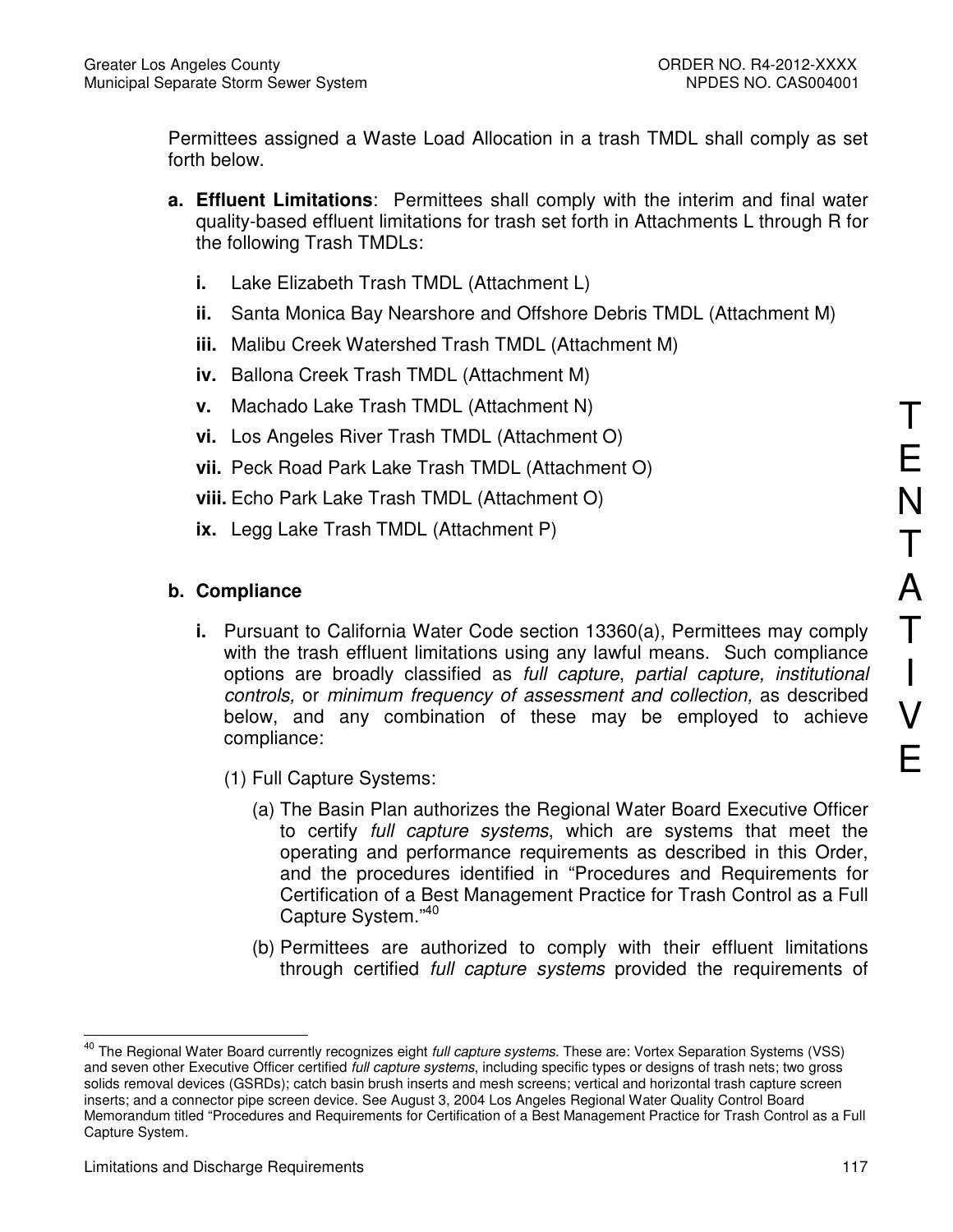Permittees assigned a Waste Load Allocation in a trash TMDL shall comply as set forth below.

**a. Effluent Limitations**: Permittees shall comply with the interim and final water quality-based effluent limitations for trash set forth in Attachments L through R for the following Trash TMDLs:

**i.** Lake Elizabeth Trash TMDL (Attachment L)

**ii.** Santa Monica Bay Nearshore and Offshore Debris TMDL (Attachment M)

**iii.** Malibu Creek Watershed Trash TMDL (Attachment M)

**iv.** Ballona Creek Trash TMDL (Attachment M)

**v.** Machado Lake Trash TMDL (Attachment N)

**vi.** Los Angeles River Trash TMDL (Attachment O)

**vii.** Peck Road Park Lake Trash TMDL (Attachment O)

**viii.** Echo Park Lake Trash TMDL (Attachment O)

**ix.** Legg Lake Trash TMDL (Attachment P)

**b. Compliance**

**i.** Pursuant to California Water Code section 13360(a), Permittees may comply with the trash effluent limitations using any lawful means. Such compliance options are broadly classified as *full capture*, *partial capture, institutional controls,* or *minimum frequency of assessment and collection,* as described below, and any combination of these may be employed to achieve compliance:

(1) Full Capture Systems:

(a) The Basin Plan authorizes the Regional Water Board Executive Officer to certify *full capture systems*, which are systems that meet the operating and performance requirements as described in this Order, and the procedures identified in "Procedures and Requirements for Certification of a Best Management Practice for Trash Control as a Full Capture System."[40]

(b) Permittees are authorized to comply with their effluent limitations through certified *full capture systems* provided the requirements of

---

[40] The Regional Water Board currently recognizes eight *full capture systems*. These are: Vortex Separation Systems (VSS) and seven other Executive Officer certified *full capture systems*, including specific types or designs of trash nets; two gross solids removal devices (GSRDs); catch basin brush inserts and mesh screens; vertical and horizontal trash capture screen inserts; and a connector pipe screen device. See August 3, 2004 Los Angeles Regional Water Quality Control Board Memorandum titled "Procedures and Requirements for Certification of a Best Management Practice for Trash Control as a Full Capture System.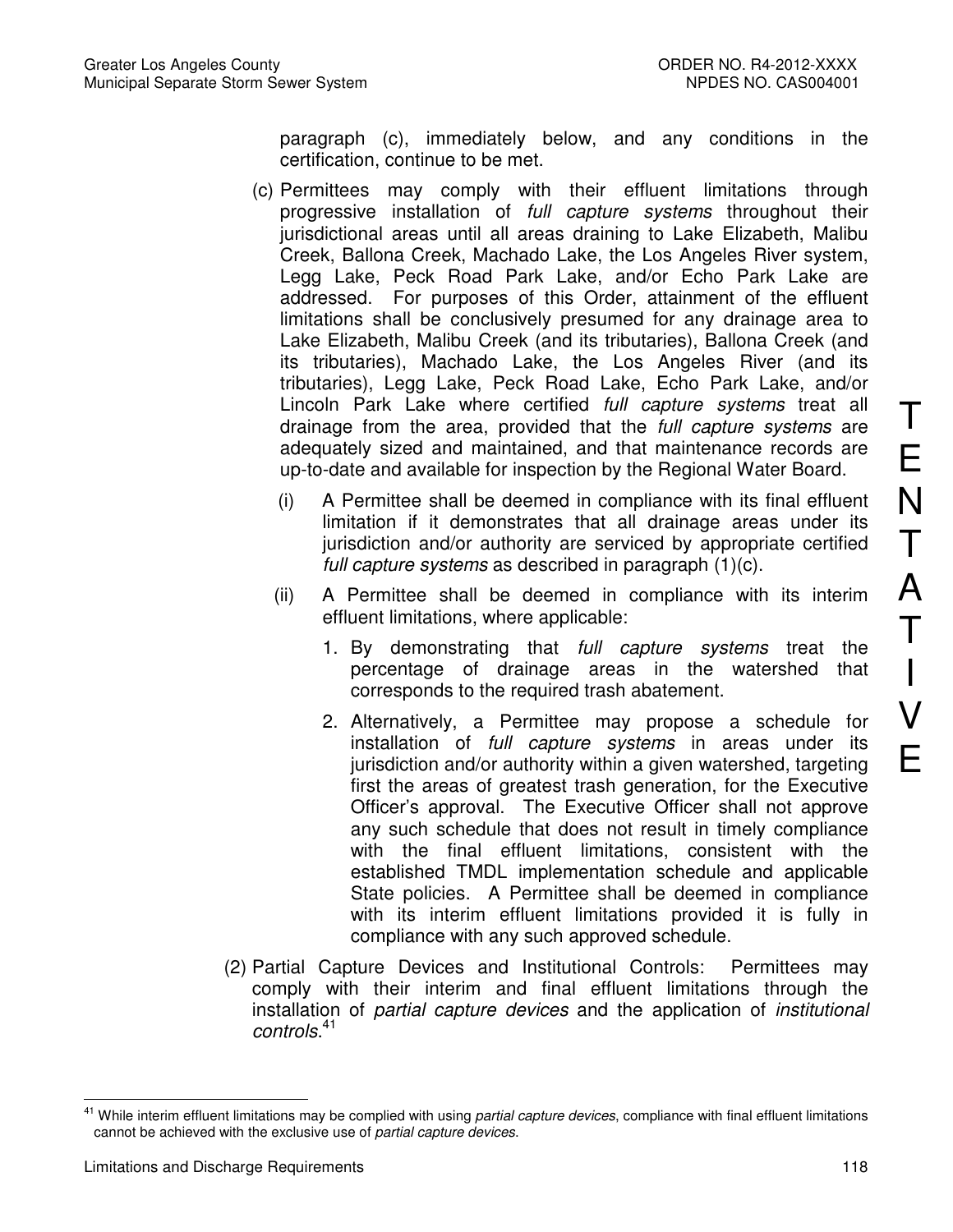paragraph (c), immediately below, and any conditions in the certification, continue to be met.

(c) Permittees may comply with their effluent limitations through progressive installation of *full capture systems* throughout their jurisdictional areas until all areas draining to Lake Elizabeth, Malibu Creek, Ballona Creek, Machado Lake, the Los Angeles River system, Legg Lake, Peck Road Park Lake, and/or Echo Park Lake are addressed. For purposes of this Order, attainment of the effluent limitations shall be conclusively presumed for any drainage area to Lake Elizabeth, Malibu Creek (and its tributaries), Ballona Creek (and its tributaries), Machado Lake, the Los Angeles River (and its tributaries), Legg Lake, Peck Road Lake, Echo Park Lake, and/or Lincoln Park Lake where certified *full capture systems* treat all drainage from the area, provided that the *full capture systems* are adequately sized and maintained, and that maintenance records are up-to-date and available for inspection by the Regional Water Board.

   (i) A Permittee shall be deemed in compliance with its final effluent limitation if it demonstrates that all drainage areas under its jurisdiction and/or authority are serviced by appropriate certified *full capture systems* as described in paragraph (1)(c).

   (ii) A Permittee shall be deemed in compliance with its interim effluent limitations, where applicable:

      1. By demonstrating that *full capture systems* treat the percentage of drainage areas in the watershed that corresponds to the required trash abatement.

      2. Alternatively, a Permittee may propose a schedule for installation of *full capture systems* in areas under its jurisdiction and/or authority within a given watershed, targeting first the areas of greatest trash generation, for the Executive Officer's approval. The Executive Officer shall not approve any such schedule that does not result in timely compliance with the final effluent limitations, consistent with the established TMDL implementation schedule and applicable State policies. A Permittee shall be deemed in compliance with its interim effluent limitations provided it is fully in compliance with any such approved schedule.

(2) Partial Capture Devices and Institutional Controls: Permittees may comply with their interim and final effluent limitations through the installation of *partial capture devices* and the application of *institutional controls*.[41]

[41] While interim effluent limitations may be complied with using *partial capture devices*, compliance with final effluent limitations cannot be achieved with the exclusive use of *partial capture devices*.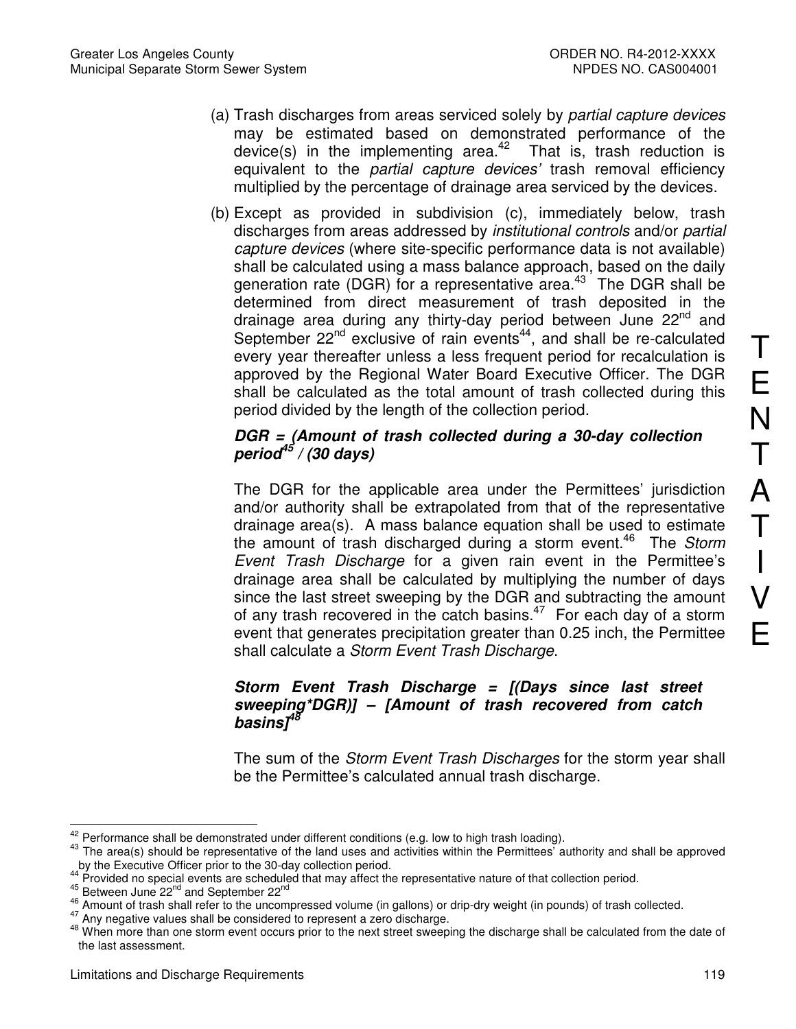(a) Trash discharges from areas serviced solely by *partial capture devices* may be estimated based on demonstrated performance of the device(s) in the implementing area.[42] That is, trash reduction is equivalent to the *partial capture devices'* trash removal efficiency multiplied by the percentage of drainage area serviced by the devices.

(b) Except as provided in subdivision (c), immediately below, trash discharges from areas addressed by *institutional controls* and/or *partial capture devices* (where site-specific performance data is not available) shall be calculated using a mass balance approach, based on the daily generation rate (DGR) for a representative area.[43] The DGR shall be determined from direct measurement of trash deposited in the drainage area during any thirty-day period between June 22nd and September 22nd exclusive of rain events[44], and shall be re-calculated every year thereafter unless a less frequent period for recalculation is approved by the Regional Water Board Executive Officer. The DGR shall be calculated as the total amount of trash collected during this period divided by the length of the collection period.

***DGR = (Amount of trash collected during a 30-day collection period[45] / (30 days)***

The DGR for the applicable area under the Permittees' jurisdiction and/or authority shall be extrapolated from that of the representative drainage area(s). A mass balance equation shall be used to estimate the amount of trash discharged during a storm event.[46] The *Storm Event Trash Discharge* for a given rain event in the Permittee's drainage area shall be calculated by multiplying the number of days since the last street sweeping by the DGR and subtracting the amount of any trash recovered in the catch basins.[47] For each day of a storm event that generates precipitation greater than 0.25 inch, the Permittee shall calculate a *Storm Event Trash Discharge*.

***Storm Event Trash Discharge = [(Days since last street sweeping*DGR)] – [Amount of trash recovered from catch basins][48]***

The sum of the *Storm Event Trash Discharges* for the storm year shall be the Permittee's calculated annual trash discharge.

---

[42] Performance shall be demonstrated under different conditions (e.g. low to high trash loading).

[43] The area(s) should be representative of the land uses and activities within the Permittees' authority and shall be approved by the Executive Officer prior to the 30-day collection period.

[44] Provided no special events are scheduled that may affect the representative nature of that collection period.

[45] Between June 22nd and September 22nd

[46] Amount of trash shall refer to the uncompressed volume (in gallons) or drip-dry weight (in pounds) of trash collected.

[47] Any negative values shall be considered to represent a zero discharge.

[48] When more than one storm event occurs prior to the next street sweeping the discharge shall be calculated from the date of the last assessment.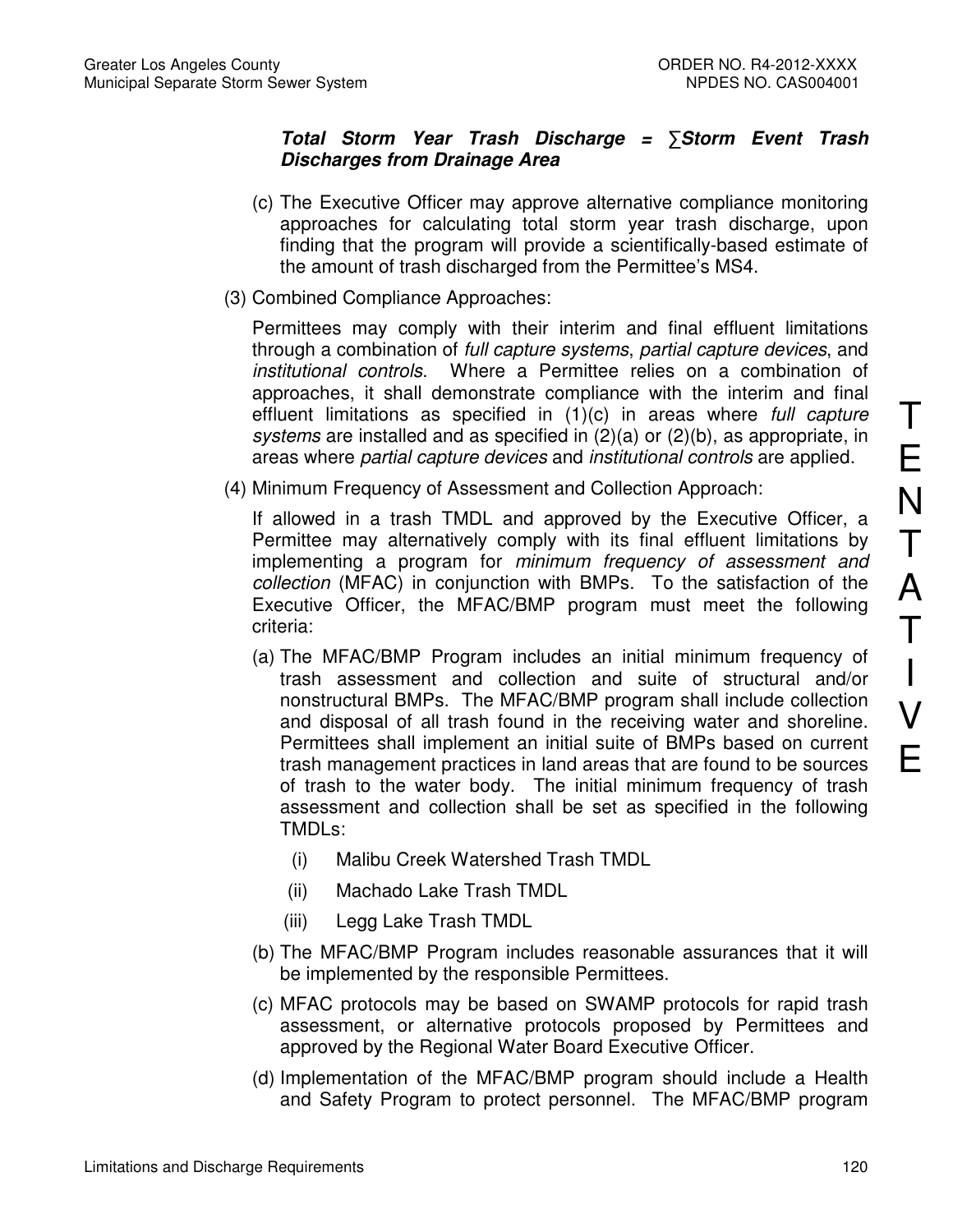***Total Storm Year Trash Discharge = ∑Storm Event Trash Discharges from Drainage Area***

(c) The Executive Officer may approve alternative compliance monitoring approaches for calculating total storm year trash discharge, upon finding that the program will provide a scientifically-based estimate of the amount of trash discharged from the Permittee's MS4.

(3) Combined Compliance Approaches:

Permittees may comply with their interim and final effluent limitations through a combination of *full capture systems*, *partial capture devices*, and *institutional controls*. Where a Permittee relies on a combination of approaches, it shall demonstrate compliance with the interim and final effluent limitations as specified in (1)(c) in areas where *full capture systems* are installed and as specified in (2)(a) or (2)(b), as appropriate, in areas where *partial capture devices* and *institutional controls* are applied.

(4) Minimum Frequency of Assessment and Collection Approach:

If allowed in a trash TMDL and approved by the Executive Officer, a Permittee may alternatively comply with its final effluent limitations by implementing a program for *minimum frequency of assessment and collection* (MFAC) in conjunction with BMPs. To the satisfaction of the Executive Officer, the MFAC/BMP program must meet the following criteria:

(a) The MFAC/BMP Program includes an initial minimum frequency of trash assessment and collection and suite of structural and/or nonstructural BMPs. The MFAC/BMP program shall include collection and disposal of all trash found in the receiving water and shoreline. Permittees shall implement an initial suite of BMPs based on current trash management practices in land areas that are found to be sources of trash to the water body. The initial minimum frequency of trash assessment and collection shall be set as specified in the following TMDLs:

(i) Malibu Creek Watershed Trash TMDL

(ii) Machado Lake Trash TMDL

(iii) Legg Lake Trash TMDL

(b) The MFAC/BMP Program includes reasonable assurances that it will be implemented by the responsible Permittees.

(c) MFAC protocols may be based on SWAMP protocols for rapid trash assessment, or alternative protocols proposed by Permittees and approved by the Regional Water Board Executive Officer.

(d) Implementation of the MFAC/BMP program should include a Health and Safety Program to protect personnel. The MFAC/BMP program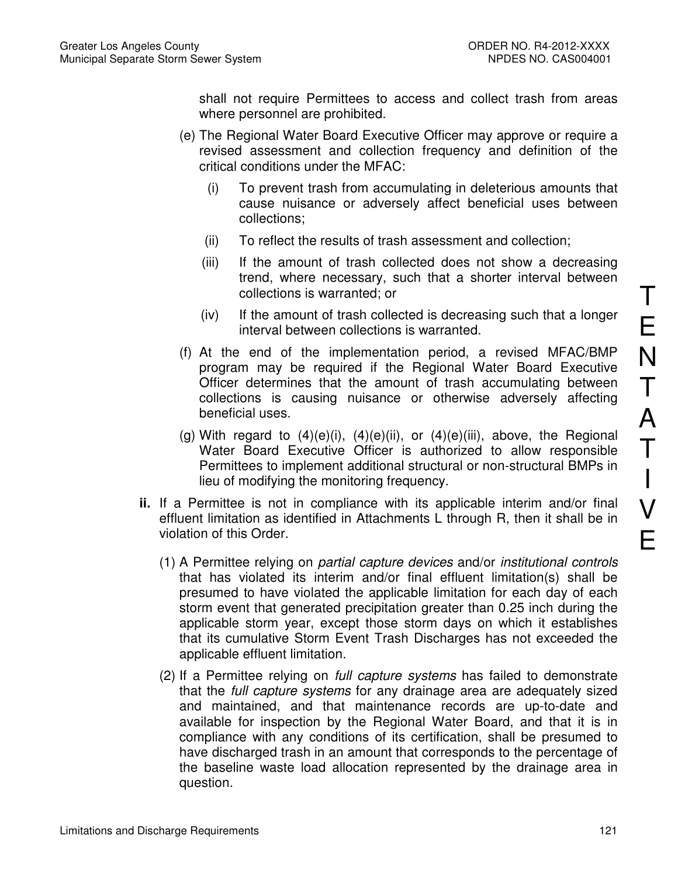shall not require Permittees to access and collect trash from areas where personnel are prohibited.

(e) The Regional Water Board Executive Officer may approve or require a revised assessment and collection frequency and definition of the critical conditions under the MFAC:

   (i) To prevent trash from accumulating in deleterious amounts that cause nuisance or adversely affect beneficial uses between collections;

   (ii) To reflect the results of trash assessment and collection;

   (iii) If the amount of trash collected does not show a decreasing trend, where necessary, such that a shorter interval between collections is warranted; or

   (iv) If the amount of trash collected is decreasing such that a longer interval between collections is warranted.

(f) At the end of the implementation period, a revised MFAC/BMP program may be required if the Regional Water Board Executive Officer determines that the amount of trash accumulating between collections is causing nuisance or otherwise adversely affecting beneficial uses.

(g) With regard to (4)(e)(i), (4)(e)(ii), or (4)(e)(iii), above, the Regional Water Board Executive Officer is authorized to allow responsible Permittees to implement additional structural or non-structural BMPs in lieu of modifying the monitoring frequency.

**ii.** If a Permittee is not in compliance with its applicable interim and/or final effluent limitation as identified in Attachments L through R, then it shall be in violation of this Order.

(1) A Permittee relying on *partial capture devices* and/or *institutional controls* that has violated its interim and/or final effluent limitation(s) shall be presumed to have violated the applicable limitation for each day of each storm event that generated precipitation greater than 0.25 inch during the applicable storm year, except those storm days on which it establishes that its cumulative Storm Event Trash Discharges has not exceeded the applicable effluent limitation.

(2) If a Permittee relying on *full capture systems* has failed to demonstrate that the *full capture systems* for any drainage area are adequately sized and maintained, and that maintenance records are up-to-date and available for inspection by the Regional Water Board, and that it is in compliance with any conditions of its certification, shall be presumed to have discharged trash in an amount that corresponds to the percentage of the baseline waste load allocation represented by the drainage area in question.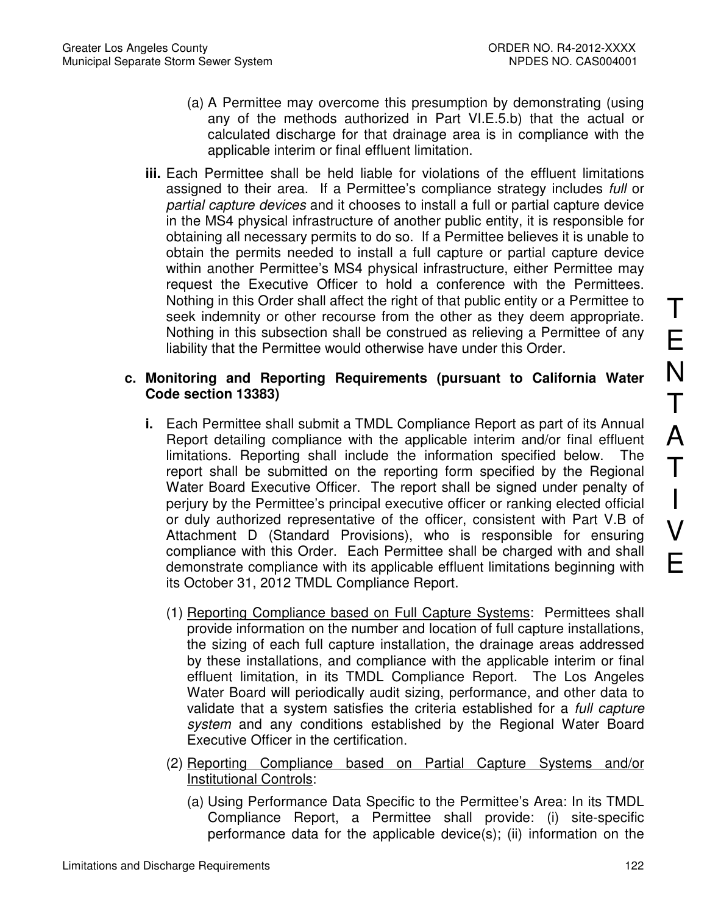(a) A Permittee may overcome this presumption by demonstrating (using any of the methods authorized in Part VI.E.5.b) that the actual or calculated discharge for that drainage area is in compliance with the applicable interim or final effluent limitation.

**iii.** Each Permittee shall be held liable for violations of the effluent limitations assigned to their area. If a Permittee's compliance strategy includes *full* or *partial capture devices* and it chooses to install a full or partial capture device in the MS4 physical infrastructure of another public entity, it is responsible for obtaining all necessary permits to do so. If a Permittee believes it is unable to obtain the permits needed to install a full capture or partial capture device within another Permittee's MS4 physical infrastructure, either Permittee may request the Executive Officer to hold a conference with the Permittees. Nothing in this Order shall affect the right of that public entity or a Permittee to seek indemnity or other recourse from the other as they deem appropriate. Nothing in this subsection shall be construed as relieving a Permittee of any liability that the Permittee would otherwise have under this Order.

**c. Monitoring and Reporting Requirements (pursuant to California Water Code section 13383)**

**i.** Each Permittee shall submit a TMDL Compliance Report as part of its Annual Report detailing compliance with the applicable interim and/or final effluent limitations. Reporting shall include the information specified below. The report shall be submitted on the reporting form specified by the Regional Water Board Executive Officer. The report shall be signed under penalty of perjury by the Permittee's principal executive officer or ranking elected official or duly authorized representative of the officer, consistent with Part V.B of Attachment D (Standard Provisions), who is responsible for ensuring compliance with this Order. Each Permittee shall be charged with and shall demonstrate compliance with its applicable effluent limitations beginning with its October 31, 2012 TMDL Compliance Report.

(1) Reporting Compliance based on Full Capture Systems: Permittees shall provide information on the number and location of full capture installations, the sizing of each full capture installation, the drainage areas addressed by these installations, and compliance with the applicable interim or final effluent limitation, in its TMDL Compliance Report. The Los Angeles Water Board will periodically audit sizing, performance, and other data to validate that a system satisfies the criteria established for a *full capture system* and any conditions established by the Regional Water Board Executive Officer in the certification.

(2) Reporting Compliance based on Partial Capture Systems and/or Institutional Controls:

(a) Using Performance Data Specific to the Permittee's Area: In its TMDL Compliance Report, a Permittee shall provide: (i) site-specific performance data for the applicable device(s); (ii) information on the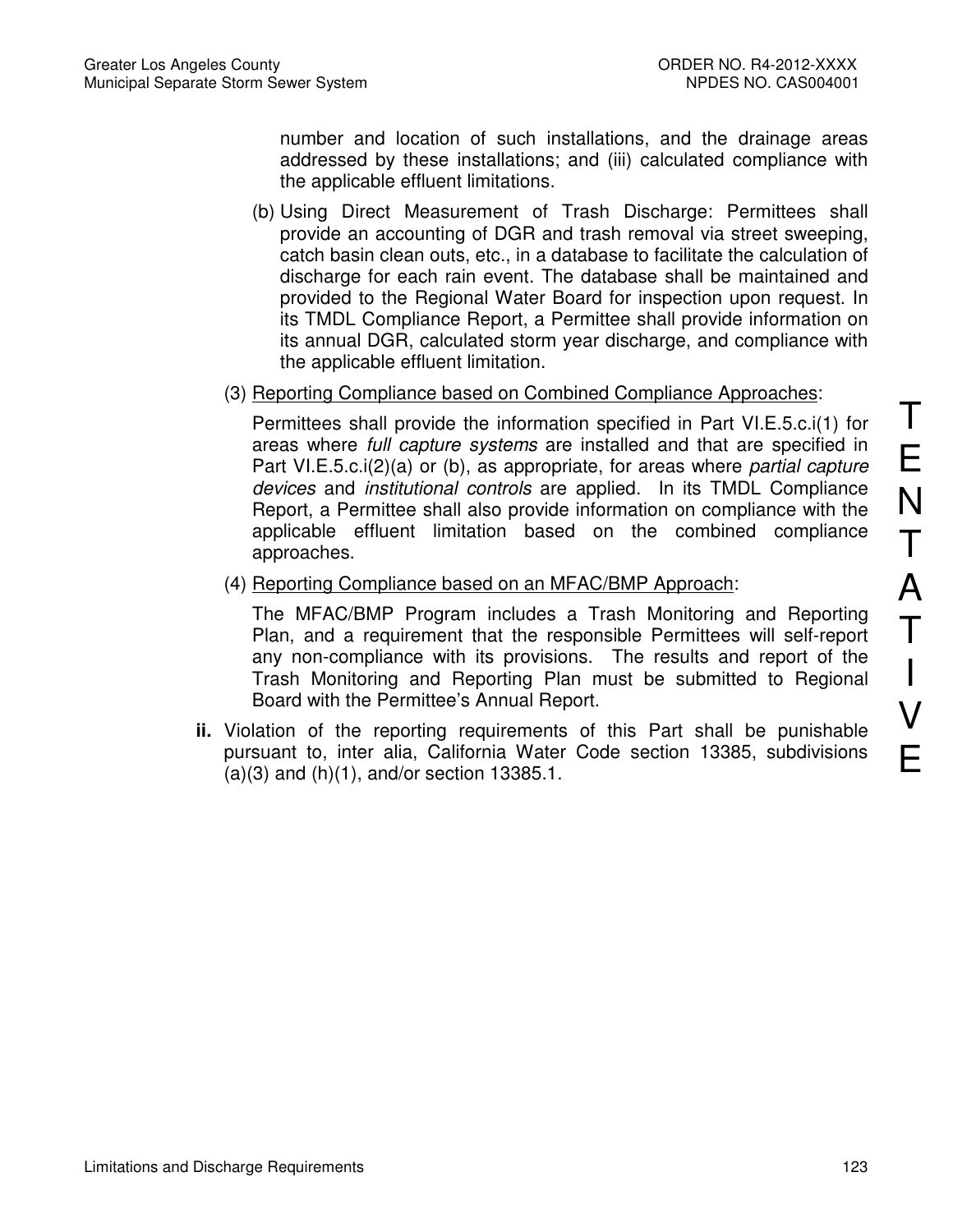number and location of such installations, and the drainage areas addressed by these installations; and (iii) calculated compliance with the applicable effluent limitations.

(b) Using Direct Measurement of Trash Discharge: Permittees shall provide an accounting of DGR and trash removal via street sweeping, catch basin clean outs, etc., in a database to facilitate the calculation of discharge for each rain event. The database shall be maintained and provided to the Regional Water Board for inspection upon request. In its TMDL Compliance Report, a Permittee shall provide information on its annual DGR, calculated storm year discharge, and compliance with the applicable effluent limitation.

(3) <u>Reporting Compliance based on Combined Compliance Approaches</u>:

Permittees shall provide the information specified in Part VI.E.5.c.i(1) for areas where *full capture systems* are installed and that are specified in Part VI.E.5.c.i(2)(a) or (b), as appropriate, for areas where *partial capture devices* and *institutional controls* are applied. In its TMDL Compliance Report, a Permittee shall also provide information on compliance with the applicable effluent limitation based on the combined compliance approaches.

(4) <u>Reporting Compliance based on an MFAC/BMP Approach</u>:

The MFAC/BMP Program includes a Trash Monitoring and Reporting Plan, and a requirement that the responsible Permittees will self-report any non-compliance with its provisions. The results and report of the Trash Monitoring and Reporting Plan must be submitted to Regional Board with the Permittee's Annual Report.

**ii.** Violation of the reporting requirements of this Part shall be punishable pursuant to, inter alia, California Water Code section 13385, subdivisions (a)(3) and (h)(1), and/or section 13385.1.

TENTATIVE